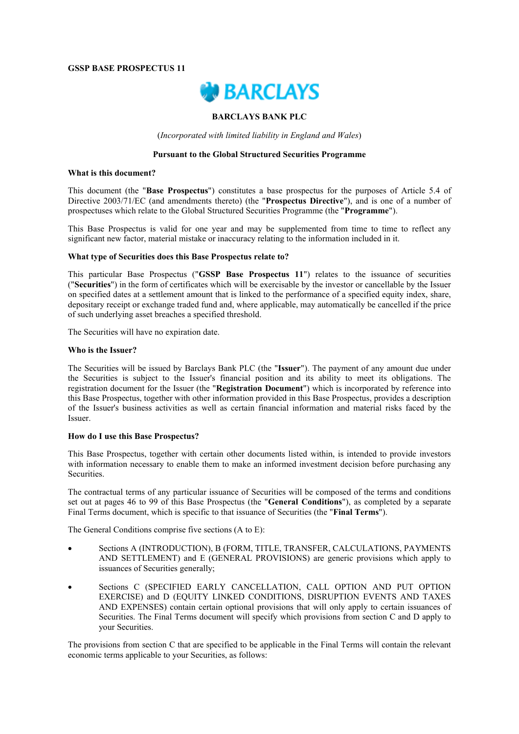**GSSP BASE PROSPECTUS 11**

BARCLAYS

**BARCLAYS BANK PLC**

(*Incorporated with limited liability in England and Wales*)

**Pursuant to the Global Structured Securities Programme**

**What is this document?**

This document (the "**Base Prospectus**") constitutes a base prospectus for the purposes of Article 5.4 of Directive 2003/71/EC (and amendments thereto) (the "**Prospectus Directive**"), and is one of a number of prospectuses which relate to the Global Structured Securities Programme (the "**Programme**").

This Base Prospectus is valid for one year and may be supplemented from time to time to reflect any significant new factor, material mistake or inaccuracy relating to the information included in it.

**What type of Securities does this Base Prospectus relate to?**

This particular Base Prospectus ("**GSSP Base Prospectus 11**") relates to the issuance of securities ("**Securities**") in the form of certificates which will be exercisable by the investor or cancellable by the Issuer on specified dates at a settlement amount that is linked to the performance of a specified equity index, share, depositary receipt or exchange traded fund and, where applicable, may automatically be cancelled if the price of such underlying asset breaches a specified threshold.

The Securities will have no expiration date.

**Who is the Issuer?**

The Securities will be issued by Barclays Bank PLC (the "**Issuer**"). The payment of any amount due under the Securities is subject to the Issuer's financial position and its ability to meet its obligations. The registration document for the Issuer (the "**Registration Document**") which is incorporated by reference into this Base Prospectus, together with other information provided in this Base Prospectus, provides a description of the Issuer's business activities as well as certain financial information and material risks faced by the Issuer.

**How do I use this Base Prospectus?**

This Base Prospectus, together with certain other documents listed within, is intended to provide investors with information necessary to enable them to make an informed investment decision before purchasing any Securities.

The contractual terms of any particular issuance of Securities will be composed of the terms and conditions set out at pages 46 to 99 of this Base Prospectus (the "**General Conditions**"), as completed by a separate Final Terms document, which is specific to that issuance of Securities (the "**Final Terms**").

The General Conditions comprise five sections (A to E):

- Sections A (INTRODUCTION), B (FORM, TITLE, TRANSFER, CALCULATIONS, PAYMENTS AND SETTLEMENT) and E (GENERAL PROVISIONS) are generic provisions which apply to issuances of Securities generally;
- Sections C (SPECIFIED EARLY CANCELLATION, CALL OPTION AND PUT OPTION EXERCISE) and D (EQUITY LINKED CONDITIONS, DISRUPTION EVENTS AND TAXES AND EXPENSES) contain certain optional provisions that will only apply to certain issuances of Securities. The Final Terms document will specify which provisions from section C and D apply to your Securities.

The provisions from section C that are specified to be applicable in the Final Terms will contain the relevant economic terms applicable to your Securities, as follows: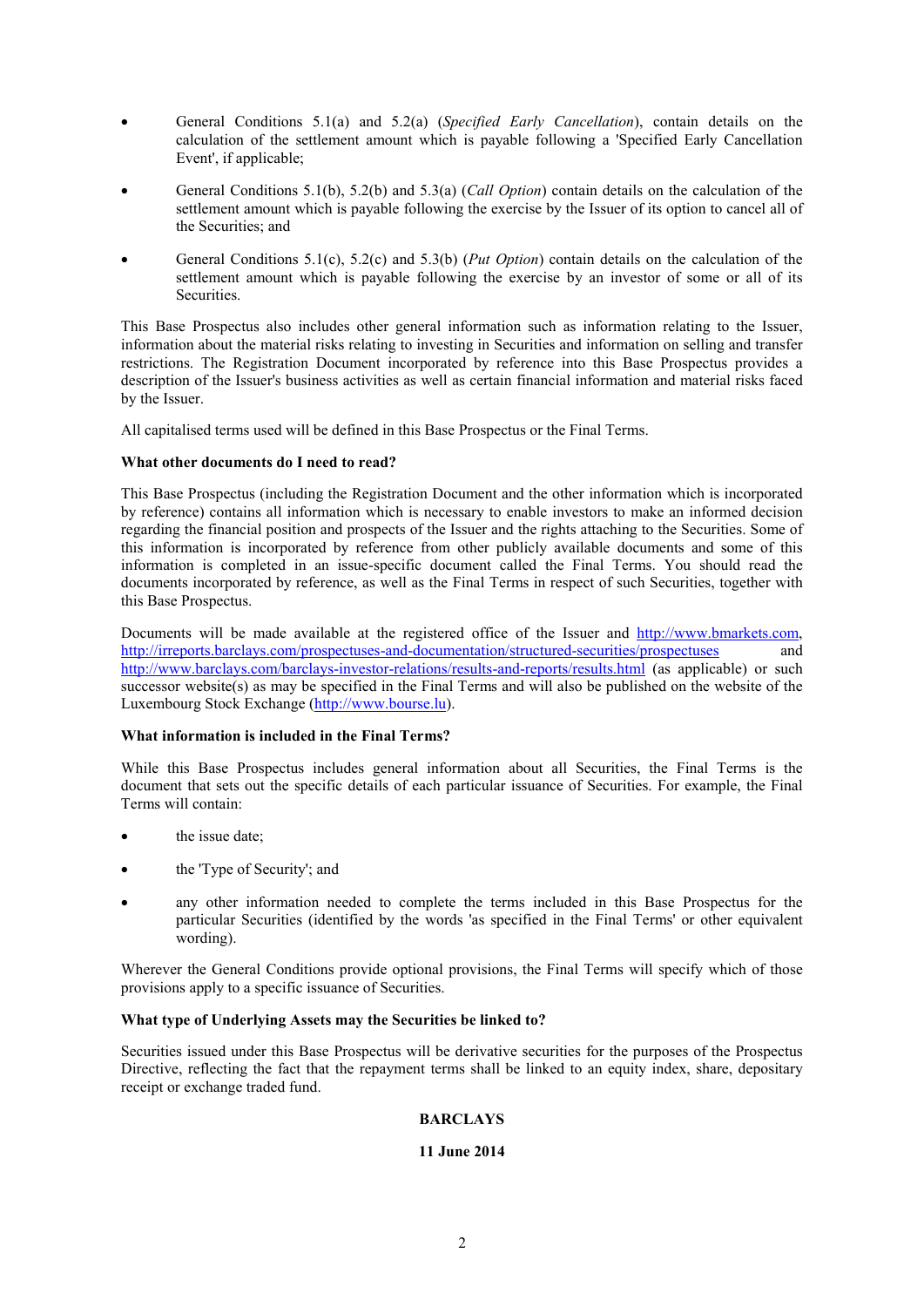- General Conditions 5.1(a) and 5.2(a) (*Specified Early Cancellation*), contain details on the calculation of the settlement amount which is payable following a 'Specified Early Cancellation Event', if applicable;
- General Conditions 5.1(b), 5.2(b) and 5.3(a) (*Call Option*) contain details on the calculation of the settlement amount which is payable following the exercise by the Issuer of its option to cancel all of the Securities; and
- General Conditions 5.1(c), 5.2(c) and 5.3(b) (*Put Option*) contain details on the calculation of the settlement amount which is payable following the exercise by an investor of some or all of its Securities.

This Base Prospectus also includes other general information such as information relating to the Issuer, information about the material risks relating to investing in Securities and information on selling and transfer restrictions. The Registration Document incorporated by reference into this Base Prospectus provides a description of the Issuer's business activities as well as certain financial information and material risks faced by the Issuer.

All capitalised terms used will be defined in this Base Prospectus or the Final Terms.

**What other documents do I need to read?**

This Base Prospectus (including the Registration Document and the other information which is incorporated by reference) contains all information which is necessary to enable investors to make an informed decision regarding the financial position and prospects of the Issuer and the rights attaching to the Securities. Some of this information is incorporated by reference from other publicly available documents and some of this information is completed in an issue-specific document called the Final Terms. You should read the documents incorporated by reference, as well as the Final Terms in respect of such Securities, together with this Base Prospectus.

Documents will be made available at the registered office of the Issuer and http://www.bmarkets.com, http://irreports.barclays.com/prospectuses-and-documentation/structured-securities/prospectuses and http://www.barclays.com/barclays-investor-relations/results-and-reports/results.html (as applicable) or such successor website(s) as may be specified in the Final Terms and will also be published on the website of the Luxembourg Stock Exchange (http://www.bourse.lu).

**What information is included in the Final Terms?**

While this Base Prospectus includes general information about all Securities, the Final Terms is the document that sets out the specific details of each particular issuance of Securities. For example, the Final Terms will contain:

- the issue date;
- the 'Type of Security'; and
- any other information needed to complete the terms included in this Base Prospectus for the particular Securities (identified by the words 'as specified in the Final Terms' or other equivalent wording).

Wherever the General Conditions provide optional provisions, the Final Terms will specify which of those provisions apply to a specific issuance of Securities.

**What type of Underlying Assets may the Securities be linked to?**

Securities issued under this Base Prospectus will be derivative securities for the purposes of the Prospectus Directive, reflecting the fact that the repayment terms shall be linked to an equity index, share, depositary receipt or exchange traded fund.

**BARCLAYS**

**11 June 2014**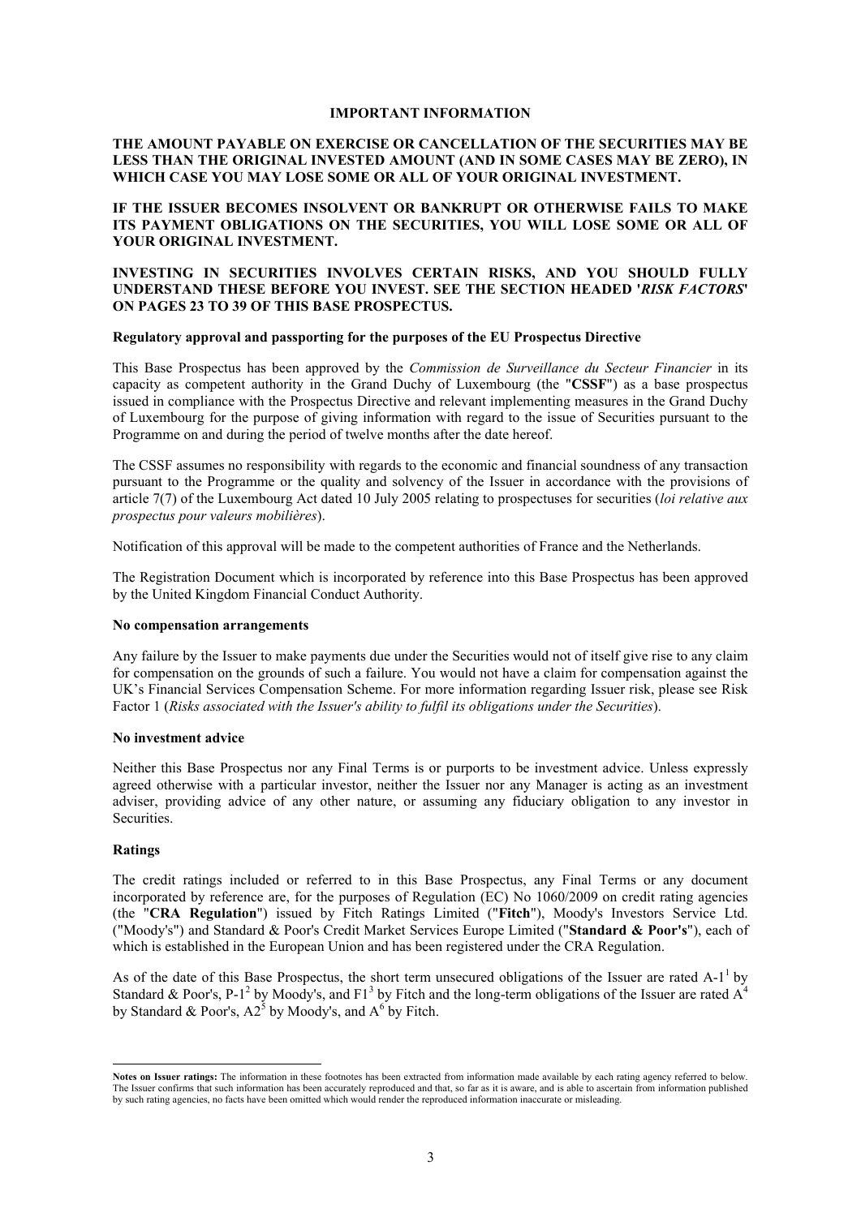# IMPORTANT INFORMATION

**THE AMOUNT PAYABLE ON EXERCISE OR CANCELLATION OF THE SECURITIES MAY BE LESS THAN THE ORIGINAL INVESTED AMOUNT (AND IN SOME CASES MAY BE ZERO), IN WHICH CASE YOU MAY LOSE SOME OR ALL OF YOUR ORIGINAL INVESTMENT.**

**IF THE ISSUER BECOMES INSOLVENT OR BANKRUPT OR OTHERWISE FAILS TO MAKE ITS PAYMENT OBLIGATIONS ON THE SECURITIES, YOU WILL LOSE SOME OR ALL OF YOUR ORIGINAL INVESTMENT.**

**INVESTING IN SECURITIES INVOLVES CERTAIN RISKS, AND YOU SHOULD FULLY UNDERSTAND THESE BEFORE YOU INVEST. SEE THE SECTION HEADED '*RISK FACTORS*' ON PAGES 23 TO 39 OF THIS BASE PROSPECTUS.**

**Regulatory approval and passporting for the purposes of the EU Prospectus Directive**

This Base Prospectus has been approved by the *Commission de Surveillance du Secteur Financier* in its capacity as competent authority in the Grand Duchy of Luxembourg (the "**CSSF**") as a base prospectus issued in compliance with the Prospectus Directive and relevant implementing measures in the Grand Duchy of Luxembourg for the purpose of giving information with regard to the issue of Securities pursuant to the Programme on and during the period of twelve months after the date hereof.

The CSSF assumes no responsibility with regards to the economic and financial soundness of any transaction pursuant to the Programme or the quality and solvency of the Issuer in accordance with the provisions of article 7(7) of the Luxembourg Act dated 10 July 2005 relating to prospectuses for securities (*loi relative aux prospectus pour valeurs mobilières*).

Notification of this approval will be made to the competent authorities of France and the Netherlands.

The Registration Document which is incorporated by reference into this Base Prospectus has been approved by the United Kingdom Financial Conduct Authority.

**No compensation arrangements**

Any failure by the Issuer to make payments due under the Securities would not of itself give rise to any claim for compensation on the grounds of such a failure. You would not have a claim for compensation against the UK's Financial Services Compensation Scheme. For more information regarding Issuer risk, please see Risk Factor 1 (*Risks associated with the Issuer's ability to fulfil its obligations under the Securities*).

**No investment advice**

Neither this Base Prospectus nor any Final Terms is or purports to be investment advice. Unless expressly agreed otherwise with a particular investor, neither the Issuer nor any Manager is acting as an investment adviser, providing advice of any other nature, or assuming any fiduciary obligation to any investor in Securities.

**Ratings**

The credit ratings included or referred to in this Base Prospectus, any Final Terms or any document incorporated by reference are, for the purposes of Regulation (EC) No 1060/2009 on credit rating agencies (the "**CRA Regulation**") issued by Fitch Ratings Limited ("**Fitch**"), Moody's Investors Service Ltd. ("Moody's") and Standard & Poor's Credit Market Services Europe Limited ("**Standard & Poor's**"), each of which is established in the European Union and has been registered under the CRA Regulation.

As of the date of this Base Prospectus, the short term unsecured obligations of the Issuer are rated A-1[1] by Standard & Poor's, P-1[2] by Moody's, and F1[3] by Fitch and the long-term obligations of the Issuer are rated A[4] by Standard & Poor's, A2[5] by Moody's, and A[6] by Fitch.

---

**Notes on Issuer ratings:** The information in these footnotes has been extracted from information made available by each rating agency referred to below. The Issuer confirms that such information has been accurately reproduced and that, so far as it is aware, and is able to ascertain from information published by such rating agencies, no facts have been omitted which would render the reproduced information inaccurate or misleading.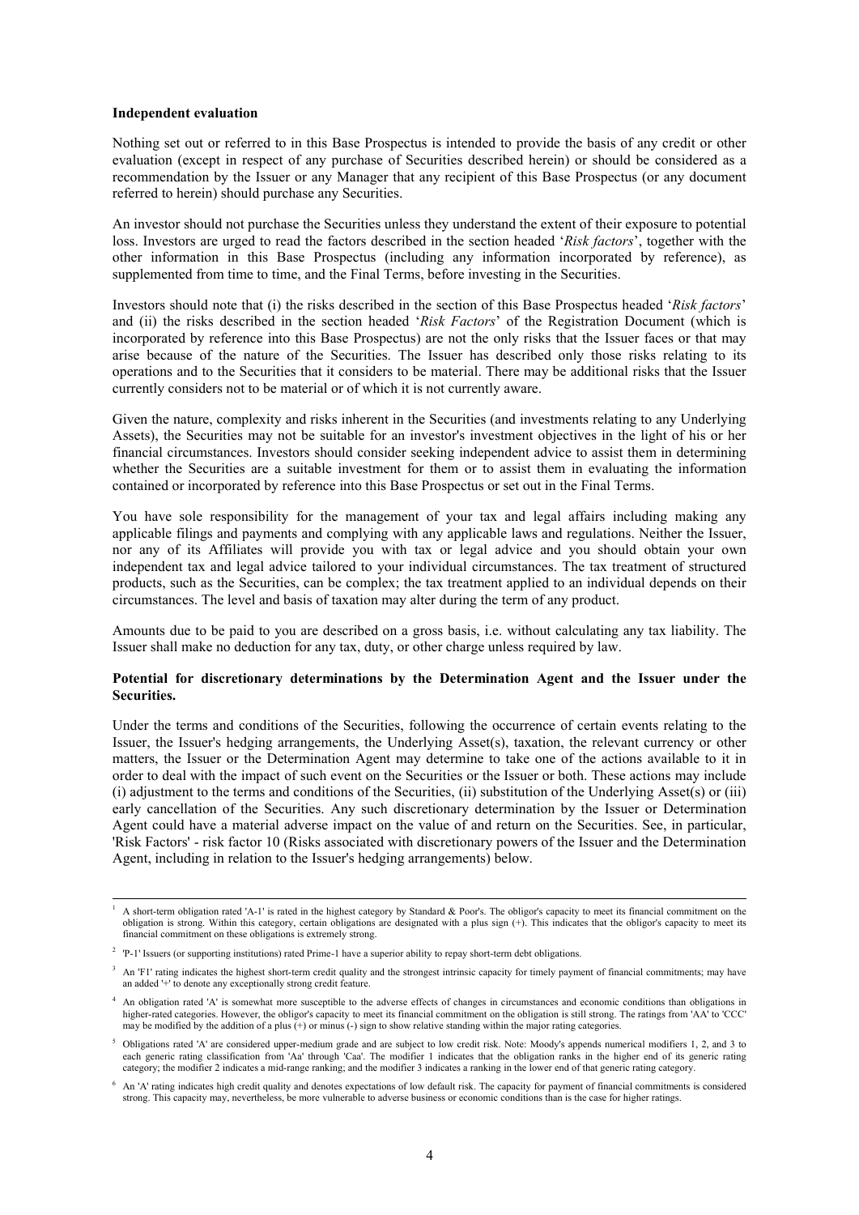**Independent evaluation**

Nothing set out or referred to in this Base Prospectus is intended to provide the basis of any credit or other evaluation (except in respect of any purchase of Securities described herein) or should be considered as a recommendation by the Issuer or any Manager that any recipient of this Base Prospectus (or any document referred to herein) should purchase any Securities.

An investor should not purchase the Securities unless they understand the extent of their exposure to potential loss. Investors are urged to read the factors described in the section headed '*Risk factors*', together with the other information in this Base Prospectus (including any information incorporated by reference), as supplemented from time to time, and the Final Terms, before investing in the Securities.

Investors should note that (i) the risks described in the section of this Base Prospectus headed '*Risk factors*' and (ii) the risks described in the section headed '*Risk Factors*' of the Registration Document (which is incorporated by reference into this Base Prospectus) are not the only risks that the Issuer faces or that may arise because of the nature of the Securities. The Issuer has described only those risks relating to its operations and to the Securities that it considers to be material. There may be additional risks that the Issuer currently considers not to be material or of which it is not currently aware.

Given the nature, complexity and risks inherent in the Securities (and investments relating to any Underlying Assets), the Securities may not be suitable for an investor's investment objectives in the light of his or her financial circumstances. Investors should consider seeking independent advice to assist them in determining whether the Securities are a suitable investment for them or to assist them in evaluating the information contained or incorporated by reference into this Base Prospectus or set out in the Final Terms.

You have sole responsibility for the management of your tax and legal affairs including making any applicable filings and payments and complying with any applicable laws and regulations. Neither the Issuer, nor any of its Affiliates will provide you with tax or legal advice and you should obtain your own independent tax and legal advice tailored to your individual circumstances. The tax treatment of structured products, such as the Securities, can be complex; the tax treatment applied to an individual depends on their circumstances. The level and basis of taxation may alter during the term of any product.

Amounts due to be paid to you are described on a gross basis, i.e. without calculating any tax liability. The Issuer shall make no deduction for any tax, duty, or other charge unless required by law.

**Potential for discretionary determinations by the Determination Agent and the Issuer under the Securities.**

Under the terms and conditions of the Securities, following the occurrence of certain events relating to the Issuer, the Issuer's hedging arrangements, the Underlying Asset(s), taxation, the relevant currency or other matters, the Issuer or the Determination Agent may determine to take one of the actions available to it in order to deal with the impact of such event on the Securities or the Issuer or both. These actions may include (i) adjustment to the terms and conditions of the Securities, (ii) substitution of the Underlying Asset(s) or (iii) early cancellation of the Securities. Any such discretionary determination by the Issuer or Determination Agent could have a material adverse impact on the value of and return on the Securities. See, in particular, 'Risk Factors' - risk factor 10 (Risks associated with discretionary powers of the Issuer and the Determination Agent, including in relation to the Issuer's hedging arrangements) below.

---

[1] A short-term obligation rated 'A-1' is rated in the highest category by Standard & Poor's. The obligor's capacity to meet its financial commitment on the obligation is strong. Within this category, certain obligations are designated with a plus sign (+). This indicates that the obligor's capacity to meet its financial commitment on these obligations is extremely strong.

[2] 'P-1' Issuers (or supporting institutions) rated Prime-1 have a superior ability to repay short-term debt obligations.

[3] An 'F1' rating indicates the highest short-term credit quality and the strongest intrinsic capacity for timely payment of financial commitments; may have an added '+' to denote any exceptionally strong credit feature.

[4] An obligation rated 'A' is somewhat more susceptible to the adverse effects of changes in circumstances and economic conditions than obligations in higher-rated categories. However, the obligor's capacity to meet its financial commitment on the obligation is still strong. The ratings from 'AA' to 'CCC' may be modified by the addition of a plus (+) or minus (-) sign to show relative standing within the major rating categories.

[5] Obligations rated 'A' are considered upper-medium grade and are subject to low credit risk. Note: Moody's appends numerical modifiers 1, 2, and 3 to each generic rating classification from 'Aa' through 'Caa'. The modifier 1 indicates that the obligation ranks in the higher end of its generic rating category; the modifier 2 indicates a mid-range ranking; and the modifier 3 indicates a ranking in the lower end of that generic rating category.

[6] An 'A' rating indicates high credit quality and denotes expectations of low default risk. The capacity for payment of financial commitments is considered strong. This capacity may, nevertheless, be more vulnerable to adverse business or economic conditions than is the case for higher ratings.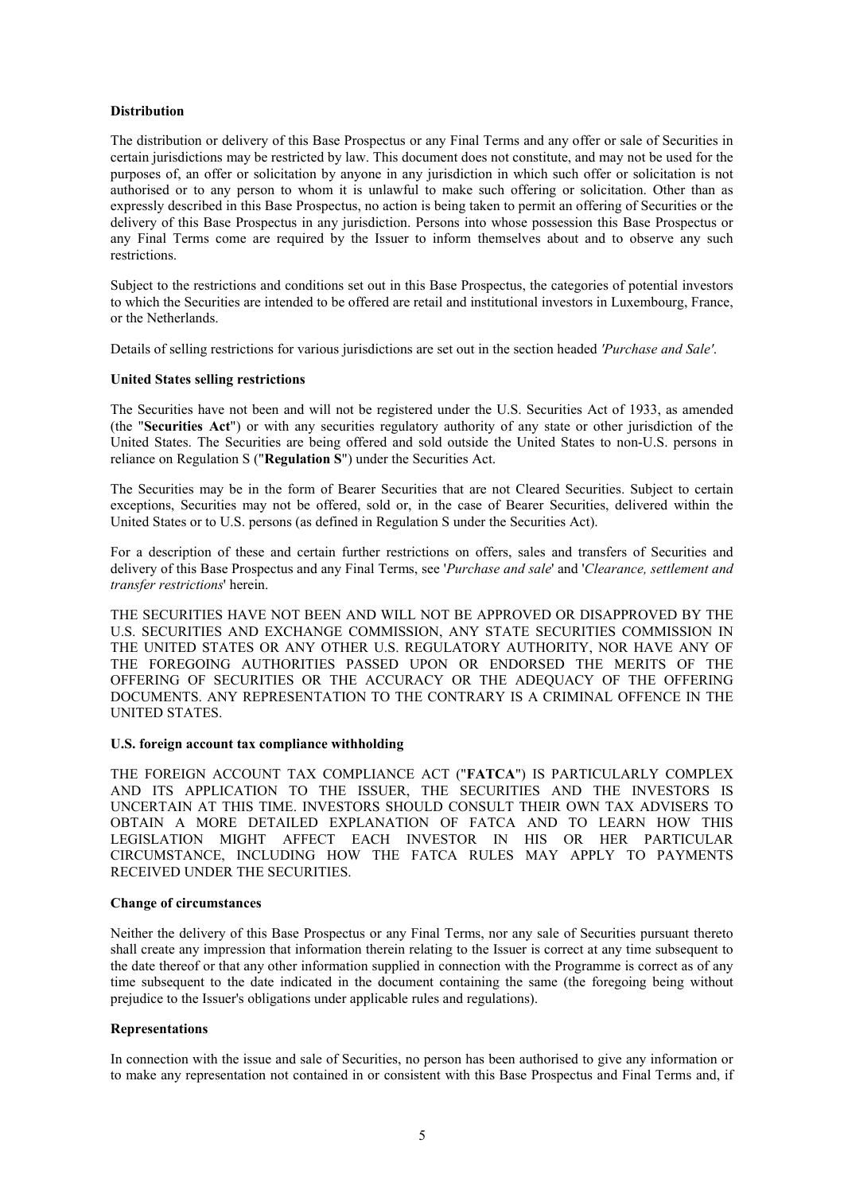**Distribution**

The distribution or delivery of this Base Prospectus or any Final Terms and any offer or sale of Securities in certain jurisdictions may be restricted by law. This document does not constitute, and may not be used for the purposes of, an offer or solicitation by anyone in any jurisdiction in which such offer or solicitation is not authorised or to any person to whom it is unlawful to make such offering or solicitation. Other than as expressly described in this Base Prospectus, no action is being taken to permit an offering of Securities or the delivery of this Base Prospectus in any jurisdiction. Persons into whose possession this Base Prospectus or any Final Terms come are required by the Issuer to inform themselves about and to observe any such restrictions.

Subject to the restrictions and conditions set out in this Base Prospectus, the categories of potential investors to which the Securities are intended to be offered are retail and institutional investors in Luxembourg, France, or the Netherlands.

Details of selling restrictions for various jurisdictions are set out in the section headed *'Purchase and Sale'*.

**United States selling restrictions**

The Securities have not been and will not be registered under the U.S. Securities Act of 1933, as amended (the "**Securities Act**") or with any securities regulatory authority of any state or other jurisdiction of the United States. The Securities are being offered and sold outside the United States to non-U.S. persons in reliance on Regulation S ("**Regulation S**") under the Securities Act.

The Securities may be in the form of Bearer Securities that are not Cleared Securities. Subject to certain exceptions, Securities may not be offered, sold or, in the case of Bearer Securities, delivered within the United States or to U.S. persons (as defined in Regulation S under the Securities Act).

For a description of these and certain further restrictions on offers, sales and transfers of Securities and delivery of this Base Prospectus and any Final Terms, see '*Purchase and sale*' and '*Clearance, settlement and transfer restrictions*' herein.

THE SECURITIES HAVE NOT BEEN AND WILL NOT BE APPROVED OR DISAPPROVED BY THE U.S. SECURITIES AND EXCHANGE COMMISSION, ANY STATE SECURITIES COMMISSION IN THE UNITED STATES OR ANY OTHER U.S. REGULATORY AUTHORITY, NOR HAVE ANY OF THE FOREGOING AUTHORITIES PASSED UPON OR ENDORSED THE MERITS OF THE OFFERING OF SECURITIES OR THE ACCURACY OR THE ADEQUACY OF THE OFFERING DOCUMENTS. ANY REPRESENTATION TO THE CONTRARY IS A CRIMINAL OFFENCE IN THE UNITED STATES.

**U.S. foreign account tax compliance withholding**

THE FOREIGN ACCOUNT TAX COMPLIANCE ACT ("**FATCA**") IS PARTICULARLY COMPLEX AND ITS APPLICATION TO THE ISSUER, THE SECURITIES AND THE INVESTORS IS UNCERTAIN AT THIS TIME. INVESTORS SHOULD CONSULT THEIR OWN TAX ADVISERS TO OBTAIN A MORE DETAILED EXPLANATION OF FATCA AND TO LEARN HOW THIS LEGISLATION MIGHT AFFECT EACH INVESTOR IN HIS OR HER PARTICULAR CIRCUMSTANCE, INCLUDING HOW THE FATCA RULES MAY APPLY TO PAYMENTS RECEIVED UNDER THE SECURITIES.

**Change of circumstances**

Neither the delivery of this Base Prospectus or any Final Terms, nor any sale of Securities pursuant thereto shall create any impression that information therein relating to the Issuer is correct at any time subsequent to the date thereof or that any other information supplied in connection with the Programme is correct as of any time subsequent to the date indicated in the document containing the same (the foregoing being without prejudice to the Issuer's obligations under applicable rules and regulations).

**Representations**

In connection with the issue and sale of Securities, no person has been authorised to give any information or to make any representation not contained in or consistent with this Base Prospectus and Final Terms and, if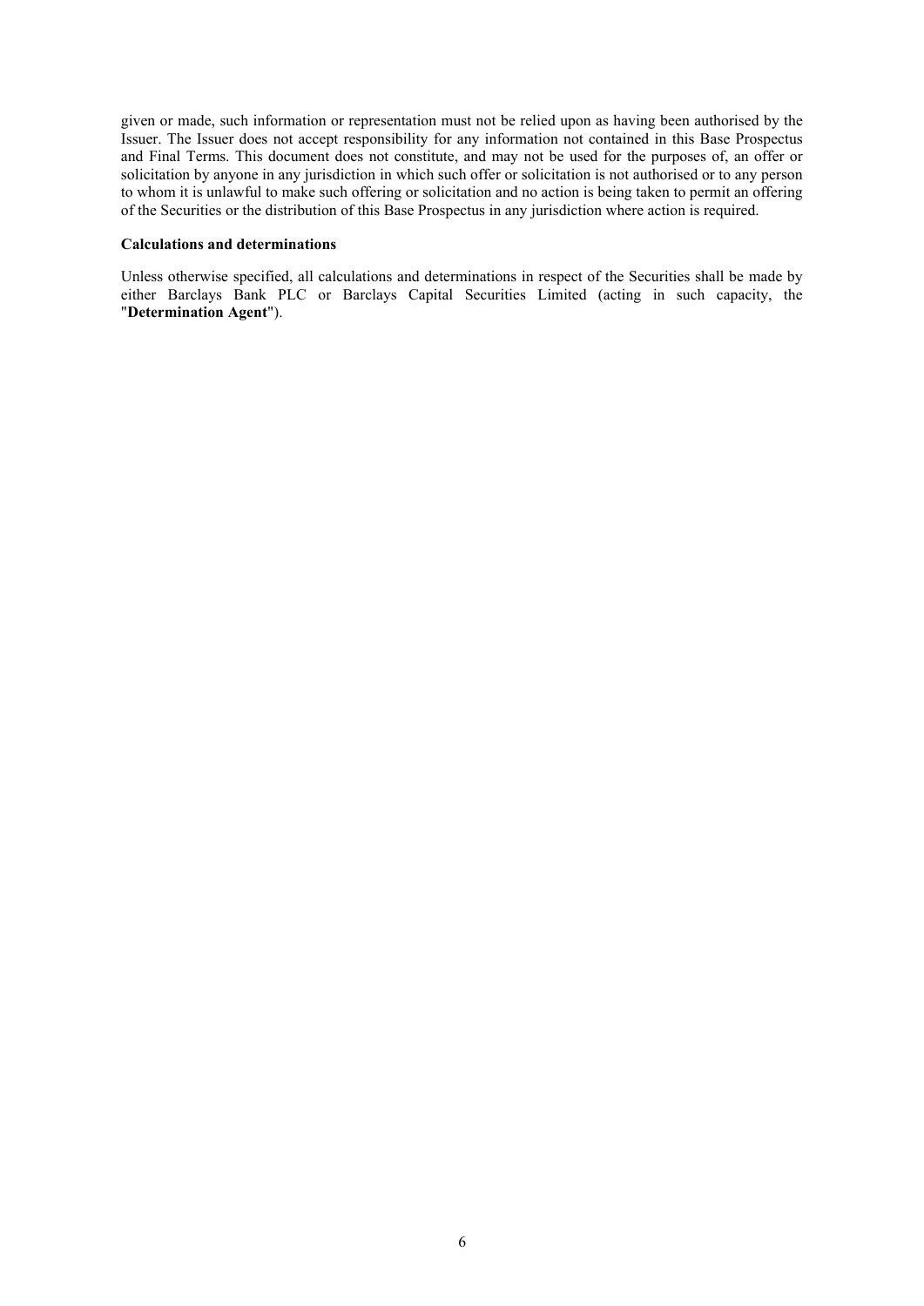given or made, such information or representation must not be relied upon as having been authorised by the Issuer. The Issuer does not accept responsibility for any information not contained in this Base Prospectus and Final Terms. This document does not constitute, and may not be used for the purposes of, an offer or solicitation by anyone in any jurisdiction in which such offer or solicitation is not authorised or to any person to whom it is unlawful to make such offering or solicitation and no action is being taken to permit an offering of the Securities or the distribution of this Base Prospectus in any jurisdiction where action is required.

**Calculations and determinations**

Unless otherwise specified, all calculations and determinations in respect of the Securities shall be made by either Barclays Bank PLC or Barclays Capital Securities Limited (acting in such capacity, the "**Determination Agent**").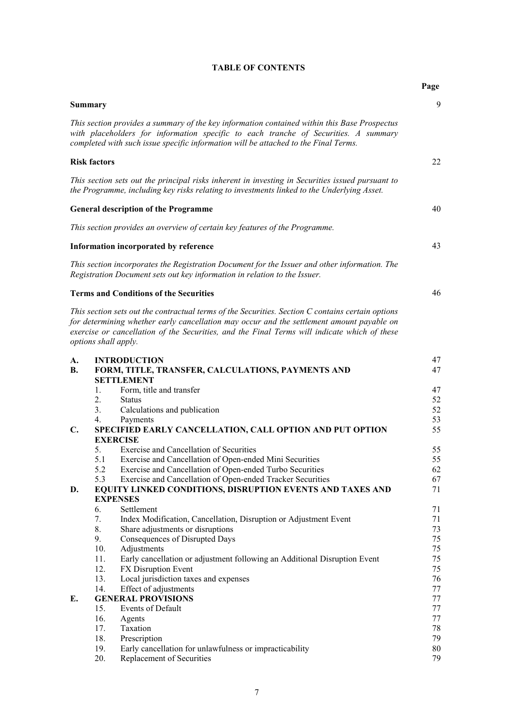# TABLE OF CONTENTS

| | Page |
|---|---|
| **Summary** | 9 |
| *This section provides a summary of the key information contained within this Base Prospectus with placeholders for information specific to each tranche of Securities. A summary completed with such issue specific information will be attached to the Final Terms.* | |
| **Risk factors** | 22 |
| *This section sets out the principal risks inherent in investing in Securities issued pursuant to the Programme, including key risks relating to investments linked to the Underlying Asset.* | |
| **General description of the Programme** | 40 |
| *This section provides an overview of certain key features of the Programme.* | |
| **Information incorporated by reference** | 43 |
| *This section incorporates the Registration Document for the Issuer and other information. The Registration Document sets out key information in relation to the Issuer.* | |
| **Terms and Conditions of the Securities** | 46 |
| *This section sets out the contractual terms of the Securities. Section C contains certain options for determining whether early cancellation may occur and the settlement amount payable on exercise or cancellation of the Securities, and the Final Terms will indicate which of these options shall apply.* | |

| | | | Page |
|---|---|---|---|
| **A.** | **INTRODUCTION** | | 47 |
| **B.** | **FORM, TITLE, TRANSFER, CALCULATIONS, PAYMENTS AND SETTLEMENT** | | 47 |
| | 1. | Form, title and transfer | 47 |
| | 2. | Status | 52 |
| | 3. | Calculations and publication | 52 |
| | 4. | Payments | 53 |
| **C.** | **SPECIFIED EARLY CANCELLATION, CALL OPTION AND PUT OPTION EXERCISE** | | 55 |
| | 5. | Exercise and Cancellation of Securities | 55 |
| | 5.1 | Exercise and Cancellation of Open-ended Mini Securities | 55 |
| | 5.2 | Exercise and Cancellation of Open-ended Turbo Securities | 62 |
| | 5.3 | Exercise and Cancellation of Open-ended Tracker Securities | 67 |
| **D.** | **EQUITY LINKED CONDITIONS, DISRUPTION EVENTS AND TAXES AND EXPENSES** | | 71 |
| | 6. | Settlement | 71 |
| | 7. | Index Modification, Cancellation, Disruption or Adjustment Event | 71 |
| | 8. | Share adjustments or disruptions | 73 |
| | 9. | Consequences of Disrupted Days | 75 |
| | 10. | Adjustments | 75 |
| | 11. | Early cancellation or adjustment following an Additional Disruption Event | 75 |
| | 12. | FX Disruption Event | 75 |
| | 13. | Local jurisdiction taxes and expenses | 76 |
| | 14. | Effect of adjustments | 77 |
| **E.** | **GENERAL PROVISIONS** | | 77 |
| | 15. | Events of Default | 77 |
| | 16. | Agents | 77 |
| | 17. | Taxation | 78 |
| | 18. | Prescription | 79 |
| | 19. | Early cancellation for unlawfulness or impracticability | 80 |
| | 20. | Replacement of Securities | 79 |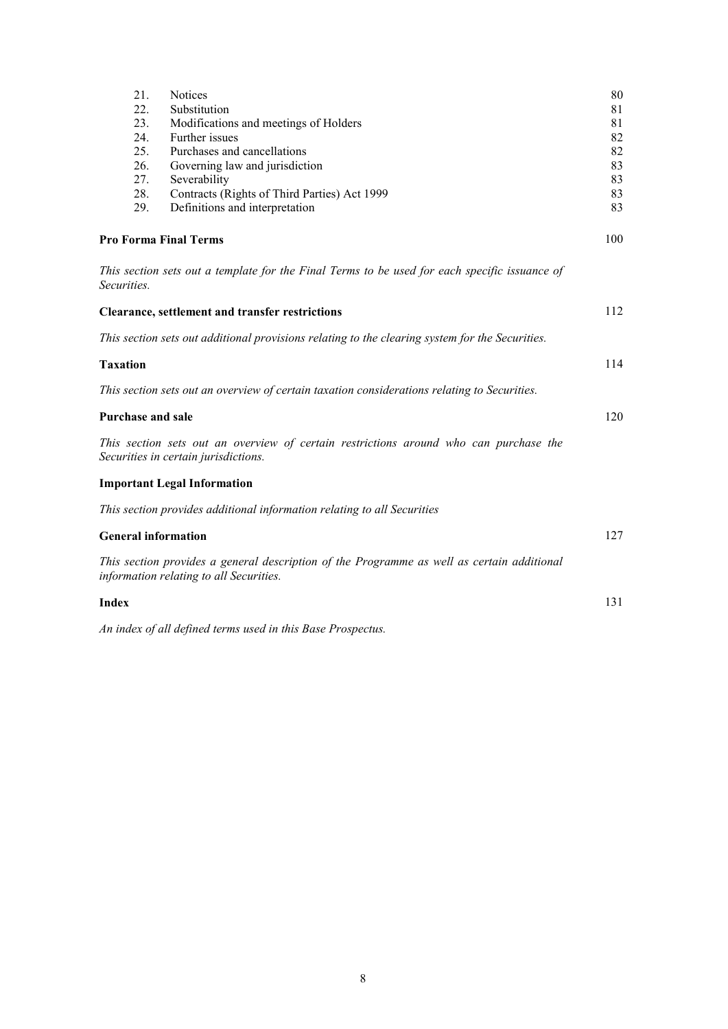| | | |
|---|---|---|
| 21. | Notices | 80 |
| 22. | Substitution | 81 |
| 23. | Modifications and meetings of Holders | 81 |
| 24. | Further issues | 82 |
| 25. | Purchases and cancellations | 82 |
| 26. | Governing law and jurisdiction | 83 |
| 27. | Severability | 83 |
| 28. | Contracts (Rights of Third Parties) Act 1999 | 83 |
| 29. | Definitions and interpretation | 83 |

**Pro Forma Final Terms** 100

*This section sets out a template for the Final Terms to be used for each specific issuance of Securities.*

**Clearance, settlement and transfer restrictions** 112

*This section sets out additional provisions relating to the clearing system for the Securities.*

**Taxation** 114

*This section sets out an overview of certain taxation considerations relating to Securities.*

**Purchase and sale** 120

*This section sets out an overview of certain restrictions around who can purchase the Securities in certain jurisdictions.*

**Important Legal Information**

*This section provides additional information relating to all Securities*

**General information** 127

*This section provides a general description of the Programme as well as certain additional information relating to all Securities.*

**Index** 131

*An index of all defined terms used in this Base Prospectus.*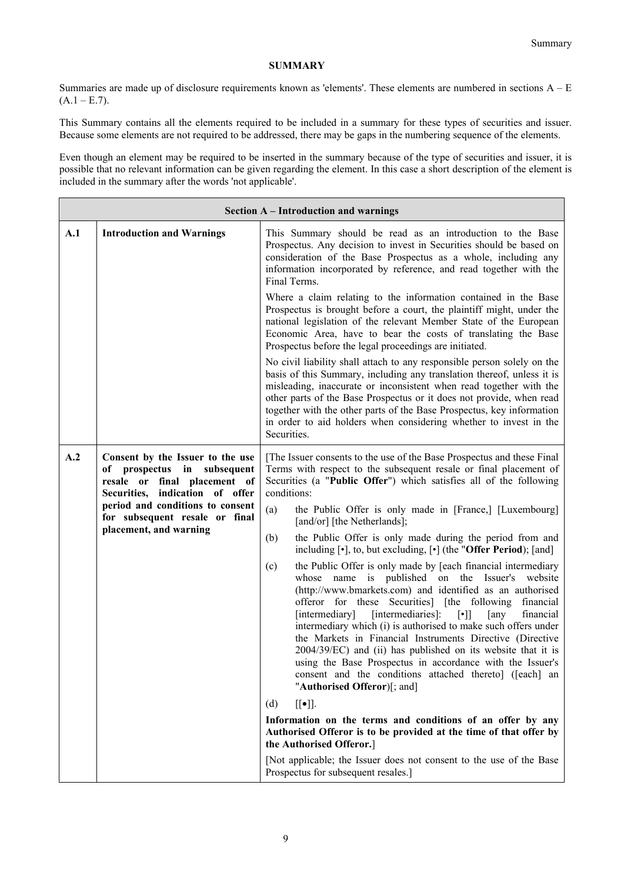## SUMMARY

Summaries are made up of disclosure requirements known as 'elements'. These elements are numbered in sections A – E (A.1 – E.7).

This Summary contains all the elements required to be included in a summary for these types of securities and issuer. Because some elements are not required to be addressed, there may be gaps in the numbering sequence of the elements.

Even though an element may be required to be inserted in the summary because of the type of securities and issuer, it is possible that no relevant information can be given regarding the element. In this case a short description of the element is included in the summary after the words 'not applicable'.

| **Section A – Introduction and warnings** | | |
|---|---|---|
| **A.1** | **Introduction and Warnings** | This Summary should be read as an introduction to the Base Prospectus. Any decision to invest in Securities should be based on consideration of the Base Prospectus as a whole, including any information incorporated by reference, and read together with the Final Terms.<br><br>Where a claim relating to the information contained in the Base Prospectus is brought before a court, the plaintiff might, under the national legislation of the relevant Member State of the European Economic Area, have to bear the costs of translating the Base Prospectus before the legal proceedings are initiated.<br><br>No civil liability shall attach to any responsible person solely on the basis of this Summary, including any translation thereof, unless it is misleading, inaccurate or inconsistent when read together with the other parts of the Base Prospectus or it does not provide, when read together with the other parts of the Base Prospectus, key information in order to aid holders when considering whether to invest in the Securities. |
| **A.2** | **Consent by the Issuer to the use of prospectus in subsequent resale or final placement of Securities, indication of offer period and conditions to consent for subsequent resale or final placement, and warning** | [The Issuer consents to the use of the Base Prospectus and these Final Terms with respect to the subsequent resale or final placement of Securities (a "**Public Offer**") which satisfies all of the following conditions:<br><br>(a) the Public Offer is only made in [France,] [Luxembourg] [and/or] [the Netherlands];<br><br>(b) the Public Offer is only made during the period from and including [•], to, but excluding, [•] (the "**Offer Period**); [and]<br><br>(c) the Public Offer is only made by [each financial intermediary whose name is published on the Issuer's website (http://www.bmarkets.com) and identified as an authorised offeror for these Securities] [the following financial [intermediary] [intermediaries]: [•]] [any financial intermediary which (i) is authorised to make such offers under the Markets in Financial Instruments Directive (Directive 2004/39/EC) and (ii) has published on its website that it is using the Base Prospectus in accordance with the Issuer's consent and the conditions attached thereto] ([each] an "**Authorised Offeror**)[; and]<br><br>(d) [[•]].<br><br>**Information on the terms and conditions of an offer by any Authorised Offeror is to be provided at the time of that offer by the Authorised Offeror.**]<br><br>[Not applicable; the Issuer does not consent to the use of the Base Prospectus for subsequent resales.] |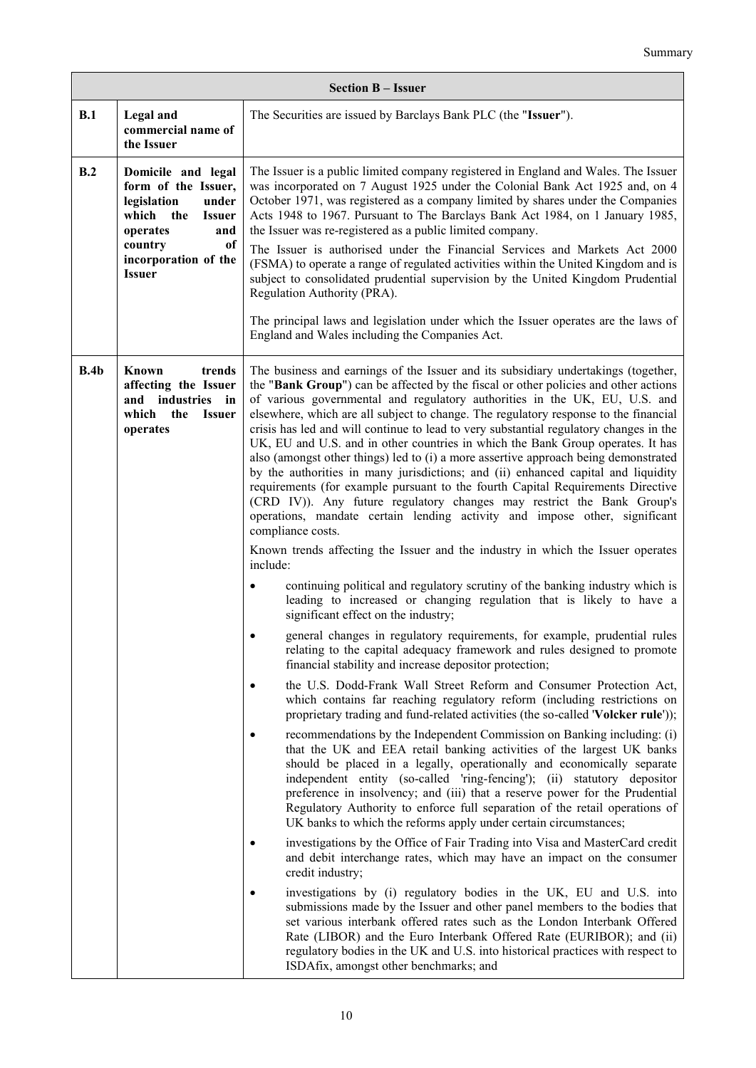| Section B – Issuer | | |
|---|---|---|
| **B.1** | **Legal and commercial name of the Issuer** | The Securities are issued by Barclays Bank PLC (the "**Issuer**"). |
| **B.2** | **Domicile and legal form of the Issuer, legislation under which the Issuer operates and country of incorporation of the Issuer** | The Issuer is a public limited company registered in England and Wales. The Issuer was incorporated on 7 August 1925 under the Colonial Bank Act 1925 and, on 4 October 1971, was registered as a company limited by shares under the Companies Acts 1948 to 1967. Pursuant to The Barclays Bank Act 1984, on 1 January 1985, the Issuer was re-registered as a public limited company.<br><br>The Issuer is authorised under the Financial Services and Markets Act 2000 (FSMA) to operate a range of regulated activities within the United Kingdom and is subject to consolidated prudential supervision by the United Kingdom Prudential Regulation Authority (PRA).<br><br>The principal laws and legislation under which the Issuer operates are the laws of England and Wales including the Companies Act. |
| **B.4b** | **Known trends affecting the Issuer and industries in which the Issuer operates** | The business and earnings of the Issuer and its subsidiary undertakings (together, the "**Bank Group**") can be affected by the fiscal or other policies and other actions of various governmental and regulatory authorities in the UK, EU, U.S. and elsewhere, which are all subject to change. The regulatory response to the financial crisis has led and will continue to lead to very substantial regulatory changes in the UK, EU and U.S. and in other countries in which the Bank Group operates. It has also (amongst other things) led to (i) a more assertive approach being demonstrated by the authorities in many jurisdictions; and (ii) enhanced capital and liquidity requirements (for example pursuant to the fourth Capital Requirements Directive (CRD IV)). Any future regulatory changes may restrict the Bank Group's operations, mandate certain lending activity and impose other, significant compliance costs.<br><br>Known trends affecting the Issuer and the industry in which the Issuer operates include:<br><br>• continuing political and regulatory scrutiny of the banking industry which is leading to increased or changing regulation that is likely to have a significant effect on the industry;<br><br>• general changes in regulatory requirements, for example, prudential rules relating to the capital adequacy framework and rules designed to promote financial stability and increase depositor protection;<br><br>• the U.S. Dodd-Frank Wall Street Reform and Consumer Protection Act, which contains far reaching regulatory reform (including restrictions on proprietary trading and fund-related activities (the so-called '**Volcker rule**'));<br><br>• recommendations by the Independent Commission on Banking including: (i) that the UK and EEA retail banking activities of the largest UK banks should be placed in a legally, operationally and economically separate independent entity (so-called 'ring-fencing'); (ii) statutory depositor preference in insolvency; and (iii) that a reserve power for the Prudential Regulatory Authority to enforce full separation of the retail operations of UK banks to which the reforms apply under certain circumstances;<br><br>• investigations by the Office of Fair Trading into Visa and MasterCard credit and debit interchange rates, which may have an impact on the consumer credit industry;<br><br>• investigations by (i) regulatory bodies in the UK, EU and U.S. into submissions made by the Issuer and other panel members to the bodies that set various interbank offered rates such as the London Interbank Offered Rate (LIBOR) and the Euro Interbank Offered Rate (EURIBOR); and (ii) regulatory bodies in the UK and U.S. into historical practices with respect to ISDAfix, amongst other benchmarks; and |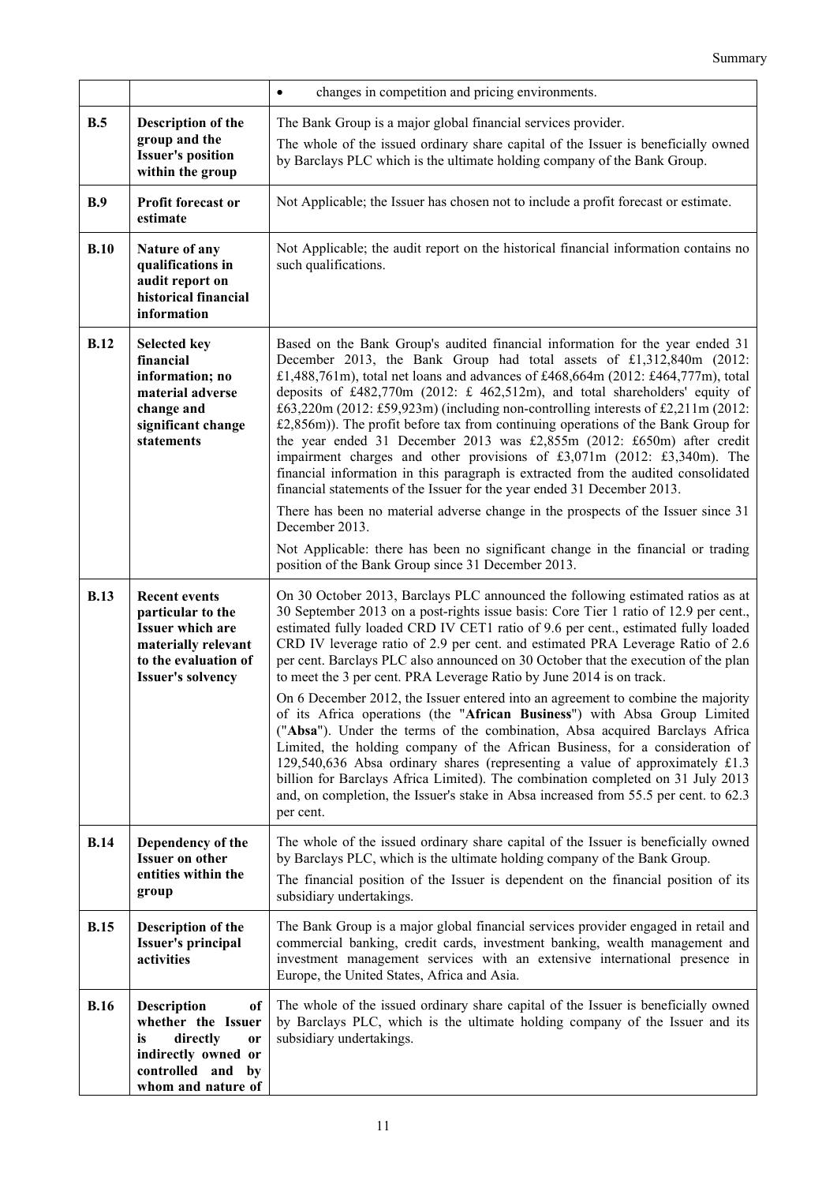| | | |
|---|---|---|
| | | • changes in competition and pricing environments. |
| **B.5** | **Description of the group and the Issuer's position within the group** | The Bank Group is a major global financial services provider.<br>The whole of the issued ordinary share capital of the Issuer is beneficially owned by Barclays PLC which is the ultimate holding company of the Bank Group. |
| **B.9** | **Profit forecast or estimate** | Not Applicable; the Issuer has chosen not to include a profit forecast or estimate. |
| **B.10** | **Nature of any qualifications in audit report on historical financial information** | Not Applicable; the audit report on the historical financial information contains no such qualifications. |
| **B.12** | **Selected key financial information; no material adverse change and significant change statements** | Based on the Bank Group's audited financial information for the year ended 31 December 2013, the Bank Group had total assets of £1,312,840m (2012: £1,488,761m), total net loans and advances of £468,664m (2012: £464,777m), total deposits of £482,770m (2012: £ 462,512m), and total shareholders' equity of £63,220m (2012: £59,923m) (including non-controlling interests of £2,211m (2012: £2,856m)). The profit before tax from continuing operations of the Bank Group for the year ended 31 December 2013 was £2,855m (2012: £650m) after credit impairment charges and other provisions of £3,071m (2012: £3,340m). The financial information in this paragraph is extracted from the audited consolidated financial statements of the Issuer for the year ended 31 December 2013.<br>There has been no material adverse change in the prospects of the Issuer since 31 December 2013.<br>Not Applicable: there has been no significant change in the financial or trading position of the Bank Group since 31 December 2013. |
| **B.13** | **Recent events particular to the Issuer which are materially relevant to the evaluation of Issuer's solvency** | On 30 October 2013, Barclays PLC announced the following estimated ratios as at 30 September 2013 on a post-rights issue basis: Core Tier 1 ratio of 12.9 per cent., estimated fully loaded CRD IV CET1 ratio of 9.6 per cent., estimated fully loaded CRD IV leverage ratio of 2.9 per cent. and estimated PRA Leverage Ratio of 2.6 per cent. Barclays PLC also announced on 30 October that the execution of the plan to meet the 3 per cent. PRA Leverage Ratio by June 2014 is on track.<br>On 6 December 2012, the Issuer entered into an agreement to combine the majority of its Africa operations (the "**African Business**") with Absa Group Limited ("**Absa**"). Under the terms of the combination, Absa acquired Barclays Africa Limited, the holding company of the African Business, for a consideration of 129,540,636 Absa ordinary shares (representing a value of approximately £1.3 billion for Barclays Africa Limited). The combination completed on 31 July 2013 and, on completion, the Issuer's stake in Absa increased from 55.5 per cent. to 62.3 per cent. |
| **B.14** | **Dependency of the Issuer on other entities within the group** | The whole of the issued ordinary share capital of the Issuer is beneficially owned by Barclays PLC, which is the ultimate holding company of the Bank Group.<br>The financial position of the Issuer is dependent on the financial position of its subsidiary undertakings. |
| **B.15** | **Description of the Issuer's principal activities** | The Bank Group is a major global financial services provider engaged in retail and commercial banking, credit cards, investment banking, wealth management and investment management services with an extensive international presence in Europe, the United States, Africa and Asia. |
| **B.16** | **Description of whether the Issuer is directly or indirectly owned or controlled and by whom and nature of** | The whole of the issued ordinary share capital of the Issuer is beneficially owned by Barclays PLC, which is the ultimate holding company of the Issuer and its subsidiary undertakings. |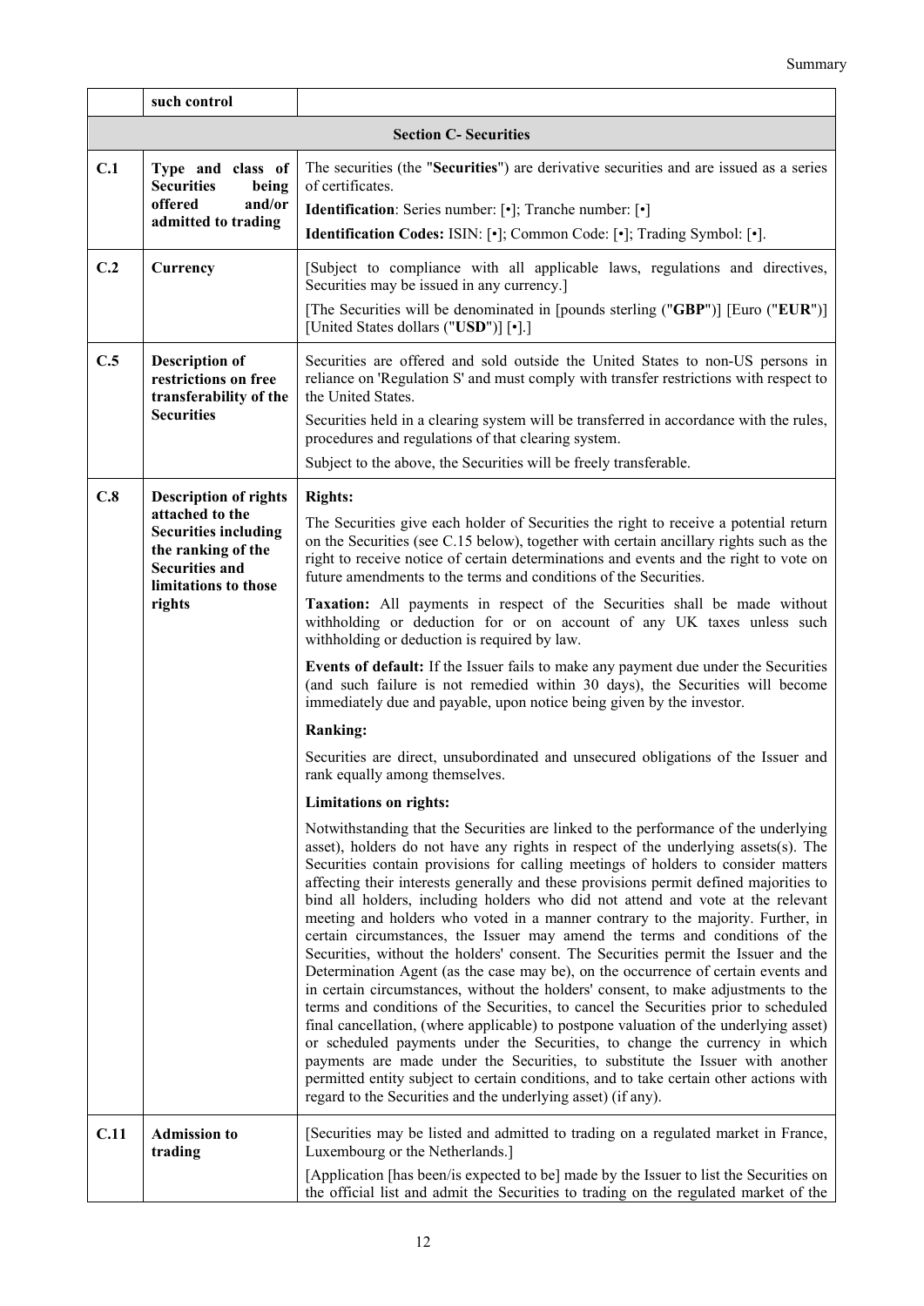| | such control | |
|---|---|---|
| **Section C- Securities** | | |
| **C.1** | **Type and class of Securities being offered and/or admitted to trading** | The securities (the "**Securities**") are derivative securities and are issued as a series of certificates.<br><br>**Identification**: Series number: [•]; Tranche number: [•]<br><br>**Identification Codes:** ISIN: [•]; Common Code: [•]; Trading Symbol: [•]. |
| **C.2** | **Currency** | [Subject to compliance with all applicable laws, regulations and directives, Securities may be issued in any currency.]<br><br>[The Securities will be denominated in [pounds sterling ("**GBP**")] [Euro ("**EUR**")] [United States dollars ("**USD**")] [•].] |
| **C.5** | **Description of restrictions on free transferability of the Securities** | Securities are offered and sold outside the United States to non-US persons in reliance on 'Regulation S' and must comply with transfer restrictions with respect to the United States.<br><br>Securities held in a clearing system will be transferred in accordance with the rules, procedures and regulations of that clearing system.<br><br>Subject to the above, the Securities will be freely transferable. |
| **C.8** | **Description of rights attached to the Securities including the ranking of the Securities and limitations to those rights** | **Rights:**<br><br>The Securities give each holder of Securities the right to receive a potential return on the Securities (see C.15 below), together with certain ancillary rights such as the right to receive notice of certain determinations and events and the right to vote on future amendments to the terms and conditions of the Securities.<br><br>**Taxation:** All payments in respect of the Securities shall be made without withholding or deduction for or on account of any UK taxes unless such withholding or deduction is required by law.<br><br>**Events of default:** If the Issuer fails to make any payment due under the Securities (and such failure is not remedied within 30 days), the Securities will become immediately due and payable, upon notice being given by the investor.<br><br>**Ranking:**<br><br>Securities are direct, unsubordinated and unsecured obligations of the Issuer and rank equally among themselves.<br><br>**Limitations on rights:**<br><br>Notwithstanding that the Securities are linked to the performance of the underlying asset), holders do not have any rights in respect of the underlying assets(s). The Securities contain provisions for calling meetings of holders to consider matters affecting their interests generally and these provisions permit defined majorities to bind all holders, including holders who did not attend and vote at the relevant meeting and holders who voted in a manner contrary to the majority. Further, in certain circumstances, the Issuer may amend the terms and conditions of the Securities, without the holders' consent. The Securities permit the Issuer and the Determination Agent (as the case may be), on the occurrence of certain events and in certain circumstances, without the holders' consent, to make adjustments to the terms and conditions of the Securities, to cancel the Securities prior to scheduled final cancellation, (where applicable) to postpone valuation of the underlying asset) or scheduled payments under the Securities, to change the currency in which payments are made under the Securities, to substitute the Issuer with another permitted entity subject to certain conditions, and to take certain other actions with regard to the Securities and the underlying asset) (if any). |
| **C.11** | **Admission to trading** | [Securities may be listed and admitted to trading on a regulated market in France, Luxembourg or the Netherlands.]<br><br>[Application [has been/is expected to be] made by the Issuer to list the Securities on the official list and admit the Securities to trading on the regulated market of the |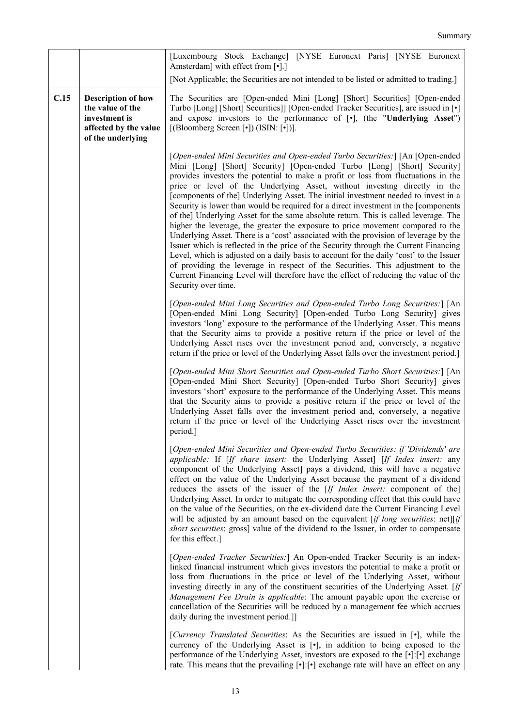| | | |
|---|---|---|
| | | [Luxembourg Stock Exchange] [NYSE Euronext Paris] [NYSE Euronext Amsterdam] with effect from [•].]<br><br>[Not Applicable; the Securities are not intended to be listed or admitted to trading.] |
| **C.15** | **Description of how the value of the investment is affected by the value of the underlying** | The Securities are [Open-ended Mini [Long] [Short] Securities] [Open-ended Turbo [Long] [Short] Securities]] [Open-ended Tracker Securities], are issued in [•] and expose investors to the performance of [•], (the "**Underlying Asset**") [(Bloomberg Screen [•]) (ISIN: [•])].<br><br>[*Open-ended Mini Securities and Open-ended Turbo Securities:*] [An [Open-ended Mini [Long] [Short] Security] [Open-ended Turbo [Long] [Short] Security] provides investors the potential to make a profit or loss from fluctuations in the price or level of the Underlying Asset, without investing directly in the [components of the] Underlying Asset. The initial investment needed to invest in a Security is lower than would be required for a direct investment in the [components of the] Underlying Asset for the same absolute return. This is called leverage. The higher the leverage, the greater the exposure to price movement compared to the Underlying Asset. There is a 'cost' associated with the provision of leverage by the Issuer which is reflected in the price of the Security through the Current Financing Level, which is adjusted on a daily basis to account for the daily 'cost' to the Issuer of providing the leverage in respect of the Securities. This adjustment to the Current Financing Level will therefore have the effect of reducing the value of the Security over time.<br><br>[*Open-ended Mini Long Securities and Open-ended Turbo Long Securities:*] [An [Open-ended Mini Long Security] [Open-ended Turbo Long Security] gives investors 'long' exposure to the performance of the Underlying Asset. This means that the Security aims to provide a positive return if the price or level of the Underlying Asset rises over the investment period and, conversely, a negative return if the price or level of the Underlying Asset falls over the investment period.]<br><br>[*Open-ended Mini Short Securities and Open-ended Turbo Short Securities:*] [An [Open-ended Mini Short Security] [Open-ended Turbo Short Security] gives investors 'short' exposure to the performance of the Underlying Asset. This means that the Security aims to provide a positive return if the price or level of the Underlying Asset falls over the investment period and, conversely, a negative return if the price or level of the Underlying Asset rises over the investment period.]<br><br>[*Open-ended Mini Securities and Open-ended Turbo Securities: if 'Dividends' are applicable:* If [*If share insert:* the Underlying Asset] [*If Index insert:* any component of the Underlying Asset] pays a dividend, this will have a negative effect on the value of the Underlying Asset because the payment of a dividend reduces the assets of the issuer of the [*If Index insert:* component of the] Underlying Asset. In order to mitigate the corresponding effect that this could have on the value of the Securities, on the ex-dividend date the Current Financing Level will be adjusted by an amount based on the equivalent [*if long securities*: net][*if short securities*: gross] value of the dividend to the Issuer, in order to compensate for this effect.]<br><br>[*Open-ended Tracker Securities:*] An Open-ended Tracker Security is an index-linked financial instrument which gives investors the potential to make a profit or loss from fluctuations in the price or level of the Underlying Asset, without investing directly in any of the constituent securities of the Underlying Asset. [*If Management Fee Drain is applicable*: The amount payable upon the exercise or cancellation of the Securities will be reduced by a management fee which accrues daily during the investment period.]]<br><br>[*Currency Translated Securities*: As the Securities are issued in [•], while the currency of the Underlying Asset is [•], in addition to being exposed to the performance of the Underlying Asset, investors are exposed to the [•]:[•] exchange rate. This means that the prevailing [•]:[•] exchange rate will have an effect on any |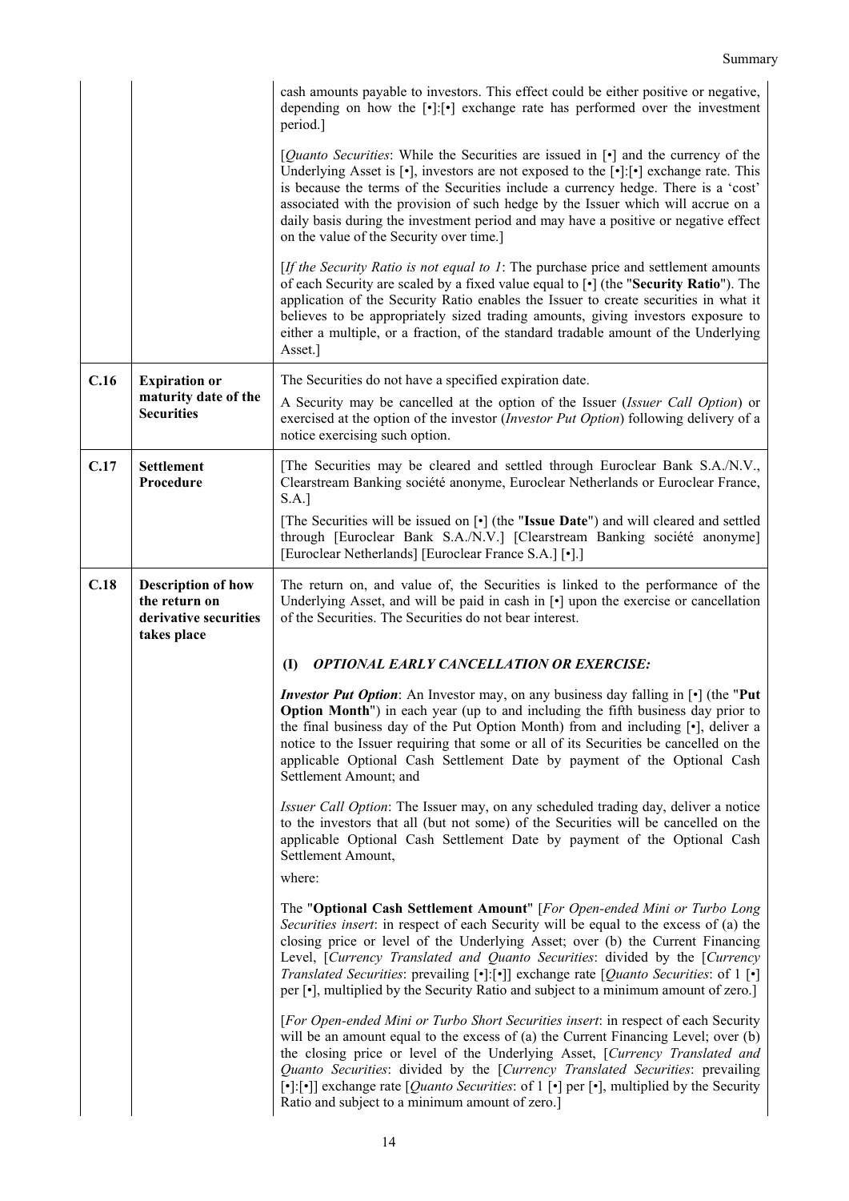| | | |
|---|---|---|
| | | cash amounts payable to investors. This effect could be either positive or negative, depending on how the [•]:[•] exchange rate has performed over the investment period.]<br><br>[*Quanto Securities*: While the Securities are issued in [•] and the currency of the Underlying Asset is [•], investors are not exposed to the [•]:[•] exchange rate. This is because the terms of the Securities include a currency hedge. There is a 'cost' associated with the provision of such hedge by the Issuer which will accrue on a daily basis during the investment period and may have a positive or negative effect on the value of the Security over time.]<br><br>[*If the Security Ratio is not equal to 1*: The purchase price and settlement amounts of each Security are scaled by a fixed value equal to [•] (the "**Security Ratio**"). The application of the Security Ratio enables the Issuer to create securities in what it believes to be appropriately sized trading amounts, giving investors exposure to either a multiple, or a fraction, of the standard tradable amount of the Underlying Asset.] |
| **C.16** | **Expiration or maturity date of the Securities** | The Securities do not have a specified expiration date.<br><br>A Security may be cancelled at the option of the Issuer (*Issuer Call Option*) or exercised at the option of the investor (*Investor Put Option*) following delivery of a notice exercising such option. |
| **C.17** | **Settlement Procedure** | [The Securities may be cleared and settled through Euroclear Bank S.A./N.V., Clearstream Banking société anonyme, Euroclear Netherlands or Euroclear France, S.A.]<br><br>[The Securities will be issued on [•] (the "**Issue Date**") and will cleared and settled through [Euroclear Bank S.A./N.V.] [Clearstream Banking société anonyme] [Euroclear Netherlands] [Euroclear France S.A.] [•].] |
| **C.18** | **Description of how the return on derivative securities takes place** | The return on, and value of, the Securities is linked to the performance of the Underlying Asset, and will be paid in cash in [•] upon the exercise or cancellation of the Securities. The Securities do not bear interest.<br><br>**(I)** ***OPTIONAL EARLY CANCELLATION OR EXERCISE:***<br><br>***Investor Put Option***: An Investor may, on any business day falling in [•] (the "**Put Option Month**") in each year (up to and including the fifth business day prior to the final business day of the Put Option Month) from and including [•], deliver a notice to the Issuer requiring that some or all of its Securities be cancelled on the applicable Optional Cash Settlement Date by payment of the Optional Cash Settlement Amount; and<br><br>*Issuer Call Option*: The Issuer may, on any scheduled trading day, deliver a notice to the investors that all (but not some) of the Securities will be cancelled on the applicable Optional Cash Settlement Date by payment of the Optional Cash Settlement Amount,<br><br>where:<br><br>The "**Optional Cash Settlement Amount**" [*For Open-ended Mini or Turbo Long Securities insert*: in respect of each Security will be equal to the excess of (a) the closing price or level of the Underlying Asset; over (b) the Current Financing Level, [*Currency Translated and Quanto Securities*: divided by the [*Currency Translated Securities*: prevailing [•]:[•]] exchange rate [*Quanto Securities*: of 1 [•] per [•], multiplied by the Security Ratio and subject to a minimum amount of zero.]<br><br>[*For Open-ended Mini or Turbo Short Securities insert*: in respect of each Security will be an amount equal to the excess of (a) the Current Financing Level; over (b) the closing price or level of the Underlying Asset, [*Currency Translated and Quanto Securities*: divided by the [*Currency Translated Securities*: prevailing [•]:[•]] exchange rate [*Quanto Securities*: of 1 [•] per [•], multiplied by the Security Ratio and subject to a minimum amount of zero.] |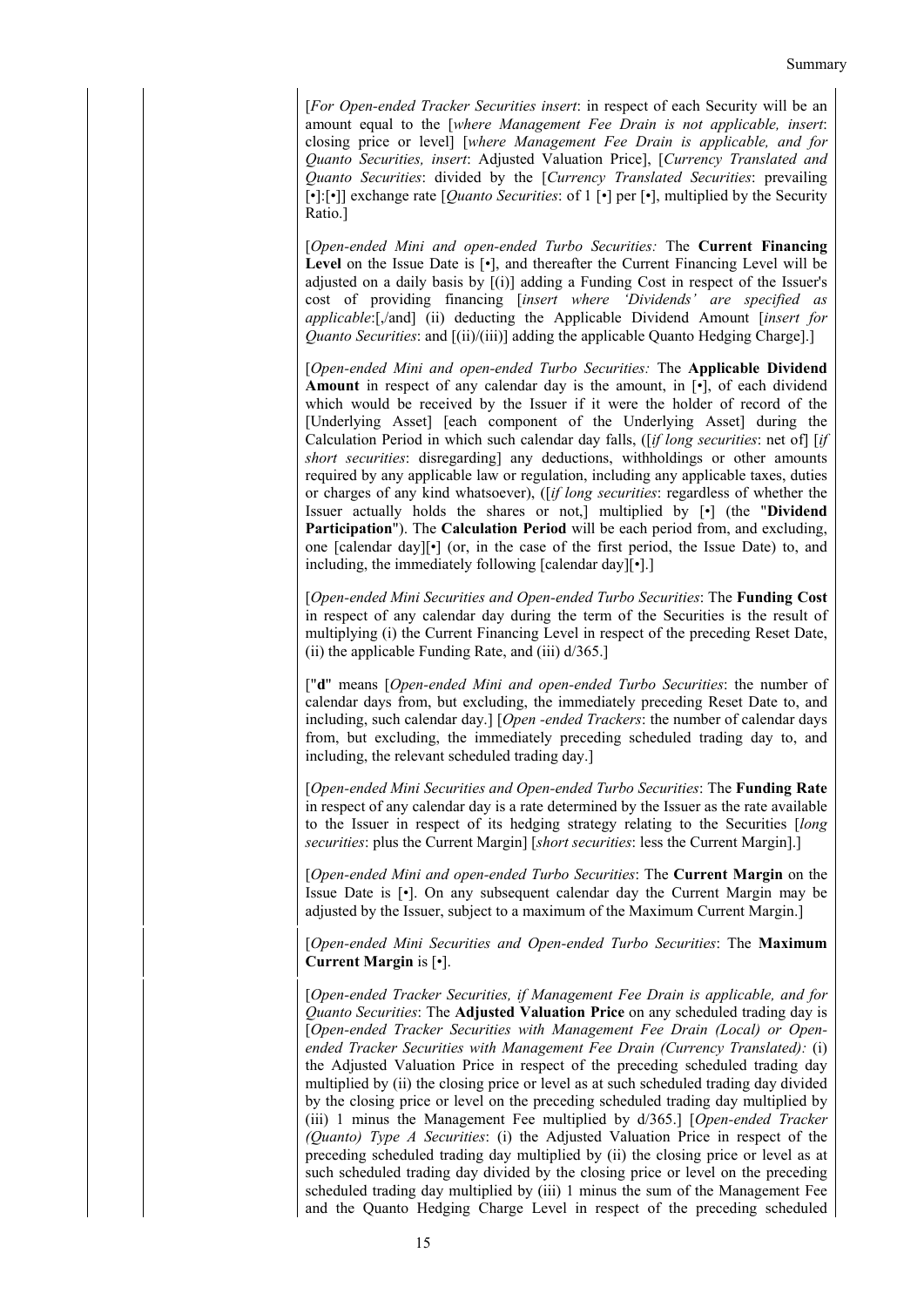[*For Open-ended Tracker Securities insert*: in respect of each Security will be an amount equal to the [*where Management Fee Drain is not applicable, insert*: closing price or level] [*where Management Fee Drain is applicable, and for Quanto Securities, insert*: Adjusted Valuation Price], [*Currency Translated and Quanto Securities*: divided by the [*Currency Translated Securities*: prevailing [•]:[•]] exchange rate [*Quanto Securities*: of 1 [•] per [•], multiplied by the Security Ratio.]

[*Open-ended Mini and open-ended Turbo Securities:* The **Current Financing Level** on the Issue Date is [•], and thereafter the Current Financing Level will be adjusted on a daily basis by [(i)] adding a Funding Cost in respect of the Issuer's cost of providing financing [*insert where 'Dividends' are specified as applicable*:[,/and] (ii) deducting the Applicable Dividend Amount [*insert for Quanto Securities*: and [(ii)/(iii)] adding the applicable Quanto Hedging Charge].]

[*Open-ended Mini and open-ended Turbo Securities:* The **Applicable Dividend Amount** in respect of any calendar day is the amount, in [•], of each dividend which would be received by the Issuer if it were the holder of record of the [Underlying Asset] [each component of the Underlying Asset] during the Calculation Period in which such calendar day falls, ([*if long securities*: net of] [*if short securities*: disregarding] any deductions, withholdings or other amounts required by any applicable law or regulation, including any applicable taxes, duties or charges of any kind whatsoever), ([*if long securities*: regardless of whether the Issuer actually holds the shares or not,] multiplied by [•] (the "**Dividend Participation**"). The **Calculation Period** will be each period from, and excluding, one [calendar day][•] (or, in the case of the first period, the Issue Date) to, and including, the immediately following [calendar day][•].]

[*Open-ended Mini Securities and Open-ended Turbo Securities*: The **Funding Cost** in respect of any calendar day during the term of the Securities is the result of multiplying (i) the Current Financing Level in respect of the preceding Reset Date, (ii) the applicable Funding Rate, and (iii) d/365.]

["**d**" means [*Open-ended Mini and open-ended Turbo Securities*: the number of calendar days from, but excluding, the immediately preceding Reset Date to, and including, such calendar day.] [*Open -ended Trackers*: the number of calendar days from, but excluding, the immediately preceding scheduled trading day to, and including, the relevant scheduled trading day.]

[*Open-ended Mini Securities and Open-ended Turbo Securities*: The **Funding Rate** in respect of any calendar day is a rate determined by the Issuer as the rate available to the Issuer in respect of its hedging strategy relating to the Securities [*long securities*: plus the Current Margin] [*short securities*: less the Current Margin].]

[*Open-ended Mini and open-ended Turbo Securities*: The **Current Margin** on the Issue Date is [•]. On any subsequent calendar day the Current Margin may be adjusted by the Issuer, subject to a maximum of the Maximum Current Margin.]

[*Open-ended Mini Securities and Open-ended Turbo Securities*: The **Maximum Current Margin** is [•].

[*Open-ended Tracker Securities, if Management Fee Drain is applicable, and for Quanto Securities*: The **Adjusted Valuation Price** on any scheduled trading day is [*Open-ended Tracker Securities with Management Fee Drain (Local) or Open-ended Tracker Securities with Management Fee Drain (Currency Translated):* (i) the Adjusted Valuation Price in respect of the preceding scheduled trading day multiplied by (ii) the closing price or level as at such scheduled trading day divided by the closing price or level on the preceding scheduled trading day multiplied by (iii) 1 minus the Management Fee multiplied by d/365.] [*Open-ended Tracker (Quanto) Type A Securities*: (i) the Adjusted Valuation Price in respect of the preceding scheduled trading day multiplied by (ii) the closing price or level as at such scheduled trading day divided by the closing price or level on the preceding scheduled trading day multiplied by (iii) 1 minus the sum of the Management Fee and the Quanto Hedging Charge Level in respect of the preceding scheduled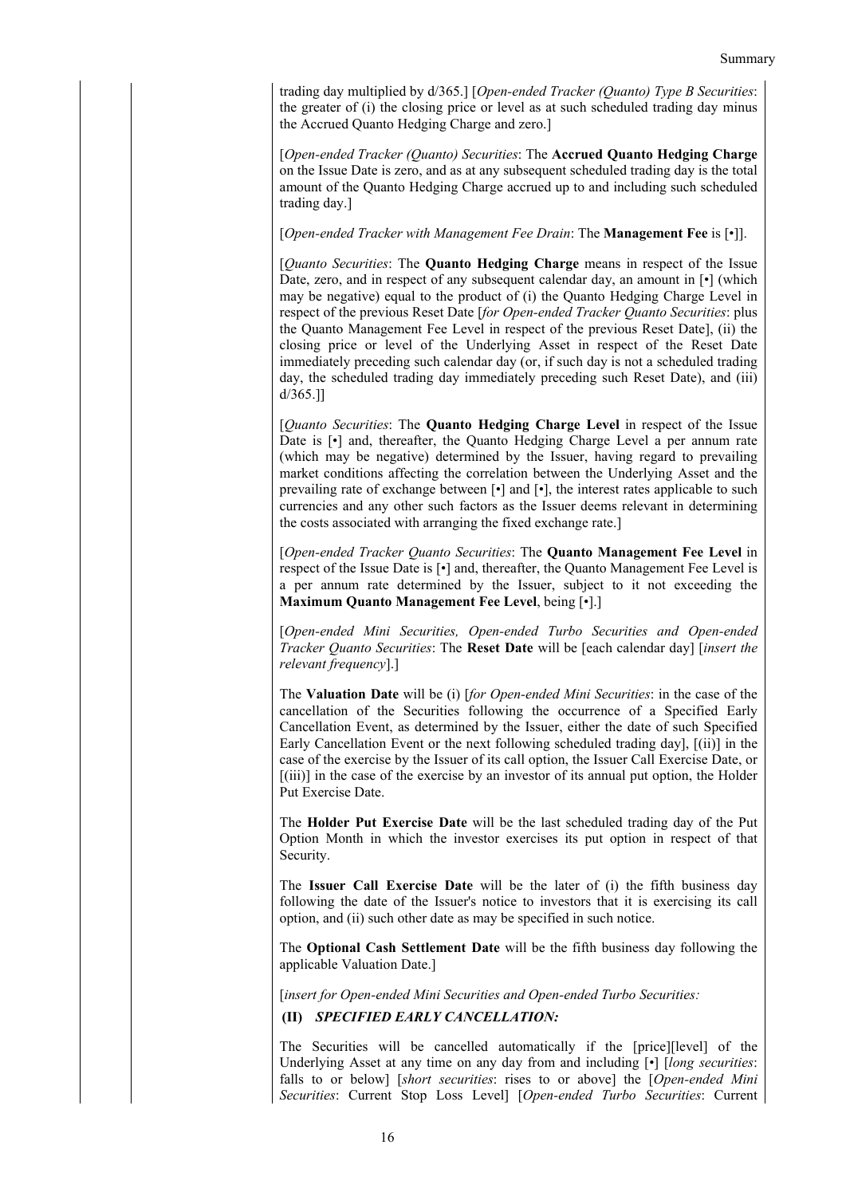trading day multiplied by d/365.] [*Open-ended Tracker (Quanto) Type B Securities*: the greater of (i) the closing price or level as at such scheduled trading day minus the Accrued Quanto Hedging Charge and zero.]

[*Open-ended Tracker (Quanto) Securities*: The **Accrued Quanto Hedging Charge** on the Issue Date is zero, and as at any subsequent scheduled trading day is the total amount of the Quanto Hedging Charge accrued up to and including such scheduled trading day.]

[*Open-ended Tracker with Management Fee Drain*: The **Management Fee** is [•]].

[*Quanto Securities*: The **Quanto Hedging Charge** means in respect of the Issue Date, zero, and in respect of any subsequent calendar day, an amount in [•] (which may be negative) equal to the product of (i) the Quanto Hedging Charge Level in respect of the previous Reset Date [*for Open-ended Tracker Quanto Securities*: plus the Quanto Management Fee Level in respect of the previous Reset Date], (ii) the closing price or level of the Underlying Asset in respect of the Reset Date immediately preceding such calendar day (or, if such day is not a scheduled trading day, the scheduled trading day immediately preceding such Reset Date), and (iii) d/365.]]

[*Quanto Securities*: The **Quanto Hedging Charge Level** in respect of the Issue Date is [•] and, thereafter, the Quanto Hedging Charge Level a per annum rate (which may be negative) determined by the Issuer, having regard to prevailing market conditions affecting the correlation between the Underlying Asset and the prevailing rate of exchange between [•] and [•], the interest rates applicable to such currencies and any other such factors as the Issuer deems relevant in determining the costs associated with arranging the fixed exchange rate.]

[*Open-ended Tracker Quanto Securities*: The **Quanto Management Fee Level** in respect of the Issue Date is [•] and, thereafter, the Quanto Management Fee Level is a per annum rate determined by the Issuer, subject to it not exceeding the **Maximum Quanto Management Fee Level**, being [•].]

[*Open-ended Mini Securities, Open-ended Turbo Securities and Open-ended Tracker Quanto Securities*: The **Reset Date** will be [each calendar day] [*insert the relevant frequency*].]

The **Valuation Date** will be (i) [*for Open-ended Mini Securities*: in the case of the cancellation of the Securities following the occurrence of a Specified Early Cancellation Event, as determined by the Issuer, either the date of such Specified Early Cancellation Event or the next following scheduled trading day], [(ii)] in the case of the exercise by the Issuer of its call option, the Issuer Call Exercise Date, or [(iii)] in the case of the exercise by an investor of its annual put option, the Holder Put Exercise Date.

The **Holder Put Exercise Date** will be the last scheduled trading day of the Put Option Month in which the investor exercises its put option in respect of that Security.

The **Issuer Call Exercise Date** will be the later of (i) the fifth business day following the date of the Issuer's notice to investors that it is exercising its call option, and (ii) such other date as may be specified in such notice.

The **Optional Cash Settlement Date** will be the fifth business day following the applicable Valuation Date.]

[*insert for Open-ended Mini Securities and Open-ended Turbo Securities:*

**(II)** ***SPECIFIED EARLY CANCELLATION:***

The Securities will be cancelled automatically if the [price][level] of the Underlying Asset at any time on any day from and including [•] [*long securities*: falls to or below] [*short securities*: rises to or above] the [*Open-ended Mini Securities*: Current Stop Loss Level] [*Open-ended Turbo Securities*: Current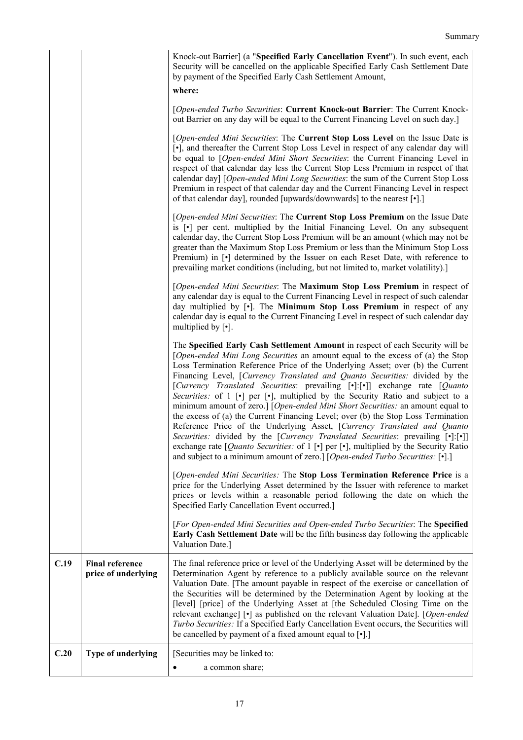| | | |
|---|---|---|
| | | Knock-out Barrier] (a "**Specified Early Cancellation Event**"). In such event, each Security will be cancelled on the applicable Specified Early Cash Settlement Date by payment of the Specified Early Cash Settlement Amount,<br><br>**where:**<br><br>[*Open-ended Turbo Securities*: **Current Knock-out Barrier**: The Current Knock-out Barrier on any day will be equal to the Current Financing Level on such day.]<br><br>[*Open-ended Mini Securities*: The **Current Stop Loss Level** on the Issue Date is [•], and thereafter the Current Stop Loss Level in respect of any calendar day will be equal to [*Open-ended Mini Short Securities*: the Current Financing Level in respect of that calendar day less the Current Stop Less Premium in respect of that calendar day] [*Open-ended Mini Long Securities*: the sum of the Current Stop Loss Premium in respect of that calendar day and the Current Financing Level in respect of that calendar day], rounded [upwards/downwards] to the nearest [•].]<br><br>[*Open-ended Mini Securities*: The **Current Stop Loss Premium** on the Issue Date is [•] per cent. multiplied by the Initial Financing Level. On any subsequent calendar day, the Current Stop Loss Premium will be an amount (which may not be greater than the Maximum Stop Loss Premium or less than the Minimum Stop Loss Premium) in [•] determined by the Issuer on each Reset Date, with reference to prevailing market conditions (including, but not limited to, market volatility).]<br><br>[*Open-ended Mini Securities*: The **Maximum Stop Loss Premium** in respect of any calendar day is equal to the Current Financing Level in respect of such calendar day multiplied by [•]. The **Minimum Stop Loss Premium** in respect of any calendar day is equal to the Current Financing Level in respect of such calendar day multiplied by [•].<br><br>The **Specified Early Cash Settlement Amount** in respect of each Security will be [*Open-ended Mini Long Securities* an amount equal to the excess of (a) the Stop Loss Termination Reference Price of the Underlying Asset; over (b) the Current Financing Level, [*Currency Translated and Quanto Securities:* divided by the [*Currency Translated Securities*: prevailing [•]:[•]] exchange rate [*Quanto Securities:* of 1 [•] per [•], multiplied by the Security Ratio and subject to a minimum amount of zero.] [*Open-ended Mini Short Securities:* an amount equal to the excess of (a) the Current Financing Level; over (b) the Stop Loss Termination Reference Price of the Underlying Asset, [*Currency Translated and Quanto Securities:* divided by the [*Currency Translated Securities*: prevailing [•]:[•]] exchange rate [*Quanto Securities:* of 1 [•] per [•], multiplied by the Security Ratio and subject to a minimum amount of zero.] [*Open-ended Turbo Securities:* [•].]<br><br>[*Open-ended Mini Securities:* The **Stop Loss Termination Reference Price** is a price for the Underlying Asset determined by the Issuer with reference to market prices or levels within a reasonable period following the date on which the Specified Early Cancellation Event occurred.]<br><br>[*For Open-ended Mini Securities and Open-ended Turbo Securities*: The **Specified Early Cash Settlement Date** will be the fifth business day following the applicable Valuation Date.] |
| **C.19** | **Final reference price of underlying** | The final reference price or level of the Underlying Asset will be determined by the Determination Agent by reference to a publicly available source on the relevant Valuation Date. [The amount payable in respect of the exercise or cancellation of the Securities will be determined by the Determination Agent by looking at the [level] [price] of the Underlying Asset at [the Scheduled Closing Time on the relevant exchange] [•] as published on the relevant Valuation Date]. [*Open-ended Turbo Securities:* If a Specified Early Cancellation Event occurs, the Securities will be cancelled by payment of a fixed amount equal to [•].] |
| **C.20** | **Type of underlying** | [Securities may be linked to:<br><br>• a common share; |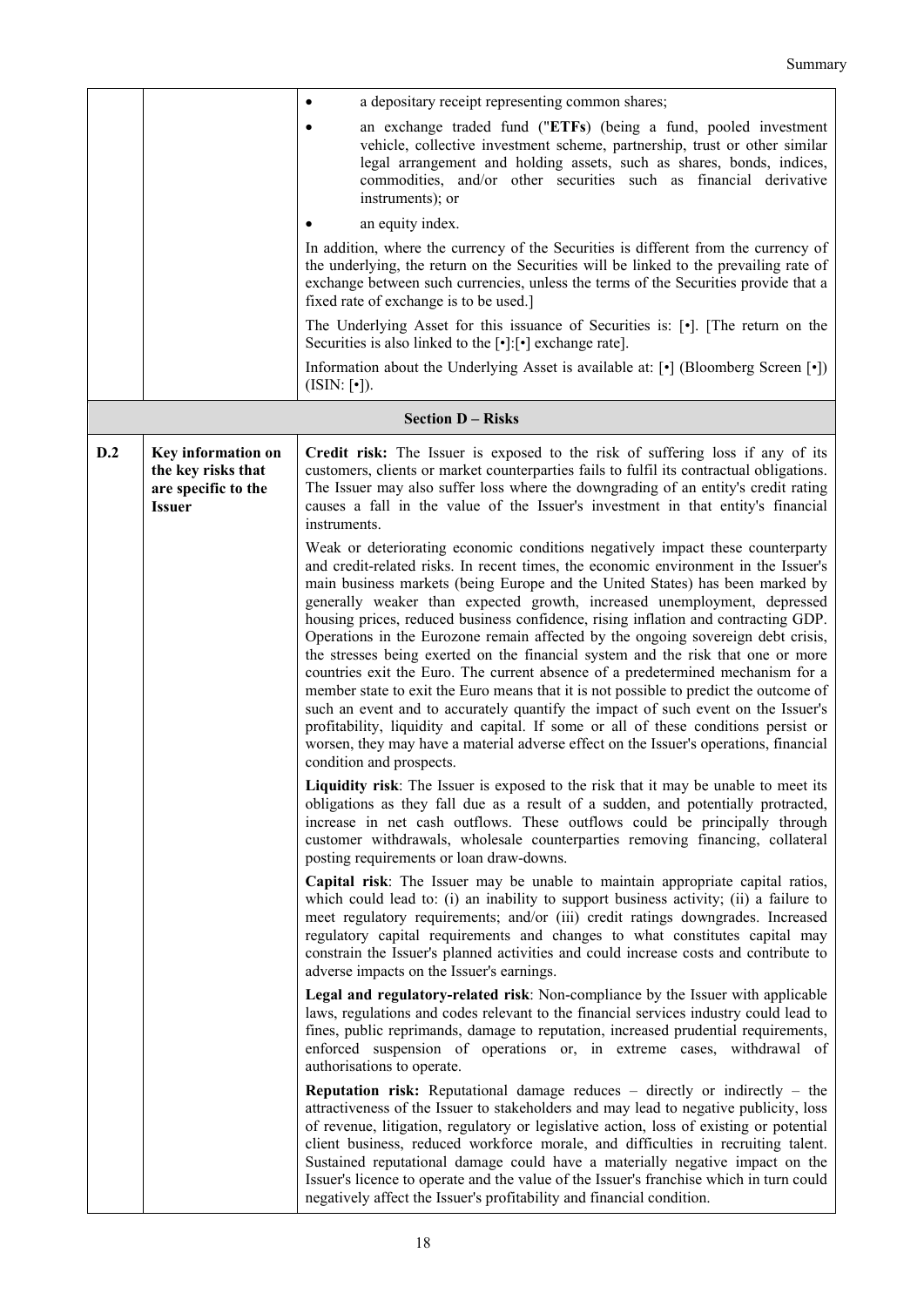| | | |
|---|---|---|
| | | • a depositary receipt representing common shares;<br>• an exchange traded fund ("**ETFs**) (being a fund, pooled investment vehicle, collective investment scheme, partnership, trust or other similar legal arrangement and holding assets, such as shares, bonds, indices, commodities, and/or other securities such as financial derivative instruments); or<br>• an equity index.<br><br>In addition, where the currency of the Securities is different from the currency of the underlying, the return on the Securities will be linked to the prevailing rate of exchange between such currencies, unless the terms of the Securities provide that a fixed rate of exchange is to be used.]<br><br>The Underlying Asset for this issuance of Securities is: [•]. [The return on the Securities is also linked to the [•]:[•] exchange rate].<br><br>Information about the Underlying Asset is available at: [•] (Bloomberg Screen [•]) (ISIN: [•]). |
| **Section D – Risks** | | |
| **D.2** | **Key information on the key risks that are specific to the Issuer** | **Credit risk:** The Issuer is exposed to the risk of suffering loss if any of its customers, clients or market counterparties fails to fulfil its contractual obligations. The Issuer may also suffer loss where the downgrading of an entity's credit rating causes a fall in the value of the Issuer's investment in that entity's financial instruments.<br><br>Weak or deteriorating economic conditions negatively impact these counterparty and credit-related risks. In recent times, the economic environment in the Issuer's main business markets (being Europe and the United States) has been marked by generally weaker than expected growth, increased unemployment, depressed housing prices, reduced business confidence, rising inflation and contracting GDP. Operations in the Eurozone remain affected by the ongoing sovereign debt crisis, the stresses being exerted on the financial system and the risk that one or more countries exit the Euro. The current absence of a predetermined mechanism for a member state to exit the Euro means that it is not possible to predict the outcome of such an event and to accurately quantify the impact of such event on the Issuer's profitability, liquidity and capital. If some or all of these conditions persist or worsen, they may have a material adverse effect on the Issuer's operations, financial condition and prospects.<br><br>**Liquidity risk**: The Issuer is exposed to the risk that it may be unable to meet its obligations as they fall due as a result of a sudden, and potentially protracted, increase in net cash outflows. These outflows could be principally through customer withdrawals, wholesale counterparties removing financing, collateral posting requirements or loan draw-downs.<br><br>**Capital risk**: The Issuer may be unable to maintain appropriate capital ratios, which could lead to: (i) an inability to support business activity; (ii) a failure to meet regulatory requirements; and/or (iii) credit ratings downgrades. Increased regulatory capital requirements and changes to what constitutes capital may constrain the Issuer's planned activities and could increase costs and contribute to adverse impacts on the Issuer's earnings.<br><br>**Legal and regulatory-related risk**: Non-compliance by the Issuer with applicable laws, regulations and codes relevant to the financial services industry could lead to fines, public reprimands, damage to reputation, increased prudential requirements, enforced suspension of operations or, in extreme cases, withdrawal of authorisations to operate.<br><br>**Reputation risk:** Reputational damage reduces – directly or indirectly – the attractiveness of the Issuer to stakeholders and may lead to negative publicity, loss of revenue, litigation, regulatory or legislative action, loss of existing or potential client business, reduced workforce morale, and difficulties in recruiting talent. Sustained reputational damage could have a materially negative impact on the Issuer's licence to operate and the value of the Issuer's franchise which in turn could negatively affect the Issuer's profitability and financial condition. |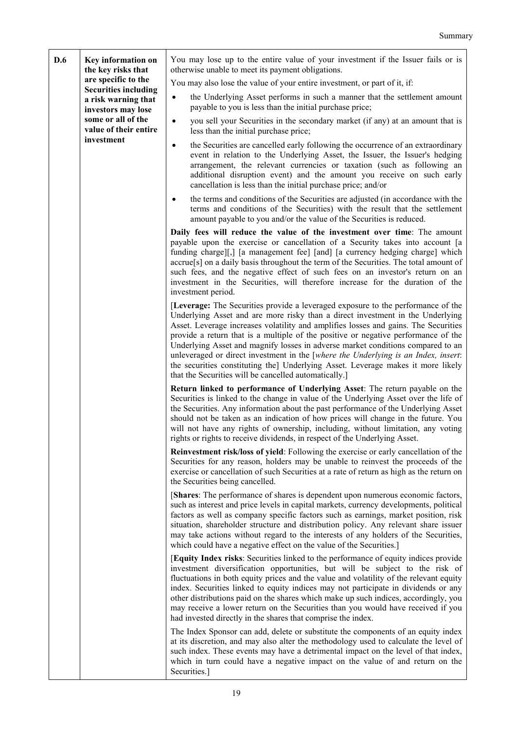| D.6 | Key information on the key risks that are specific to the Securities including a risk warning that investors may lose some or all of the value of their entire investment | You may lose up to the entire value of your investment if the Issuer fails or is otherwise unable to meet its payment obligations.<br><br>You may also lose the value of your entire investment, or part of it, if:<br><br>• the Underlying Asset performs in such a manner that the settlement amount payable to you is less than the initial purchase price;<br><br>• you sell your Securities in the secondary market (if any) at an amount that is less than the initial purchase price;<br><br>• the Securities are cancelled early following the occurrence of an extraordinary event in relation to the Underlying Asset, the Issuer, the Issuer's hedging arrangement, the relevant currencies or taxation (such as following an additional disruption event) and the amount you receive on such early cancellation is less than the initial purchase price; and/or<br><br>• the terms and conditions of the Securities are adjusted (in accordance with the terms and conditions of the Securities) with the result that the settlement amount payable to you and/or the value of the Securities is reduced.<br><br>**Daily fees will reduce the value of the investment over time**: The amount payable upon the exercise or cancellation of a Security takes into account [a funding charge][,] [a management fee] [and] [a currency hedging charge] which accrue[s] on a daily basis throughout the term of the Securities. The total amount of such fees, and the negative effect of such fees on an investor's return on an investment in the Securities, will therefore increase for the duration of the investment period.<br><br>[**Leverage:** The Securities provide a leveraged exposure to the performance of the Underlying Asset and are more risky than a direct investment in the Underlying Asset. Leverage increases volatility and amplifies losses and gains. The Securities provide a return that is a multiple of the positive or negative performance of the Underlying Asset and magnify losses in adverse market conditions compared to an unleveraged or direct investment in the [*where the Underlying is an Index, insert*: the securities constituting the] Underlying Asset. Leverage makes it more likely that the Securities will be cancelled automatically.]<br><br>**Return linked to performance of Underlying Asset**: The return payable on the Securities is linked to the change in value of the Underlying Asset over the life of the Securities. Any information about the past performance of the Underlying Asset should not be taken as an indication of how prices will change in the future. You will not have any rights of ownership, including, without limitation, any voting rights or rights to receive dividends, in respect of the Underlying Asset.<br><br>**Reinvestment risk/loss of yield**: Following the exercise or early cancellation of the Securities for any reason, holders may be unable to reinvest the proceeds of the exercise or cancellation of such Securities at a rate of return as high as the return on the Securities being cancelled.<br><br>[**Shares**: The performance of shares is dependent upon numerous economic factors, such as interest and price levels in capital markets, currency developments, political factors as well as company specific factors such as earnings, market position, risk situation, shareholder structure and distribution policy. Any relevant share issuer may take actions without regard to the interests of any holders of the Securities, which could have a negative effect on the value of the Securities.]<br><br>[**Equity Index risks**: Securities linked to the performance of equity indices provide investment diversification opportunities, but will be subject to the risk of fluctuations in both equity prices and the value and volatility of the relevant equity index. Securities linked to equity indices may not participate in dividends or any other distributions paid on the shares which make up such indices, accordingly, you may receive a lower return on the Securities than you would have received if you had invested directly in the shares that comprise the index.<br><br>The Index Sponsor can add, delete or substitute the components of an equity index at its discretion, and may also alter the methodology used to calculate the level of such index. These events may have a detrimental impact on the level of that index, which in turn could have a negative impact on the value of and return on the Securities.] |
|---|---|---|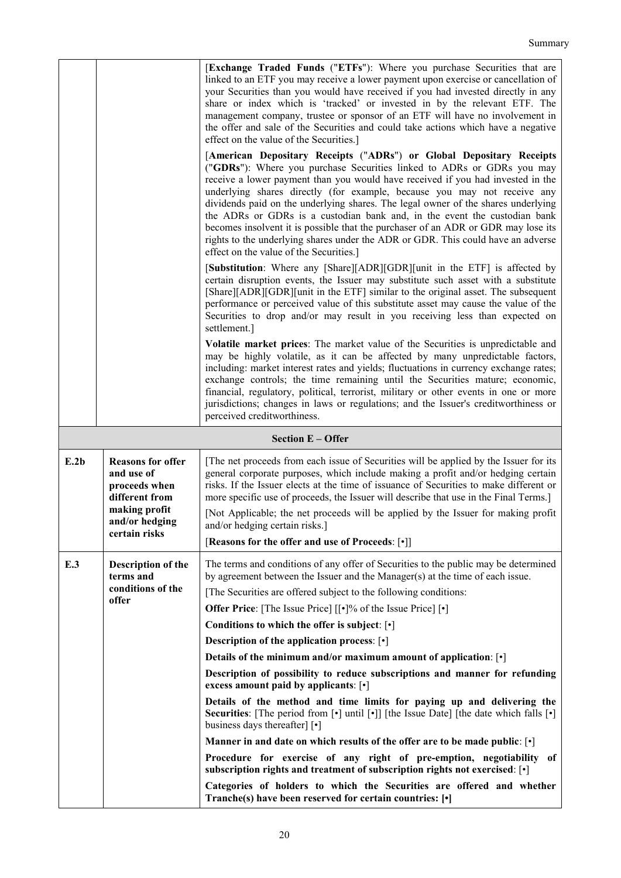| | | |
|---|---|---|
| | | [**Exchange Traded Funds** ("**ETFs**"): Where you purchase Securities that are linked to an ETF you may receive a lower payment upon exercise or cancellation of your Securities than you would have received if you had invested directly in any share or index which is 'tracked' or invested in by the relevant ETF. The management company, trustee or sponsor of an ETF will have no involvement in the offer and sale of the Securities and could take actions which have a negative effect on the value of the Securities.]<br><br>[**American Depositary Receipts** ("**ADRs**") **or Global Depositary Receipts** ("**GDRs**"): Where you purchase Securities linked to ADRs or GDRs you may receive a lower payment than you would have received if you had invested in the underlying shares directly (for example, because you may not receive any dividends paid on the underlying shares. The legal owner of the shares underlying the ADRs or GDRs is a custodian bank and, in the event the custodian bank becomes insolvent it is possible that the purchaser of an ADR or GDR may lose its rights to the underlying shares under the ADR or GDR. This could have an adverse effect on the value of the Securities.]<br><br>[**Substitution**: Where any [Share][ADR][GDR][unit in the ETF] is affected by certain disruption events, the Issuer may substitute such asset with a substitute [Share][ADR][GDR][unit in the ETF] similar to the original asset. The subsequent performance or perceived value of this substitute asset may cause the value of the Securities to drop and/or may result in you receiving less than expected on settlement.]<br><br>**Volatile market prices**: The market value of the Securities is unpredictable and may be highly volatile, as it can be affected by many unpredictable factors, including: market interest rates and yields; fluctuations in currency exchange rates; exchange controls; the time remaining until the Securities mature; economic, financial, regulatory, political, terrorist, military or other events in one or more jurisdictions; changes in laws or regulations; and the Issuer's creditworthiness or perceived creditworthiness. |
| **Section E – Offer** | | |
| **E.2b** | **Reasons for offer and use of proceeds when different from making profit and/or hedging certain risks** | [The net proceeds from each issue of Securities will be applied by the Issuer for its general corporate purposes, which include making a profit and/or hedging certain risks. If the Issuer elects at the time of issuance of Securities to make different or more specific use of proceeds, the Issuer will describe that use in the Final Terms.]<br><br>[Not Applicable; the net proceeds will be applied by the Issuer for making profit and/or hedging certain risks.]<br><br>[**Reasons for the offer and use of Proceeds**: [•]] |
| **E.3** | **Description of the terms and conditions of the offer** | The terms and conditions of any offer of Securities to the public may be determined by agreement between the Issuer and the Manager(s) at the time of each issue.<br><br>[The Securities are offered subject to the following conditions:<br><br>**Offer Price**: [The Issue Price] [[•]% of the Issue Price] [•]<br><br>**Conditions to which the offer is subject**: [•]<br><br>**Description of the application process**: [•]<br><br>**Details of the minimum and/or maximum amount of application**: [•]<br><br>**Description of possibility to reduce subscriptions and manner for refunding excess amount paid by applicants**: [•]<br><br>**Details of the method and time limits for paying up and delivering the Securities**: [The period from [•] until [•]] [the Issue Date] [the date which falls [•] business days thereafter] [•]<br><br>**Manner in and date on which results of the offer are to be made public**: [•]<br><br>**Procedure for exercise of any right of pre-emption, negotiability of subscription rights and treatment of subscription rights not exercised**: [•]<br><br>**Categories of holders to which the Securities are offered and whether Tranche(s) have been reserved for certain countries: [•]** |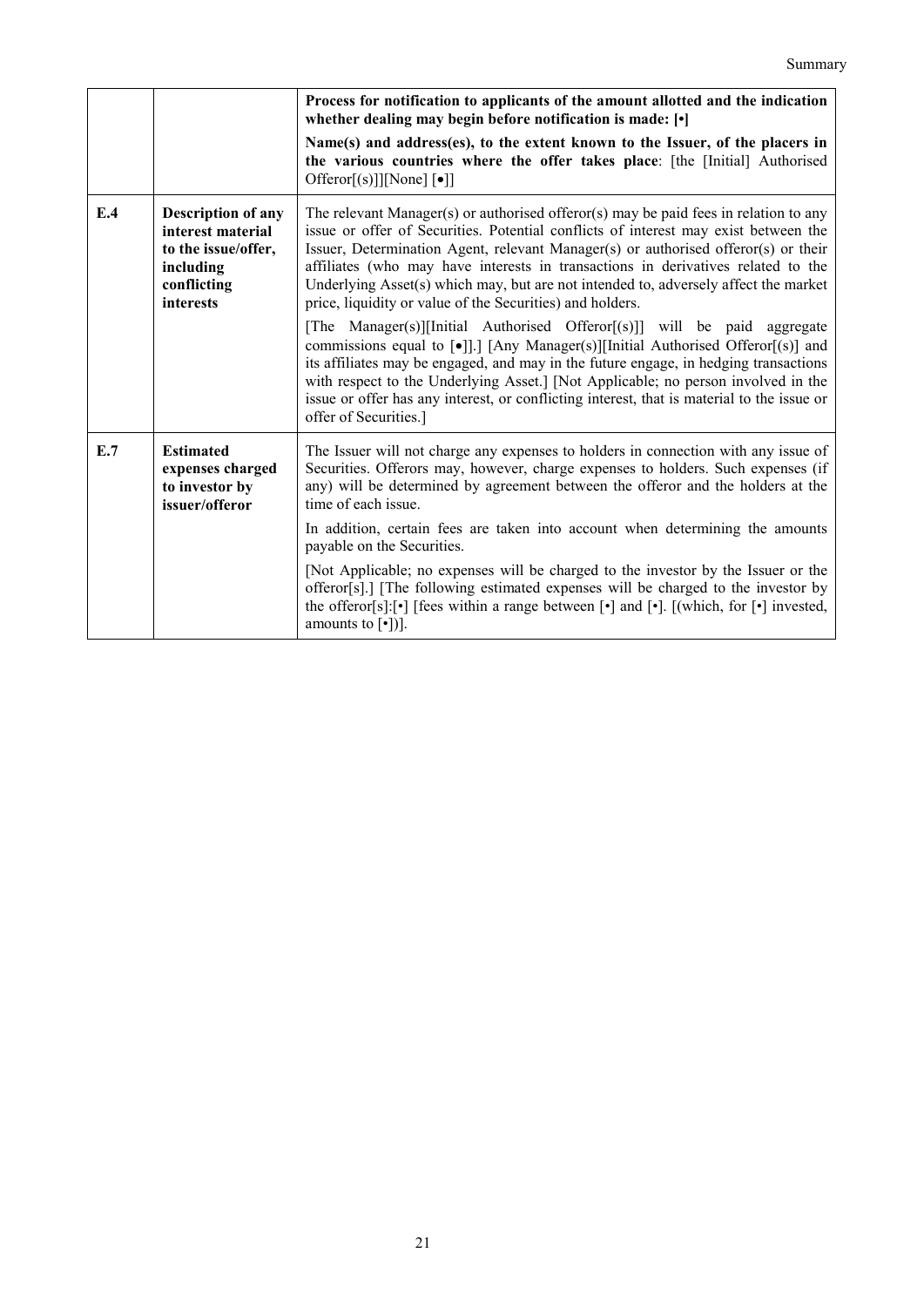| | | |
|---|---|---|
| | | **Process for notification to applicants of the amount allotted and the indication whether dealing may begin before notification is made: [•]**<br><br>**Name(s) and address(es), to the extent known to the Issuer, of the placers in the various countries where the offer takes place**: [the [Initial] Authorised Offeror[(s)]][None] [•]] |
| **E.4** | **Description of any interest material to the issue/offer, including conflicting interests** | The relevant Manager(s) or authorised offeror(s) may be paid fees in relation to any issue or offer of Securities. Potential conflicts of interest may exist between the Issuer, Determination Agent, relevant Manager(s) or authorised offeror(s) or their affiliates (who may have interests in transactions in derivatives related to the Underlying Asset(s) which may, but are not intended to, adversely affect the market price, liquidity or value of the Securities) and holders.<br><br>[The Manager(s)][Initial Authorised Offeror[(s)]] will be paid aggregate commissions equal to [•]].] [Any Manager(s)][Initial Authorised Offeror[(s)] and its affiliates may be engaged, and may in the future engage, in hedging transactions with respect to the Underlying Asset.] [Not Applicable; no person involved in the issue or offer has any interest, or conflicting interest, that is material to the issue or offer of Securities.] |
| **E.7** | **Estimated expenses charged to investor by issuer/offeror** | The Issuer will not charge any expenses to holders in connection with any issue of Securities. Offerors may, however, charge expenses to holders. Such expenses (if any) will be determined by agreement between the offeror and the holders at the time of each issue.<br><br>In addition, certain fees are taken into account when determining the amounts payable on the Securities.<br><br>[Not Applicable; no expenses will be charged to the investor by the Issuer or the offeror[s].] [The following estimated expenses will be charged to the investor by the offeror[s]:[•] [fees within a range between [•] and [•]. [(which, for [•] invested, amounts to [•])]. |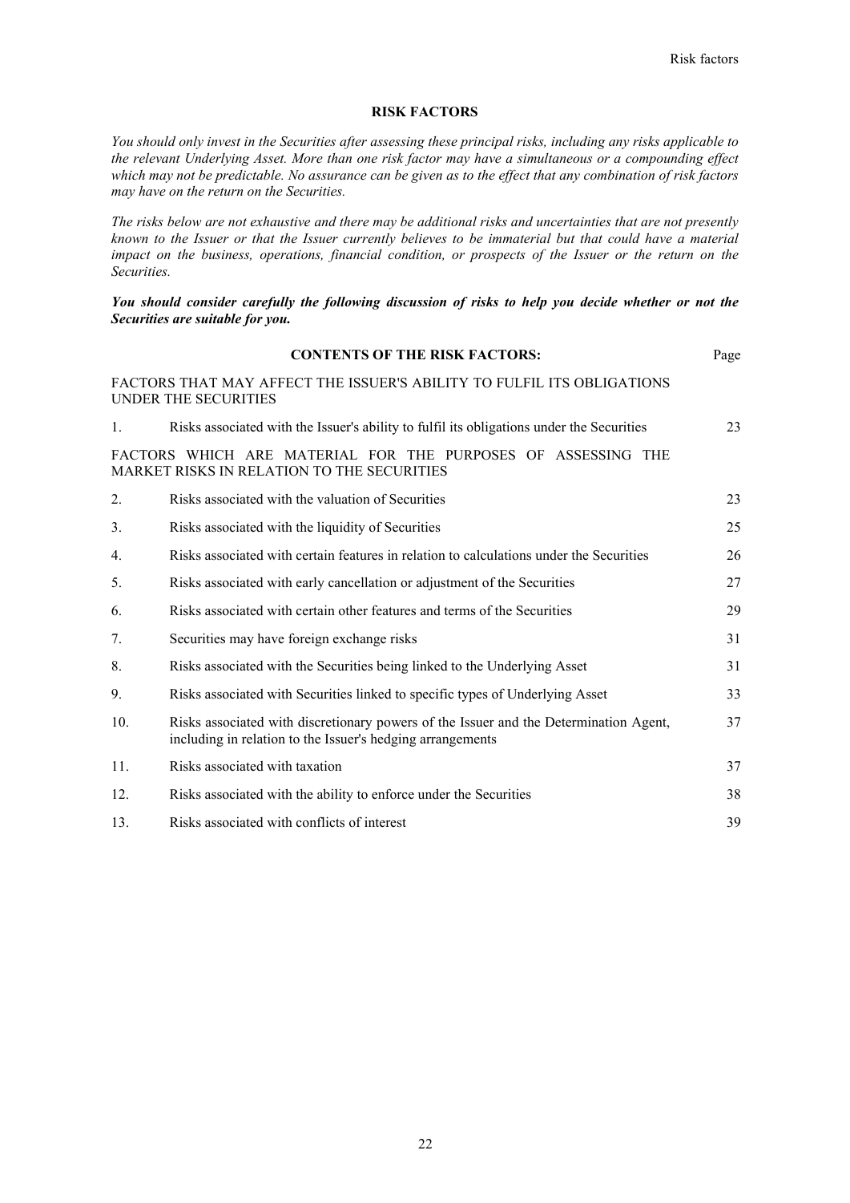# RISK FACTORS

*You should only invest in the Securities after assessing these principal risks, including any risks applicable to the relevant Underlying Asset. More than one risk factor may have a simultaneous or a compounding effect which may not be predictable. No assurance can be given as to the effect that any combination of risk factors may have on the return on the Securities.*

*The risks below are not exhaustive and there may be additional risks and uncertainties that are not presently known to the Issuer or that the Issuer currently believes to be immaterial but that could have a material impact on the business, operations, financial condition, or prospects of the Issuer or the return on the Securities.*

***You should consider carefully the following discussion of risks to help you decide whether or not the Securities are suitable for you.***

| | **CONTENTS OF THE RISK FACTORS:** | Page |
|---|---|---|
| | FACTORS THAT MAY AFFECT THE ISSUER'S ABILITY TO FULFIL ITS OBLIGATIONS UNDER THE SECURITIES | |
| 1. | Risks associated with the Issuer's ability to fulfil its obligations under the Securities | 23 |
| | FACTORS WHICH ARE MATERIAL FOR THE PURPOSES OF ASSESSING THE MARKET RISKS IN RELATION TO THE SECURITIES | |
| 2. | Risks associated with the valuation of Securities | 23 |
| 3. | Risks associated with the liquidity of Securities | 25 |
| 4. | Risks associated with certain features in relation to calculations under the Securities | 26 |
| 5. | Risks associated with early cancellation or adjustment of the Securities | 27 |
| 6. | Risks associated with certain other features and terms of the Securities | 29 |
| 7. | Securities may have foreign exchange risks | 31 |
| 8. | Risks associated with the Securities being linked to the Underlying Asset | 31 |
| 9. | Risks associated with Securities linked to specific types of Underlying Asset | 33 |
| 10. | Risks associated with discretionary powers of the Issuer and the Determination Agent, including in relation to the Issuer's hedging arrangements | 37 |
| 11. | Risks associated with taxation | 37 |
| 12. | Risks associated with the ability to enforce under the Securities | 38 |
| 13. | Risks associated with conflicts of interest | 39 |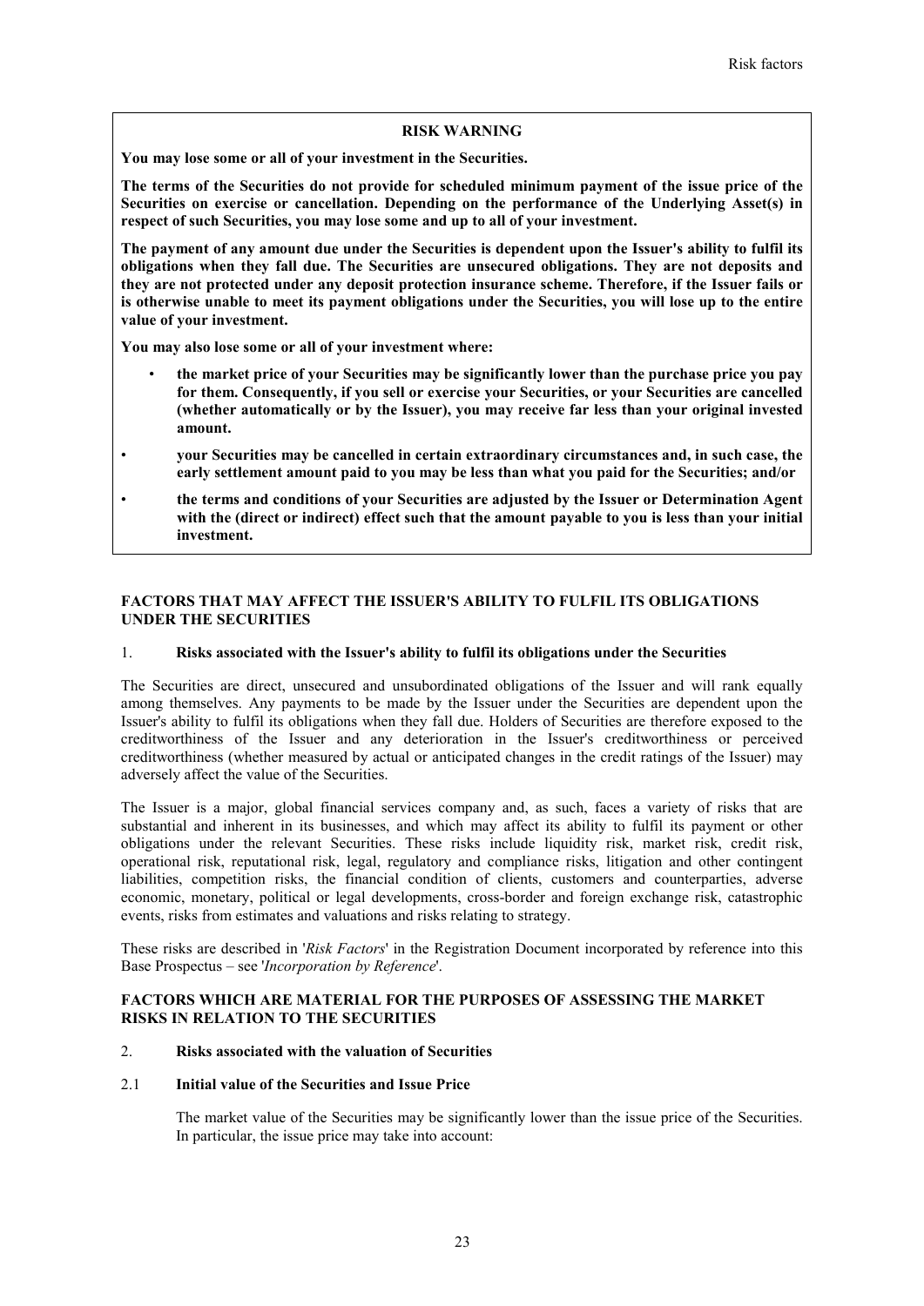**RISK WARNING**

**You may lose some or all of your investment in the Securities.**

**The terms of the Securities do not provide for scheduled minimum payment of the issue price of the Securities on exercise or cancellation. Depending on the performance of the Underlying Asset(s) in respect of such Securities, you may lose some and up to all of your investment.**

**The payment of any amount due under the Securities is dependent upon the Issuer's ability to fulfil its obligations when they fall due. The Securities are unsecured obligations. They are not deposits and they are not protected under any deposit protection insurance scheme. Therefore, if the Issuer fails or is otherwise unable to meet its payment obligations under the Securities, you will lose up to the entire value of your investment.**

**You may also lose some or all of your investment where:**

- **the market price of your Securities may be significantly lower than the purchase price you pay for them. Consequently, if you sell or exercise your Securities, or your Securities are cancelled (whether automatically or by the Issuer), you may receive far less than your original invested amount.**
- **your Securities may be cancelled in certain extraordinary circumstances and, in such case, the early settlement amount paid to you may be less than what you paid for the Securities; and/or**
- **the terms and conditions of your Securities are adjusted by the Issuer or Determination Agent with the (direct or indirect) effect such that the amount payable to you is less than your initial investment.**

## FACTORS THAT MAY AFFECT THE ISSUER'S ABILITY TO FULFIL ITS OBLIGATIONS UNDER THE SECURITIES

### 1. Risks associated with the Issuer's ability to fulfil its obligations under the Securities

The Securities are direct, unsecured and unsubordinated obligations of the Issuer and will rank equally among themselves. Any payments to be made by the Issuer under the Securities are dependent upon the Issuer's ability to fulfil its obligations when they fall due. Holders of Securities are therefore exposed to the creditworthiness of the Issuer and any deterioration in the Issuer's creditworthiness or perceived creditworthiness (whether measured by actual or anticipated changes in the credit ratings of the Issuer) may adversely affect the value of the Securities.

The Issuer is a major, global financial services company and, as such, faces a variety of risks that are substantial and inherent in its businesses, and which may affect its ability to fulfil its payment or other obligations under the relevant Securities. These risks include liquidity risk, market risk, credit risk, operational risk, reputational risk, legal, regulatory and compliance risks, litigation and other contingent liabilities, competition risks, the financial condition of clients, customers and counterparties, adverse economic, monetary, political or legal developments, cross-border and foreign exchange risk, catastrophic events, risks from estimates and valuations and risks relating to strategy.

These risks are described in '*Risk Factors*' in the Registration Document incorporated by reference into this Base Prospectus – see '*Incorporation by Reference*'.

## FACTORS WHICH ARE MATERIAL FOR THE PURPOSES OF ASSESSING THE MARKET RISKS IN RELATION TO THE SECURITIES

### 2. Risks associated with the valuation of Securities

#### 2.1 Initial value of the Securities and Issue Price

The market value of the Securities may be significantly lower than the issue price of the Securities. In particular, the issue price may take into account: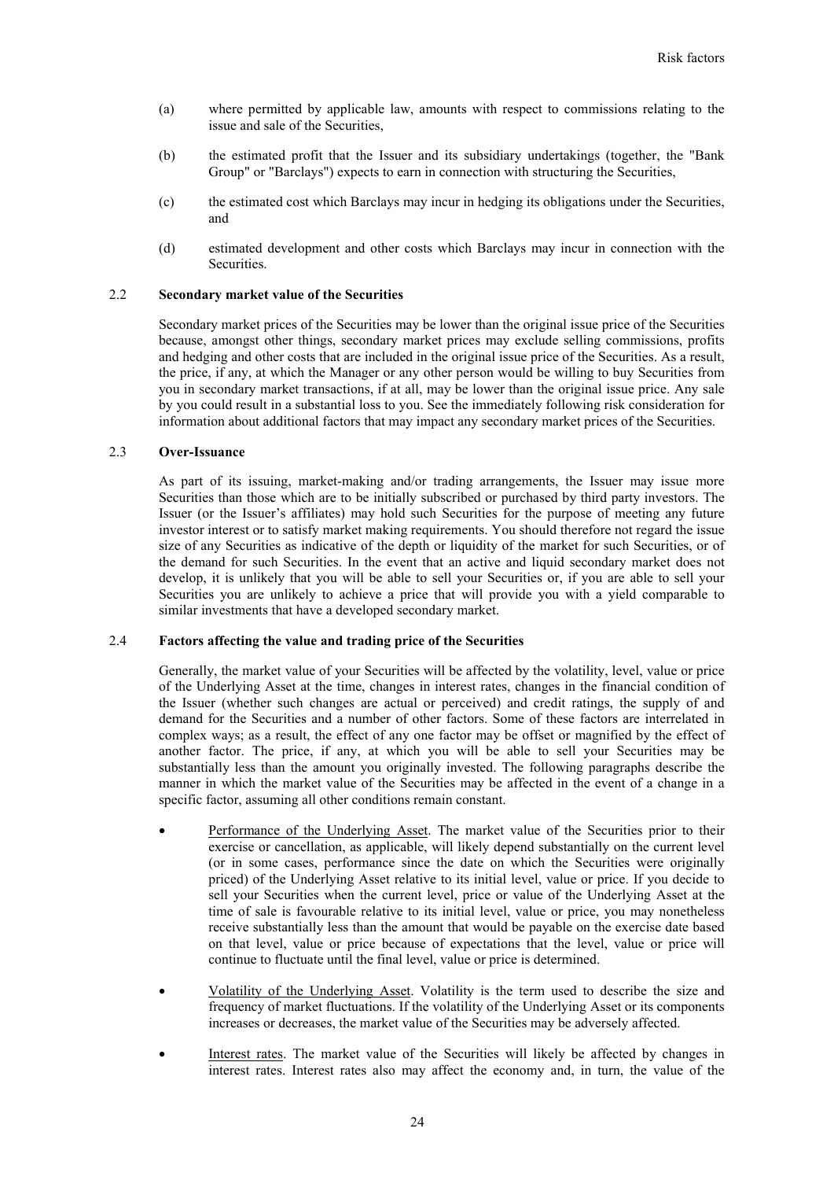(a) where permitted by applicable law, amounts with respect to commissions relating to the issue and sale of the Securities,

(b) the estimated profit that the Issuer and its subsidiary undertakings (together, the "Bank Group" or "Barclays") expects to earn in connection with structuring the Securities,

(c) the estimated cost which Barclays may incur in hedging its obligations under the Securities, and

(d) estimated development and other costs which Barclays may incur in connection with the Securities.

### 2.2 Secondary market value of the Securities

Secondary market prices of the Securities may be lower than the original issue price of the Securities because, amongst other things, secondary market prices may exclude selling commissions, profits and hedging and other costs that are included in the original issue price of the Securities. As a result, the price, if any, at which the Manager or any other person would be willing to buy Securities from you in secondary market transactions, if at all, may be lower than the original issue price. Any sale by you could result in a substantial loss to you. See the immediately following risk consideration for information about additional factors that may impact any secondary market prices of the Securities.

### 2.3 Over-Issuance

As part of its issuing, market-making and/or trading arrangements, the Issuer may issue more Securities than those which are to be initially subscribed or purchased by third party investors. The Issuer (or the Issuer's affiliates) may hold such Securities for the purpose of meeting any future investor interest or to satisfy market making requirements. You should therefore not regard the issue size of any Securities as indicative of the depth or liquidity of the market for such Securities, or of the demand for such Securities. In the event that an active and liquid secondary market does not develop, it is unlikely that you will be able to sell your Securities or, if you are able to sell your Securities you are unlikely to achieve a price that will provide you with a yield comparable to similar investments that have a developed secondary market.

### 2.4 Factors affecting the value and trading price of the Securities

Generally, the market value of your Securities will be affected by the volatility, level, value or price of the Underlying Asset at the time, changes in interest rates, changes in the financial condition of the Issuer (whether such changes are actual or perceived) and credit ratings, the supply of and demand for the Securities and a number of other factors. Some of these factors are interrelated in complex ways; as a result, the effect of any one factor may be offset or magnified by the effect of another factor. The price, if any, at which you will be able to sell your Securities may be substantially less than the amount you originally invested. The following paragraphs describe the manner in which the market value of the Securities may be affected in the event of a change in a specific factor, assuming all other conditions remain constant.

- Performance of the Underlying Asset. The market value of the Securities prior to their exercise or cancellation, as applicable, will likely depend substantially on the current level (or in some cases, performance since the date on which the Securities were originally priced) of the Underlying Asset relative to its initial level, value or price. If you decide to sell your Securities when the current level, price or value of the Underlying Asset at the time of sale is favourable relative to its initial level, value or price, you may nonetheless receive substantially less than the amount that would be payable on the exercise date based on that level, value or price because of expectations that the level, value or price will continue to fluctuate until the final level, value or price is determined.

- Volatility of the Underlying Asset. Volatility is the term used to describe the size and frequency of market fluctuations. If the volatility of the Underlying Asset or its components increases or decreases, the market value of the Securities may be adversely affected.

- Interest rates. The market value of the Securities will likely be affected by changes in interest rates. Interest rates also may affect the economy and, in turn, the value of the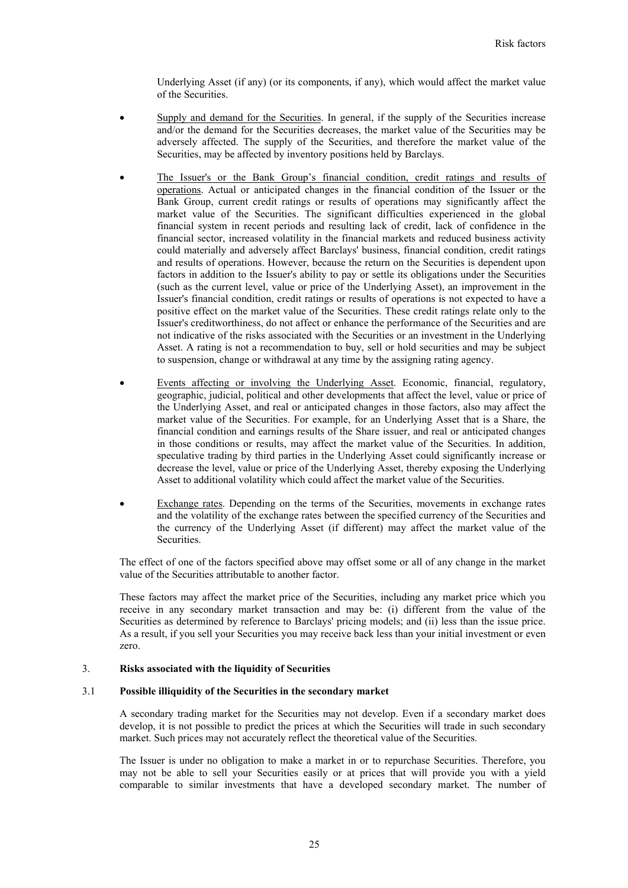Underlying Asset (if any) (or its components, if any), which would affect the market value of the Securities.

- Supply and demand for the Securities. In general, if the supply of the Securities increase and/or the demand for the Securities decreases, the market value of the Securities may be adversely affected. The supply of the Securities, and therefore the market value of the Securities, may be affected by inventory positions held by Barclays.

- The Issuer's or the Bank Group's financial condition, credit ratings and results of operations. Actual or anticipated changes in the financial condition of the Issuer or the Bank Group, current credit ratings or results of operations may significantly affect the market value of the Securities. The significant difficulties experienced in the global financial system in recent periods and resulting lack of credit, lack of confidence in the financial sector, increased volatility in the financial markets and reduced business activity could materially and adversely affect Barclays' business, financial condition, credit ratings and results of operations. However, because the return on the Securities is dependent upon factors in addition to the Issuer's ability to pay or settle its obligations under the Securities (such as the current level, value or price of the Underlying Asset), an improvement in the Issuer's financial condition, credit ratings or results of operations is not expected to have a positive effect on the market value of the Securities. These credit ratings relate only to the Issuer's creditworthiness, do not affect or enhance the performance of the Securities and are not indicative of the risks associated with the Securities or an investment in the Underlying Asset. A rating is not a recommendation to buy, sell or hold securities and may be subject to suspension, change or withdrawal at any time by the assigning rating agency.

- Events affecting or involving the Underlying Asset. Economic, financial, regulatory, geographic, judicial, political and other developments that affect the level, value or price of the Underlying Asset, and real or anticipated changes in those factors, also may affect the market value of the Securities. For example, for an Underlying Asset that is a Share, the financial condition and earnings results of the Share issuer, and real or anticipated changes in those conditions or results, may affect the market value of the Securities. In addition, speculative trading by third parties in the Underlying Asset could significantly increase or decrease the level, value or price of the Underlying Asset, thereby exposing the Underlying Asset to additional volatility which could affect the market value of the Securities.

- Exchange rates. Depending on the terms of the Securities, movements in exchange rates and the volatility of the exchange rates between the specified currency of the Securities and the currency of the Underlying Asset (if different) may affect the market value of the Securities.

The effect of one of the factors specified above may offset some or all of any change in the market value of the Securities attributable to another factor.

These factors may affect the market price of the Securities, including any market price which you receive in any secondary market transaction and may be: (i) different from the value of the Securities as determined by reference to Barclays' pricing models; and (ii) less than the issue price. As a result, if you sell your Securities you may receive back less than your initial investment or even zero.

## 3. Risks associated with the liquidity of Securities

### 3.1 Possible illiquidity of the Securities in the secondary market

A secondary trading market for the Securities may not develop. Even if a secondary market does develop, it is not possible to predict the prices at which the Securities will trade in such secondary market. Such prices may not accurately reflect the theoretical value of the Securities.

The Issuer is under no obligation to make a market in or to repurchase Securities. Therefore, you may not be able to sell your Securities easily or at prices that will provide you with a yield comparable to similar investments that have a developed secondary market. The number of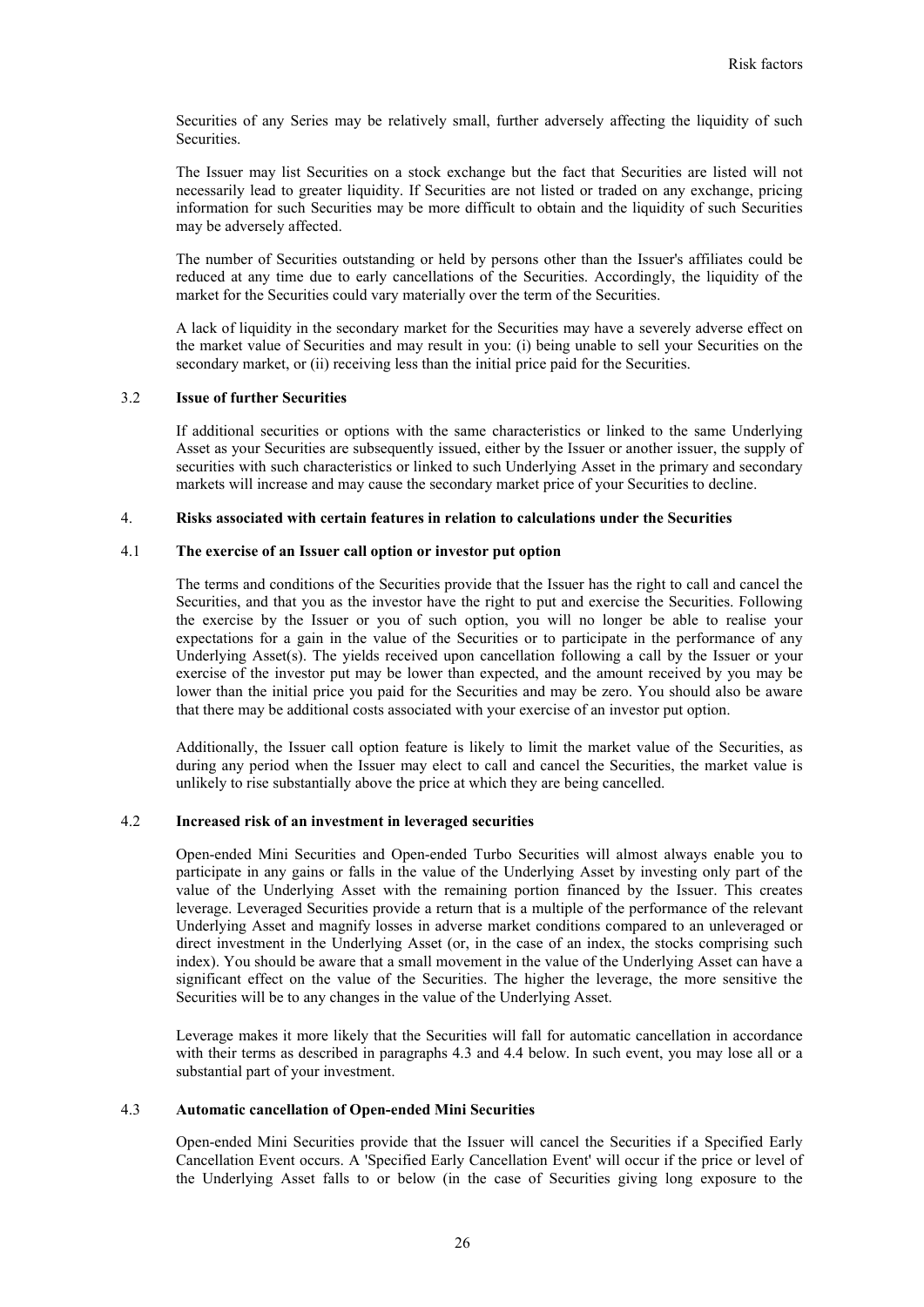Securities of any Series may be relatively small, further adversely affecting the liquidity of such Securities.

The Issuer may list Securities on a stock exchange but the fact that Securities are listed will not necessarily lead to greater liquidity. If Securities are not listed or traded on any exchange, pricing information for such Securities may be more difficult to obtain and the liquidity of such Securities may be adversely affected.

The number of Securities outstanding or held by persons other than the Issuer's affiliates could be reduced at any time due to early cancellations of the Securities. Accordingly, the liquidity of the market for the Securities could vary materially over the term of the Securities.

A lack of liquidity in the secondary market for the Securities may have a severely adverse effect on the market value of Securities and may result in you: (i) being unable to sell your Securities on the secondary market, or (ii) receiving less than the initial price paid for the Securities.

### 3.2 Issue of further Securities

If additional securities or options with the same characteristics or linked to the same Underlying Asset as your Securities are subsequently issued, either by the Issuer or another issuer, the supply of securities with such characteristics or linked to such Underlying Asset in the primary and secondary markets will increase and may cause the secondary market price of your Securities to decline.

## 4. Risks associated with certain features in relation to calculations under the Securities

### 4.1 The exercise of an Issuer call option or investor put option

The terms and conditions of the Securities provide that the Issuer has the right to call and cancel the Securities, and that you as the investor have the right to put and exercise the Securities. Following the exercise by the Issuer or you of such option, you will no longer be able to realise your expectations for a gain in the value of the Securities or to participate in the performance of any Underlying Asset(s). The yields received upon cancellation following a call by the Issuer or your exercise of the investor put may be lower than expected, and the amount received by you may be lower than the initial price you paid for the Securities and may be zero. You should also be aware that there may be additional costs associated with your exercise of an investor put option.

Additionally, the Issuer call option feature is likely to limit the market value of the Securities, as during any period when the Issuer may elect to call and cancel the Securities, the market value is unlikely to rise substantially above the price at which they are being cancelled.

### 4.2 Increased risk of an investment in leveraged securities

Open-ended Mini Securities and Open-ended Turbo Securities will almost always enable you to participate in any gains or falls in the value of the Underlying Asset by investing only part of the value of the Underlying Asset with the remaining portion financed by the Issuer. This creates leverage. Leveraged Securities provide a return that is a multiple of the performance of the relevant Underlying Asset and magnify losses in adverse market conditions compared to an unleveraged or direct investment in the Underlying Asset (or, in the case of an index, the stocks comprising such index). You should be aware that a small movement in the value of the Underlying Asset can have a significant effect on the value of the Securities. The higher the leverage, the more sensitive the Securities will be to any changes in the value of the Underlying Asset.

Leverage makes it more likely that the Securities will fall for automatic cancellation in accordance with their terms as described in paragraphs 4.3 and 4.4 below. In such event, you may lose all or a substantial part of your investment.

### 4.3 Automatic cancellation of Open-ended Mini Securities

Open-ended Mini Securities provide that the Issuer will cancel the Securities if a Specified Early Cancellation Event occurs. A 'Specified Early Cancellation Event' will occur if the price or level of the Underlying Asset falls to or below (in the case of Securities giving long exposure to the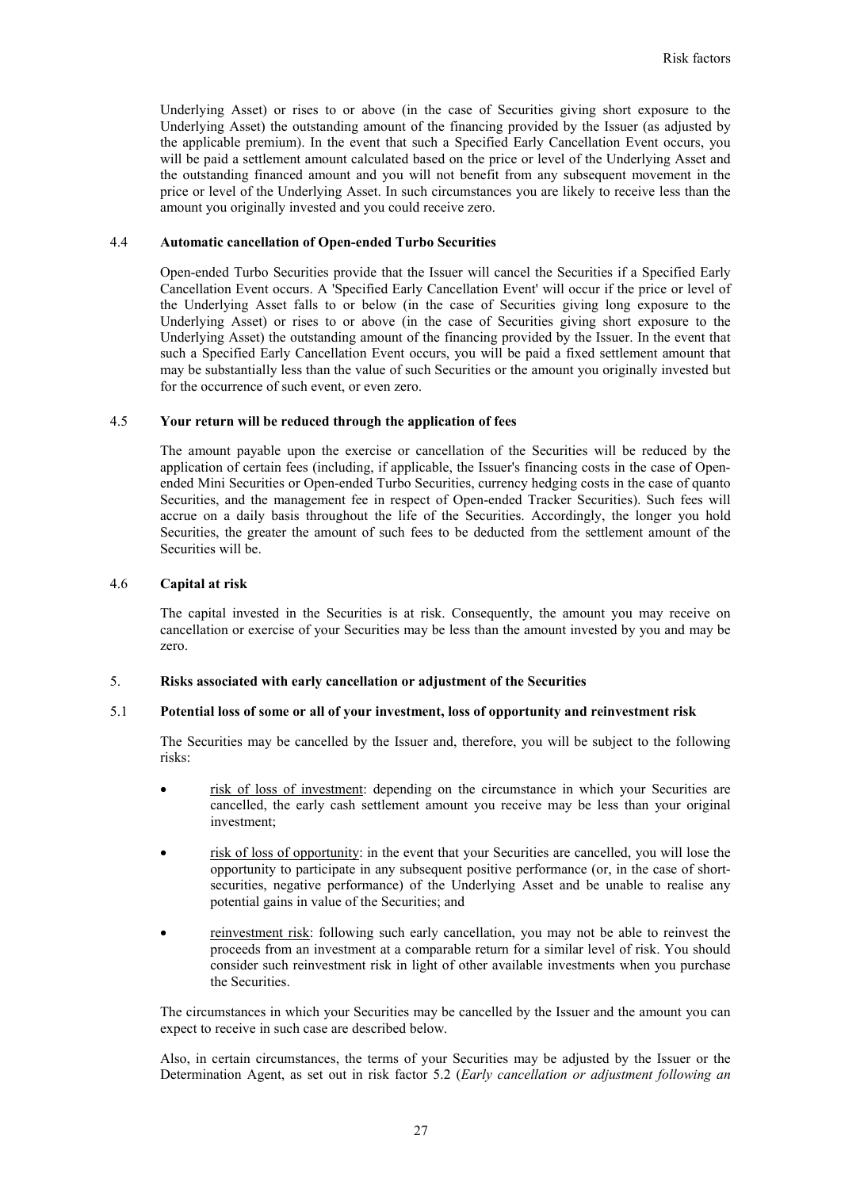Underlying Asset) or rises to or above (in the case of Securities giving short exposure to the Underlying Asset) the outstanding amount of the financing provided by the Issuer (as adjusted by the applicable premium). In the event that such a Specified Early Cancellation Event occurs, you will be paid a settlement amount calculated based on the price or level of the Underlying Asset and the outstanding financed amount and you will not benefit from any subsequent movement in the price or level of the Underlying Asset. In such circumstances you are likely to receive less than the amount you originally invested and you could receive zero.

### 4.4 Automatic cancellation of Open-ended Turbo Securities

Open-ended Turbo Securities provide that the Issuer will cancel the Securities if a Specified Early Cancellation Event occurs. A 'Specified Early Cancellation Event' will occur if the price or level of the Underlying Asset falls to or below (in the case of Securities giving long exposure to the Underlying Asset) or rises to or above (in the case of Securities giving short exposure to the Underlying Asset) the outstanding amount of the financing provided by the Issuer. In the event that such a Specified Early Cancellation Event occurs, you will be paid a fixed settlement amount that may be substantially less than the value of such Securities or the amount you originally invested but for the occurrence of such event, or even zero.

### 4.5 Your return will be reduced through the application of fees

The amount payable upon the exercise or cancellation of the Securities will be reduced by the application of certain fees (including, if applicable, the Issuer's financing costs in the case of Open-ended Mini Securities or Open-ended Turbo Securities, currency hedging costs in the case of quanto Securities, and the management fee in respect of Open-ended Tracker Securities). Such fees will accrue on a daily basis throughout the life of the Securities. Accordingly, the longer you hold Securities, the greater the amount of such fees to be deducted from the settlement amount of the Securities will be.

### 4.6 Capital at risk

The capital invested in the Securities is at risk. Consequently, the amount you may receive on cancellation or exercise of your Securities may be less than the amount invested by you and may be zero.

## 5. Risks associated with early cancellation or adjustment of the Securities

### 5.1 Potential loss of some or all of your investment, loss of opportunity and reinvestment risk

The Securities may be cancelled by the Issuer and, therefore, you will be subject to the following risks:

- risk of loss of investment: depending on the circumstance in which your Securities are cancelled, the early cash settlement amount you receive may be less than your original investment;
- risk of loss of opportunity: in the event that your Securities are cancelled, you will lose the opportunity to participate in any subsequent positive performance (or, in the case of short-securities, negative performance) of the Underlying Asset and be unable to realise any potential gains in value of the Securities; and
- reinvestment risk: following such early cancellation, you may not be able to reinvest the proceeds from an investment at a comparable return for a similar level of risk. You should consider such reinvestment risk in light of other available investments when you purchase the Securities.

The circumstances in which your Securities may be cancelled by the Issuer and the amount you can expect to receive in such case are described below.

Also, in certain circumstances, the terms of your Securities may be adjusted by the Issuer or the Determination Agent, as set out in risk factor 5.2 (*Early cancellation or adjustment following an*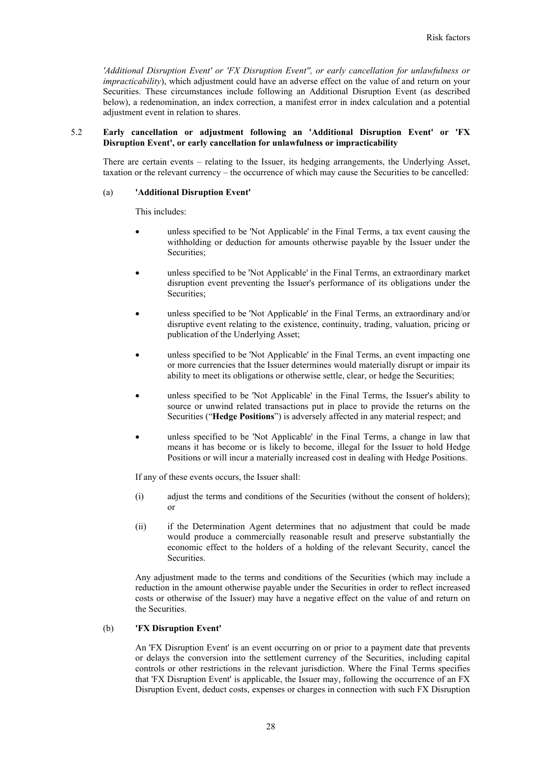*'Additional Disruption Event' or 'FX Disruption Event'', or early cancellation for unlawfulness or impracticability*), which adjustment could have an adverse effect on the value of and return on your Securities. These circumstances include following an Additional Disruption Event (as described below), a redenomination, an index correction, a manifest error in index calculation and a potential adjustment event in relation to shares.

### 5.2 Early cancellation or adjustment following an 'Additional Disruption Event' or 'FX Disruption Event', or early cancellation for unlawfulness or impracticability

There are certain events – relating to the Issuer, its hedging arrangements, the Underlying Asset, taxation or the relevant currency – the occurrence of which may cause the Securities to be cancelled:

#### (a) 'Additional Disruption Event'

This includes:

- unless specified to be 'Not Applicable' in the Final Terms, a tax event causing the withholding or deduction for amounts otherwise payable by the Issuer under the Securities;
- unless specified to be 'Not Applicable' in the Final Terms, an extraordinary market disruption event preventing the Issuer's performance of its obligations under the Securities;
- unless specified to be 'Not Applicable' in the Final Terms, an extraordinary and/or disruptive event relating to the existence, continuity, trading, valuation, pricing or publication of the Underlying Asset;
- unless specified to be 'Not Applicable' in the Final Terms, an event impacting one or more currencies that the Issuer determines would materially disrupt or impair its ability to meet its obligations or otherwise settle, clear, or hedge the Securities;
- unless specified to be 'Not Applicable' in the Final Terms, the Issuer's ability to source or unwind related transactions put in place to provide the returns on the Securities ("**Hedge Positions**") is adversely affected in any material respect; and
- unless specified to be 'Not Applicable' in the Final Terms, a change in law that means it has become or is likely to become, illegal for the Issuer to hold Hedge Positions or will incur a materially increased cost in dealing with Hedge Positions.

If any of these events occurs, the Issuer shall:

(i) adjust the terms and conditions of the Securities (without the consent of holders); or

(ii) if the Determination Agent determines that no adjustment that could be made would produce a commercially reasonable result and preserve substantially the economic effect to the holders of a holding of the relevant Security, cancel the Securities.

Any adjustment made to the terms and conditions of the Securities (which may include a reduction in the amount otherwise payable under the Securities in order to reflect increased costs or otherwise of the Issuer) may have a negative effect on the value of and return on the Securities.

#### (b) 'FX Disruption Event'

An 'FX Disruption Event' is an event occurring on or prior to a payment date that prevents or delays the conversion into the settlement currency of the Securities, including capital controls or other restrictions in the relevant jurisdiction. Where the Final Terms specifies that 'FX Disruption Event' is applicable, the Issuer may, following the occurrence of an FX Disruption Event, deduct costs, expenses or charges in connection with such FX Disruption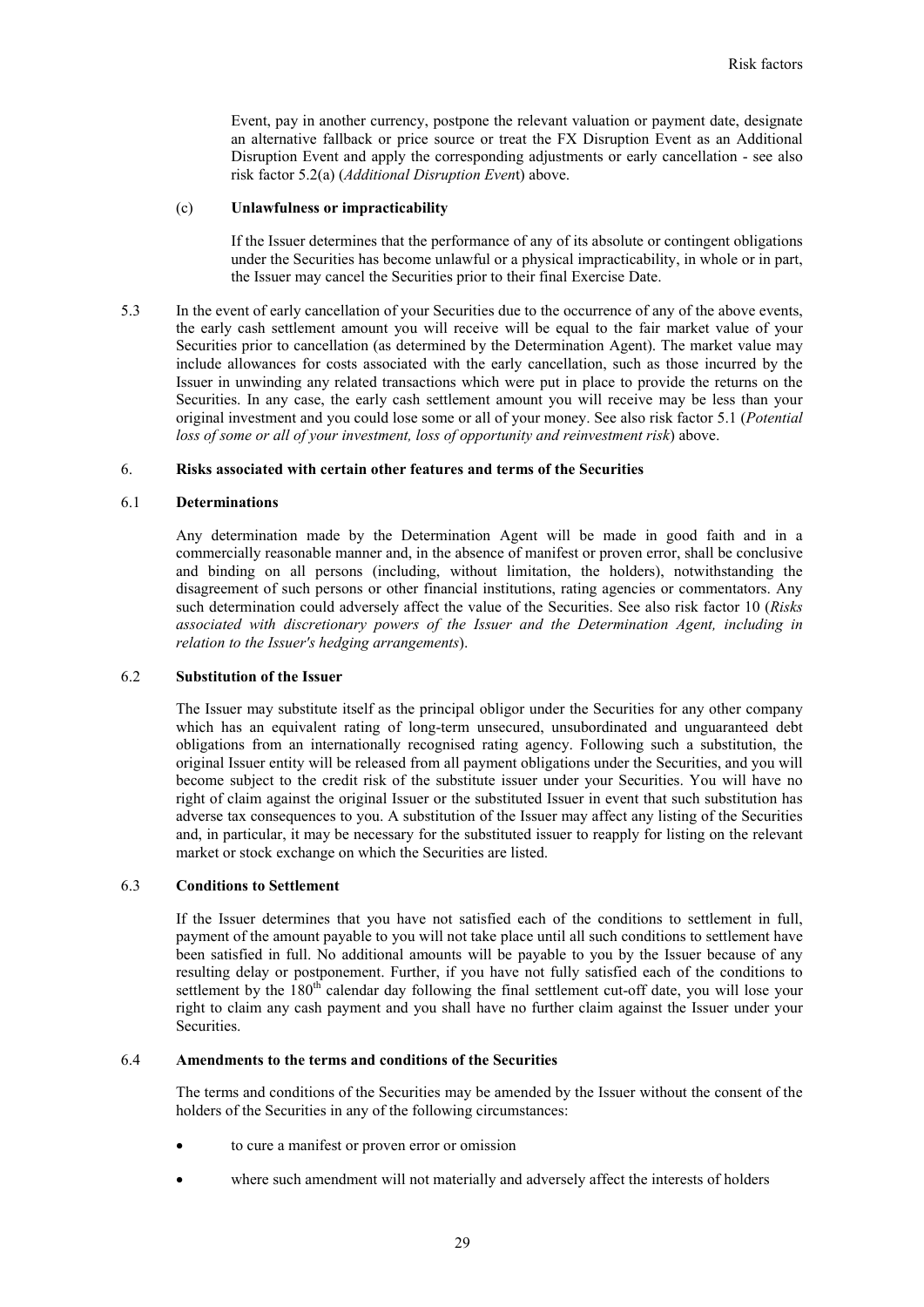Event, pay in another currency, postpone the relevant valuation or payment date, designate an alternative fallback or price source or treat the FX Disruption Event as an Additional Disruption Event and apply the corresponding adjustments or early cancellation - see also risk factor 5.2(a) (*Additional Disruption Event*) above.

(c) **Unlawfulness or impracticability**

If the Issuer determines that the performance of any of its absolute or contingent obligations under the Securities has become unlawful or a physical impracticability, in whole or in part, the Issuer may cancel the Securities prior to their final Exercise Date.

5.3 In the event of early cancellation of your Securities due to the occurrence of any of the above events, the early cash settlement amount you will receive will be equal to the fair market value of your Securities prior to cancellation (as determined by the Determination Agent). The market value may include allowances for costs associated with the early cancellation, such as those incurred by the Issuer in unwinding any related transactions which were put in place to provide the returns on the Securities. In any case, the early cash settlement amount you will receive may be less than your original investment and you could lose some or all of your money. See also risk factor 5.1 (*Potential loss of some or all of your investment, loss of opportunity and reinvestment risk*) above.

## 6. Risks associated with certain other features and terms of the Securities

### 6.1 Determinations

Any determination made by the Determination Agent will be made in good faith and in a commercially reasonable manner and, in the absence of manifest or proven error, shall be conclusive and binding on all persons (including, without limitation, the holders), notwithstanding the disagreement of such persons or other financial institutions, rating agencies or commentators. Any such determination could adversely affect the value of the Securities. See also risk factor 10 (*Risks associated with discretionary powers of the Issuer and the Determination Agent, including in relation to the Issuer's hedging arrangements*).

### 6.2 Substitution of the Issuer

The Issuer may substitute itself as the principal obligor under the Securities for any other company which has an equivalent rating of long-term unsecured, unsubordinated and unguaranteed debt obligations from an internationally recognised rating agency. Following such a substitution, the original Issuer entity will be released from all payment obligations under the Securities, and you will become subject to the credit risk of the substitute issuer under your Securities. You will have no right of claim against the original Issuer or the substituted Issuer in event that such substitution has adverse tax consequences to you. A substitution of the Issuer may affect any listing of the Securities and, in particular, it may be necessary for the substituted issuer to reapply for listing on the relevant market or stock exchange on which the Securities are listed.

### 6.3 Conditions to Settlement

If the Issuer determines that you have not satisfied each of the conditions to settlement in full, payment of the amount payable to you will not take place until all such conditions to settlement have been satisfied in full. No additional amounts will be payable to you by the Issuer because of any resulting delay or postponement. Further, if you have not fully satisfied each of the conditions to settlement by the 180th calendar day following the final settlement cut-off date, you will lose your right to claim any cash payment and you shall have no further claim against the Issuer under your Securities.

### 6.4 Amendments to the terms and conditions of the Securities

The terms and conditions of the Securities may be amended by the Issuer without the consent of the holders of the Securities in any of the following circumstances:

- to cure a manifest or proven error or omission
- where such amendment will not materially and adversely affect the interests of holders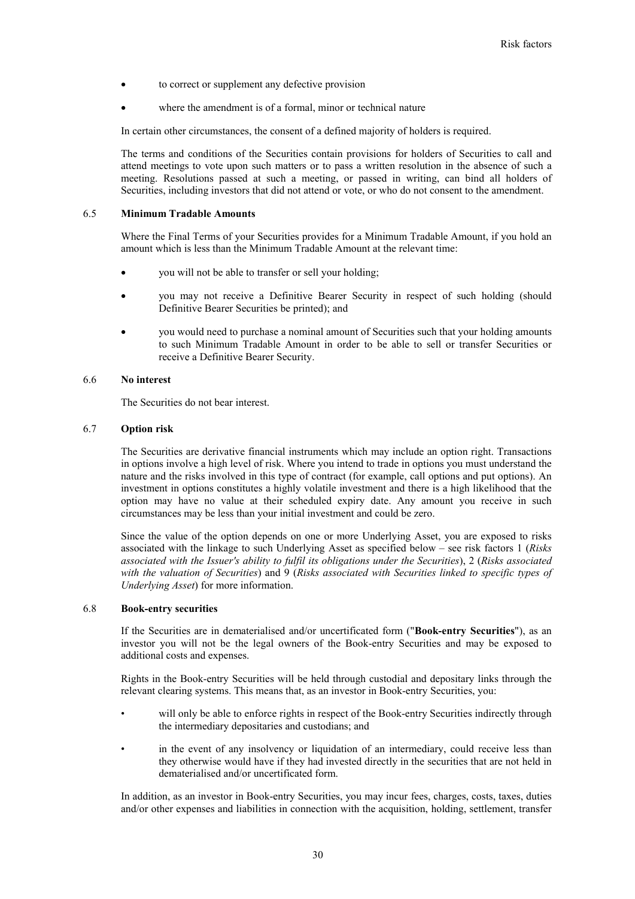- to correct or supplement any defective provision
- where the amendment is of a formal, minor or technical nature

In certain other circumstances, the consent of a defined majority of holders is required.

The terms and conditions of the Securities contain provisions for holders of Securities to call and attend meetings to vote upon such matters or to pass a written resolution in the absence of such a meeting. Resolutions passed at such a meeting, or passed in writing, can bind all holders of Securities, including investors that did not attend or vote, or who do not consent to the amendment.

### 6.5 Minimum Tradable Amounts

Where the Final Terms of your Securities provides for a Minimum Tradable Amount, if you hold an amount which is less than the Minimum Tradable Amount at the relevant time:

- you will not be able to transfer or sell your holding;
- you may not receive a Definitive Bearer Security in respect of such holding (should Definitive Bearer Securities be printed); and
- you would need to purchase a nominal amount of Securities such that your holding amounts to such Minimum Tradable Amount in order to be able to sell or transfer Securities or receive a Definitive Bearer Security.

### 6.6 No interest

The Securities do not bear interest.

### 6.7 Option risk

The Securities are derivative financial instruments which may include an option right. Transactions in options involve a high level of risk. Where you intend to trade in options you must understand the nature and the risks involved in this type of contract (for example, call options and put options). An investment in options constitutes a highly volatile investment and there is a high likelihood that the option may have no value at their scheduled expiry date. Any amount you receive in such circumstances may be less than your initial investment and could be zero.

Since the value of the option depends on one or more Underlying Asset, you are exposed to risks associated with the linkage to such Underlying Asset as specified below – see risk factors 1 (*Risks associated with the Issuer's ability to fulfil its obligations under the Securities*), 2 (*Risks associated with the valuation of Securities*) and 9 (*Risks associated with Securities linked to specific types of Underlying Asset*) for more information.

### 6.8 Book-entry securities

If the Securities are in dematerialised and/or uncertificated form ("**Book-entry Securities**"), as an investor you will not be the legal owners of the Book-entry Securities and may be exposed to additional costs and expenses.

Rights in the Book-entry Securities will be held through custodial and depositary links through the relevant clearing systems. This means that, as an investor in Book-entry Securities, you:

- will only be able to enforce rights in respect of the Book-entry Securities indirectly through the intermediary depositaries and custodians; and
- in the event of any insolvency or liquidation of an intermediary, could receive less than they otherwise would have if they had invested directly in the securities that are not held in dematerialised and/or uncertificated form.

In addition, as an investor in Book-entry Securities, you may incur fees, charges, costs, taxes, duties and/or other expenses and liabilities in connection with the acquisition, holding, settlement, transfer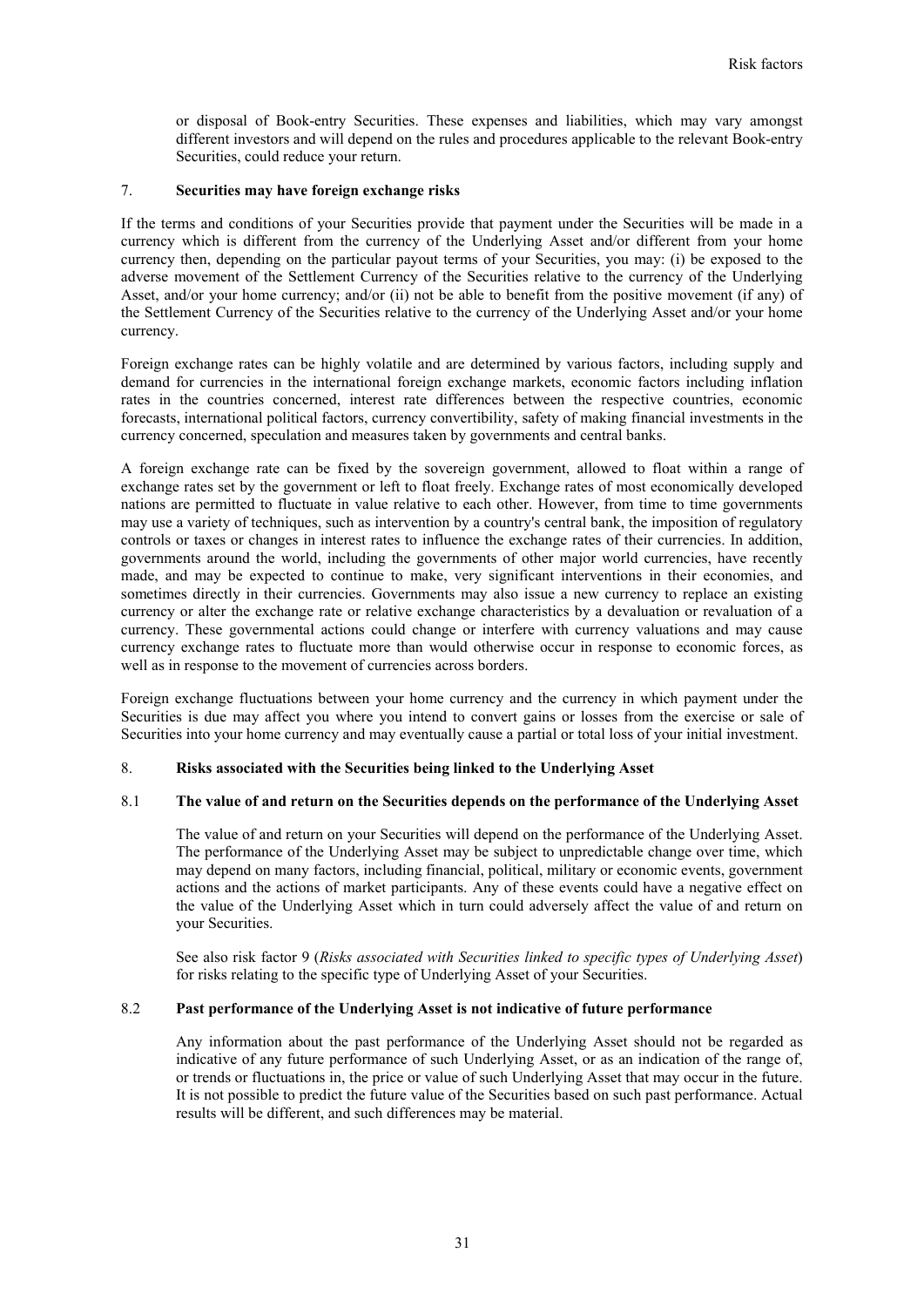or disposal of Book-entry Securities. These expenses and liabilities, which may vary amongst different investors and will depend on the rules and procedures applicable to the relevant Book-entry Securities, could reduce your return.

## 7. Securities may have foreign exchange risks

If the terms and conditions of your Securities provide that payment under the Securities will be made in a currency which is different from the currency of the Underlying Asset and/or different from your home currency then, depending on the particular payout terms of your Securities, you may: (i) be exposed to the adverse movement of the Settlement Currency of the Securities relative to the currency of the Underlying Asset, and/or your home currency; and/or (ii) not be able to benefit from the positive movement (if any) of the Settlement Currency of the Securities relative to the currency of the Underlying Asset and/or your home currency.

Foreign exchange rates can be highly volatile and are determined by various factors, including supply and demand for currencies in the international foreign exchange markets, economic factors including inflation rates in the countries concerned, interest rate differences between the respective countries, economic forecasts, international political factors, currency convertibility, safety of making financial investments in the currency concerned, speculation and measures taken by governments and central banks.

A foreign exchange rate can be fixed by the sovereign government, allowed to float within a range of exchange rates set by the government or left to float freely. Exchange rates of most economically developed nations are permitted to fluctuate in value relative to each other. However, from time to time governments may use a variety of techniques, such as intervention by a country's central bank, the imposition of regulatory controls or taxes or changes in interest rates to influence the exchange rates of their currencies. In addition, governments around the world, including the governments of other major world currencies, have recently made, and may be expected to continue to make, very significant interventions in their economies, and sometimes directly in their currencies. Governments may also issue a new currency to replace an existing currency or alter the exchange rate or relative exchange characteristics by a devaluation or revaluation of a currency. These governmental actions could change or interfere with currency valuations and may cause currency exchange rates to fluctuate more than would otherwise occur in response to economic forces, as well as in response to the movement of currencies across borders.

Foreign exchange fluctuations between your home currency and the currency in which payment under the Securities is due may affect you where you intend to convert gains or losses from the exercise or sale of Securities into your home currency and may eventually cause a partial or total loss of your initial investment.

## 8. Risks associated with the Securities being linked to the Underlying Asset

### 8.1 The value of and return on the Securities depends on the performance of the Underlying Asset

The value of and return on your Securities will depend on the performance of the Underlying Asset. The performance of the Underlying Asset may be subject to unpredictable change over time, which may depend on many factors, including financial, political, military or economic events, government actions and the actions of market participants. Any of these events could have a negative effect on the value of the Underlying Asset which in turn could adversely affect the value of and return on your Securities.

See also risk factor 9 (*Risks associated with Securities linked to specific types of Underlying Asset*) for risks relating to the specific type of Underlying Asset of your Securities.

### 8.2 Past performance of the Underlying Asset is not indicative of future performance

Any information about the past performance of the Underlying Asset should not be regarded as indicative of any future performance of such Underlying Asset, or as an indication of the range of, or trends or fluctuations in, the price or value of such Underlying Asset that may occur in the future. It is not possible to predict the future value of the Securities based on such past performance. Actual results will be different, and such differences may be material.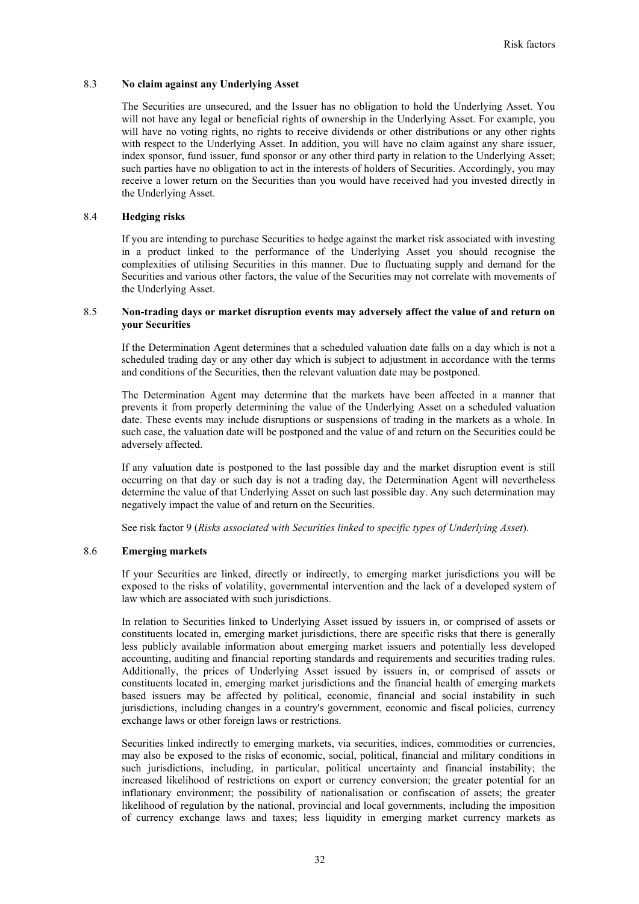### 8.3 **No claim against any Underlying Asset**

The Securities are unsecured, and the Issuer has no obligation to hold the Underlying Asset. You will not have any legal or beneficial rights of ownership in the Underlying Asset. For example, you will have no voting rights, no rights to receive dividends or other distributions or any other rights with respect to the Underlying Asset. In addition, you will have no claim against any share issuer, index sponsor, fund issuer, fund sponsor or any other third party in relation to the Underlying Asset; such parties have no obligation to act in the interests of holders of Securities. Accordingly, you may receive a lower return on the Securities than you would have received had you invested directly in the Underlying Asset.

### 8.4 **Hedging risks**

If you are intending to purchase Securities to hedge against the market risk associated with investing in a product linked to the performance of the Underlying Asset you should recognise the complexities of utilising Securities in this manner. Due to fluctuating supply and demand for the Securities and various other factors, the value of the Securities may not correlate with movements of the Underlying Asset.

### 8.5 **Non-trading days or market disruption events may adversely affect the value of and return on your Securities**

If the Determination Agent determines that a scheduled valuation date falls on a day which is not a scheduled trading day or any other day which is subject to adjustment in accordance with the terms and conditions of the Securities, then the relevant valuation date may be postponed.

The Determination Agent may determine that the markets have been affected in a manner that prevents it from properly determining the value of the Underlying Asset on a scheduled valuation date. These events may include disruptions or suspensions of trading in the markets as a whole. In such case, the valuation date will be postponed and the value of and return on the Securities could be adversely affected.

If any valuation date is postponed to the last possible day and the market disruption event is still occurring on that day or such day is not a trading day, the Determination Agent will nevertheless determine the value of that Underlying Asset on such last possible day. Any such determination may negatively impact the value of and return on the Securities.

See risk factor 9 (*Risks associated with Securities linked to specific types of Underlying Asset*).

### 8.6 **Emerging markets**

If your Securities are linked, directly or indirectly, to emerging market jurisdictions you will be exposed to the risks of volatility, governmental intervention and the lack of a developed system of law which are associated with such jurisdictions.

In relation to Securities linked to Underlying Asset issued by issuers in, or comprised of assets or constituents located in, emerging market jurisdictions, there are specific risks that there is generally less publicly available information about emerging market issuers and potentially less developed accounting, auditing and financial reporting standards and requirements and securities trading rules. Additionally, the prices of Underlying Asset issued by issuers in, or comprised of assets or constituents located in, emerging market jurisdictions and the financial health of emerging markets based issuers may be affected by political, economic, financial and social instability in such jurisdictions, including changes in a country's government, economic and fiscal policies, currency exchange laws or other foreign laws or restrictions.

Securities linked indirectly to emerging markets, via securities, indices, commodities or currencies, may also be exposed to the risks of economic, social, political, financial and military conditions in such jurisdictions, including, in particular, political uncertainty and financial instability; the increased likelihood of restrictions on export or currency conversion; the greater potential for an inflationary environment; the possibility of nationalisation or confiscation of assets; the greater likelihood of regulation by the national, provincial and local governments, including the imposition of currency exchange laws and taxes; less liquidity in emerging market currency markets as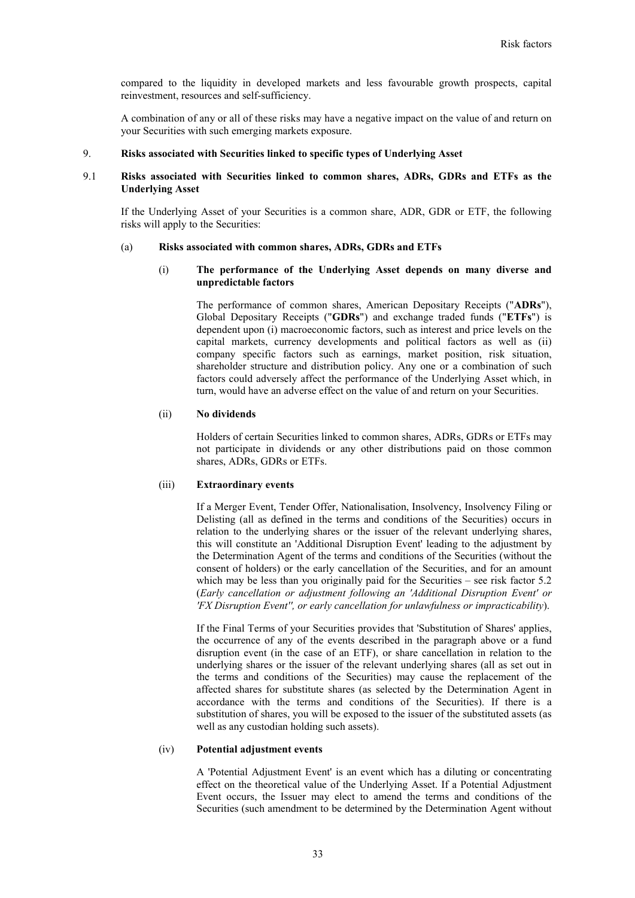compared to the liquidity in developed markets and less favourable growth prospects, capital reinvestment, resources and self-sufficiency.

A combination of any or all of these risks may have a negative impact on the value of and return on your Securities with such emerging markets exposure.

## 9. Risks associated with Securities linked to specific types of Underlying Asset

### 9.1 Risks associated with Securities linked to common shares, ADRs, GDRs and ETFs as the Underlying Asset

If the Underlying Asset of your Securities is a common share, ADR, GDR or ETF, the following risks will apply to the Securities:

#### (a) Risks associated with common shares, ADRs, GDRs and ETFs

##### (i) The performance of the Underlying Asset depends on many diverse and unpredictable factors

The performance of common shares, American Depositary Receipts ("**ADRs**"), Global Depositary Receipts ("**GDRs**") and exchange traded funds ("**ETFs**") is dependent upon (i) macroeconomic factors, such as interest and price levels on the capital markets, currency developments and political factors as well as (ii) company specific factors such as earnings, market position, risk situation, shareholder structure and distribution policy. Any one or a combination of such factors could adversely affect the performance of the Underlying Asset which, in turn, would have an adverse effect on the value of and return on your Securities.

##### (ii) No dividends

Holders of certain Securities linked to common shares, ADRs, GDRs or ETFs may not participate in dividends or any other distributions paid on those common shares, ADRs, GDRs or ETFs.

##### (iii) Extraordinary events

If a Merger Event, Tender Offer, Nationalisation, Insolvency, Insolvency Filing or Delisting (all as defined in the terms and conditions of the Securities) occurs in relation to the underlying shares or the issuer of the relevant underlying shares, this will constitute an 'Additional Disruption Event' leading to the adjustment by the Determination Agent of the terms and conditions of the Securities (without the consent of holders) or the early cancellation of the Securities, and for an amount which may be less than you originally paid for the Securities – see risk factor 5.2 (*Early cancellation or adjustment following an 'Additional Disruption Event' or 'FX Disruption Event'', or early cancellation for unlawfulness or impracticability*).

If the Final Terms of your Securities provides that 'Substitution of Shares' applies, the occurrence of any of the events described in the paragraph above or a fund disruption event (in the case of an ETF), or share cancellation in relation to the underlying shares or the issuer of the relevant underlying shares (all as set out in the terms and conditions of the Securities) may cause the replacement of the affected shares for substitute shares (as selected by the Determination Agent in accordance with the terms and conditions of the Securities). If there is a substitution of shares, you will be exposed to the issuer of the substituted assets (as well as any custodian holding such assets).

##### (iv) Potential adjustment events

A 'Potential Adjustment Event' is an event which has a diluting or concentrating effect on the theoretical value of the Underlying Asset. If a Potential Adjustment Event occurs, the Issuer may elect to amend the terms and conditions of the Securities (such amendment to be determined by the Determination Agent without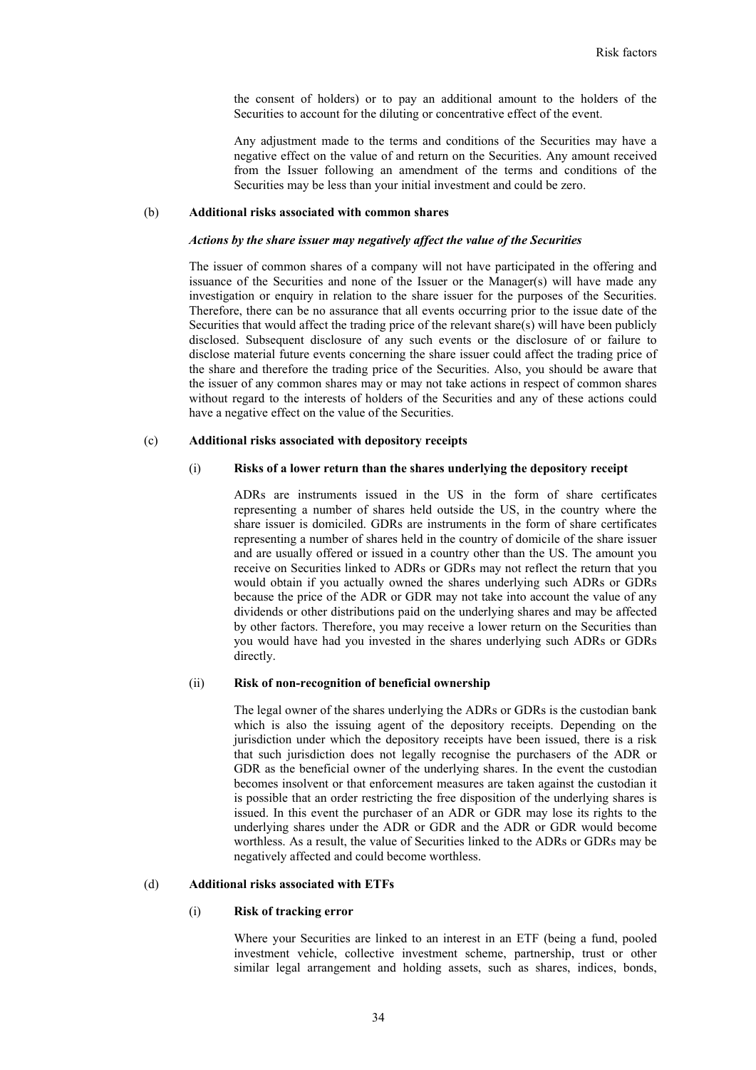the consent of holders) or to pay an additional amount to the holders of the Securities to account for the diluting or concentrative effect of the event.

Any adjustment made to the terms and conditions of the Securities may have a negative effect on the value of and return on the Securities. Any amount received from the Issuer following an amendment of the terms and conditions of the Securities may be less than your initial investment and could be zero.

(b) **Additional risks associated with common shares**

***Actions by the share issuer may negatively affect the value of the Securities***

The issuer of common shares of a company will not have participated in the offering and issuance of the Securities and none of the Issuer or the Manager(s) will have made any investigation or enquiry in relation to the share issuer for the purposes of the Securities. Therefore, there can be no assurance that all events occurring prior to the issue date of the Securities that would affect the trading price of the relevant share(s) will have been publicly disclosed. Subsequent disclosure of any such events or the disclosure of or failure to disclose material future events concerning the share issuer could affect the trading price of the share and therefore the trading price of the Securities. Also, you should be aware that the issuer of any common shares may or may not take actions in respect of common shares without regard to the interests of holders of the Securities and any of these actions could have a negative effect on the value of the Securities.

(c) **Additional risks associated with depository receipts**

(i) **Risks of a lower return than the shares underlying the depository receipt**

ADRs are instruments issued in the US in the form of share certificates representing a number of shares held outside the US, in the country where the share issuer is domiciled. GDRs are instruments in the form of share certificates representing a number of shares held in the country of domicile of the share issuer and are usually offered or issued in a country other than the US. The amount you receive on Securities linked to ADRs or GDRs may not reflect the return that you would obtain if you actually owned the shares underlying such ADRs or GDRs because the price of the ADR or GDR may not take into account the value of any dividends or other distributions paid on the underlying shares and may be affected by other factors. Therefore, you may receive a lower return on the Securities than you would have had you invested in the shares underlying such ADRs or GDRs directly.

(ii) **Risk of non-recognition of beneficial ownership**

The legal owner of the shares underlying the ADRs or GDRs is the custodian bank which is also the issuing agent of the depository receipts. Depending on the jurisdiction under which the depository receipts have been issued, there is a risk that such jurisdiction does not legally recognise the purchasers of the ADR or GDR as the beneficial owner of the underlying shares. In the event the custodian becomes insolvent or that enforcement measures are taken against the custodian it is possible that an order restricting the free disposition of the underlying shares is issued. In this event the purchaser of an ADR or GDR may lose its rights to the underlying shares under the ADR or GDR and the ADR or GDR would become worthless. As a result, the value of Securities linked to the ADRs or GDRs may be negatively affected and could become worthless.

(d) **Additional risks associated with ETFs**

(i) **Risk of tracking error**

Where your Securities are linked to an interest in an ETF (being a fund, pooled investment vehicle, collective investment scheme, partnership, trust or other similar legal arrangement and holding assets, such as shares, indices, bonds,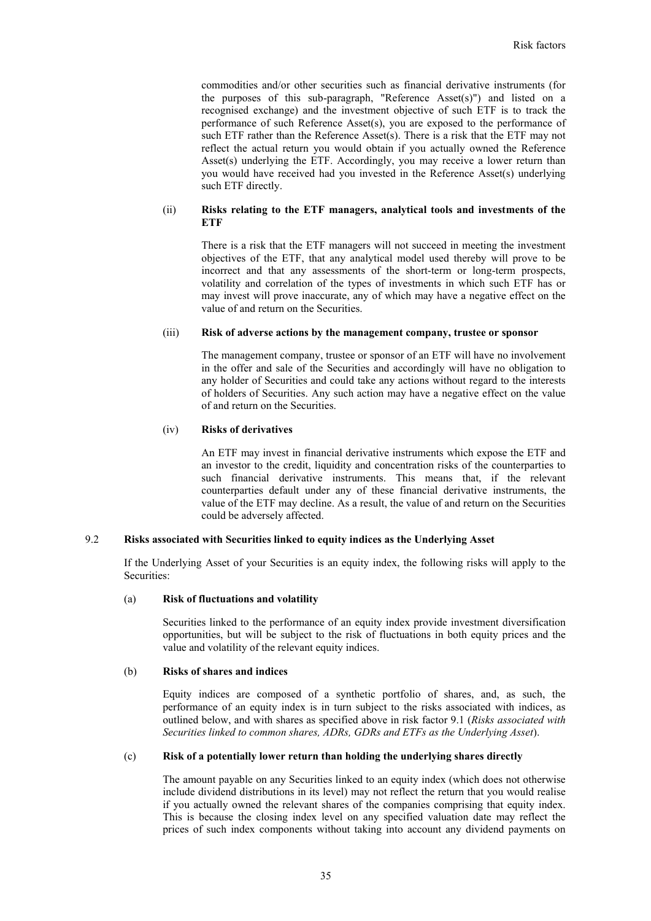commodities and/or other securities such as financial derivative instruments (for the purposes of this sub-paragraph, "Reference Asset(s)") and listed on a recognised exchange) and the investment objective of such ETF is to track the performance of such Reference Asset(s), you are exposed to the performance of such ETF rather than the Reference Asset(s). There is a risk that the ETF may not reflect the actual return you would obtain if you actually owned the Reference Asset(s) underlying the ETF. Accordingly, you may receive a lower return than you would have received had you invested in the Reference Asset(s) underlying such ETF directly.

(ii) **Risks relating to the ETF managers, analytical tools and investments of the ETF**

There is a risk that the ETF managers will not succeed in meeting the investment objectives of the ETF, that any analytical model used thereby will prove to be incorrect and that any assessments of the short-term or long-term prospects, volatility and correlation of the types of investments in which such ETF has or may invest will prove inaccurate, any of which may have a negative effect on the value of and return on the Securities.

(iii) **Risk of adverse actions by the management company, trustee or sponsor**

The management company, trustee or sponsor of an ETF will have no involvement in the offer and sale of the Securities and accordingly will have no obligation to any holder of Securities and could take any actions without regard to the interests of holders of Securities. Any such action may have a negative effect on the value of and return on the Securities.

(iv) **Risks of derivatives**

An ETF may invest in financial derivative instruments which expose the ETF and an investor to the credit, liquidity and concentration risks of the counterparties to such financial derivative instruments. This means that, if the relevant counterparties default under any of these financial derivative instruments, the value of the ETF may decline. As a result, the value of and return on the Securities could be adversely affected.

### 9.2 Risks associated with Securities linked to equity indices as the Underlying Asset

If the Underlying Asset of your Securities is an equity index, the following risks will apply to the Securities:

(a) **Risk of fluctuations and volatility**

Securities linked to the performance of an equity index provide investment diversification opportunities, but will be subject to the risk of fluctuations in both equity prices and the value and volatility of the relevant equity indices.

(b) **Risks of shares and indices**

Equity indices are composed of a synthetic portfolio of shares, and, as such, the performance of an equity index is in turn subject to the risks associated with indices, as outlined below, and with shares as specified above in risk factor 9.1 (*Risks associated with Securities linked to common shares, ADRs, GDRs and ETFs as the Underlying Asset*).

(c) **Risk of a potentially lower return than holding the underlying shares directly**

The amount payable on any Securities linked to an equity index (which does not otherwise include dividend distributions in its level) may not reflect the return that you would realise if you actually owned the relevant shares of the companies comprising that equity index. This is because the closing index level on any specified valuation date may reflect the prices of such index components without taking into account any dividend payments on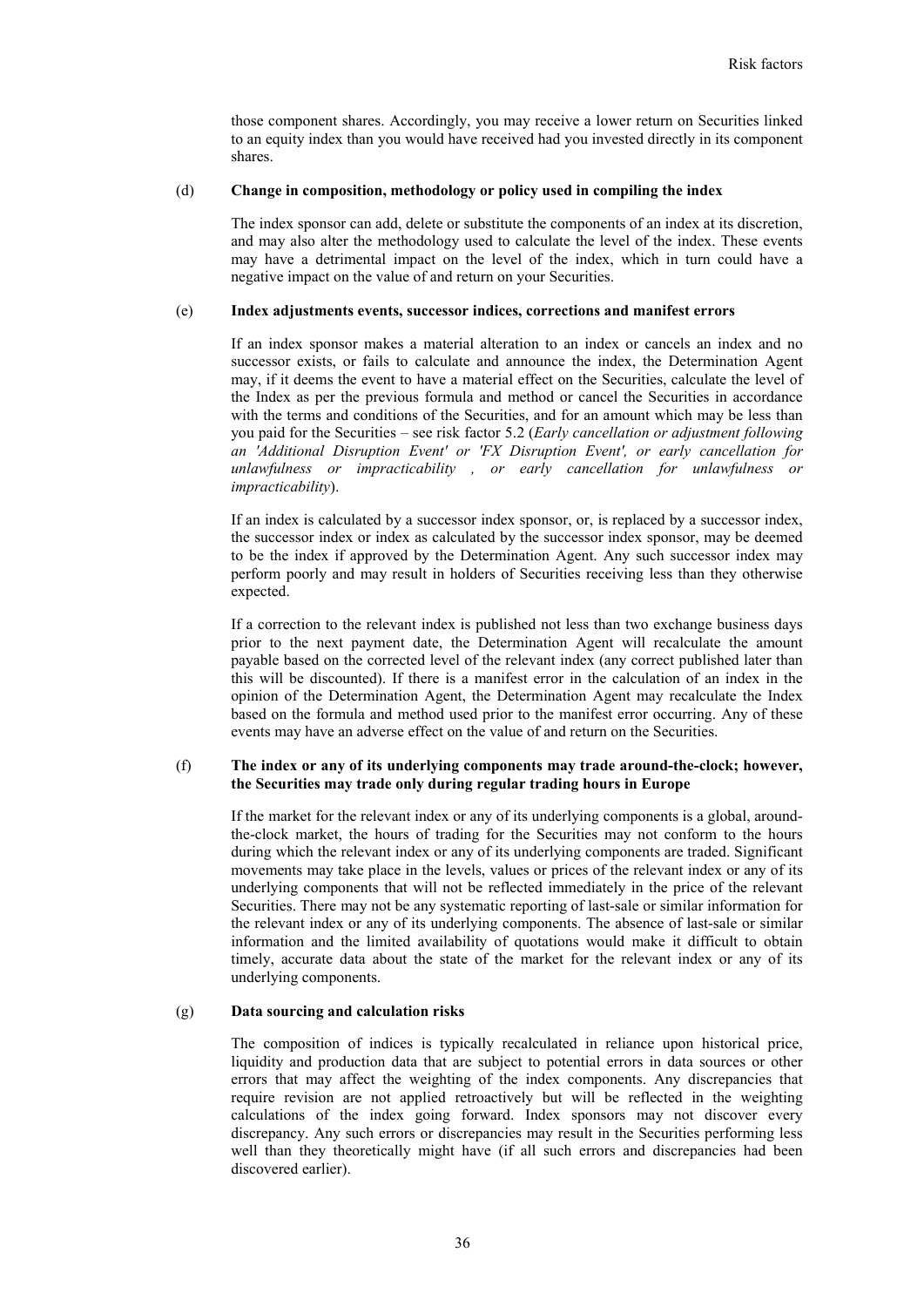those component shares. Accordingly, you may receive a lower return on Securities linked to an equity index than you would have received had you invested directly in its component shares.

(d) **Change in composition, methodology or policy used in compiling the index**

The index sponsor can add, delete or substitute the components of an index at its discretion, and may also alter the methodology used to calculate the level of the index. These events may have a detrimental impact on the level of the index, which in turn could have a negative impact on the value of and return on your Securities.

(e) **Index adjustments events, successor indices, corrections and manifest errors**

If an index sponsor makes a material alteration to an index or cancels an index and no successor exists, or fails to calculate and announce the index, the Determination Agent may, if it deems the event to have a material effect on the Securities, calculate the level of the Index as per the previous formula and method or cancel the Securities in accordance with the terms and conditions of the Securities, and for an amount which may be less than you paid for the Securities – see risk factor 5.2 (*Early cancellation or adjustment following an 'Additional Disruption Event' or 'FX Disruption Event', or early cancellation for unlawfulness or impracticability , or early cancellation for unlawfulness or impracticability*).

If an index is calculated by a successor index sponsor, or, is replaced by a successor index, the successor index or index as calculated by the successor index sponsor, may be deemed to be the index if approved by the Determination Agent. Any such successor index may perform poorly and may result in holders of Securities receiving less than they otherwise expected.

If a correction to the relevant index is published not less than two exchange business days prior to the next payment date, the Determination Agent will recalculate the amount payable based on the corrected level of the relevant index (any correct published later than this will be discounted). If there is a manifest error in the calculation of an index in the opinion of the Determination Agent, the Determination Agent may recalculate the Index based on the formula and method used prior to the manifest error occurring. Any of these events may have an adverse effect on the value of and return on the Securities.

(f) **The index or any of its underlying components may trade around-the-clock; however, the Securities may trade only during regular trading hours in Europe**

If the market for the relevant index or any of its underlying components is a global, around-the-clock market, the hours of trading for the Securities may not conform to the hours during which the relevant index or any of its underlying components are traded. Significant movements may take place in the levels, values or prices of the relevant index or any of its underlying components that will not be reflected immediately in the price of the relevant Securities. There may not be any systematic reporting of last-sale or similar information for the relevant index or any of its underlying components. The absence of last-sale or similar information and the limited availability of quotations would make it difficult to obtain timely, accurate data about the state of the market for the relevant index or any of its underlying components.

(g) **Data sourcing and calculation risks**

The composition of indices is typically recalculated in reliance upon historical price, liquidity and production data that are subject to potential errors in data sources or other errors that may affect the weighting of the index components. Any discrepancies that require revision are not applied retroactively but will be reflected in the weighting calculations of the index going forward. Index sponsors may not discover every discrepancy. Any such errors or discrepancies may result in the Securities performing less well than they theoretically might have (if all such errors and discrepancies had been discovered earlier).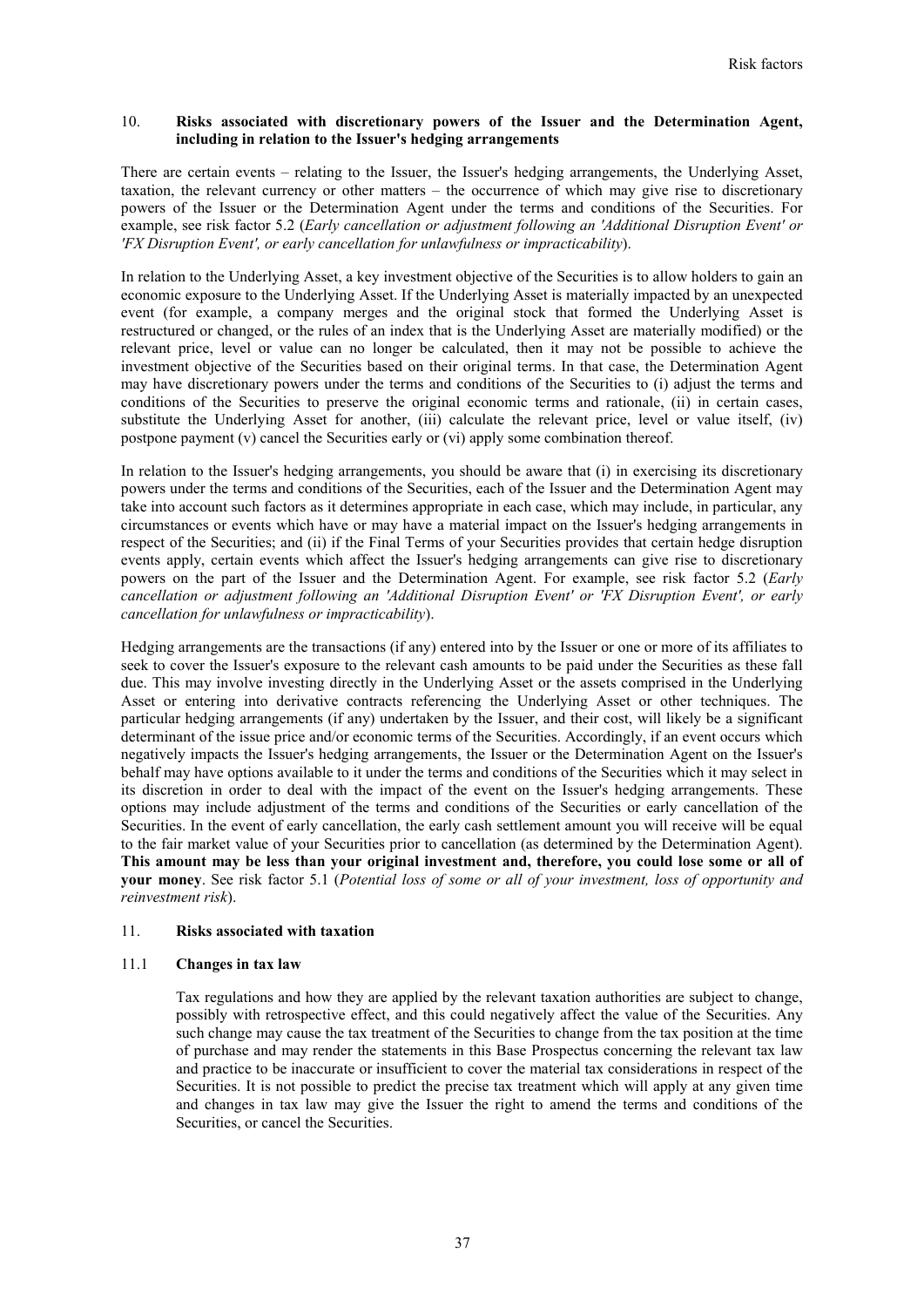## 10. Risks associated with discretionary powers of the Issuer and the Determination Agent, including in relation to the Issuer's hedging arrangements

There are certain events – relating to the Issuer, the Issuer's hedging arrangements, the Underlying Asset, taxation, the relevant currency or other matters – the occurrence of which may give rise to discretionary powers of the Issuer or the Determination Agent under the terms and conditions of the Securities. For example, see risk factor 5.2 (*Early cancellation or adjustment following an 'Additional Disruption Event' or 'FX Disruption Event', or early cancellation for unlawfulness or impracticability*).

In relation to the Underlying Asset, a key investment objective of the Securities is to allow holders to gain an economic exposure to the Underlying Asset. If the Underlying Asset is materially impacted by an unexpected event (for example, a company merges and the original stock that formed the Underlying Asset is restructured or changed, or the rules of an index that is the Underlying Asset are materially modified) or the relevant price, level or value can no longer be calculated, then it may not be possible to achieve the investment objective of the Securities based on their original terms. In that case, the Determination Agent may have discretionary powers under the terms and conditions of the Securities to (i) adjust the terms and conditions of the Securities to preserve the original economic terms and rationale, (ii) in certain cases, substitute the Underlying Asset for another, (iii) calculate the relevant price, level or value itself, (iv) postpone payment (v) cancel the Securities early or (vi) apply some combination thereof.

In relation to the Issuer's hedging arrangements, you should be aware that (i) in exercising its discretionary powers under the terms and conditions of the Securities, each of the Issuer and the Determination Agent may take into account such factors as it determines appropriate in each case, which may include, in particular, any circumstances or events which have or may have a material impact on the Issuer's hedging arrangements in respect of the Securities; and (ii) if the Final Terms of your Securities provides that certain hedge disruption events apply, certain events which affect the Issuer's hedging arrangements can give rise to discretionary powers on the part of the Issuer and the Determination Agent. For example, see risk factor 5.2 (*Early cancellation or adjustment following an 'Additional Disruption Event' or 'FX Disruption Event', or early cancellation for unlawfulness or impracticability*).

Hedging arrangements are the transactions (if any) entered into by the Issuer or one or more of its affiliates to seek to cover the Issuer's exposure to the relevant cash amounts to be paid under the Securities as these fall due. This may involve investing directly in the Underlying Asset or the assets comprised in the Underlying Asset or entering into derivative contracts referencing the Underlying Asset or other techniques. The particular hedging arrangements (if any) undertaken by the Issuer, and their cost, will likely be a significant determinant of the issue price and/or economic terms of the Securities. Accordingly, if an event occurs which negatively impacts the Issuer's hedging arrangements, the Issuer or the Determination Agent on the Issuer's behalf may have options available to it under the terms and conditions of the Securities which it may select in its discretion in order to deal with the impact of the event on the Issuer's hedging arrangements. These options may include adjustment of the terms and conditions of the Securities or early cancellation of the Securities. In the event of early cancellation, the early cash settlement amount you will receive will be equal to the fair market value of your Securities prior to cancellation (as determined by the Determination Agent). **This amount may be less than your original investment and, therefore, you could lose some or all of your money**. See risk factor 5.1 (*Potential loss of some or all of your investment, loss of opportunity and reinvestment risk*).

## 11. Risks associated with taxation

### 11.1 Changes in tax law

Tax regulations and how they are applied by the relevant taxation authorities are subject to change, possibly with retrospective effect, and this could negatively affect the value of the Securities. Any such change may cause the tax treatment of the Securities to change from the tax position at the time of purchase and may render the statements in this Base Prospectus concerning the relevant tax law and practice to be inaccurate or insufficient to cover the material tax considerations in respect of the Securities. It is not possible to predict the precise tax treatment which will apply at any given time and changes in tax law may give the Issuer the right to amend the terms and conditions of the Securities, or cancel the Securities.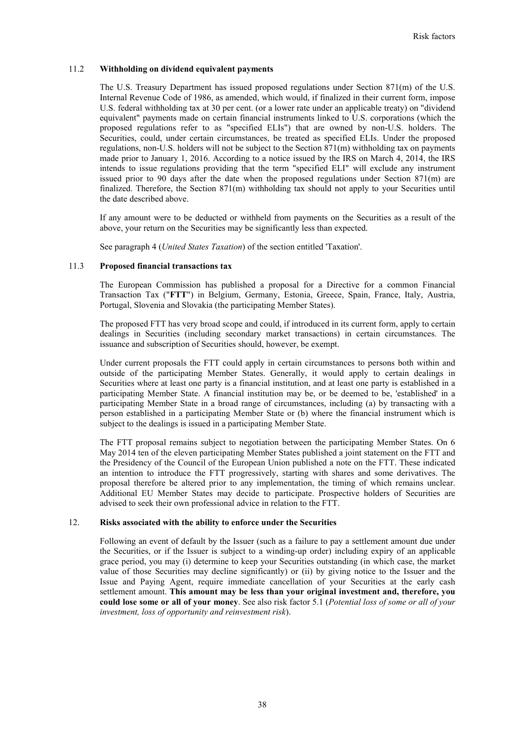### 11.2 **Withholding on dividend equivalent payments**

The U.S. Treasury Department has issued proposed regulations under Section 871(m) of the U.S. Internal Revenue Code of 1986, as amended, which would, if finalized in their current form, impose U.S. federal withholding tax at 30 per cent. (or a lower rate under an applicable treaty) on "dividend equivalent" payments made on certain financial instruments linked to U.S. corporations (which the proposed regulations refer to as "specified ELIs") that are owned by non-U.S. holders. The Securities, could, under certain circumstances, be treated as specified ELIs. Under the proposed regulations, non-U.S. holders will not be subject to the Section 871(m) withholding tax on payments made prior to January 1, 2016. According to a notice issued by the IRS on March 4, 2014, the IRS intends to issue regulations providing that the term "specified ELI" will exclude any instrument issued prior to 90 days after the date when the proposed regulations under Section 871(m) are finalized. Therefore, the Section 871(m) withholding tax should not apply to your Securities until the date described above.

If any amount were to be deducted or withheld from payments on the Securities as a result of the above, your return on the Securities may be significantly less than expected.

See paragraph 4 (*United States Taxation*) of the section entitled 'Taxation'.

### 11.3 **Proposed financial transactions tax**

The European Commission has published a proposal for a Directive for a common Financial Transaction Tax ("**FTT**") in Belgium, Germany, Estonia, Greece, Spain, France, Italy, Austria, Portugal, Slovenia and Slovakia (the participating Member States).

The proposed FTT has very broad scope and could, if introduced in its current form, apply to certain dealings in Securities (including secondary market transactions) in certain circumstances. The issuance and subscription of Securities should, however, be exempt.

Under current proposals the FTT could apply in certain circumstances to persons both within and outside of the participating Member States. Generally, it would apply to certain dealings in Securities where at least one party is a financial institution, and at least one party is established in a participating Member State. A financial institution may be, or be deemed to be, 'established' in a participating Member State in a broad range of circumstances, including (a) by transacting with a person established in a participating Member State or (b) where the financial instrument which is subject to the dealings is issued in a participating Member State.

The FTT proposal remains subject to negotiation between the participating Member States. On 6 May 2014 ten of the eleven participating Member States published a joint statement on the FTT and the Presidency of the Council of the European Union published a note on the FTT. These indicated an intention to introduce the FTT progressively, starting with shares and some derivatives. The proposal therefore be altered prior to any implementation, the timing of which remains unclear. Additional EU Member States may decide to participate. Prospective holders of Securities are advised to seek their own professional advice in relation to the FTT.

## 12. **Risks associated with the ability to enforce under the Securities**

Following an event of default by the Issuer (such as a failure to pay a settlement amount due under the Securities, or if the Issuer is subject to a winding-up order) including expiry of an applicable grace period, you may (i) determine to keep your Securities outstanding (in which case, the market value of those Securities may decline significantly) or (ii) by giving notice to the Issuer and the Issue and Paying Agent, require immediate cancellation of your Securities at the early cash settlement amount. **This amount may be less than your original investment and, therefore, you could lose some or all of your money**. See also risk factor 5.1 (*Potential loss of some or all of your investment, loss of opportunity and reinvestment risk*).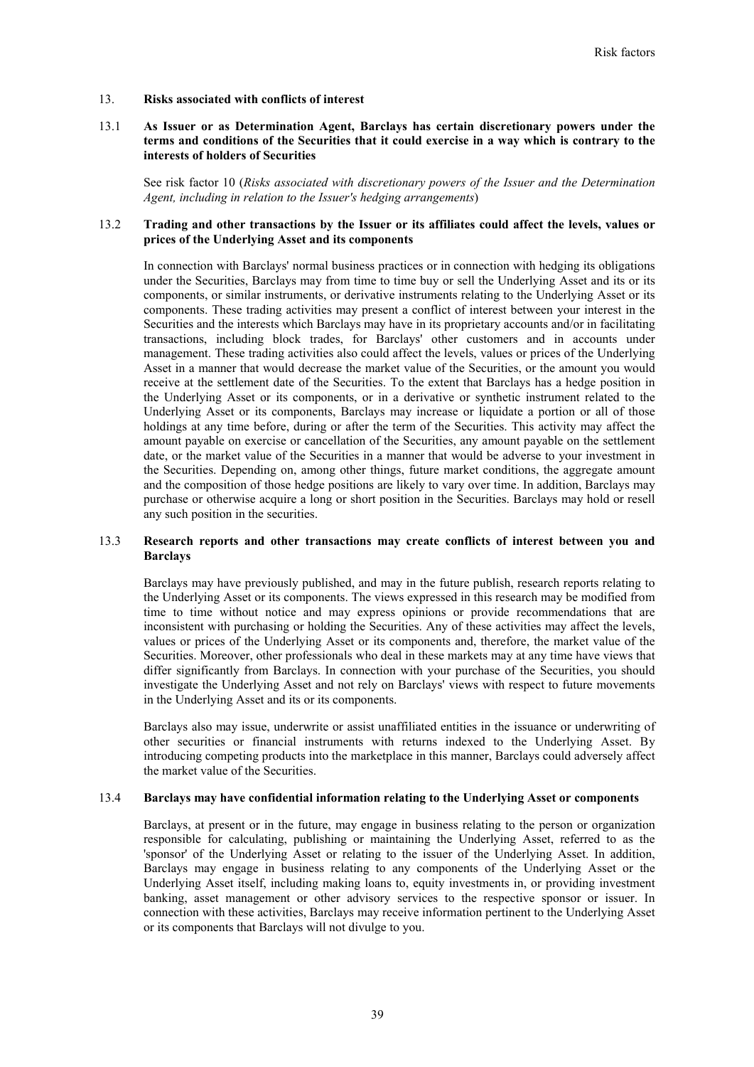## 13. Risks associated with conflicts of interest

### 13.1 As Issuer or as Determination Agent, Barclays has certain discretionary powers under the terms and conditions of the Securities that it could exercise in a way which is contrary to the interests of holders of Securities

See risk factor 10 (*Risks associated with discretionary powers of the Issuer and the Determination Agent, including in relation to the Issuer's hedging arrangements*)

### 13.2 Trading and other transactions by the Issuer or its affiliates could affect the levels, values or prices of the Underlying Asset and its components

In connection with Barclays' normal business practices or in connection with hedging its obligations under the Securities, Barclays may from time to time buy or sell the Underlying Asset and its or its components, or similar instruments, or derivative instruments relating to the Underlying Asset or its components. These trading activities may present a conflict of interest between your interest in the Securities and the interests which Barclays may have in its proprietary accounts and/or in facilitating transactions, including block trades, for Barclays' other customers and in accounts under management. These trading activities also could affect the levels, values or prices of the Underlying Asset in a manner that would decrease the market value of the Securities, or the amount you would receive at the settlement date of the Securities. To the extent that Barclays has a hedge position in the Underlying Asset or its components, or in a derivative or synthetic instrument related to the Underlying Asset or its components, Barclays may increase or liquidate a portion or all of those holdings at any time before, during or after the term of the Securities. This activity may affect the amount payable on exercise or cancellation of the Securities, any amount payable on the settlement date, or the market value of the Securities in a manner that would be adverse to your investment in the Securities. Depending on, among other things, future market conditions, the aggregate amount and the composition of those hedge positions are likely to vary over time. In addition, Barclays may purchase or otherwise acquire a long or short position in the Securities. Barclays may hold or resell any such position in the securities.

### 13.3 Research reports and other transactions may create conflicts of interest between you and Barclays

Barclays may have previously published, and may in the future publish, research reports relating to the Underlying Asset or its components. The views expressed in this research may be modified from time to time without notice and may express opinions or provide recommendations that are inconsistent with purchasing or holding the Securities. Any of these activities may affect the levels, values or prices of the Underlying Asset or its components and, therefore, the market value of the Securities. Moreover, other professionals who deal in these markets may at any time have views that differ significantly from Barclays. In connection with your purchase of the Securities, you should investigate the Underlying Asset and not rely on Barclays' views with respect to future movements in the Underlying Asset and its or its components.

Barclays also may issue, underwrite or assist unaffiliated entities in the issuance or underwriting of other securities or financial instruments with returns indexed to the Underlying Asset. By introducing competing products into the marketplace in this manner, Barclays could adversely affect the market value of the Securities.

### 13.4 Barclays may have confidential information relating to the Underlying Asset or components

Barclays, at present or in the future, may engage in business relating to the person or organization responsible for calculating, publishing or maintaining the Underlying Asset, referred to as the 'sponsor' of the Underlying Asset or relating to the issuer of the Underlying Asset. In addition, Barclays may engage in business relating to any components of the Underlying Asset or the Underlying Asset itself, including making loans to, equity investments in, or providing investment banking, asset management or other advisory services to the respective sponsor or issuer. In connection with these activities, Barclays may receive information pertinent to the Underlying Asset or its components that Barclays will not divulge to you.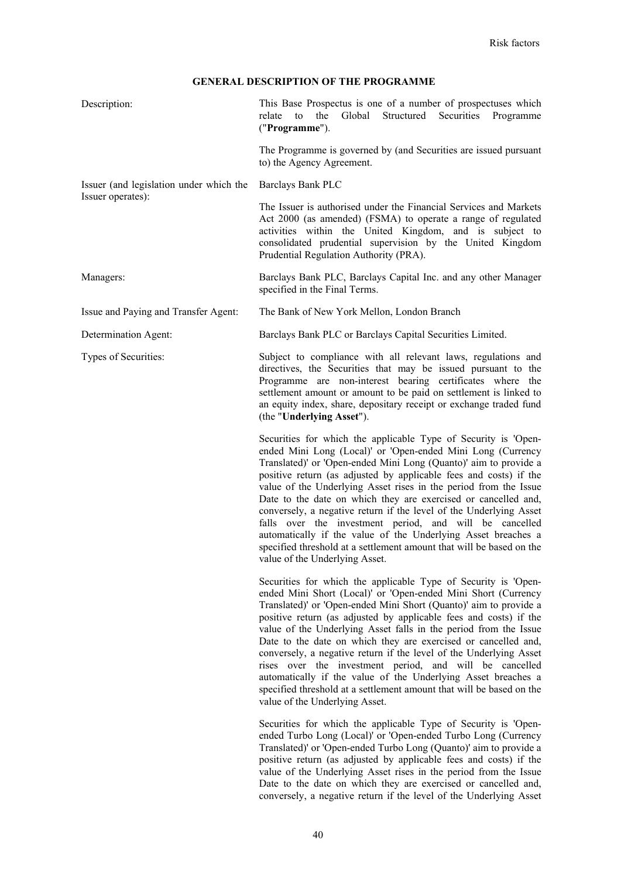## GENERAL DESCRIPTION OF THE PROGRAMME

| | |
|---|---|
| Description: | This Base Prospectus is one of a number of prospectuses which relate to the Global Structured Securities Programme ("**Programme**").<br><br>The Programme is governed by (and Securities are issued pursuant to) the Agency Agreement. |
| Issuer (and legislation under which the Issuer operates): | Barclays Bank PLC<br><br>The Issuer is authorised under the Financial Services and Markets Act 2000 (as amended) (FSMA) to operate a range of regulated activities within the United Kingdom, and is subject to consolidated prudential supervision by the United Kingdom Prudential Regulation Authority (PRA). |
| Managers: | Barclays Bank PLC, Barclays Capital Inc. and any other Manager specified in the Final Terms. |
| Issue and Paying and Transfer Agent: | The Bank of New York Mellon, London Branch |
| Determination Agent: | Barclays Bank PLC or Barclays Capital Securities Limited. |
| Types of Securities: | Subject to compliance with all relevant laws, regulations and directives, the Securities that may be issued pursuant to the Programme are non-interest bearing certificates where the settlement amount or amount to be paid on settlement is linked to an equity index, share, depositary receipt or exchange traded fund (the "**Underlying Asset**").<br><br>Securities for which the applicable Type of Security is 'Open-ended Mini Long (Local)' or 'Open-ended Mini Long (Currency Translated)' or 'Open-ended Mini Long (Quanto)' aim to provide a positive return (as adjusted by applicable fees and costs) if the value of the Underlying Asset rises in the period from the Issue Date to the date on which they are exercised or cancelled and, conversely, a negative return if the level of the Underlying Asset falls over the investment period, and will be cancelled automatically if the value of the Underlying Asset breaches a specified threshold at a settlement amount that will be based on the value of the Underlying Asset.<br><br>Securities for which the applicable Type of Security is 'Open-ended Mini Short (Local)' or 'Open-ended Mini Short (Currency Translated)' or 'Open-ended Mini Short (Quanto)' aim to provide a positive return (as adjusted by applicable fees and costs) if the value of the Underlying Asset falls in the period from the Issue Date to the date on which they are exercised or cancelled and, conversely, a negative return if the level of the Underlying Asset rises over the investment period, and will be cancelled automatically if the value of the Underlying Asset breaches a specified threshold at a settlement amount that will be based on the value of the Underlying Asset.<br><br>Securities for which the applicable Type of Security is 'Open-ended Turbo Long (Local)' or 'Open-ended Turbo Long (Currency Translated)' or 'Open-ended Turbo Long (Quanto)' aim to provide a positive return (as adjusted by applicable fees and costs) if the value of the Underlying Asset rises in the period from the Issue Date to the date on which they are exercised or cancelled and, conversely, a negative return if the level of the Underlying Asset |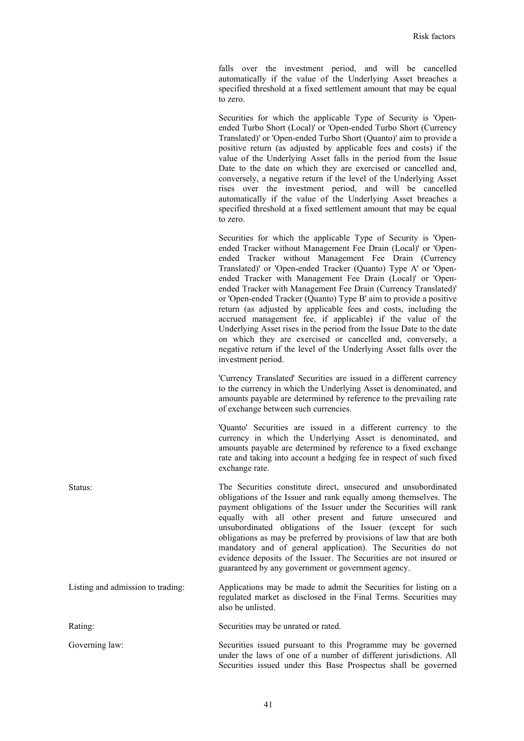falls over the investment period, and will be cancelled automatically if the value of the Underlying Asset breaches a specified threshold at a fixed settlement amount that may be equal to zero.

Securities for which the applicable Type of Security is 'Open-ended Turbo Short (Local)' or 'Open-ended Turbo Short (Currency Translated)' or 'Open-ended Turbo Short (Quanto)' aim to provide a positive return (as adjusted by applicable fees and costs) if the value of the Underlying Asset falls in the period from the Issue Date to the date on which they are exercised or cancelled and, conversely, a negative return if the level of the Underlying Asset rises over the investment period, and will be cancelled automatically if the value of the Underlying Asset breaches a specified threshold at a fixed settlement amount that may be equal to zero.

Securities for which the applicable Type of Security is 'Open-ended Tracker without Management Fee Drain (Local)' or 'Open-ended Tracker without Management Fee Drain (Currency Translated)' or 'Open-ended Tracker (Quanto) Type A' or 'Open-ended Tracker with Management Fee Drain (Local)' or 'Open-ended Tracker with Management Fee Drain (Currency Translated)' or 'Open-ended Tracker (Quanto) Type B' aim to provide a positive return (as adjusted by applicable fees and costs, including the accrued management fee, if applicable) if the value of the Underlying Asset rises in the period from the Issue Date to the date on which they are exercised or cancelled and, conversely, a negative return if the level of the Underlying Asset falls over the investment period.

'Currency Translated' Securities are issued in a different currency to the currency in which the Underlying Asset is denominated, and amounts payable are determined by reference to the prevailing rate of exchange between such currencies.

'Quanto' Securities are issued in a different currency to the currency in which the Underlying Asset is denominated, and amounts payable are determined by reference to a fixed exchange rate and taking into account a hedging fee in respect of such fixed exchange rate.

Status: The Securities constitute direct, unsecured and unsubordinated obligations of the Issuer and rank equally among themselves. The payment obligations of the Issuer under the Securities will rank equally with all other present and future unsecured and unsubordinated obligations of the Issuer (except for such obligations as may be preferred by provisions of law that are both mandatory and of general application). The Securities do not evidence deposits of the Issuer. The Securities are not insured or guaranteed by any government or government agency.

Listing and admission to trading: Applications may be made to admit the Securities for listing on a regulated market as disclosed in the Final Terms. Securities may also be unlisted.

Rating: Securities may be unrated or rated.

Governing law: Securities issued pursuant to this Programme may be governed under the laws of one of a number of different jurisdictions. All Securities issued under this Base Prospectus shall be governed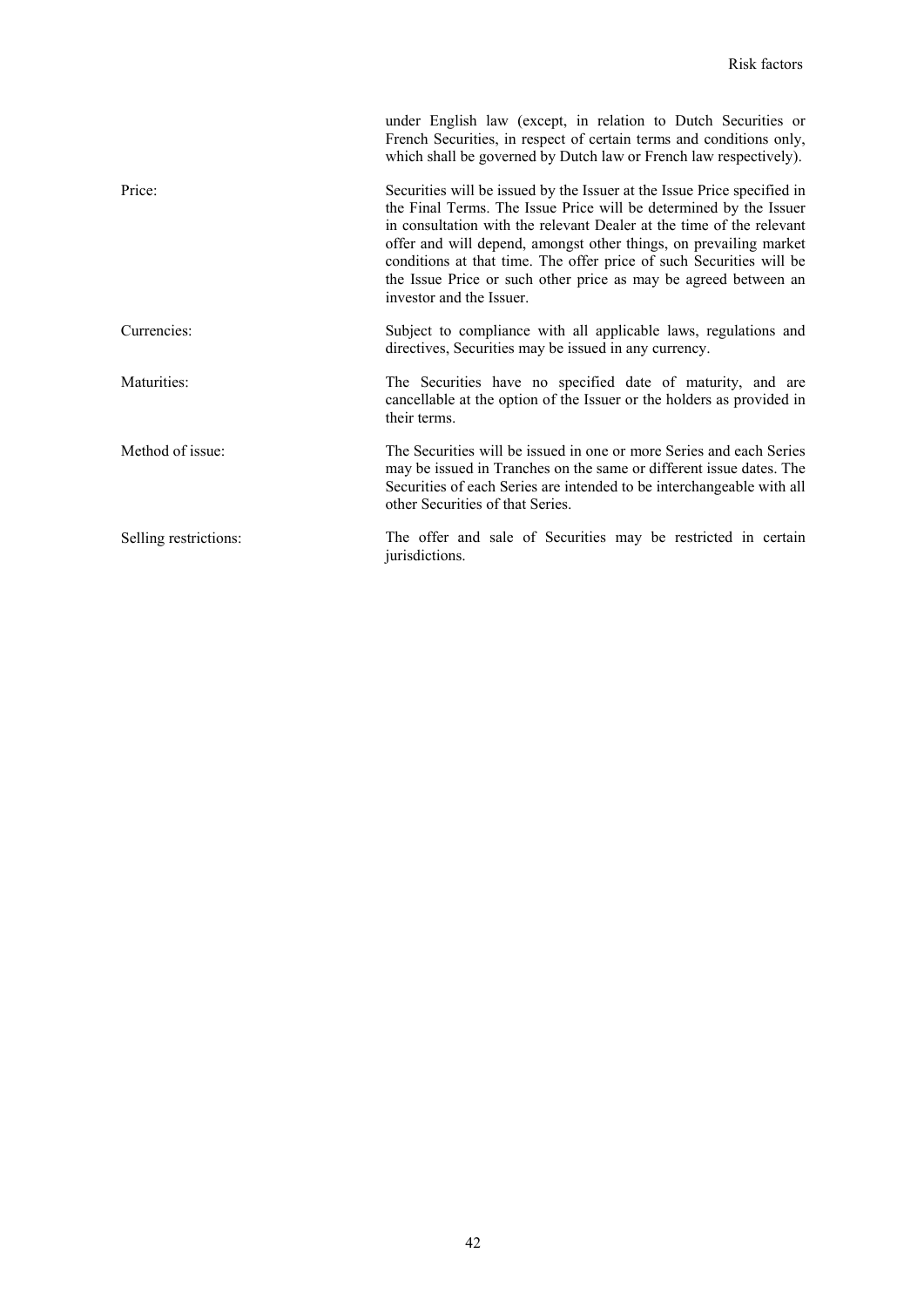| | |
|---|---|
| | under English law (except, in relation to Dutch Securities or French Securities, in respect of certain terms and conditions only, which shall be governed by Dutch law or French law respectively). |
| Price: | Securities will be issued by the Issuer at the Issue Price specified in the Final Terms. The Issue Price will be determined by the Issuer in consultation with the relevant Dealer at the time of the relevant offer and will depend, amongst other things, on prevailing market conditions at that time. The offer price of such Securities will be the Issue Price or such other price as may be agreed between an investor and the Issuer. |
| Currencies: | Subject to compliance with all applicable laws, regulations and directives, Securities may be issued in any currency. |
| Maturities: | The Securities have no specified date of maturity, and are cancellable at the option of the Issuer or the holders as provided in their terms. |
| Method of issue: | The Securities will be issued in one or more Series and each Series may be issued in Tranches on the same or different issue dates. The Securities of each Series are intended to be interchangeable with all other Securities of that Series. |
| Selling restrictions: | The offer and sale of Securities may be restricted in certain jurisdictions. |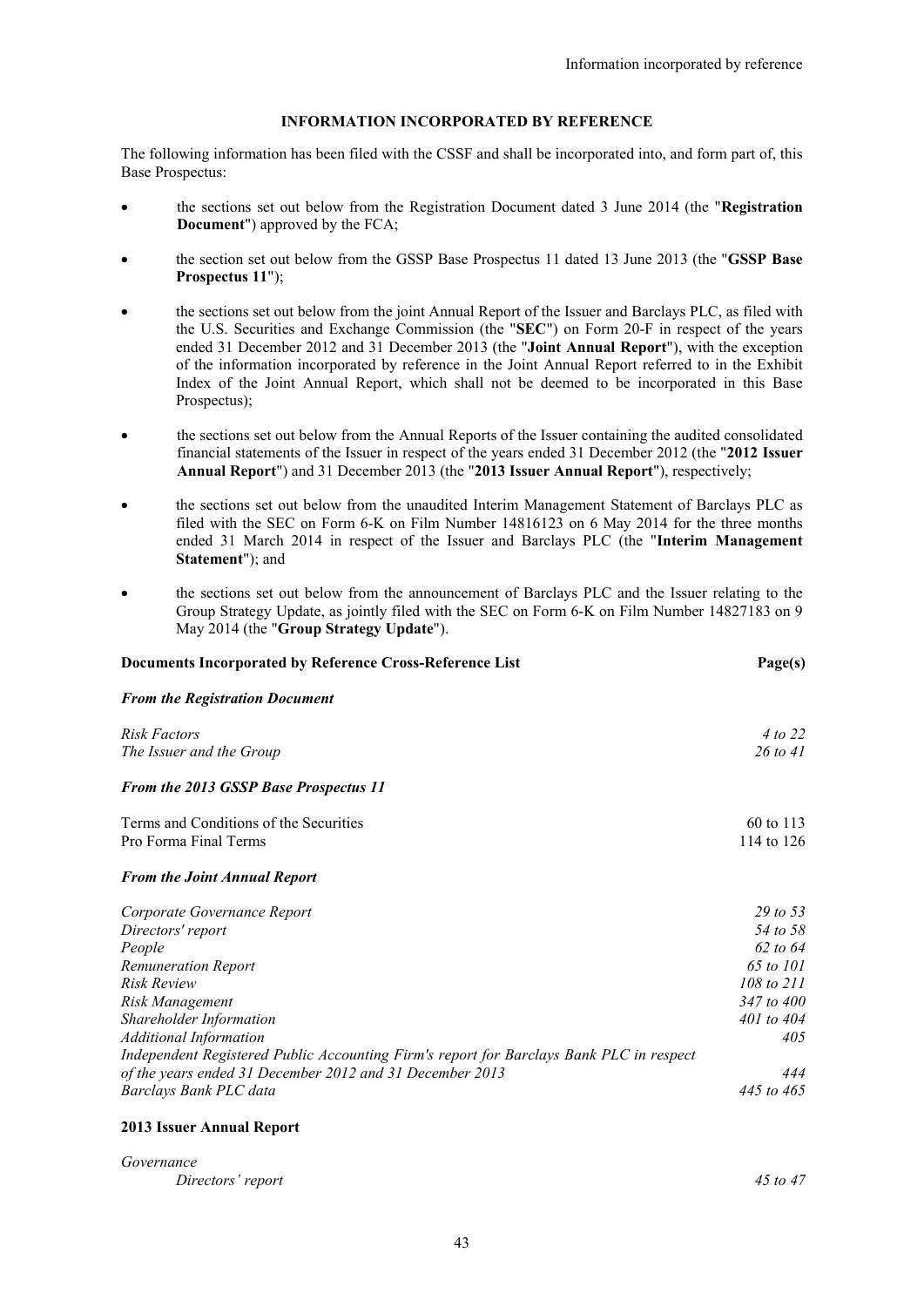## INFORMATION INCORPORATED BY REFERENCE

The following information has been filed with the CSSF and shall be incorporated into, and form part of, this Base Prospectus:

- the sections set out below from the Registration Document dated 3 June 2014 (the "**Registration Document**") approved by the FCA;
- the section set out below from the GSSP Base Prospectus 11 dated 13 June 2013 (the "**GSSP Base Prospectus 11**");
- the sections set out below from the joint Annual Report of the Issuer and Barclays PLC, as filed with the U.S. Securities and Exchange Commission (the "**SEC**") on Form 20-F in respect of the years ended 31 December 2012 and 31 December 2013 (the "**Joint Annual Report**"), with the exception of the information incorporated by reference in the Joint Annual Report referred to in the Exhibit Index of the Joint Annual Report, which shall not be deemed to be incorporated in this Base Prospectus);
- the sections set out below from the Annual Reports of the Issuer containing the audited consolidated financial statements of the Issuer in respect of the years ended 31 December 2012 (the "**2012 Issuer Annual Report**") and 31 December 2013 (the "**2013 Issuer Annual Report**"), respectively;
- the sections set out below from the unaudited Interim Management Statement of Barclays PLC as filed with the SEC on Form 6-K on Film Number 14816123 on 6 May 2014 for the three months ended 31 March 2014 in respect of the Issuer and Barclays PLC (the "**Interim Management Statement**"); and
- the sections set out below from the announcement of Barclays PLC and the Issuer relating to the Group Strategy Update, as jointly filed with the SEC on Form 6-K on Film Number 14827183 on 9 May 2014 (the "**Group Strategy Update**").

| **Documents Incorporated by Reference Cross-Reference List** | **Page(s)** |
|---|---|
| ***From the Registration Document*** | |
| *Risk Factors* | *4 to 22* |
| *The Issuer and the Group* | *26 to 41* |
| ***From the 2013 GSSP Base Prospectus 11*** | |
| Terms and Conditions of the Securities | 60 to 113 |
| Pro Forma Final Terms | 114 to 126 |
| ***From the Joint Annual Report*** | |
| *Corporate Governance Report* | *29 to 53* |
| *Directors' report* | *54 to 58* |
| *People* | *62 to 64* |
| *Remuneration Report* | *65 to 101* |
| *Risk Review* | *108 to 211* |
| *Risk Management* | *347 to 400* |
| *Shareholder Information* | *401 to 404* |
| *Additional Information* | *405* |
| *Independent Registered Public Accounting Firm's report for Barclays Bank PLC in respect of the years ended 31 December 2012 and 31 December 2013* | *444* |
| *Barclays Bank PLC data* | *445 to 465* |
| **2013 Issuer Annual Report** | |
| *Governance* | |
| *Directors' report* | *45 to 47* |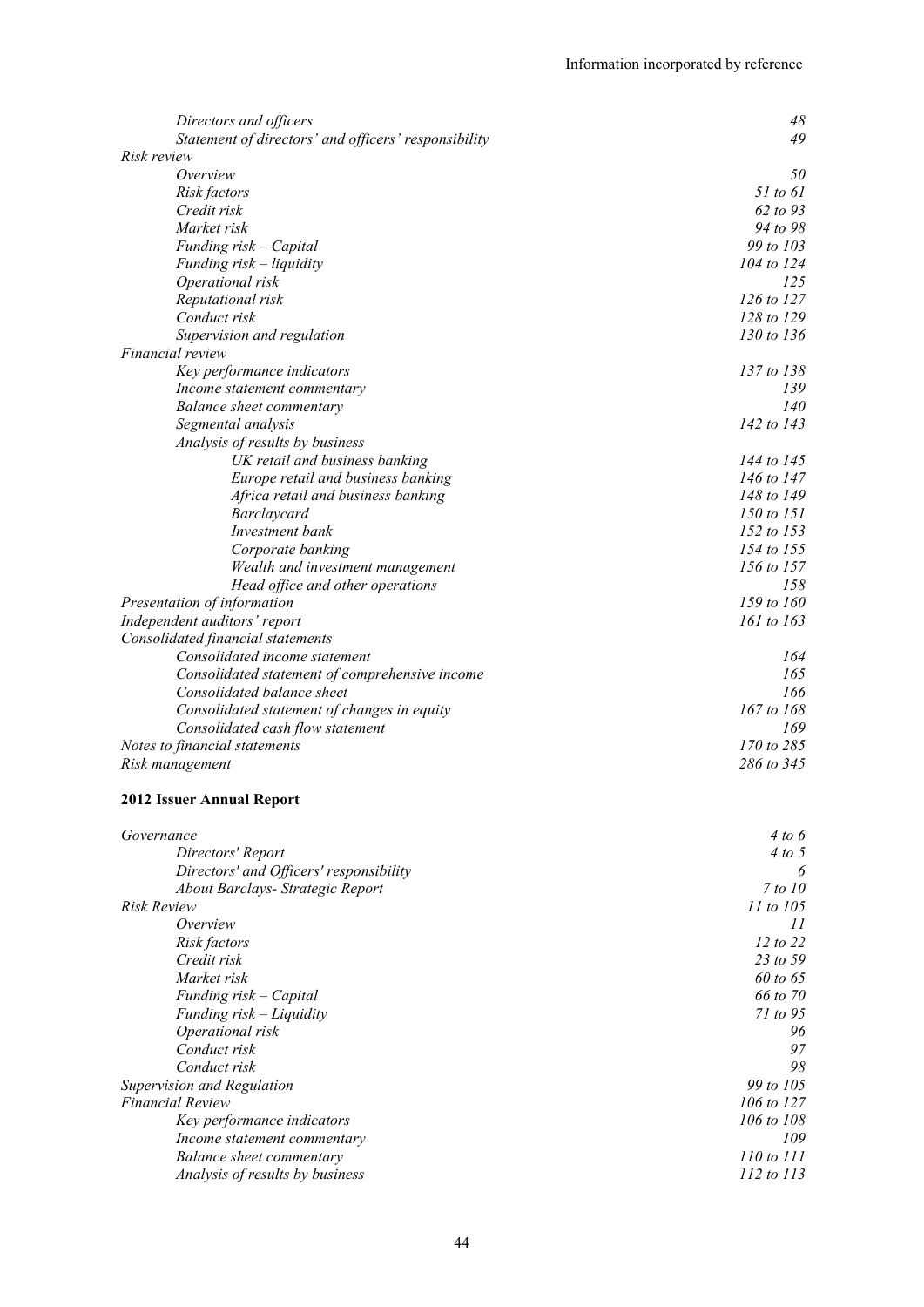| | |
|---|---|
| *Directors and officers* | *48* |
| *Statement of directors' and officers' responsibility* | *49* |
| *Risk review* | |
| *Overview* | *50* |
| *Risk factors* | *51 to 61* |
| *Credit risk* | *62 to 93* |
| *Market risk* | *94 to 98* |
| *Funding risk – Capital* | *99 to 103* |
| *Funding risk – liquidity* | *104 to 124* |
| *Operational risk* | *125* |
| *Reputational risk* | *126 to 127* |
| *Conduct risk* | *128 to 129* |
| *Supervision and regulation* | *130 to 136* |
| *Financial review* | |
| *Key performance indicators* | *137 to 138* |
| *Income statement commentary* | *139* |
| *Balance sheet commentary* | *140* |
| *Segmental analysis* | *142 to 143* |
| *Analysis of results by business* | |
| *UK retail and business banking* | *144 to 145* |
| *Europe retail and business banking* | *146 to 147* |
| *Africa retail and business banking* | *148 to 149* |
| *Barclaycard* | *150 to 151* |
| *Investment bank* | *152 to 153* |
| *Corporate banking* | *154 to 155* |
| *Wealth and investment management* | *156 to 157* |
| *Head office and other operations* | *158* |
| *Presentation of information* | *159 to 160* |
| *Independent auditors' report* | *161 to 163* |
| *Consolidated financial statements* | |
| *Consolidated income statement* | *164* |
| *Consolidated statement of comprehensive income* | *165* |
| *Consolidated balance sheet* | *166* |
| *Consolidated statement of changes in equity* | *167 to 168* |
| *Consolidated cash flow statement* | *169* |
| *Notes to financial statements* | *170 to 285* |
| *Risk management* | *286 to 345* |

**2012 Issuer Annual Report**

| | |
|---|---|
| *Governance* | *4 to 6* |
| *Directors' Report* | *4 to 5* |
| *Directors' and Officers' responsibility* | *6* |
| *About Barclays- Strategic Report* | *7 to 10* |
| *Risk Review* | *11 to 105* |
| *Overview* | *11* |
| *Risk factors* | *12 to 22* |
| *Credit risk* | *23 to 59* |
| *Market risk* | *60 to 65* |
| *Funding risk – Capital* | *66 to 70* |
| *Funding risk – Liquidity* | *71 to 95* |
| *Operational risk* | *96* |
| *Conduct risk* | *97* |
| *Conduct risk* | *98* |
| *Supervision and Regulation* | *99 to 105* |
| *Financial Review* | *106 to 127* |
| *Key performance indicators* | *106 to 108* |
| *Income statement commentary* | *109* |
| *Balance sheet commentary* | *110 to 111* |
| *Analysis of results by business* | *112 to 113* |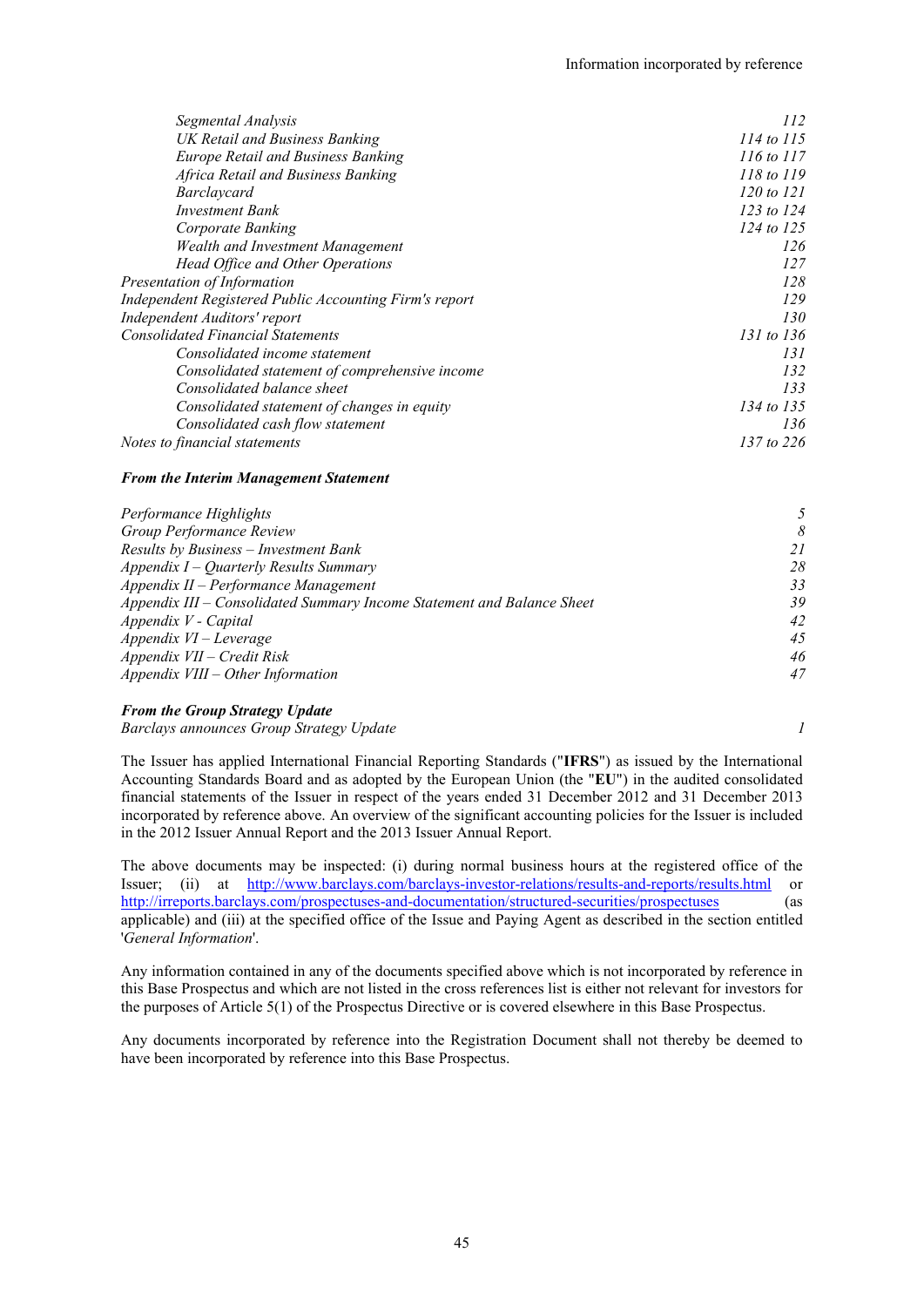| | |
|---|---|
| *Segmental Analysis* | *112* |
| *UK Retail and Business Banking* | *114 to 115* |
| *Europe Retail and Business Banking* | *116 to 117* |
| *Africa Retail and Business Banking* | *118 to 119* |
| *Barclaycard* | *120 to 121* |
| *Investment Bank* | *123 to 124* |
| *Corporate Banking* | *124 to 125* |
| *Wealth and Investment Management* | *126* |
| *Head Office and Other Operations* | *127* |
| *Presentation of Information* | *128* |
| *Independent Registered Public Accounting Firm's report* | *129* |
| *Independent Auditors' report* | *130* |
| *Consolidated Financial Statements* | *131 to 136* |
| *Consolidated income statement* | *131* |
| *Consolidated statement of comprehensive income* | *132* |
| *Consolidated balance sheet* | *133* |
| *Consolidated statement of changes in equity* | *134 to 135* |
| *Consolidated cash flow statement* | *136* |
| *Notes to financial statements* | *137 to 226* |

***From the Interim Management Statement***

| | |
|---|---|
| *Performance Highlights* | *5* |
| *Group Performance Review* | *8* |
| *Results by Business – Investment Bank* | *21* |
| *Appendix I – Quarterly Results Summary* | *28* |
| *Appendix II – Performance Management* | *33* |
| *Appendix III – Consolidated Summary Income Statement and Balance Sheet* | *39* |
| *Appendix V - Capital* | *42* |
| *Appendix VI – Leverage* | *45* |
| *Appendix VII – Credit Risk* | *46* |
| *Appendix VIII – Other Information* | *47* |

***From the Group Strategy Update***

| | |
|---|---|
| *Barclays announces Group Strategy Update* | *1* |

The Issuer has applied International Financial Reporting Standards ("**IFRS**") as issued by the International Accounting Standards Board and as adopted by the European Union (the "**EU**") in the audited consolidated financial statements of the Issuer in respect of the years ended 31 December 2012 and 31 December 2013 incorporated by reference above. An overview of the significant accounting policies for the Issuer is included in the 2012 Issuer Annual Report and the 2013 Issuer Annual Report.

The above documents may be inspected: (i) during normal business hours at the registered office of the Issuer; (ii) at http://www.barclays.com/barclays-investor-relations/results-and-reports/results.html or http://irreports.barclays.com/prospectuses-and-documentation/structured-securities/prospectuses (as applicable) and (iii) at the specified office of the Issue and Paying Agent as described in the section entitled '*General Information*'.

Any information contained in any of the documents specified above which is not incorporated by reference in this Base Prospectus and which are not listed in the cross references list is either not relevant for investors for the purposes of Article 5(1) of the Prospectus Directive or is covered elsewhere in this Base Prospectus.

Any documents incorporated by reference into the Registration Document shall not thereby be deemed to have been incorporated by reference into this Base Prospectus.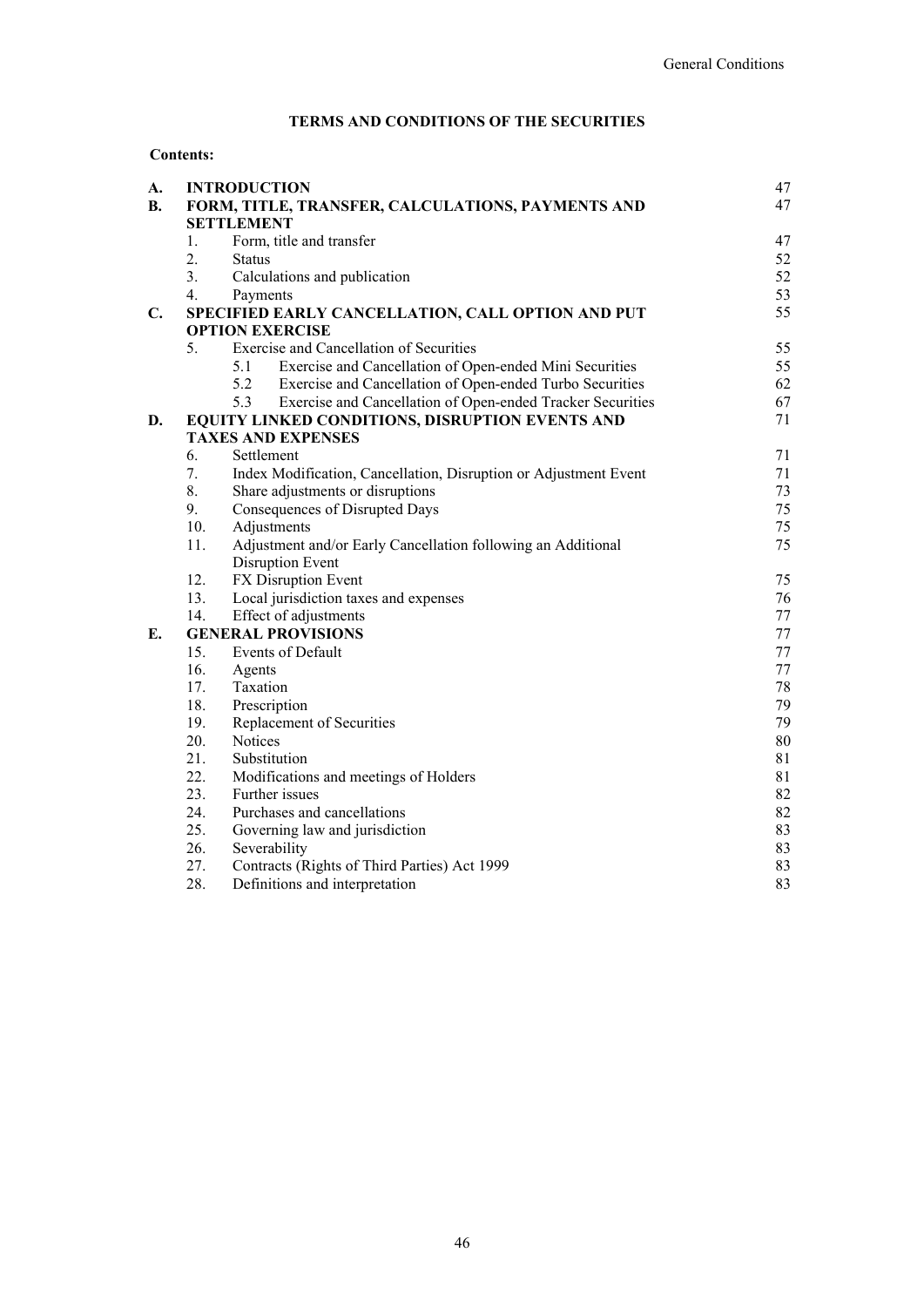## TERMS AND CONDITIONS OF THE SECURITIES

**Contents:**

| | | | Page |
|---|---|---|---|
| **A.** | **INTRODUCTION** | | 47 |
| **B.** | **FORM, TITLE, TRANSFER, CALCULATIONS, PAYMENTS AND SETTLEMENT** | | 47 |
| | 1. | Form, title and transfer | 47 |
| | 2. | Status | 52 |
| | 3. | Calculations and publication | 52 |
| | 4. | Payments | 53 |
| **C.** | **SPECIFIED EARLY CANCELLATION, CALL OPTION AND PUT OPTION EXERCISE** | | 55 |
| | 5. | Exercise and Cancellation of Securities | 55 |
| | | 5.1 Exercise and Cancellation of Open-ended Mini Securities | 55 |
| | | 5.2 Exercise and Cancellation of Open-ended Turbo Securities | 62 |
| | | 5.3 Exercise and Cancellation of Open-ended Tracker Securities | 67 |
| **D.** | **EQUITY LINKED CONDITIONS, DISRUPTION EVENTS AND TAXES AND EXPENSES** | | 71 |
| | 6. | Settlement | 71 |
| | 7. | Index Modification, Cancellation, Disruption or Adjustment Event | 71 |
| | 8. | Share adjustments or disruptions | 73 |
| | 9. | Consequences of Disrupted Days | 75 |
| | 10. | Adjustments | 75 |
| | 11. | Adjustment and/or Early Cancellation following an Additional Disruption Event | 75 |
| | 12. | FX Disruption Event | 75 |
| | 13. | Local jurisdiction taxes and expenses | 76 |
| | 14. | Effect of adjustments | 77 |
| **E.** | **GENERAL PROVISIONS** | | 77 |
| | 15. | Events of Default | 77 |
| | 16. | Agents | 77 |
| | 17. | Taxation | 78 |
| | 18. | Prescription | 79 |
| | 19. | Replacement of Securities | 79 |
| | 20. | Notices | 80 |
| | 21. | Substitution | 81 |
| | 22. | Modifications and meetings of Holders | 81 |
| | 23. | Further issues | 82 |
| | 24. | Purchases and cancellations | 82 |
| | 25. | Governing law and jurisdiction | 83 |
| | 26. | Severability | 83 |
| | 27. | Contracts (Rights of Third Parties) Act 1999 | 83 |
| | 28. | Definitions and interpretation | 83 |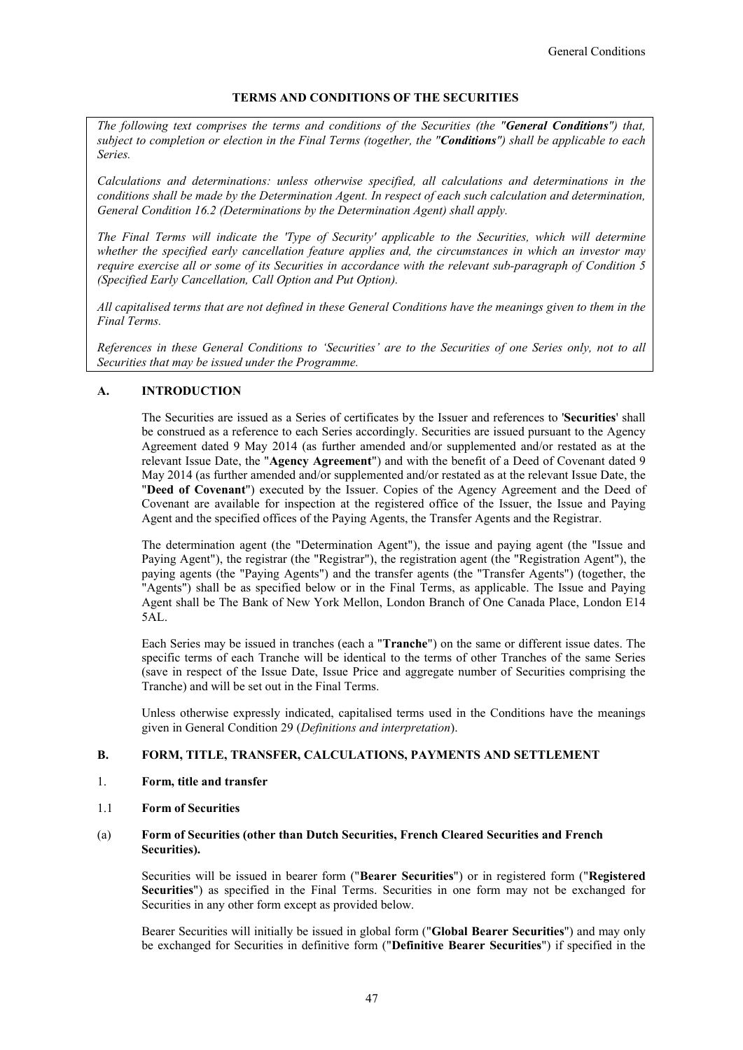# TERMS AND CONDITIONS OF THE SECURITIES

*The following text comprises the terms and conditions of the Securities (the "**General Conditions**") that, subject to completion or election in the Final Terms (together, the "**Conditions**") shall be applicable to each Series.*

*Calculations and determinations: unless otherwise specified, all calculations and determinations in the conditions shall be made by the Determination Agent. In respect of each such calculation and determination, General Condition 16.2 (Determinations by the Determination Agent) shall apply.*

*The Final Terms will indicate the 'Type of Security' applicable to the Securities, which will determine whether the specified early cancellation feature applies and, the circumstances in which an investor may require exercise all or some of its Securities in accordance with the relevant sub-paragraph of Condition 5 (Specified Early Cancellation, Call Option and Put Option).*

*All capitalised terms that are not defined in these General Conditions have the meanings given to them in the Final Terms.*

*References in these General Conditions to 'Securities' are to the Securities of one Series only, not to all Securities that may be issued under the Programme.*

## A. INTRODUCTION

The Securities are issued as a Series of certificates by the Issuer and references to '**Securities**' shall be construed as a reference to each Series accordingly. Securities are issued pursuant to the Agency Agreement dated 9 May 2014 (as further amended and/or supplemented and/or restated as at the relevant Issue Date, the "**Agency Agreement**") and with the benefit of a Deed of Covenant dated 9 May 2014 (as further amended and/or supplemented and/or restated as at the relevant Issue Date, the "**Deed of Covenant**") executed by the Issuer. Copies of the Agency Agreement and the Deed of Covenant are available for inspection at the registered office of the Issuer, the Issue and Paying Agent and the specified offices of the Paying Agents, the Transfer Agents and the Registrar.

The determination agent (the "Determination Agent"), the issue and paying agent (the "Issue and Paying Agent"), the registrar (the "Registrar"), the registration agent (the "Registration Agent"), the paying agents (the "Paying Agents") and the transfer agents (the "Transfer Agents") (together, the "Agents") shall be as specified below or in the Final Terms, as applicable. The Issue and Paying Agent shall be The Bank of New York Mellon, London Branch of One Canada Place, London E14 5AL.

Each Series may be issued in tranches (each a "**Tranche**") on the same or different issue dates. The specific terms of each Tranche will be identical to the terms of other Tranches of the same Series (save in respect of the Issue Date, Issue Price and aggregate number of Securities comprising the Tranche) and will be set out in the Final Terms.

Unless otherwise expressly indicated, capitalised terms used in the Conditions have the meanings given in General Condition 29 (*Definitions and interpretation*).

## B. FORM, TITLE, TRANSFER, CALCULATIONS, PAYMENTS AND SETTLEMENT

### 1. Form, title and transfer

### 1.1 Form of Securities

#### (a) Form of Securities (other than Dutch Securities, French Cleared Securities and French Securities).

Securities will be issued in bearer form ("**Bearer Securities**") or in registered form ("**Registered Securities**") as specified in the Final Terms. Securities in one form may not be exchanged for Securities in any other form except as provided below.

Bearer Securities will initially be issued in global form ("**Global Bearer Securities**") and may only be exchanged for Securities in definitive form ("**Definitive Bearer Securities**") if specified in the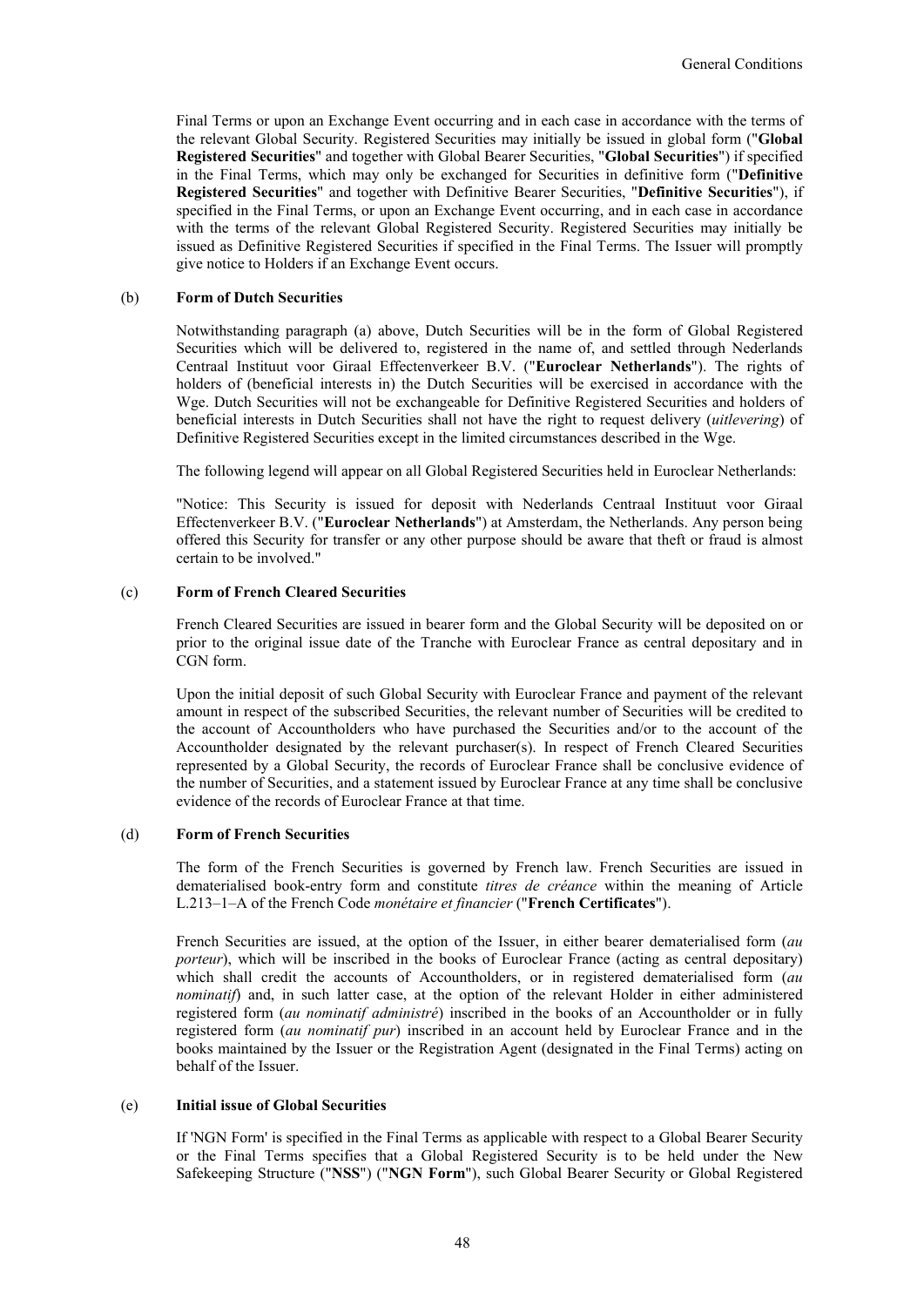Final Terms or upon an Exchange Event occurring and in each case in accordance with the terms of the relevant Global Security. Registered Securities may initially be issued in global form ("**Global Registered Securities**" and together with Global Bearer Securities, "**Global Securities**") if specified in the Final Terms, which may only be exchanged for Securities in definitive form ("**Definitive Registered Securities**" and together with Definitive Bearer Securities, "**Definitive Securities**"), if specified in the Final Terms, or upon an Exchange Event occurring, and in each case in accordance with the terms of the relevant Global Registered Security. Registered Securities may initially be issued as Definitive Registered Securities if specified in the Final Terms. The Issuer will promptly give notice to Holders if an Exchange Event occurs.

(b) **Form of Dutch Securities**

Notwithstanding paragraph (a) above, Dutch Securities will be in the form of Global Registered Securities which will be delivered to, registered in the name of, and settled through Nederlands Centraal Instituut voor Giraal Effectenverkeer B.V. ("**Euroclear Netherlands**"). The rights of holders of (beneficial interests in) the Dutch Securities will be exercised in accordance with the Wge. Dutch Securities will not be exchangeable for Definitive Registered Securities and holders of beneficial interests in Dutch Securities shall not have the right to request delivery (*uitlevering*) of Definitive Registered Securities except in the limited circumstances described in the Wge.

The following legend will appear on all Global Registered Securities held in Euroclear Netherlands:

"Notice: This Security is issued for deposit with Nederlands Centraal Instituut voor Giraal Effectenverkeer B.V. ("**Euroclear Netherlands**") at Amsterdam, the Netherlands. Any person being offered this Security for transfer or any other purpose should be aware that theft or fraud is almost certain to be involved."

(c) **Form of French Cleared Securities**

French Cleared Securities are issued in bearer form and the Global Security will be deposited on or prior to the original issue date of the Tranche with Euroclear France as central depositary and in CGN form.

Upon the initial deposit of such Global Security with Euroclear France and payment of the relevant amount in respect of the subscribed Securities, the relevant number of Securities will be credited to the account of Accountholders who have purchased the Securities and/or to the account of the Accountholder designated by the relevant purchaser(s). In respect of French Cleared Securities represented by a Global Security, the records of Euroclear France shall be conclusive evidence of the number of Securities, and a statement issued by Euroclear France at any time shall be conclusive evidence of the records of Euroclear France at that time.

(d) **Form of French Securities**

The form of the French Securities is governed by French law. French Securities are issued in dematerialised book-entry form and constitute *titres de créance* within the meaning of Article L.213–1–A of the French Code *monétaire et financier* ("**French Certificates**").

French Securities are issued, at the option of the Issuer, in either bearer dematerialised form (*au porteur*), which will be inscribed in the books of Euroclear France (acting as central depositary) which shall credit the accounts of Accountholders, or in registered dematerialised form (*au nominatif*) and, in such latter case, at the option of the relevant Holder in either administered registered form (*au nominatif administré*) inscribed in the books of an Accountholder or in fully registered form (*au nominatif pur*) inscribed in an account held by Euroclear France and in the books maintained by the Issuer or the Registration Agent (designated in the Final Terms) acting on behalf of the Issuer.

(e) **Initial issue of Global Securities**

If 'NGN Form' is specified in the Final Terms as applicable with respect to a Global Bearer Security or the Final Terms specifies that a Global Registered Security is to be held under the New Safekeeping Structure ("**NSS**") ("**NGN Form**"), such Global Bearer Security or Global Registered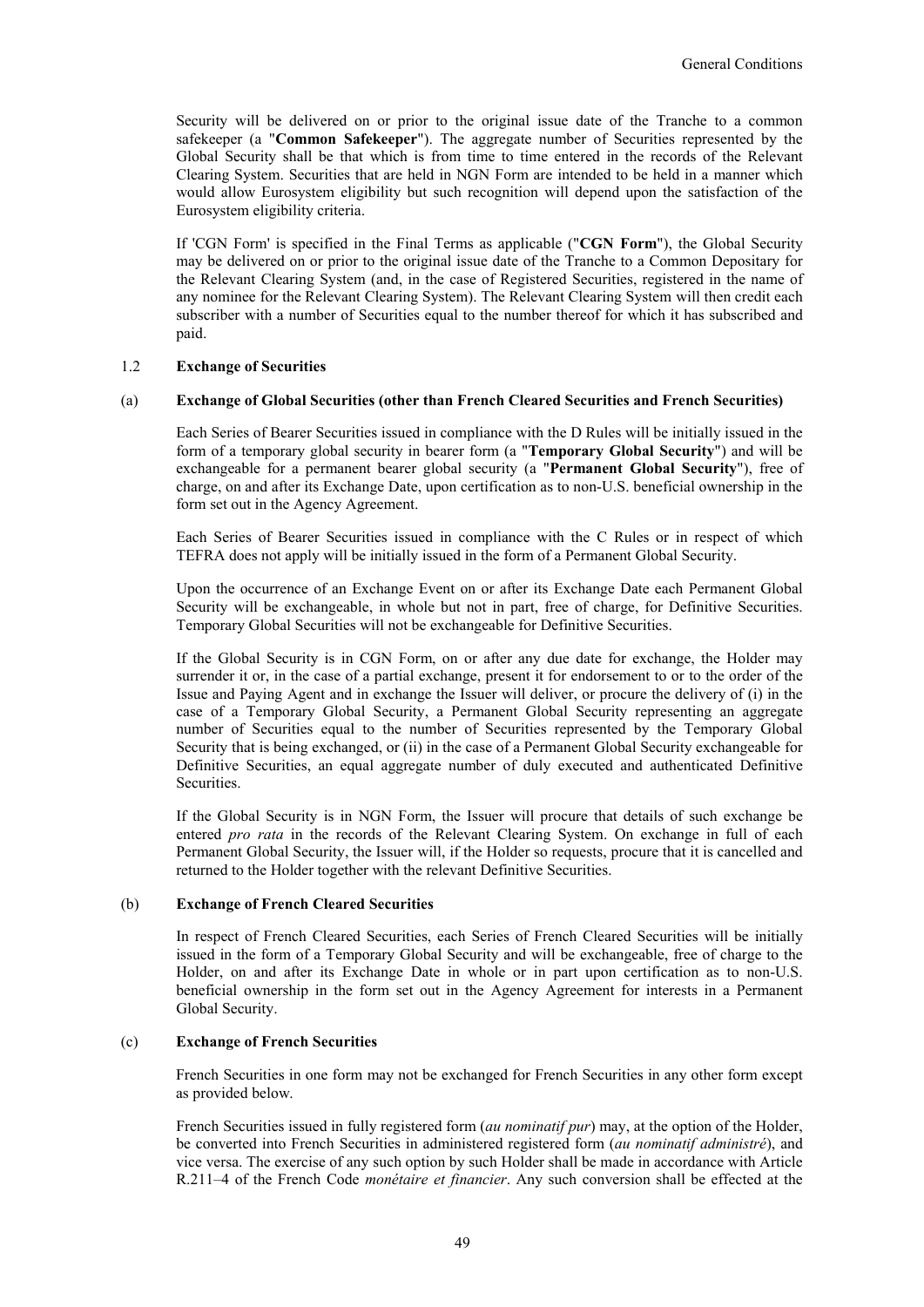Security will be delivered on or prior to the original issue date of the Tranche to a common safekeeper (a "**Common Safekeeper**"). The aggregate number of Securities represented by the Global Security shall be that which is from time to time entered in the records of the Relevant Clearing System. Securities that are held in NGN Form are intended to be held in a manner which would allow Eurosystem eligibility but such recognition will depend upon the satisfaction of the Eurosystem eligibility criteria.

If 'CGN Form' is specified in the Final Terms as applicable ("**CGN Form**"), the Global Security may be delivered on or prior to the original issue date of the Tranche to a Common Depositary for the Relevant Clearing System (and, in the case of Registered Securities, registered in the name of any nominee for the Relevant Clearing System). The Relevant Clearing System will then credit each subscriber with a number of Securities equal to the number thereof for which it has subscribed and paid.

### 1.2 Exchange of Securities

#### (a) Exchange of Global Securities (other than French Cleared Securities and French Securities)

Each Series of Bearer Securities issued in compliance with the D Rules will be initially issued in the form of a temporary global security in bearer form (a "**Temporary Global Security**") and will be exchangeable for a permanent bearer global security (a "**Permanent Global Security**"), free of charge, on and after its Exchange Date, upon certification as to non-U.S. beneficial ownership in the form set out in the Agency Agreement.

Each Series of Bearer Securities issued in compliance with the C Rules or in respect of which TEFRA does not apply will be initially issued in the form of a Permanent Global Security.

Upon the occurrence of an Exchange Event on or after its Exchange Date each Permanent Global Security will be exchangeable, in whole but not in part, free of charge, for Definitive Securities. Temporary Global Securities will not be exchangeable for Definitive Securities.

If the Global Security is in CGN Form, on or after any due date for exchange, the Holder may surrender it or, in the case of a partial exchange, present it for endorsement to or to the order of the Issue and Paying Agent and in exchange the Issuer will deliver, or procure the delivery of (i) in the case of a Temporary Global Security, a Permanent Global Security representing an aggregate number of Securities equal to the number of Securities represented by the Temporary Global Security that is being exchanged, or (ii) in the case of a Permanent Global Security exchangeable for Definitive Securities, an equal aggregate number of duly executed and authenticated Definitive Securities.

If the Global Security is in NGN Form, the Issuer will procure that details of such exchange be entered *pro rata* in the records of the Relevant Clearing System. On exchange in full of each Permanent Global Security, the Issuer will, if the Holder so requests, procure that it is cancelled and returned to the Holder together with the relevant Definitive Securities.

#### (b) Exchange of French Cleared Securities

In respect of French Cleared Securities, each Series of French Cleared Securities will be initially issued in the form of a Temporary Global Security and will be exchangeable, free of charge to the Holder, on and after its Exchange Date in whole or in part upon certification as to non-U.S. beneficial ownership in the form set out in the Agency Agreement for interests in a Permanent Global Security.

#### (c) Exchange of French Securities

French Securities in one form may not be exchanged for French Securities in any other form except as provided below.

French Securities issued in fully registered form (*au nominatif pur*) may, at the option of the Holder, be converted into French Securities in administered registered form (*au nominatif administré*), and vice versa. The exercise of any such option by such Holder shall be made in accordance with Article R.211–4 of the French Code *monétaire et financier*. Any such conversion shall be effected at the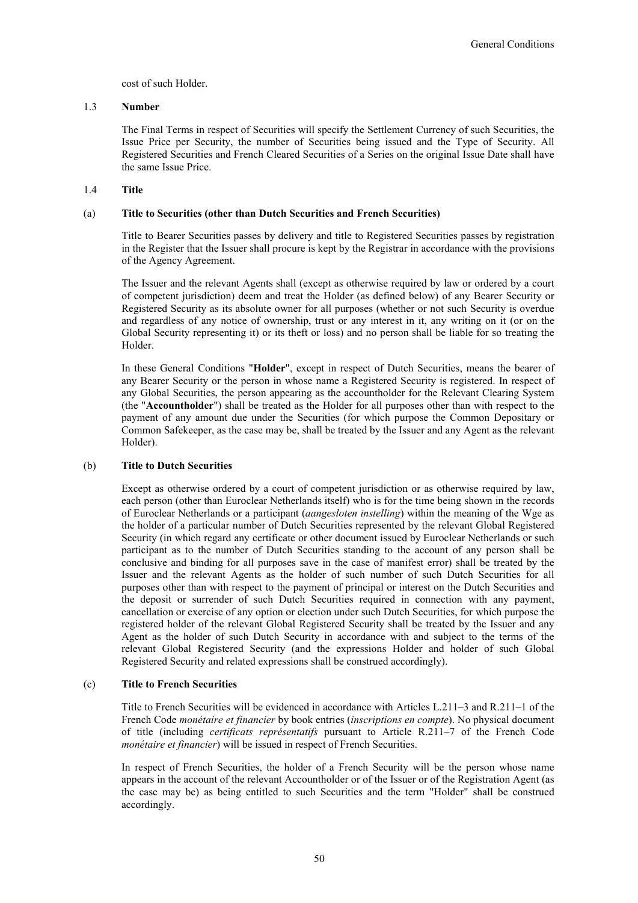cost of such Holder.

### 1.3 Number

The Final Terms in respect of Securities will specify the Settlement Currency of such Securities, the Issue Price per Security, the number of Securities being issued and the Type of Security. All Registered Securities and French Cleared Securities of a Series on the original Issue Date shall have the same Issue Price.

### 1.4 Title

#### (a) Title to Securities (other than Dutch Securities and French Securities)

Title to Bearer Securities passes by delivery and title to Registered Securities passes by registration in the Register that the Issuer shall procure is kept by the Registrar in accordance with the provisions of the Agency Agreement.

The Issuer and the relevant Agents shall (except as otherwise required by law or ordered by a court of competent jurisdiction) deem and treat the Holder (as defined below) of any Bearer Security or Registered Security as its absolute owner for all purposes (whether or not such Security is overdue and regardless of any notice of ownership, trust or any interest in it, any writing on it (or on the Global Security representing it) or its theft or loss) and no person shall be liable for so treating the Holder.

In these General Conditions "**Holder**", except in respect of Dutch Securities, means the bearer of any Bearer Security or the person in whose name a Registered Security is registered. In respect of any Global Securities, the person appearing as the accountholder for the Relevant Clearing System (the "**Accountholder**") shall be treated as the Holder for all purposes other than with respect to the payment of any amount due under the Securities (for which purpose the Common Depositary or Common Safekeeper, as the case may be, shall be treated by the Issuer and any Agent as the relevant Holder).

#### (b) Title to Dutch Securities

Except as otherwise ordered by a court of competent jurisdiction or as otherwise required by law, each person (other than Euroclear Netherlands itself) who is for the time being shown in the records of Euroclear Netherlands or a participant (*aangesloten instelling*) within the meaning of the Wge as the holder of a particular number of Dutch Securities represented by the relevant Global Registered Security (in which regard any certificate or other document issued by Euroclear Netherlands or such participant as to the number of Dutch Securities standing to the account of any person shall be conclusive and binding for all purposes save in the case of manifest error) shall be treated by the Issuer and the relevant Agents as the holder of such number of Dutch Securities for all purposes other than with respect to the payment of principal or interest on the Dutch Securities and the deposit or surrender of such Dutch Securities required in connection with any payment, cancellation or exercise of any option or election under such Dutch Securities, for which purpose the registered holder of the relevant Global Registered Security shall be treated by the Issuer and any Agent as the holder of such Dutch Security in accordance with and subject to the terms of the relevant Global Registered Security (and the expressions Holder and holder of such Global Registered Security and related expressions shall be construed accordingly).

#### (c) Title to French Securities

Title to French Securities will be evidenced in accordance with Articles L.211–3 and R.211–1 of the French Code *monétaire et financier* by book entries (*inscriptions en compte*). No physical document of title (including *certificats représentatifs* pursuant to Article R.211–7 of the French Code *monétaire et financier*) will be issued in respect of French Securities.

In respect of French Securities, the holder of a French Security will be the person whose name appears in the account of the relevant Accountholder or of the Issuer or of the Registration Agent (as the case may be) as being entitled to such Securities and the term "Holder" shall be construed accordingly.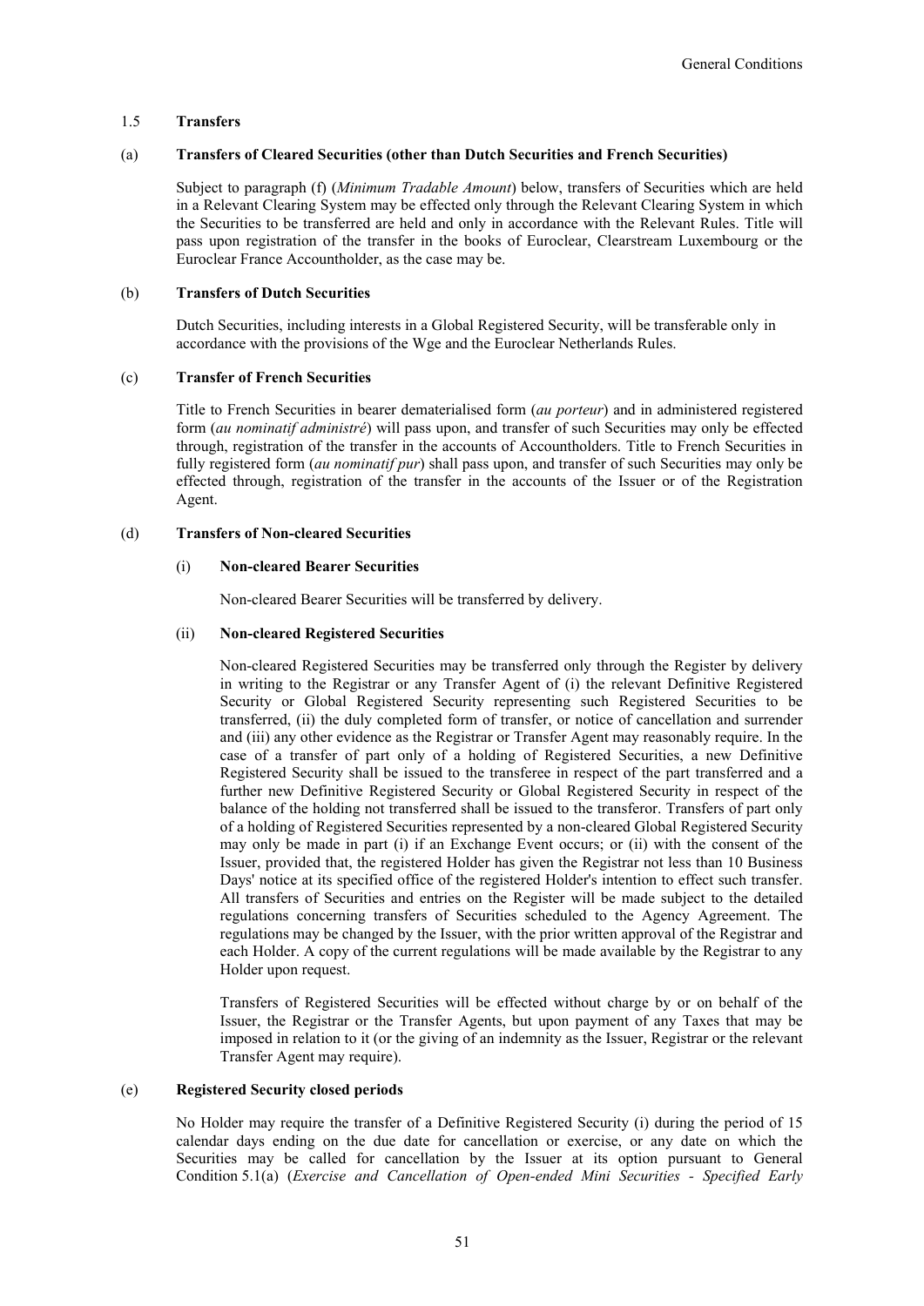### 1.5 **Transfers**

#### (a) **Transfers of Cleared Securities (other than Dutch Securities and French Securities)**

Subject to paragraph (f) (*Minimum Tradable Amount*) below, transfers of Securities which are held in a Relevant Clearing System may be effected only through the Relevant Clearing System in which the Securities to be transferred are held and only in accordance with the Relevant Rules. Title will pass upon registration of the transfer in the books of Euroclear, Clearstream Luxembourg or the Euroclear France Accountholder, as the case may be.

#### (b) **Transfers of Dutch Securities**

Dutch Securities, including interests in a Global Registered Security, will be transferable only in accordance with the provisions of the Wge and the Euroclear Netherlands Rules.

#### (c) **Transfer of French Securities**

Title to French Securities in bearer dematerialised form (*au porteur*) and in administered registered form (*au nominatif administré*) will pass upon, and transfer of such Securities may only be effected through, registration of the transfer in the accounts of Accountholders. Title to French Securities in fully registered form (*au nominatif pur*) shall pass upon, and transfer of such Securities may only be effected through, registration of the transfer in the accounts of the Issuer or of the Registration Agent.

#### (d) **Transfers of Non-cleared Securities**

##### (i) **Non-cleared Bearer Securities**

Non-cleared Bearer Securities will be transferred by delivery.

##### (ii) **Non-cleared Registered Securities**

Non-cleared Registered Securities may be transferred only through the Register by delivery in writing to the Registrar or any Transfer Agent of (i) the relevant Definitive Registered Security or Global Registered Security representing such Registered Securities to be transferred, (ii) the duly completed form of transfer, or notice of cancellation and surrender and (iii) any other evidence as the Registrar or Transfer Agent may reasonably require. In the case of a transfer of part only of a holding of Registered Securities, a new Definitive Registered Security shall be issued to the transferee in respect of the part transferred and a further new Definitive Registered Security or Global Registered Security in respect of the balance of the holding not transferred shall be issued to the transferor. Transfers of part only of a holding of Registered Securities represented by a non-cleared Global Registered Security may only be made in part (i) if an Exchange Event occurs; or (ii) with the consent of the Issuer, provided that, the registered Holder has given the Registrar not less than 10 Business Days' notice at its specified office of the registered Holder's intention to effect such transfer. All transfers of Securities and entries on the Register will be made subject to the detailed regulations concerning transfers of Securities scheduled to the Agency Agreement. The regulations may be changed by the Issuer, with the prior written approval of the Registrar and each Holder. A copy of the current regulations will be made available by the Registrar to any Holder upon request.

Transfers of Registered Securities will be effected without charge by or on behalf of the Issuer, the Registrar or the Transfer Agents, but upon payment of any Taxes that may be imposed in relation to it (or the giving of an indemnity as the Issuer, Registrar or the relevant Transfer Agent may require).

#### (e) **Registered Security closed periods**

No Holder may require the transfer of a Definitive Registered Security (i) during the period of 15 calendar days ending on the due date for cancellation or exercise, or any date on which the Securities may be called for cancellation by the Issuer at its option pursuant to General Condition 5.1(a) (*Exercise and Cancellation of Open-ended Mini Securities - Specified Early*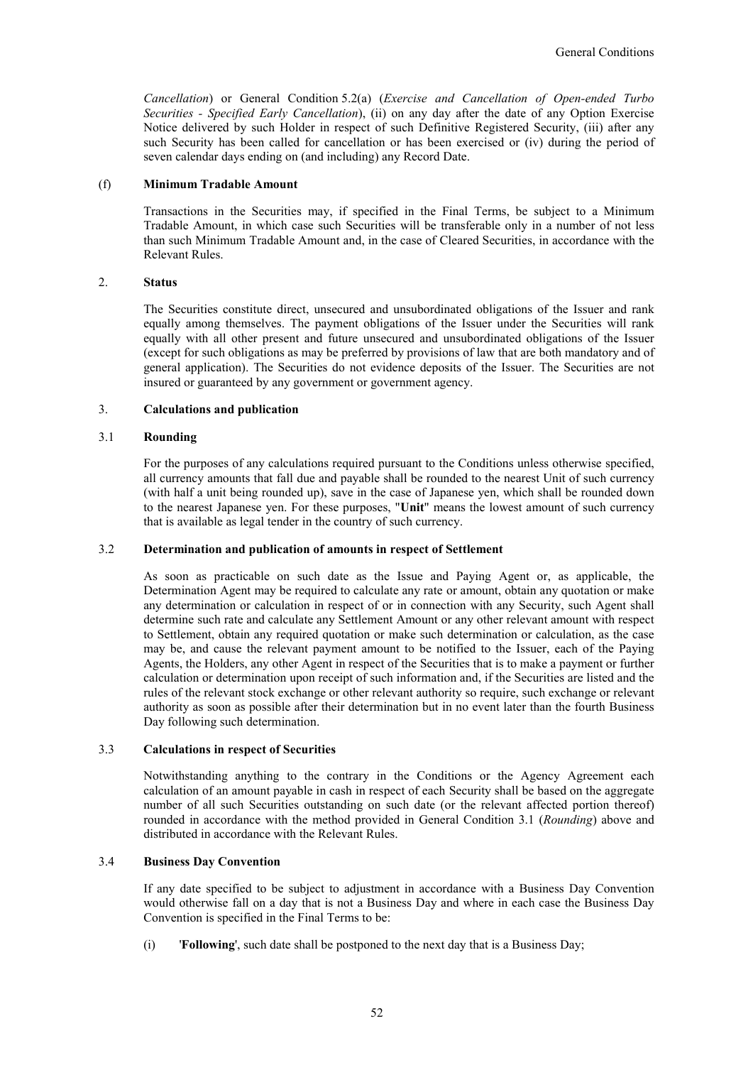*Cancellation*) or General Condition 5.2(a) (*Exercise and Cancellation of Open-ended Turbo Securities - Specified Early Cancellation*), (ii) on any day after the date of any Option Exercise Notice delivered by such Holder in respect of such Definitive Registered Security, (iii) after any such Security has been called for cancellation or has been exercised or (iv) during the period of seven calendar days ending on (and including) any Record Date.

(f) **Minimum Tradable Amount**

Transactions in the Securities may, if specified in the Final Terms, be subject to a Minimum Tradable Amount, in which case such Securities will be transferable only in a number of not less than such Minimum Tradable Amount and, in the case of Cleared Securities, in accordance with the Relevant Rules.

## 2. Status

The Securities constitute direct, unsecured and unsubordinated obligations of the Issuer and rank equally among themselves. The payment obligations of the Issuer under the Securities will rank equally with all other present and future unsecured and unsubordinated obligations of the Issuer (except for such obligations as may be preferred by provisions of law that are both mandatory and of general application). The Securities do not evidence deposits of the Issuer. The Securities are not insured or guaranteed by any government or government agency.

## 3. Calculations and publication

### 3.1 Rounding

For the purposes of any calculations required pursuant to the Conditions unless otherwise specified, all currency amounts that fall due and payable shall be rounded to the nearest Unit of such currency (with half a unit being rounded up), save in the case of Japanese yen, which shall be rounded down to the nearest Japanese yen. For these purposes, "**Unit**" means the lowest amount of such currency that is available as legal tender in the country of such currency.

### 3.2 Determination and publication of amounts in respect of Settlement

As soon as practicable on such date as the Issue and Paying Agent or, as applicable, the Determination Agent may be required to calculate any rate or amount, obtain any quotation or make any determination or calculation in respect of or in connection with any Security, such Agent shall determine such rate and calculate any Settlement Amount or any other relevant amount with respect to Settlement, obtain any required quotation or make such determination or calculation, as the case may be, and cause the relevant payment amount to be notified to the Issuer, each of the Paying Agents, the Holders, any other Agent in respect of the Securities that is to make a payment or further calculation or determination upon receipt of such information and, if the Securities are listed and the rules of the relevant stock exchange or other relevant authority so require, such exchange or relevant authority as soon as possible after their determination but in no event later than the fourth Business Day following such determination.

### 3.3 Calculations in respect of Securities

Notwithstanding anything to the contrary in the Conditions or the Agency Agreement each calculation of an amount payable in cash in respect of each Security shall be based on the aggregate number of all such Securities outstanding on such date (or the relevant affected portion thereof) rounded in accordance with the method provided in General Condition 3.1 (*Rounding*) above and distributed in accordance with the Relevant Rules.

### 3.4 Business Day Convention

If any date specified to be subject to adjustment in accordance with a Business Day Convention would otherwise fall on a day that is not a Business Day and where in each case the Business Day Convention is specified in the Final Terms to be:

(i) '**Following**', such date shall be postponed to the next day that is a Business Day;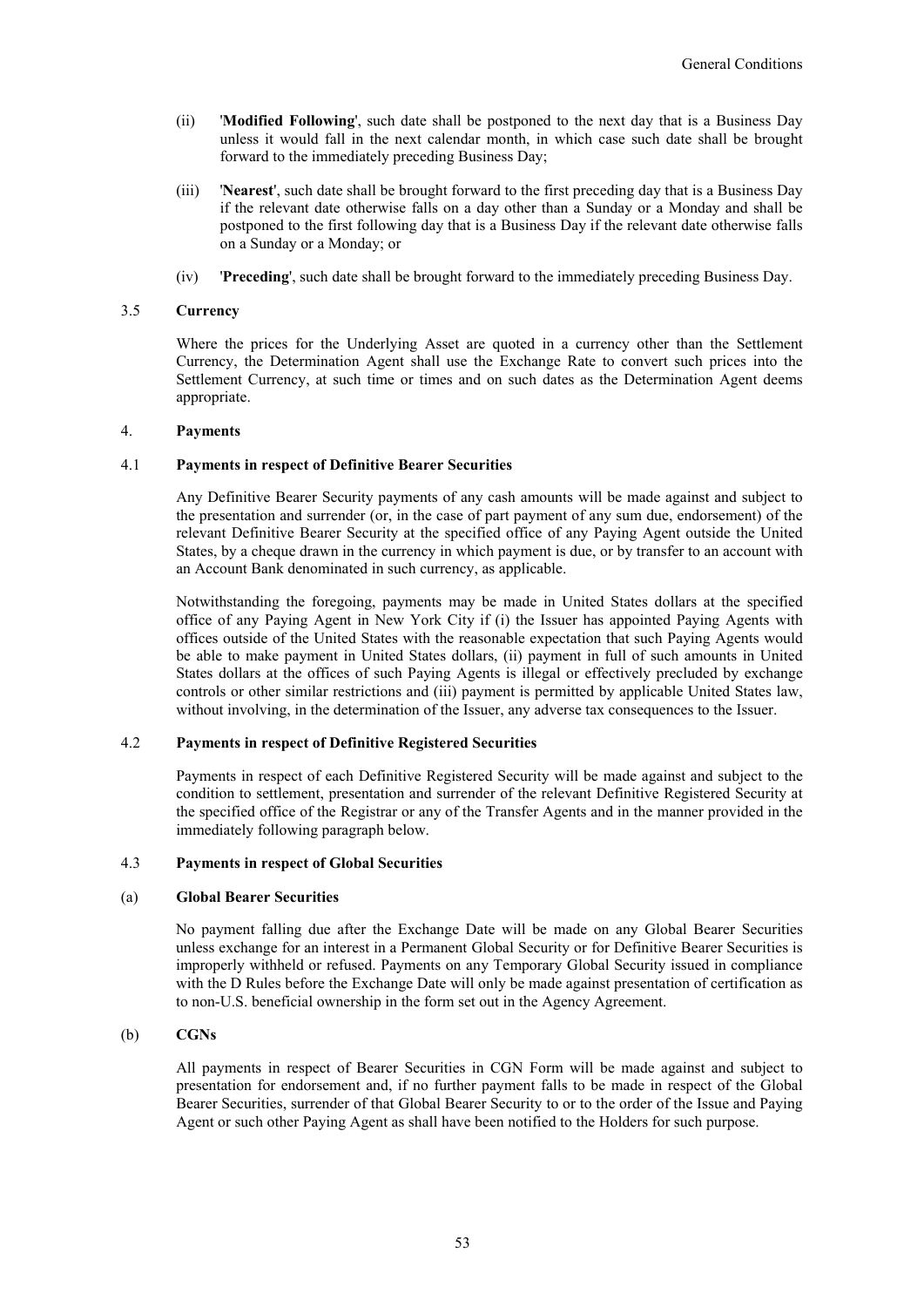(ii) '**Modified Following**', such date shall be postponed to the next day that is a Business Day unless it would fall in the next calendar month, in which case such date shall be brought forward to the immediately preceding Business Day;

(iii) '**Nearest**', such date shall be brought forward to the first preceding day that is a Business Day if the relevant date otherwise falls on a day other than a Sunday or a Monday and shall be postponed to the first following day that is a Business Day if the relevant date otherwise falls on a Sunday or a Monday; or

(iv) '**Preceding**', such date shall be brought forward to the immediately preceding Business Day.

### 3.5 Currency

Where the prices for the Underlying Asset are quoted in a currency other than the Settlement Currency, the Determination Agent shall use the Exchange Rate to convert such prices into the Settlement Currency, at such time or times and on such dates as the Determination Agent deems appropriate.

## 4. Payments

### 4.1 Payments in respect of Definitive Bearer Securities

Any Definitive Bearer Security payments of any cash amounts will be made against and subject to the presentation and surrender (or, in the case of part payment of any sum due, endorsement) of the relevant Definitive Bearer Security at the specified office of any Paying Agent outside the United States, by a cheque drawn in the currency in which payment is due, or by transfer to an account with an Account Bank denominated in such currency, as applicable.

Notwithstanding the foregoing, payments may be made in United States dollars at the specified office of any Paying Agent in New York City if (i) the Issuer has appointed Paying Agents with offices outside of the United States with the reasonable expectation that such Paying Agents would be able to make payment in United States dollars, (ii) payment in full of such amounts in United States dollars at the offices of such Paying Agents is illegal or effectively precluded by exchange controls or other similar restrictions and (iii) payment is permitted by applicable United States law, without involving, in the determination of the Issuer, any adverse tax consequences to the Issuer.

### 4.2 Payments in respect of Definitive Registered Securities

Payments in respect of each Definitive Registered Security will be made against and subject to the condition to settlement, presentation and surrender of the relevant Definitive Registered Security at the specified office of the Registrar or any of the Transfer Agents and in the manner provided in the immediately following paragraph below.

### 4.3 Payments in respect of Global Securities

#### (a) Global Bearer Securities

No payment falling due after the Exchange Date will be made on any Global Bearer Securities unless exchange for an interest in a Permanent Global Security or for Definitive Bearer Securities is improperly withheld or refused. Payments on any Temporary Global Security issued in compliance with the D Rules before the Exchange Date will only be made against presentation of certification as to non-U.S. beneficial ownership in the form set out in the Agency Agreement.

#### (b) CGNs

All payments in respect of Bearer Securities in CGN Form will be made against and subject to presentation for endorsement and, if no further payment falls to be made in respect of the Global Bearer Securities, surrender of that Global Bearer Security to or to the order of the Issue and Paying Agent or such other Paying Agent as shall have been notified to the Holders for such purpose.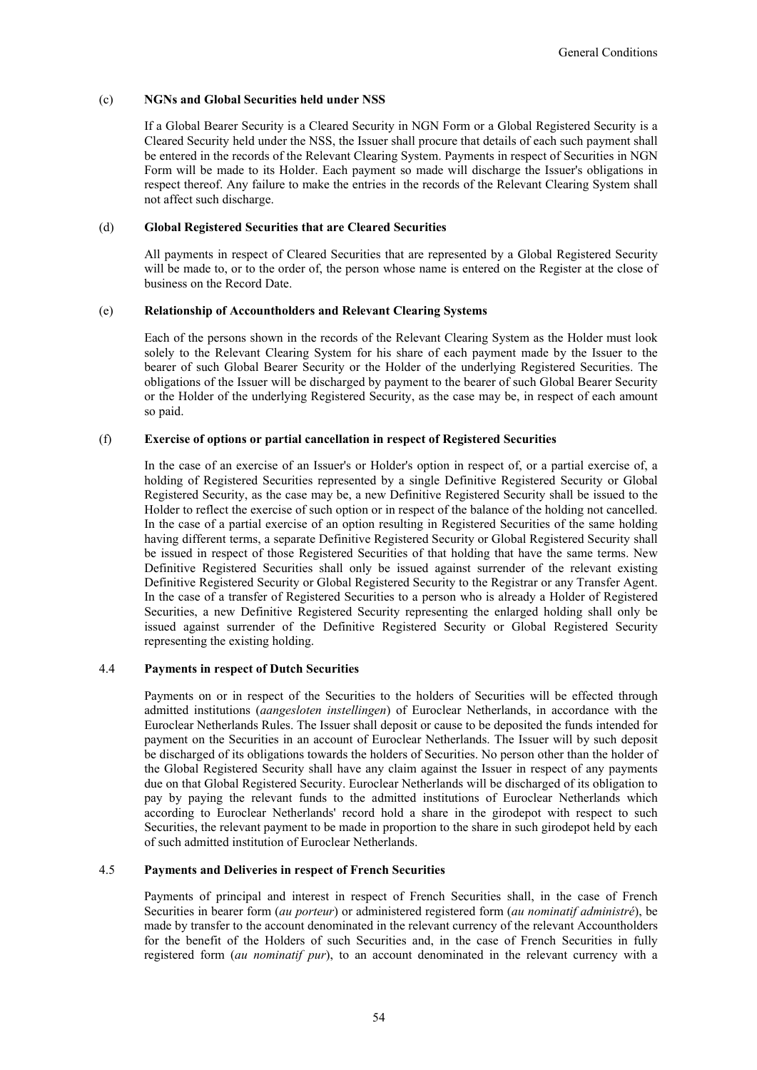(c) **NGNs and Global Securities held under NSS**

If a Global Bearer Security is a Cleared Security in NGN Form or a Global Registered Security is a Cleared Security held under the NSS, the Issuer shall procure that details of each such payment shall be entered in the records of the Relevant Clearing System. Payments in respect of Securities in NGN Form will be made to its Holder. Each payment so made will discharge the Issuer's obligations in respect thereof. Any failure to make the entries in the records of the Relevant Clearing System shall not affect such discharge.

(d) **Global Registered Securities that are Cleared Securities**

All payments in respect of Cleared Securities that are represented by a Global Registered Security will be made to, or to the order of, the person whose name is entered on the Register at the close of business on the Record Date.

(e) **Relationship of Accountholders and Relevant Clearing Systems**

Each of the persons shown in the records of the Relevant Clearing System as the Holder must look solely to the Relevant Clearing System for his share of each payment made by the Issuer to the bearer of such Global Bearer Security or the Holder of the underlying Registered Securities. The obligations of the Issuer will be discharged by payment to the bearer of such Global Bearer Security or the Holder of the underlying Registered Security, as the case may be, in respect of each amount so paid.

(f) **Exercise of options or partial cancellation in respect of Registered Securities**

In the case of an exercise of an Issuer's or Holder's option in respect of, or a partial exercise of, a holding of Registered Securities represented by a single Definitive Registered Security or Global Registered Security, as the case may be, a new Definitive Registered Security shall be issued to the Holder to reflect the exercise of such option or in respect of the balance of the holding not cancelled. In the case of a partial exercise of an option resulting in Registered Securities of the same holding having different terms, a separate Definitive Registered Security or Global Registered Security shall be issued in respect of those Registered Securities of that holding that have the same terms. New Definitive Registered Securities shall only be issued against surrender of the relevant existing Definitive Registered Security or Global Registered Security to the Registrar or any Transfer Agent. In the case of a transfer of Registered Securities to a person who is already a Holder of Registered Securities, a new Definitive Registered Security representing the enlarged holding shall only be issued against surrender of the Definitive Registered Security or Global Registered Security representing the existing holding.

4.4 **Payments in respect of Dutch Securities**

Payments on or in respect of the Securities to the holders of Securities will be effected through admitted institutions (*aangesloten instellingen*) of Euroclear Netherlands, in accordance with the Euroclear Netherlands Rules. The Issuer shall deposit or cause to be deposited the funds intended for payment on the Securities in an account of Euroclear Netherlands. The Issuer will by such deposit be discharged of its obligations towards the holders of Securities. No person other than the holder of the Global Registered Security shall have any claim against the Issuer in respect of any payments due on that Global Registered Security. Euroclear Netherlands will be discharged of its obligation to pay by paying the relevant funds to the admitted institutions of Euroclear Netherlands which according to Euroclear Netherlands' record hold a share in the girodepot with respect to such Securities, the relevant payment to be made in proportion to the share in such girodepot held by each of such admitted institution of Euroclear Netherlands.

4.5 **Payments and Deliveries in respect of French Securities**

Payments of principal and interest in respect of French Securities shall, in the case of French Securities in bearer form (*au porteur*) or administered registered form (*au nominatif administré*), be made by transfer to the account denominated in the relevant currency of the relevant Accountholders for the benefit of the Holders of such Securities and, in the case of French Securities in fully registered form (*au nominatif pur*), to an account denominated in the relevant currency with a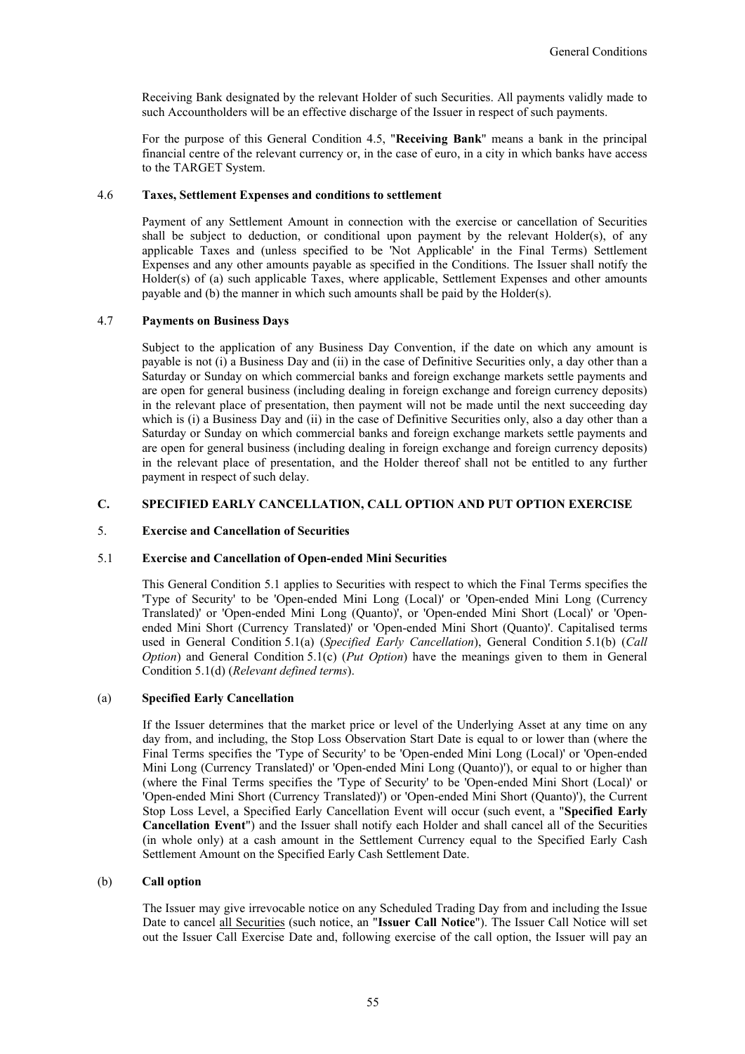Receiving Bank designated by the relevant Holder of such Securities. All payments validly made to such Accountholders will be an effective discharge of the Issuer in respect of such payments.

For the purpose of this General Condition 4.5, "**Receiving Bank**" means a bank in the principal financial centre of the relevant currency or, in the case of euro, in a city in which banks have access to the TARGET System.

#### 4.6 Taxes, Settlement Expenses and conditions to settlement

Payment of any Settlement Amount in connection with the exercise or cancellation of Securities shall be subject to deduction, or conditional upon payment by the relevant Holder(s), of any applicable Taxes and (unless specified to be 'Not Applicable' in the Final Terms) Settlement Expenses and any other amounts payable as specified in the Conditions. The Issuer shall notify the Holder(s) of (a) such applicable Taxes, where applicable, Settlement Expenses and other amounts payable and (b) the manner in which such amounts shall be paid by the Holder(s).

#### 4.7 Payments on Business Days

Subject to the application of any Business Day Convention, if the date on which any amount is payable is not (i) a Business Day and (ii) in the case of Definitive Securities only, a day other than a Saturday or Sunday on which commercial banks and foreign exchange markets settle payments and are open for general business (including dealing in foreign exchange and foreign currency deposits) in the relevant place of presentation, then payment will not be made until the next succeeding day which is (i) a Business Day and (ii) in the case of Definitive Securities only, also a day other than a Saturday or Sunday on which commercial banks and foreign exchange markets settle payments and are open for general business (including dealing in foreign exchange and foreign currency deposits) in the relevant place of presentation, and the Holder thereof shall not be entitled to any further payment in respect of such delay.

## C. SPECIFIED EARLY CANCELLATION, CALL OPTION AND PUT OPTION EXERCISE

### 5. Exercise and Cancellation of Securities

#### 5.1 Exercise and Cancellation of Open-ended Mini Securities

This General Condition 5.1 applies to Securities with respect to which the Final Terms specifies the 'Type of Security' to be 'Open-ended Mini Long (Local)' or 'Open-ended Mini Long (Currency Translated)' or 'Open-ended Mini Long (Quanto)', or 'Open-ended Mini Short (Local)' or 'Open-ended Mini Short (Currency Translated)' or 'Open-ended Mini Short (Quanto)'. Capitalised terms used in General Condition 5.1(a) (*Specified Early Cancellation*), General Condition 5.1(b) (*Call Option*) and General Condition 5.1(c) (*Put Option*) have the meanings given to them in General Condition 5.1(d) (*Relevant defined terms*).

#### (a) Specified Early Cancellation

If the Issuer determines that the market price or level of the Underlying Asset at any time on any day from, and including, the Stop Loss Observation Start Date is equal to or lower than (where the Final Terms specifies the 'Type of Security' to be 'Open-ended Mini Long (Local)' or 'Open-ended Mini Long (Currency Translated)' or 'Open-ended Mini Long (Quanto)'), or equal to or higher than (where the Final Terms specifies the 'Type of Security' to be 'Open-ended Mini Short (Local)' or 'Open-ended Mini Short (Currency Translated)') or 'Open-ended Mini Short (Quanto)'), the Current Stop Loss Level, a Specified Early Cancellation Event will occur (such event, a "**Specified Early Cancellation Event**") and the Issuer shall notify each Holder and shall cancel all of the Securities (in whole only) at a cash amount in the Settlement Currency equal to the Specified Early Cash Settlement Amount on the Specified Early Cash Settlement Date.

#### (b) Call option

The Issuer may give irrevocable notice on any Scheduled Trading Day from and including the Issue Date to cancel <u>all Securities</u> (such notice, an "**Issuer Call Notice**"). The Issuer Call Notice will set out the Issuer Call Exercise Date and, following exercise of the call option, the Issuer will pay an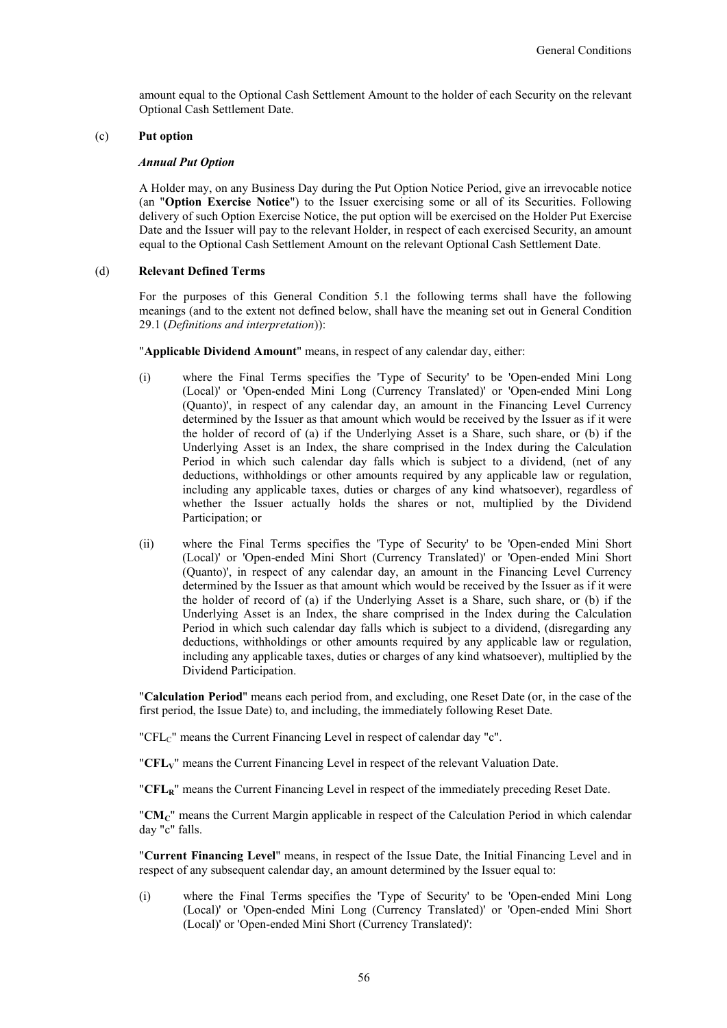amount equal to the Optional Cash Settlement Amount to the holder of each Security on the relevant Optional Cash Settlement Date.

(c) **Put option**

***Annual Put Option***

A Holder may, on any Business Day during the Put Option Notice Period, give an irrevocable notice (an "**Option Exercise Notice**") to the Issuer exercising some or all of its Securities. Following delivery of such Option Exercise Notice, the put option will be exercised on the Holder Put Exercise Date and the Issuer will pay to the relevant Holder, in respect of each exercised Security, an amount equal to the Optional Cash Settlement Amount on the relevant Optional Cash Settlement Date.

(d) **Relevant Defined Terms**

For the purposes of this General Condition 5.1 the following terms shall have the following meanings (and to the extent not defined below, shall have the meaning set out in General Condition 29.1 (*Definitions and interpretation*)):

"**Applicable Dividend Amount**" means, in respect of any calendar day, either:

(i) where the Final Terms specifies the 'Type of Security' to be 'Open-ended Mini Long (Local)' or 'Open-ended Mini Long (Currency Translated)' or 'Open-ended Mini Long (Quanto)', in respect of any calendar day, an amount in the Financing Level Currency determined by the Issuer as that amount which would be received by the Issuer as if it were the holder of record of (a) if the Underlying Asset is a Share, such share, or (b) if the Underlying Asset is an Index, the share comprised in the Index during the Calculation Period in which such calendar day falls which is subject to a dividend, (net of any deductions, withholdings or other amounts required by any applicable law or regulation, including any applicable taxes, duties or charges of any kind whatsoever), regardless of whether the Issuer actually holds the shares or not, multiplied by the Dividend Participation; or

(ii) where the Final Terms specifies the 'Type of Security' to be 'Open-ended Mini Short (Local)' or 'Open-ended Mini Short (Currency Translated)' or 'Open-ended Mini Short (Quanto)', in respect of any calendar day, an amount in the Financing Level Currency determined by the Issuer as that amount which would be received by the Issuer as if it were the holder of record of (a) if the Underlying Asset is a Share, such share, or (b) if the Underlying Asset is an Index, the share comprised in the Index during the Calculation Period in which such calendar day falls which is subject to a dividend, (disregarding any deductions, withholdings or other amounts required by any applicable law or regulation, including any applicable taxes, duties or charges of any kind whatsoever), multiplied by the Dividend Participation.

"**Calculation Period**" means each period from, and excluding, one Reset Date (or, in the case of the first period, the Issue Date) to, and including, the immediately following Reset Date.

"$CFL_C$" means the Current Financing Level in respect of calendar day "c".

"$\mathbf{CFL_V}$" means the Current Financing Level in respect of the relevant Valuation Date.

"$\mathbf{CFL_R}$" means the Current Financing Level in respect of the immediately preceding Reset Date.

"$\mathbf{CM_C}$" means the Current Margin applicable in respect of the Calculation Period in which calendar day "c" falls.

"**Current Financing Level**" means, in respect of the Issue Date, the Initial Financing Level and in respect of any subsequent calendar day, an amount determined by the Issuer equal to:

(i) where the Final Terms specifies the 'Type of Security' to be 'Open-ended Mini Long (Local)' or 'Open-ended Mini Long (Currency Translated)' or 'Open-ended Mini Short (Local)' or 'Open-ended Mini Short (Currency Translated)':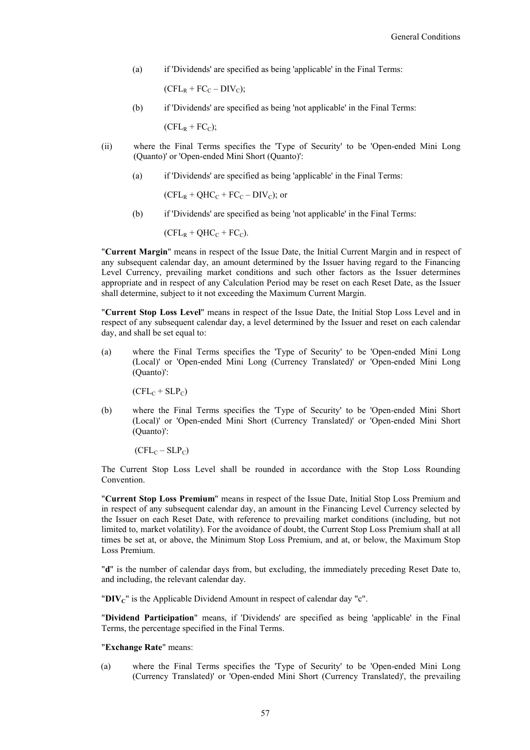(a) if 'Dividends' are specified as being 'applicable' in the Final Terms:

$(CFL_R + FC_C – DIV_C)$;

(b) if 'Dividends' are specified as being 'not applicable' in the Final Terms:

$(CFL_R + FC_C)$;

(ii) where the Final Terms specifies the 'Type of Security' to be 'Open-ended Mini Long (Quanto)' or 'Open-ended Mini Short (Quanto)':

(a) if 'Dividends' are specified as being 'applicable' in the Final Terms:

$(CFL_R + QHC_C + FC_C – DIV_C)$; or

(b) if 'Dividends' are specified as being 'not applicable' in the Final Terms:

$(CFL_R + QHC_C + FC_C)$.

"**Current Margin**" means in respect of the Issue Date, the Initial Current Margin and in respect of any subsequent calendar day, an amount determined by the Issuer having regard to the Financing Level Currency, prevailing market conditions and such other factors as the Issuer determines appropriate and in respect of any Calculation Period may be reset on each Reset Date, as the Issuer shall determine, subject to it not exceeding the Maximum Current Margin.

"**Current Stop Loss Level**" means in respect of the Issue Date, the Initial Stop Loss Level and in respect of any subsequent calendar day, a level determined by the Issuer and reset on each calendar day, and shall be set equal to:

(a) where the Final Terms specifies the 'Type of Security' to be 'Open-ended Mini Long (Local)' or 'Open-ended Mini Long (Currency Translated)' or 'Open-ended Mini Long (Quanto)':

$(CFL_C + SLP_C)$

(b) where the Final Terms specifies the 'Type of Security' to be 'Open-ended Mini Short (Local)' or 'Open-ended Mini Short (Currency Translated)' or 'Open-ended Mini Short (Quanto)':

$(CFL_C – SLP_C)$

The Current Stop Loss Level shall be rounded in accordance with the Stop Loss Rounding Convention.

"**Current Stop Loss Premium**" means in respect of the Issue Date, Initial Stop Loss Premium and in respect of any subsequent calendar day, an amount in the Financing Level Currency selected by the Issuer on each Reset Date, with reference to prevailing market conditions (including, but not limited to, market volatility). For the avoidance of doubt, the Current Stop Loss Premium shall at all times be set at, or above, the Minimum Stop Loss Premium, and at, or below, the Maximum Stop Loss Premium.

"**d**" is the number of calendar days from, but excluding, the immediately preceding Reset Date to, and including, the relevant calendar day.

"**$DIV_C$**" is the Applicable Dividend Amount in respect of calendar day "c".

"**Dividend Participation**" means, if 'Dividends' are specified as being 'applicable' in the Final Terms, the percentage specified in the Final Terms.

"**Exchange Rate**" means:

(a) where the Final Terms specifies the 'Type of Security' to be 'Open-ended Mini Long (Currency Translated)' or 'Open-ended Mini Short (Currency Translated)', the prevailing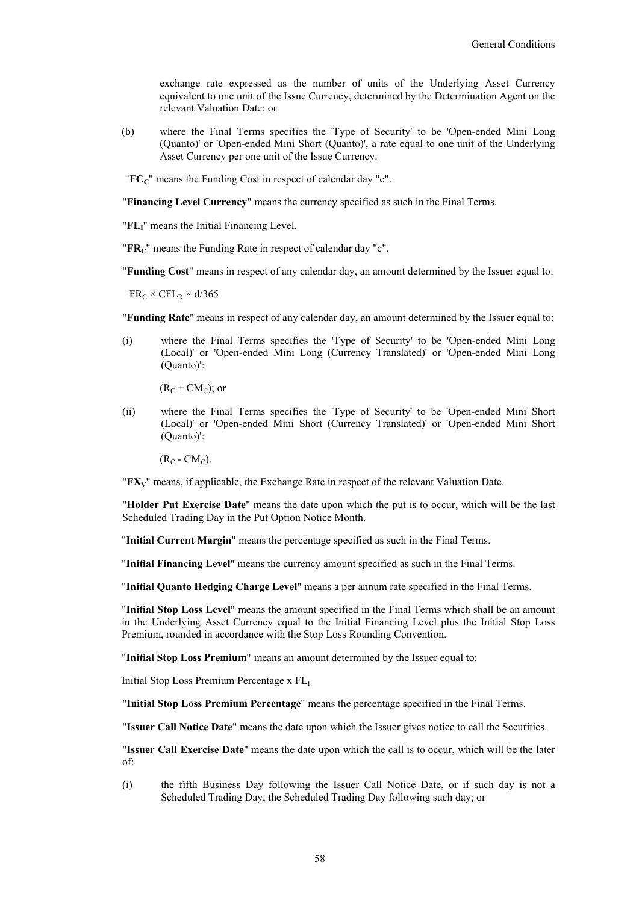exchange rate expressed as the number of units of the Underlying Asset Currency equivalent to one unit of the Issue Currency, determined by the Determination Agent on the relevant Valuation Date; or

(b) where the Final Terms specifies the 'Type of Security' to be 'Open-ended Mini Long (Quanto)' or 'Open-ended Mini Short (Quanto)', a rate equal to one unit of the Underlying Asset Currency per one unit of the Issue Currency.

"$\mathbf{FC_C}$" means the Funding Cost in respect of calendar day "c".

"**Financing Level Currency**" means the currency specified as such in the Final Terms.

"$\mathbf{FL_I}$" means the Initial Financing Level.

"$\mathbf{FR_C}$" means the Funding Rate in respect of calendar day "c".

"**Funding Cost**" means in respect of any calendar day, an amount determined by the Issuer equal to:

$FR_C \times CFL_R \times d/365$

"**Funding Rate**" means in respect of any calendar day, an amount determined by the Issuer equal to:

(i) where the Final Terms specifies the 'Type of Security' to be 'Open-ended Mini Long (Local)' or 'Open-ended Mini Long (Currency Translated)' or 'Open-ended Mini Long (Quanto)':

$(R_C + CM_C)$; or

(ii) where the Final Terms specifies the 'Type of Security' to be 'Open-ended Mini Short (Local)' or 'Open-ended Mini Short (Currency Translated)' or 'Open-ended Mini Short (Quanto)':

$(R_C - CM_C)$.

"$\mathbf{FX_V}$" means, if applicable, the Exchange Rate in respect of the relevant Valuation Date.

"**Holder Put Exercise Date**" means the date upon which the put is to occur, which will be the last Scheduled Trading Day in the Put Option Notice Month.

"**Initial Current Margin**" means the percentage specified as such in the Final Terms.

"**Initial Financing Level**" means the currency amount specified as such in the Final Terms.

"**Initial Quanto Hedging Charge Level**" means a per annum rate specified in the Final Terms.

"**Initial Stop Loss Level**" means the amount specified in the Final Terms which shall be an amount in the Underlying Asset Currency equal to the Initial Financing Level plus the Initial Stop Loss Premium, rounded in accordance with the Stop Loss Rounding Convention.

"**Initial Stop Loss Premium**" means an amount determined by the Issuer equal to:

Initial Stop Loss Premium Percentage x $FL_I$

"**Initial Stop Loss Premium Percentage**" means the percentage specified in the Final Terms.

"**Issuer Call Notice Date**" means the date upon which the Issuer gives notice to call the Securities.

"**Issuer Call Exercise Date**" means the date upon which the call is to occur, which will be the later of:

(i) the fifth Business Day following the Issuer Call Notice Date, or if such day is not a Scheduled Trading Day, the Scheduled Trading Day following such day; or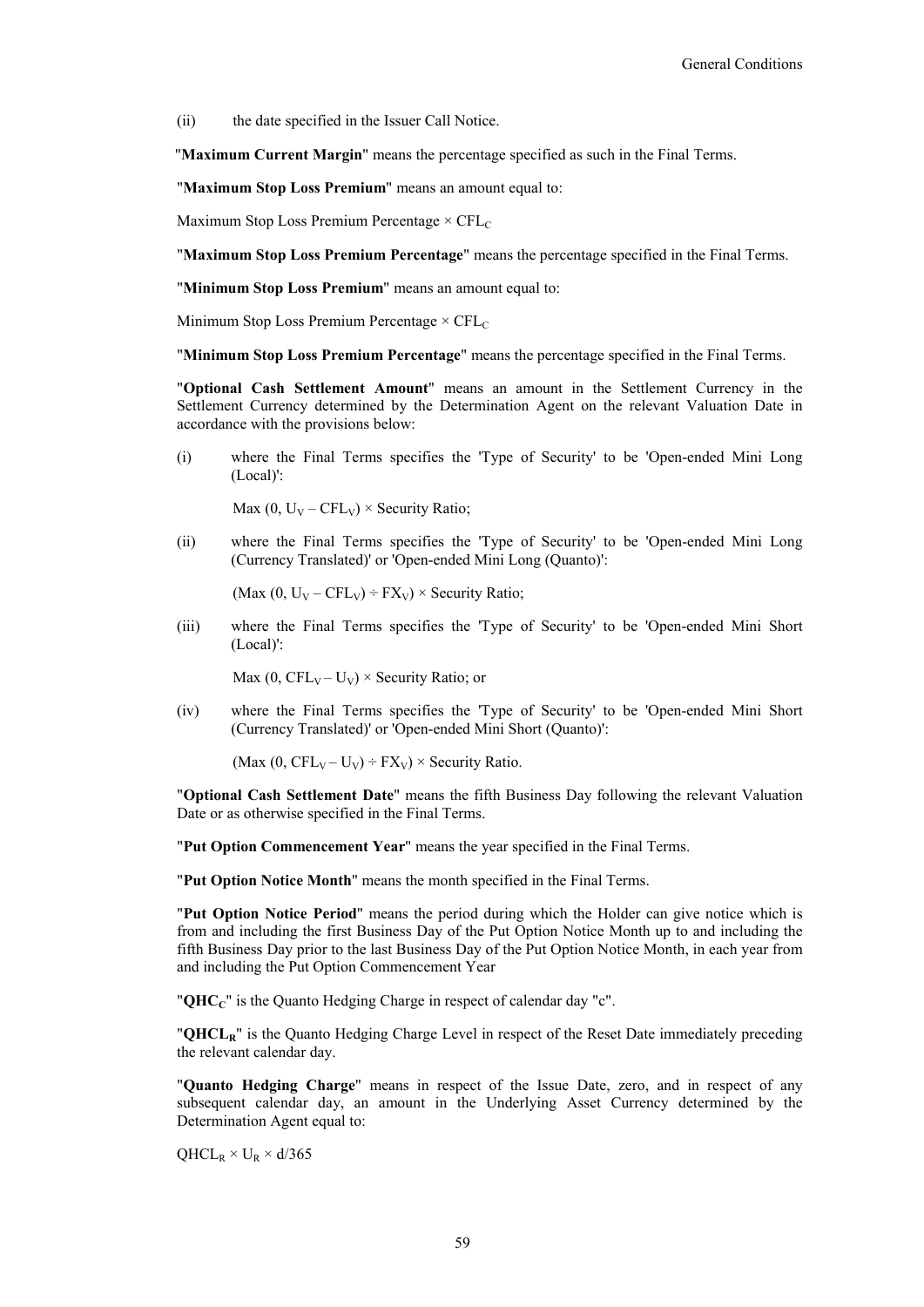(ii) the date specified in the Issuer Call Notice.

"**Maximum Current Margin**" means the percentage specified as such in the Final Terms.

"**Maximum Stop Loss Premium**" means an amount equal to:

Maximum Stop Loss Premium Percentage × $CFL_C$

"**Maximum Stop Loss Premium Percentage**" means the percentage specified in the Final Terms.

"**Minimum Stop Loss Premium**" means an amount equal to:

Minimum Stop Loss Premium Percentage × $CFL_C$

"**Minimum Stop Loss Premium Percentage**" means the percentage specified in the Final Terms.

"**Optional Cash Settlement Amount**" means an amount in the Settlement Currency in the Settlement Currency determined by the Determination Agent on the relevant Valuation Date in accordance with the provisions below:

(i) where the Final Terms specifies the 'Type of Security' to be 'Open-ended Mini Long (Local)':

$\text{Max}(0, U_V - CFL_V) \times \text{Security Ratio}$;

(ii) where the Final Terms specifies the 'Type of Security' to be 'Open-ended Mini Long (Currency Translated)' or 'Open-ended Mini Long (Quanto)':

$(\text{Max}(0, U_V - CFL_V) \div FX_V) \times \text{Security Ratio}$;

(iii) where the Final Terms specifies the 'Type of Security' to be 'Open-ended Mini Short (Local)':

$\text{Max}(0, CFL_V - U_V) \times \text{Security Ratio}$; or

(iv) where the Final Terms specifies the 'Type of Security' to be 'Open-ended Mini Short (Currency Translated)' or 'Open-ended Mini Short (Quanto)':

$(\text{Max}(0, CFL_V - U_V) \div FX_V) \times \text{Security Ratio}$.

"**Optional Cash Settlement Date**" means the fifth Business Day following the relevant Valuation Date or as otherwise specified in the Final Terms.

"**Put Option Commencement Year**" means the year specified in the Final Terms.

"**Put Option Notice Month**" means the month specified in the Final Terms.

"**Put Option Notice Period**" means the period during which the Holder can give notice which is from and including the first Business Day of the Put Option Notice Month up to and including the fifth Business Day prior to the last Business Day of the Put Option Notice Month, in each year from and including the Put Option Commencement Year

"**$QHC_C$**" is the Quanto Hedging Charge in respect of calendar day "c".

"**$QHCL_R$**" is the Quanto Hedging Charge Level in respect of the Reset Date immediately preceding the relevant calendar day.

"**Quanto Hedging Charge**" means in respect of the Issue Date, zero, and in respect of any subsequent calendar day, an amount in the Underlying Asset Currency determined by the Determination Agent equal to:

$QHCL_R \times U_R \times d/365$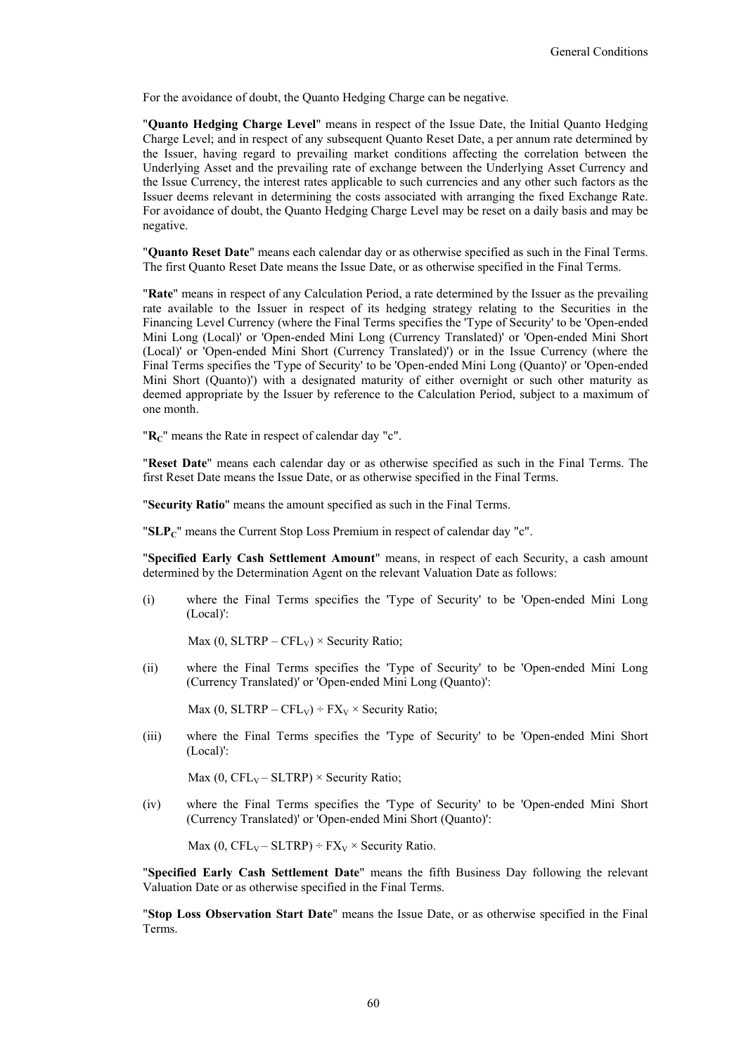For the avoidance of doubt, the Quanto Hedging Charge can be negative.

"**Quanto Hedging Charge Level**" means in respect of the Issue Date, the Initial Quanto Hedging Charge Level; and in respect of any subsequent Quanto Reset Date, a per annum rate determined by the Issuer, having regard to prevailing market conditions affecting the correlation between the Underlying Asset and the prevailing rate of exchange between the Underlying Asset Currency and the Issue Currency, the interest rates applicable to such currencies and any other such factors as the Issuer deems relevant in determining the costs associated with arranging the fixed Exchange Rate. For avoidance of doubt, the Quanto Hedging Charge Level may be reset on a daily basis and may be negative.

"**Quanto Reset Date**" means each calendar day or as otherwise specified as such in the Final Terms. The first Quanto Reset Date means the Issue Date, or as otherwise specified in the Final Terms.

"**Rate**" means in respect of any Calculation Period, a rate determined by the Issuer as the prevailing rate available to the Issuer in respect of its hedging strategy relating to the Securities in the Financing Level Currency (where the Final Terms specifies the 'Type of Security' to be 'Open-ended Mini Long (Local)' or 'Open-ended Mini Long (Currency Translated)' or 'Open-ended Mini Short (Local)' or 'Open-ended Mini Short (Currency Translated)') or in the Issue Currency (where the Final Terms specifies the 'Type of Security' to be 'Open-ended Mini Long (Quanto)' or 'Open-ended Mini Short (Quanto)') with a designated maturity of either overnight or such other maturity as deemed appropriate by the Issuer by reference to the Calculation Period, subject to a maximum of one month.

"**$R_C$**" means the Rate in respect of calendar day "c".

"**Reset Date**" means each calendar day or as otherwise specified as such in the Final Terms. The first Reset Date means the Issue Date, or as otherwise specified in the Final Terms.

"**Security Ratio**" means the amount specified as such in the Final Terms.

"**$SLP_C$**" means the Current Stop Loss Premium in respect of calendar day "c".

"**Specified Early Cash Settlement Amount**" means, in respect of each Security, a cash amount determined by the Determination Agent on the relevant Valuation Date as follows:

(i) where the Final Terms specifies the 'Type of Security' to be 'Open-ended Mini Long (Local)':

$\text{Max}(0, \text{SLTRP} - CFL_V) \times \text{Security Ratio}$;

(ii) where the Final Terms specifies the 'Type of Security' to be 'Open-ended Mini Long (Currency Translated)' or 'Open-ended Mini Long (Quanto)':

$\text{Max}(0, \text{SLTRP} - CFL_V) \div FX_V \times \text{Security Ratio}$;

(iii) where the Final Terms specifies the 'Type of Security' to be 'Open-ended Mini Short (Local)':

$\text{Max}(0, CFL_V - \text{SLTRP}) \times \text{Security Ratio}$;

(iv) where the Final Terms specifies the 'Type of Security' to be 'Open-ended Mini Short (Currency Translated)' or 'Open-ended Mini Short (Quanto)':

$\text{Max}(0, CFL_V - \text{SLTRP}) \div FX_V \times \text{Security Ratio}$.

"**Specified Early Cash Settlement Date**" means the fifth Business Day following the relevant Valuation Date or as otherwise specified in the Final Terms.

"**Stop Loss Observation Start Date**" means the Issue Date, or as otherwise specified in the Final Terms.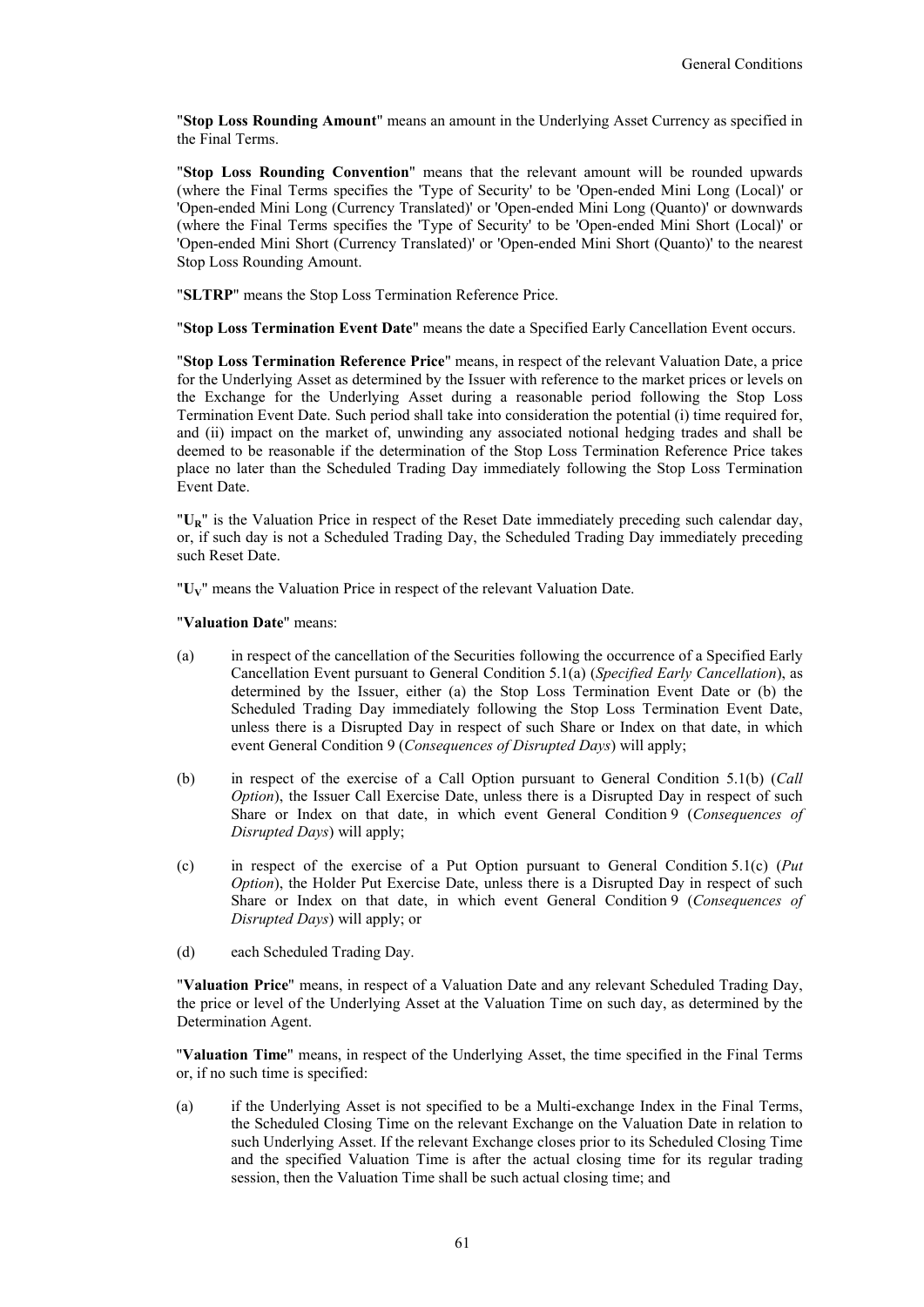"**Stop Loss Rounding Amount**" means an amount in the Underlying Asset Currency as specified in the Final Terms.

"**Stop Loss Rounding Convention**" means that the relevant amount will be rounded upwards (where the Final Terms specifies the 'Type of Security' to be 'Open-ended Mini Long (Local)' or 'Open-ended Mini Long (Currency Translated)' or 'Open-ended Mini Long (Quanto)' or downwards (where the Final Terms specifies the 'Type of Security' to be 'Open-ended Mini Short (Local)' or 'Open-ended Mini Short (Currency Translated)' or 'Open-ended Mini Short (Quanto)' to the nearest Stop Loss Rounding Amount.

"**SLTRP**" means the Stop Loss Termination Reference Price.

"**Stop Loss Termination Event Date**" means the date a Specified Early Cancellation Event occurs.

"**Stop Loss Termination Reference Price**" means, in respect of the relevant Valuation Date, a price for the Underlying Asset as determined by the Issuer with reference to the market prices or levels on the Exchange for the Underlying Asset during a reasonable period following the Stop Loss Termination Event Date. Such period shall take into consideration the potential (i) time required for, and (ii) impact on the market of, unwinding any associated notional hedging trades and shall be deemed to be reasonable if the determination of the Stop Loss Termination Reference Price takes place no later than the Scheduled Trading Day immediately following the Stop Loss Termination Event Date.

"$U_R$" is the Valuation Price in respect of the Reset Date immediately preceding such calendar day, or, if such day is not a Scheduled Trading Day, the Scheduled Trading Day immediately preceding such Reset Date.

"$U_V$" means the Valuation Price in respect of the relevant Valuation Date.

"**Valuation Date**" means:

(a) in respect of the cancellation of the Securities following the occurrence of a Specified Early Cancellation Event pursuant to General Condition 5.1(a) (*Specified Early Cancellation*), as determined by the Issuer, either (a) the Stop Loss Termination Event Date or (b) the Scheduled Trading Day immediately following the Stop Loss Termination Event Date, unless there is a Disrupted Day in respect of such Share or Index on that date, in which event General Condition 9 (*Consequences of Disrupted Days*) will apply;

(b) in respect of the exercise of a Call Option pursuant to General Condition 5.1(b) (*Call Option*), the Issuer Call Exercise Date, unless there is a Disrupted Day in respect of such Share or Index on that date, in which event General Condition 9 (*Consequences of Disrupted Days*) will apply;

(c) in respect of the exercise of a Put Option pursuant to General Condition 5.1(c) (*Put Option*), the Holder Put Exercise Date, unless there is a Disrupted Day in respect of such Share or Index on that date, in which event General Condition 9 (*Consequences of Disrupted Days*) will apply; or

(d) each Scheduled Trading Day.

"**Valuation Price**" means, in respect of a Valuation Date and any relevant Scheduled Trading Day, the price or level of the Underlying Asset at the Valuation Time on such day, as determined by the Determination Agent.

"**Valuation Time**" means, in respect of the Underlying Asset, the time specified in the Final Terms or, if no such time is specified:

(a) if the Underlying Asset is not specified to be a Multi-exchange Index in the Final Terms, the Scheduled Closing Time on the relevant Exchange on the Valuation Date in relation to such Underlying Asset. If the relevant Exchange closes prior to its Scheduled Closing Time and the specified Valuation Time is after the actual closing time for its regular trading session, then the Valuation Time shall be such actual closing time; and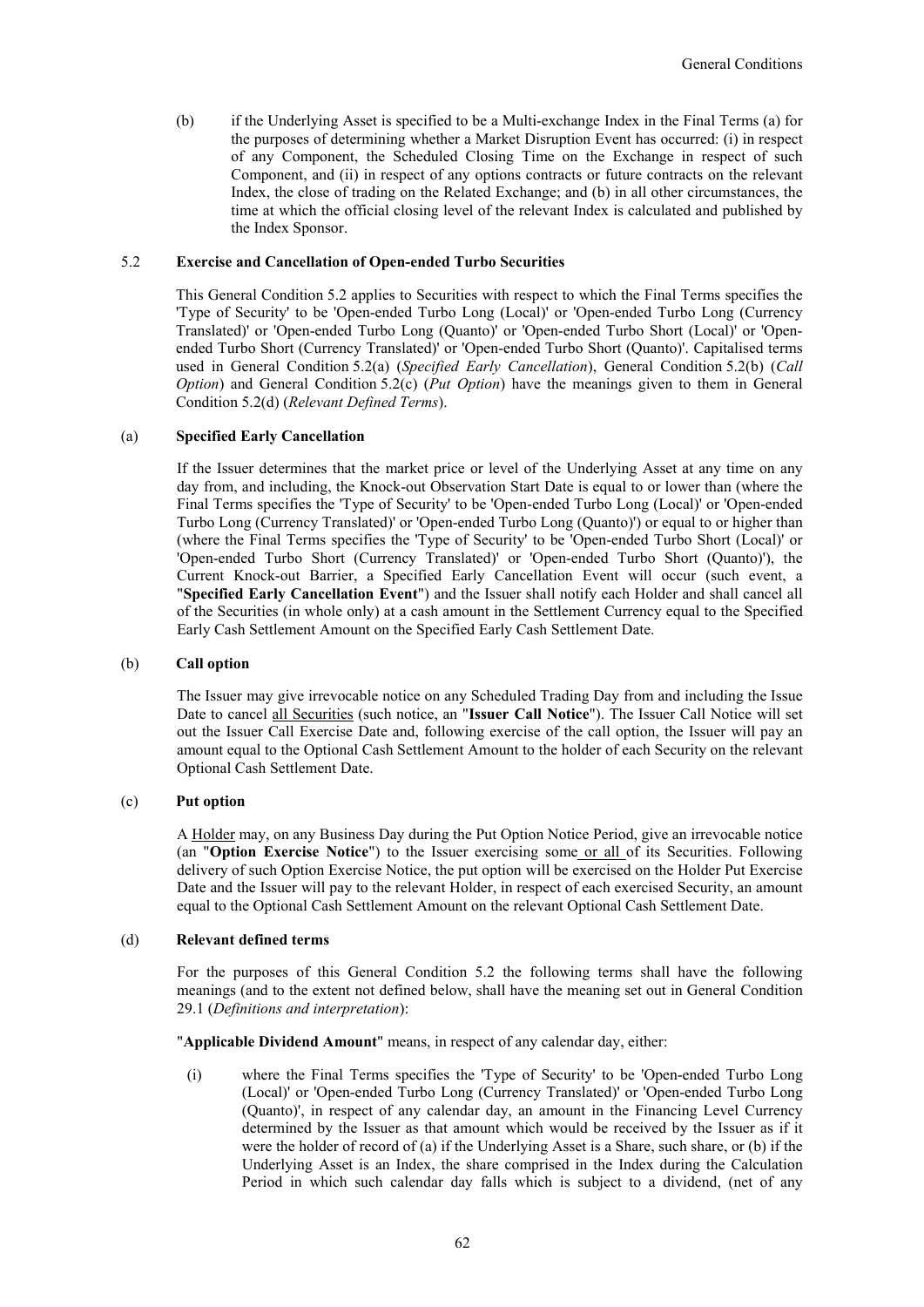(b) if the Underlying Asset is specified to be a Multi-exchange Index in the Final Terms (a) for the purposes of determining whether a Market Disruption Event has occurred: (i) in respect of any Component, the Scheduled Closing Time on the Exchange in respect of such Component, and (ii) in respect of any options contracts or future contracts on the relevant Index, the close of trading on the Related Exchange; and (b) in all other circumstances, the time at which the official closing level of the relevant Index is calculated and published by the Index Sponsor.

### 5.2 Exercise and Cancellation of Open-ended Turbo Securities

This General Condition 5.2 applies to Securities with respect to which the Final Terms specifies the 'Type of Security' to be 'Open-ended Turbo Long (Local)' or 'Open-ended Turbo Long (Currency Translated)' or 'Open-ended Turbo Long (Quanto)' or 'Open-ended Turbo Short (Local)' or 'Open-ended Turbo Short (Currency Translated)' or 'Open-ended Turbo Short (Quanto)'. Capitalised terms used in General Condition 5.2(a) (*Specified Early Cancellation*), General Condition 5.2(b) (*Call Option*) and General Condition 5.2(c) (*Put Option*) have the meanings given to them in General Condition 5.2(d) (*Relevant Defined Terms*).

#### (a) Specified Early Cancellation

If the Issuer determines that the market price or level of the Underlying Asset at any time on any day from, and including, the Knock-out Observation Start Date is equal to or lower than (where the Final Terms specifies the 'Type of Security' to be 'Open-ended Turbo Long (Local)' or 'Open-ended Turbo Long (Currency Translated)' or 'Open-ended Turbo Long (Quanto)') or equal to or higher than (where the Final Terms specifies the 'Type of Security' to be 'Open-ended Turbo Short (Local)' or 'Open-ended Turbo Short (Currency Translated)' or 'Open-ended Turbo Short (Quanto)'), the Current Knock-out Barrier, a Specified Early Cancellation Event will occur (such event, a "**Specified Early Cancellation Event**") and the Issuer shall notify each Holder and shall cancel all of the Securities (in whole only) at a cash amount in the Settlement Currency equal to the Specified Early Cash Settlement Amount on the Specified Early Cash Settlement Date.

#### (b) Call option

The Issuer may give irrevocable notice on any Scheduled Trading Day from and including the Issue Date to cancel all Securities (such notice, an "**Issuer Call Notice**"). The Issuer Call Notice will set out the Issuer Call Exercise Date and, following exercise of the call option, the Issuer will pay an amount equal to the Optional Cash Settlement Amount to the holder of each Security on the relevant Optional Cash Settlement Date.

#### (c) Put option

A Holder may, on any Business Day during the Put Option Notice Period, give an irrevocable notice (an "**Option Exercise Notice**") to the Issuer exercising some or all of its Securities. Following delivery of such Option Exercise Notice, the put option will be exercised on the Holder Put Exercise Date and the Issuer will pay to the relevant Holder, in respect of each exercised Security, an amount equal to the Optional Cash Settlement Amount on the relevant Optional Cash Settlement Date.

#### (d) Relevant defined terms

For the purposes of this General Condition 5.2 the following terms shall have the following meanings (and to the extent not defined below, shall have the meaning set out in General Condition 29.1 (*Definitions and interpretation*):

"**Applicable Dividend Amount**" means, in respect of any calendar day, either:

(i) where the Final Terms specifies the 'Type of Security' to be 'Open-ended Turbo Long (Local)' or 'Open-ended Turbo Long (Currency Translated)' or 'Open-ended Turbo Long (Quanto)', in respect of any calendar day, an amount in the Financing Level Currency determined by the Issuer as that amount which would be received by the Issuer as if it were the holder of record of (a) if the Underlying Asset is a Share, such share, or (b) if the Underlying Asset is an Index, the share comprised in the Index during the Calculation Period in which such calendar day falls which is subject to a dividend, (net of any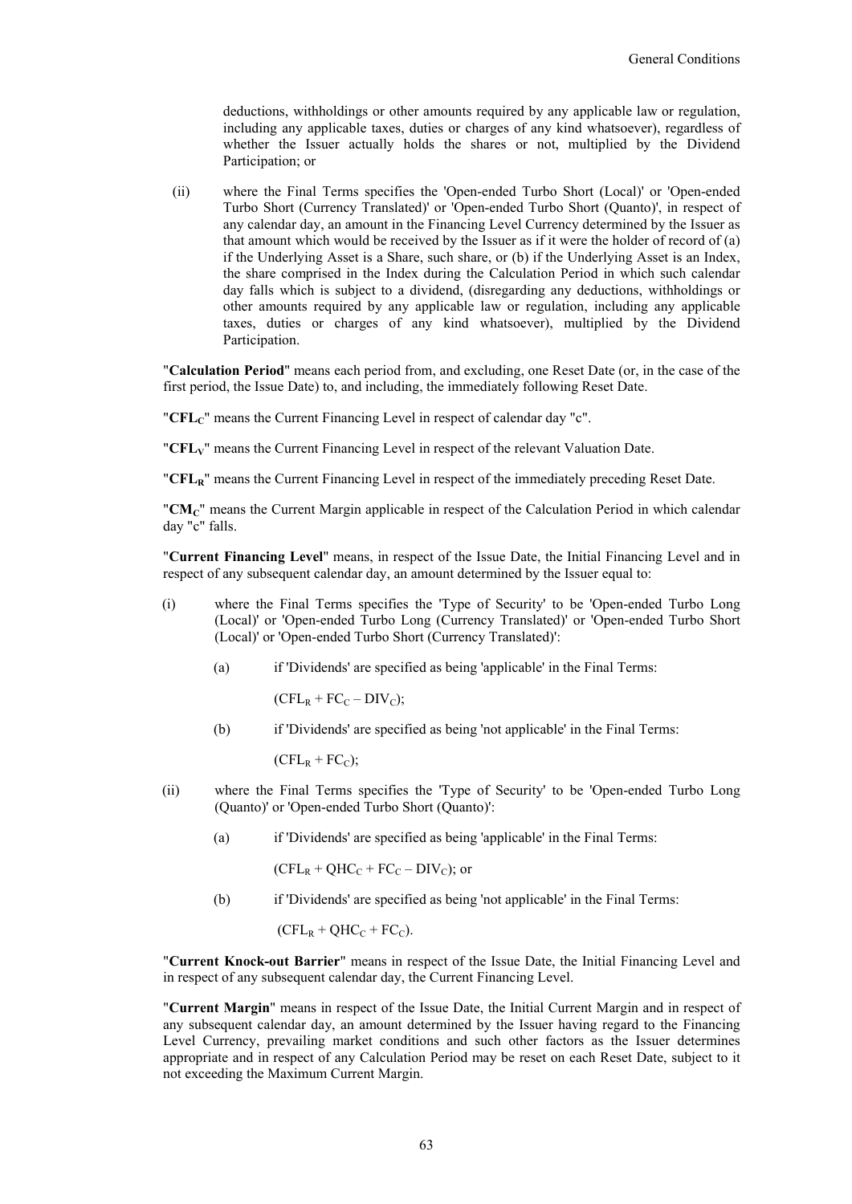deductions, withholdings or other amounts required by any applicable law or regulation, including any applicable taxes, duties or charges of any kind whatsoever), regardless of whether the Issuer actually holds the shares or not, multiplied by the Dividend Participation; or

(ii) where the Final Terms specifies the 'Open-ended Turbo Short (Local)' or 'Open-ended Turbo Short (Currency Translated)' or 'Open-ended Turbo Short (Quanto)', in respect of any calendar day, an amount in the Financing Level Currency determined by the Issuer as that amount which would be received by the Issuer as if it were the holder of record of (a) if the Underlying Asset is a Share, such share, or (b) if the Underlying Asset is an Index, the share comprised in the Index during the Calculation Period in which such calendar day falls which is subject to a dividend, (disregarding any deductions, withholdings or other amounts required by any applicable law or regulation, including any applicable taxes, duties or charges of any kind whatsoever), multiplied by the Dividend Participation.

"**Calculation Period**" means each period from, and excluding, one Reset Date (or, in the case of the first period, the Issue Date) to, and including, the immediately following Reset Date.

"**$CFL_C$**" means the Current Financing Level in respect of calendar day "c".

"**$CFL_V$**" means the Current Financing Level in respect of the relevant Valuation Date.

"**$CFL_R$**" means the Current Financing Level in respect of the immediately preceding Reset Date.

"**$CM_C$**" means the Current Margin applicable in respect of the Calculation Period in which calendar day "c" falls.

"**Current Financing Level**" means, in respect of the Issue Date, the Initial Financing Level and in respect of any subsequent calendar day, an amount determined by the Issuer equal to:

(i) where the Final Terms specifies the 'Type of Security' to be 'Open-ended Turbo Long (Local)' or 'Open-ended Turbo Long (Currency Translated)' or 'Open-ended Turbo Short (Local)' or 'Open-ended Turbo Short (Currency Translated)':

(a) if 'Dividends' are specified as being 'applicable' in the Final Terms:

$(CFL_R + FC_C – DIV_C)$;

(b) if 'Dividends' are specified as being 'not applicable' in the Final Terms:

$(CFL_R + FC_C)$;

(ii) where the Final Terms specifies the 'Type of Security' to be 'Open-ended Turbo Long (Quanto)' or 'Open-ended Turbo Short (Quanto)':

(a) if 'Dividends' are specified as being 'applicable' in the Final Terms:

$(CFL_R + QHC_C + FC_C – DIV_C)$; or

(b) if 'Dividends' are specified as being 'not applicable' in the Final Terms:

$(CFL_R + QHC_C + FC_C)$.

"**Current Knock-out Barrier**" means in respect of the Issue Date, the Initial Financing Level and in respect of any subsequent calendar day, the Current Financing Level.

"**Current Margin**" means in respect of the Issue Date, the Initial Current Margin and in respect of any subsequent calendar day, an amount determined by the Issuer having regard to the Financing Level Currency, prevailing market conditions and such other factors as the Issuer determines appropriate and in respect of any Calculation Period may be reset on each Reset Date, subject to it not exceeding the Maximum Current Margin.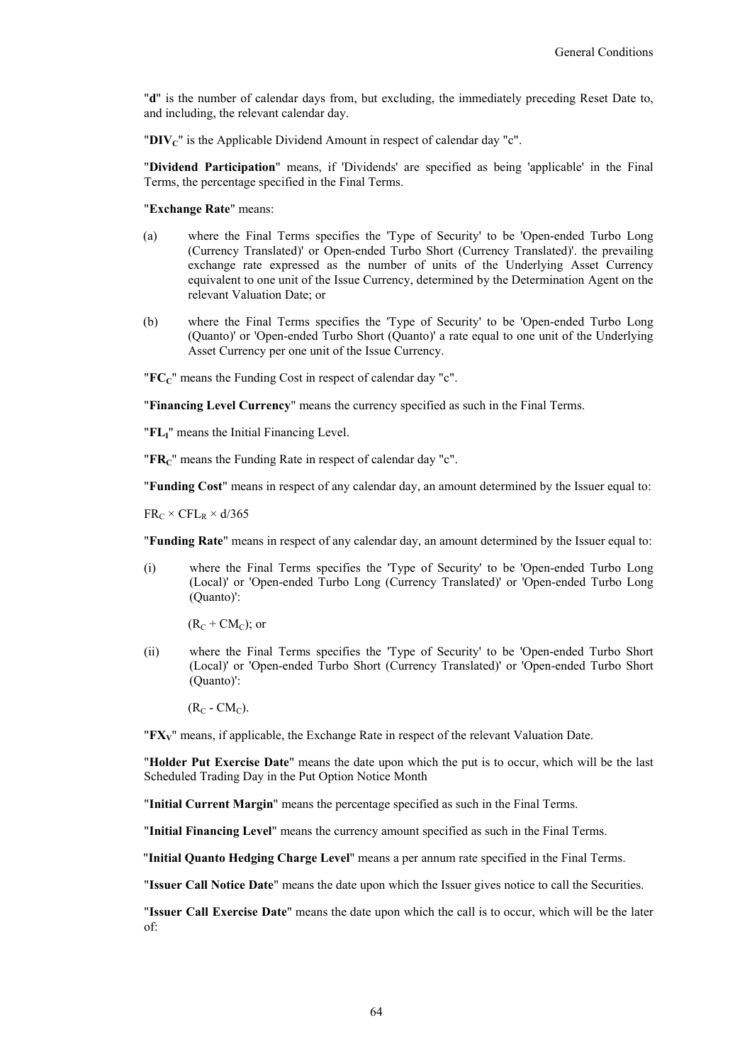"**d**" is the number of calendar days from, but excluding, the immediately preceding Reset Date to, and including, the relevant calendar day.

"**$DIV_C$**" is the Applicable Dividend Amount in respect of calendar day "c".

"**Dividend Participation**" means, if 'Dividends' are specified as being 'applicable' in the Final Terms, the percentage specified in the Final Terms.

"**Exchange Rate**" means:

(a) where the Final Terms specifies the 'Type of Security' to be 'Open-ended Turbo Long (Currency Translated)' or Open-ended Turbo Short (Currency Translated)'. the prevailing exchange rate expressed as the number of units of the Underlying Asset Currency equivalent to one unit of the Issue Currency, determined by the Determination Agent on the relevant Valuation Date; or

(b) where the Final Terms specifies the 'Type of Security' to be 'Open-ended Turbo Long (Quanto)' or 'Open-ended Turbo Short (Quanto)' a rate equal to one unit of the Underlying Asset Currency per one unit of the Issue Currency.

"**$FC_C$**" means the Funding Cost in respect of calendar day "c".

"**Financing Level Currency**" means the currency specified as such in the Final Terms.

"**$FL_I$**" means the Initial Financing Level.

"**$FR_C$**" means the Funding Rate in respect of calendar day "c".

"**Funding Cost**" means in respect of any calendar day, an amount determined by the Issuer equal to:

$FR_C \times CFL_R \times d/365$

"**Funding Rate**" means in respect of any calendar day, an amount determined by the Issuer equal to:

(i) where the Final Terms specifies the 'Type of Security' to be 'Open-ended Turbo Long (Local)' or 'Open-ended Turbo Long (Currency Translated)' or 'Open-ended Turbo Long (Quanto)':

$(R_C + CM_C)$; or

(ii) where the Final Terms specifies the 'Type of Security' to be 'Open-ended Turbo Short (Local)' or 'Open-ended Turbo Short (Currency Translated)' or 'Open-ended Turbo Short (Quanto)':

$(R_C - CM_C)$.

"**$FX_V$**" means, if applicable, the Exchange Rate in respect of the relevant Valuation Date.

"**Holder Put Exercise Date**" means the date upon which the put is to occur, which will be the last Scheduled Trading Day in the Put Option Notice Month

"**Initial Current Margin**" means the percentage specified as such in the Final Terms.

"**Initial Financing Level**" means the currency amount specified as such in the Final Terms.

"**Initial Quanto Hedging Charge Level**" means a per annum rate specified in the Final Terms.

"**Issuer Call Notice Date**" means the date upon which the Issuer gives notice to call the Securities.

"**Issuer Call Exercise Date**" means the date upon which the call is to occur, which will be the later of: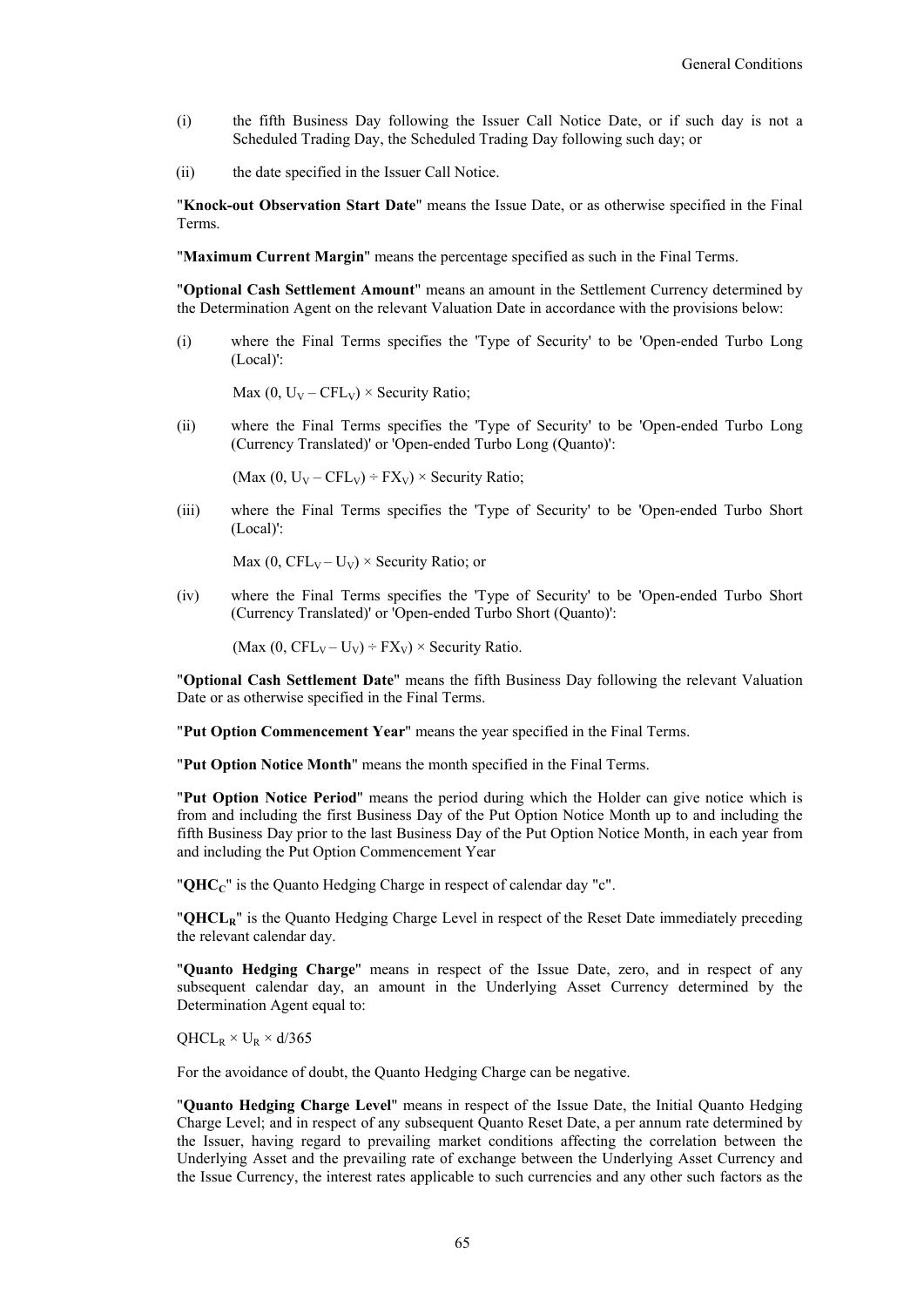(i) the fifth Business Day following the Issuer Call Notice Date, or if such day is not a Scheduled Trading Day, the Scheduled Trading Day following such day; or

(ii) the date specified in the Issuer Call Notice.

"**Knock-out Observation Start Date**" means the Issue Date, or as otherwise specified in the Final Terms.

"**Maximum Current Margin**" means the percentage specified as such in the Final Terms.

"**Optional Cash Settlement Amount**" means an amount in the Settlement Currency determined by the Determination Agent on the relevant Valuation Date in accordance with the provisions below:

(i) where the Final Terms specifies the 'Type of Security' to be 'Open-ended Turbo Long (Local)':

$\text{Max}(0, U_V - CFL_V) \times \text{Security Ratio}$;

(ii) where the Final Terms specifies the 'Type of Security' to be 'Open-ended Turbo Long (Currency Translated)' or 'Open-ended Turbo Long (Quanto)':

$(\text{Max}(0, U_V - CFL_V) \div FX_V) \times \text{Security Ratio}$;

(iii) where the Final Terms specifies the 'Type of Security' to be 'Open-ended Turbo Short (Local)':

$\text{Max}(0, CFL_V - U_V) \times \text{Security Ratio}$; or

(iv) where the Final Terms specifies the 'Type of Security' to be 'Open-ended Turbo Short (Currency Translated)' or 'Open-ended Turbo Short (Quanto)':

$(\text{Max}(0, CFL_V - U_V) \div FX_V) \times \text{Security Ratio}$.

"**Optional Cash Settlement Date**" means the fifth Business Day following the relevant Valuation Date or as otherwise specified in the Final Terms.

"**Put Option Commencement Year**" means the year specified in the Final Terms.

"**Put Option Notice Month**" means the month specified in the Final Terms.

"**Put Option Notice Period**" means the period during which the Holder can give notice which is from and including the first Business Day of the Put Option Notice Month up to and including the fifth Business Day prior to the last Business Day of the Put Option Notice Month, in each year from and including the Put Option Commencement Year

"$\mathbf{QHC_C}$" is the Quanto Hedging Charge in respect of calendar day "c".

"$\mathbf{QHCL_R}$" is the Quanto Hedging Charge Level in respect of the Reset Date immediately preceding the relevant calendar day.

"**Quanto Hedging Charge**" means in respect of the Issue Date, zero, and in respect of any subsequent calendar day, an amount in the Underlying Asset Currency determined by the Determination Agent equal to:

$QHCL_R \times U_R \times d/365$

For the avoidance of doubt, the Quanto Hedging Charge can be negative.

"**Quanto Hedging Charge Level**" means in respect of the Issue Date, the Initial Quanto Hedging Charge Level; and in respect of any subsequent Quanto Reset Date, a per annum rate determined by the Issuer, having regard to prevailing market conditions affecting the correlation between the Underlying Asset and the prevailing rate of exchange between the Underlying Asset Currency and the Issue Currency, the interest rates applicable to such currencies and any other such factors as the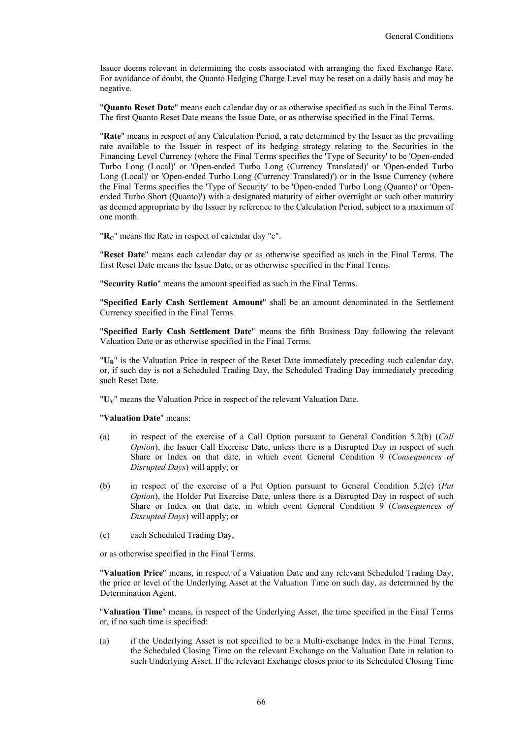Issuer deems relevant in determining the costs associated with arranging the fixed Exchange Rate. For avoidance of doubt, the Quanto Hedging Charge Level may be reset on a daily basis and may be negative.

"**Quanto Reset Date**" means each calendar day or as otherwise specified as such in the Final Terms. The first Quanto Reset Date means the Issue Date, or as otherwise specified in the Final Terms.

"**Rate**" means in respect of any Calculation Period, a rate determined by the Issuer as the prevailing rate available to the Issuer in respect of its hedging strategy relating to the Securities in the Financing Level Currency (where the Final Terms specifies the 'Type of Security' to be 'Open-ended Turbo Long (Local)' or 'Open-ended Turbo Long (Currency Translated)' or 'Open-ended Turbo Long (Local)' or 'Open-ended Turbo Long (Currency Translated)') or in the Issue Currency (where the Final Terms specifies the 'Type of Security' to be 'Open-ended Turbo Long (Quanto)' or 'Open-ended Turbo Short (Quanto)') with a designated maturity of either overnight or such other maturity as deemed appropriate by the Issuer by reference to the Calculation Period, subject to a maximum of one month.

"$\mathbf{R_C}$" means the Rate in respect of calendar day "c".

"**Reset Date**" means each calendar day or as otherwise specified as such in the Final Terms. The first Reset Date means the Issue Date, or as otherwise specified in the Final Terms.

"**Security Ratio**" means the amount specified as such in the Final Terms.

"**Specified Early Cash Settlement Amount**" shall be an amount denominated in the Settlement Currency specified in the Final Terms.

"**Specified Early Cash Settlement Date**" means the fifth Business Day following the relevant Valuation Date or as otherwise specified in the Final Terms.

"$\mathbf{U_R}$" is the Valuation Price in respect of the Reset Date immediately preceding such calendar day, or, if such day is not a Scheduled Trading Day, the Scheduled Trading Day immediately preceding such Reset Date.

"$\mathbf{U_V}$" means the Valuation Price in respect of the relevant Valuation Date.

"**Valuation Date**" means:

(a) in respect of the exercise of a Call Option pursuant to General Condition 5.2(b) (*Call Option*), the Issuer Call Exercise Date, unless there is a Disrupted Day in respect of such Share or Index on that date, in which event General Condition 9 (*Consequences of Disrupted Days*) will apply; or

(b) in respect of the exercise of a Put Option pursuant to General Condition 5.2(c) (*Put Option*), the Holder Put Exercise Date, unless there is a Disrupted Day in respect of such Share or Index on that date, in which event General Condition 9 (*Consequences of Disrupted Days*) will apply; or

(c) each Scheduled Trading Day,

or as otherwise specified in the Final Terms.

"**Valuation Price**" means, in respect of a Valuation Date and any relevant Scheduled Trading Day, the price or level of the Underlying Asset at the Valuation Time on such day, as determined by the Determination Agent.

"**Valuation Time**" means, in respect of the Underlying Asset, the time specified in the Final Terms or, if no such time is specified:

(a) if the Underlying Asset is not specified to be a Multi-exchange Index in the Final Terms, the Scheduled Closing Time on the relevant Exchange on the Valuation Date in relation to such Underlying Asset. If the relevant Exchange closes prior to its Scheduled Closing Time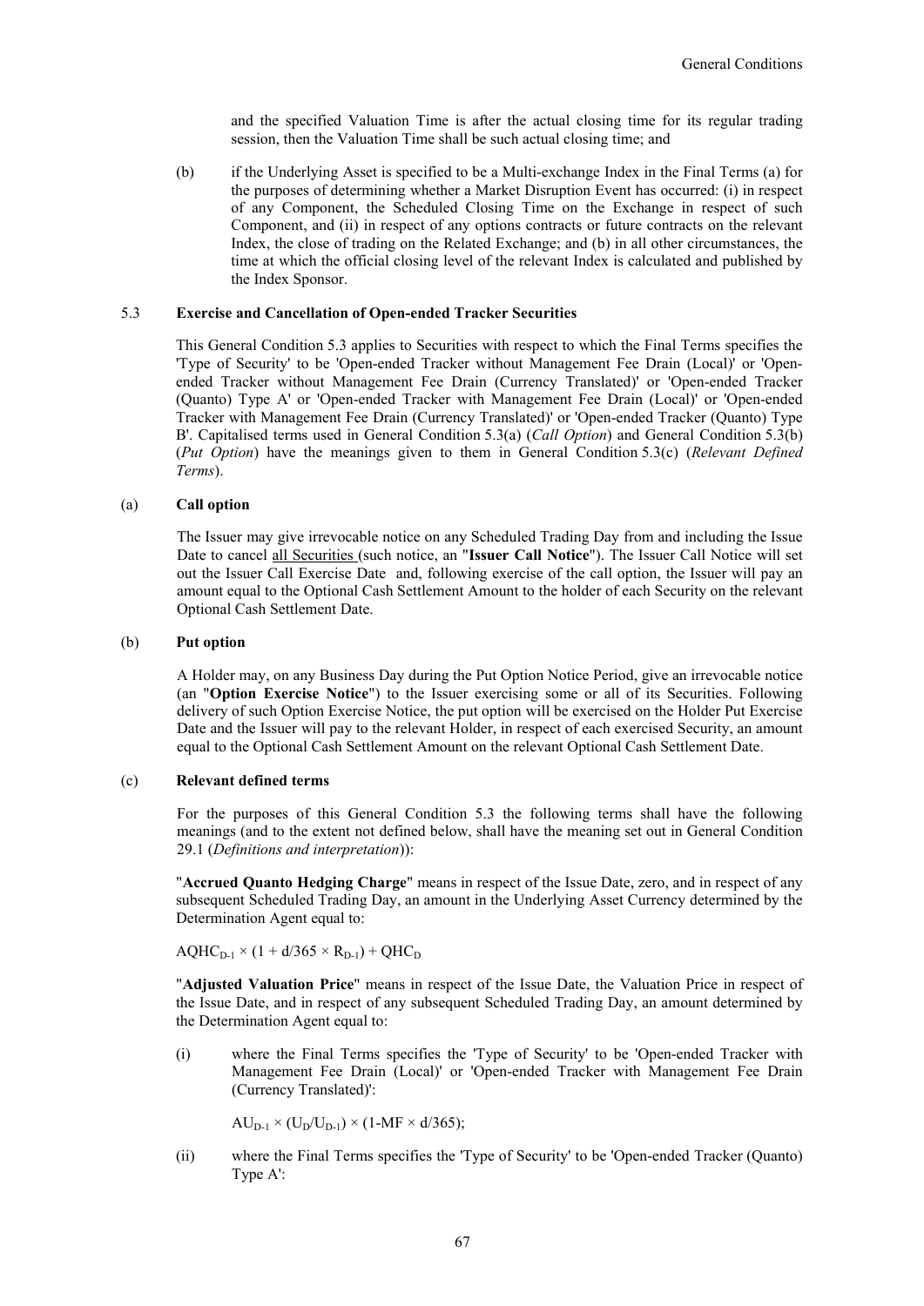and the specified Valuation Time is after the actual closing time for its regular trading session, then the Valuation Time shall be such actual closing time; and

(b) if the Underlying Asset is specified to be a Multi-exchange Index in the Final Terms (a) for the purposes of determining whether a Market Disruption Event has occurred: (i) in respect of any Component, the Scheduled Closing Time on the Exchange in respect of such Component, and (ii) in respect of any options contracts or future contracts on the relevant Index, the close of trading on the Related Exchange; and (b) in all other circumstances, the time at which the official closing level of the relevant Index is calculated and published by the Index Sponsor.

### 5.3 Exercise and Cancellation of Open-ended Tracker Securities

This General Condition 5.3 applies to Securities with respect to which the Final Terms specifies the 'Type of Security' to be 'Open-ended Tracker without Management Fee Drain (Local)' or 'Open-ended Tracker without Management Fee Drain (Currency Translated)' or 'Open-ended Tracker (Quanto) Type A' or 'Open-ended Tracker with Management Fee Drain (Local)' or 'Open-ended Tracker with Management Fee Drain (Currency Translated)' or 'Open-ended Tracker (Quanto) Type B'. Capitalised terms used in General Condition 5.3(a) (*Call Option*) and General Condition 5.3(b) (*Put Option*) have the meanings given to them in General Condition 5.3(c) (*Relevant Defined Terms*).

#### (a) Call option

The Issuer may give irrevocable notice on any Scheduled Trading Day from and including the Issue Date to cancel all Securities (such notice, an "**Issuer Call Notice**"). The Issuer Call Notice will set out the Issuer Call Exercise Date and, following exercise of the call option, the Issuer will pay an amount equal to the Optional Cash Settlement Amount to the holder of each Security on the relevant Optional Cash Settlement Date.

#### (b) Put option

A Holder may, on any Business Day during the Put Option Notice Period, give an irrevocable notice (an "**Option Exercise Notice**") to the Issuer exercising some or all of its Securities. Following delivery of such Option Exercise Notice, the put option will be exercised on the Holder Put Exercise Date and the Issuer will pay to the relevant Holder, in respect of each exercised Security, an amount equal to the Optional Cash Settlement Amount on the relevant Optional Cash Settlement Date.

#### (c) Relevant defined terms

For the purposes of this General Condition 5.3 the following terms shall have the following meanings (and to the extent not defined below, shall have the meaning set out in General Condition 29.1 (*Definitions and interpretation*)):

"**Accrued Quanto Hedging Charge**" means in respect of the Issue Date, zero, and in respect of any subsequent Scheduled Trading Day, an amount in the Underlying Asset Currency determined by the Determination Agent equal to:

$AQHC_{D-1} \times (1 + d/365 \times R_{D-1}) + QHC_D$

"**Adjusted Valuation Price**" means in respect of the Issue Date, the Valuation Price in respect of the Issue Date, and in respect of any subsequent Scheduled Trading Day, an amount determined by the Determination Agent equal to:

(i) where the Final Terms specifies the 'Type of Security' to be 'Open-ended Tracker with Management Fee Drain (Local)' or 'Open-ended Tracker with Management Fee Drain (Currency Translated)':

$AU_{D-1} \times (U_D/U_{D-1}) \times (1-MF \times d/365)$;

(ii) where the Final Terms specifies the 'Type of Security' to be 'Open-ended Tracker (Quanto) Type A':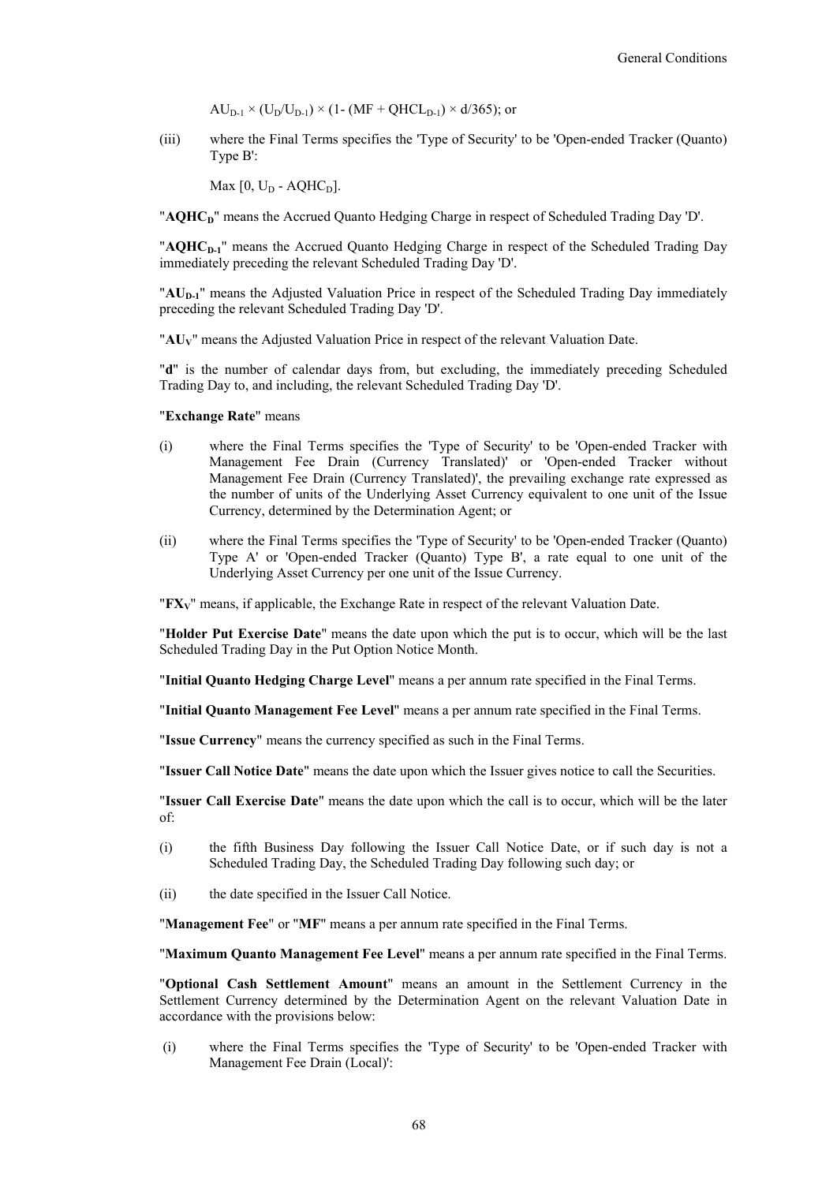$AU_{D-1} \times (U_D/U_{D-1}) \times (1- (MF + QHCL_{D-1}) \times d/365)$; or

(iii) where the Final Terms specifies the 'Type of Security' to be 'Open-ended Tracker (Quanto) Type B':

$\text{Max}\ [0, U_D - AQHC_D]$.

"**$AQHC_D$**" means the Accrued Quanto Hedging Charge in respect of Scheduled Trading Day 'D'.

"**$AQHC_{D-1}$**" means the Accrued Quanto Hedging Charge in respect of the Scheduled Trading Day immediately preceding the relevant Scheduled Trading Day 'D'.

"**$AU_{D-1}$**" means the Adjusted Valuation Price in respect of the Scheduled Trading Day immediately preceding the relevant Scheduled Trading Day 'D'.

"**$AU_V$**" means the Adjusted Valuation Price in respect of the relevant Valuation Date.

"**d**" is the number of calendar days from, but excluding, the immediately preceding Scheduled Trading Day to, and including, the relevant Scheduled Trading Day 'D'.

"**Exchange Rate**" means

(i) where the Final Terms specifies the 'Type of Security' to be 'Open-ended Tracker with Management Fee Drain (Currency Translated)' or 'Open-ended Tracker without Management Fee Drain (Currency Translated)', the prevailing exchange rate expressed as the number of units of the Underlying Asset Currency equivalent to one unit of the Issue Currency, determined by the Determination Agent; or

(ii) where the Final Terms specifies the 'Type of Security' to be 'Open-ended Tracker (Quanto) Type A' or 'Open-ended Tracker (Quanto) Type B', a rate equal to one unit of the Underlying Asset Currency per one unit of the Issue Currency.

"**$FX_V$**" means, if applicable, the Exchange Rate in respect of the relevant Valuation Date.

"**Holder Put Exercise Date**" means the date upon which the put is to occur, which will be the last Scheduled Trading Day in the Put Option Notice Month.

"**Initial Quanto Hedging Charge Level**" means a per annum rate specified in the Final Terms.

"**Initial Quanto Management Fee Level**" means a per annum rate specified in the Final Terms.

"**Issue Currency**" means the currency specified as such in the Final Terms.

"**Issuer Call Notice Date**" means the date upon which the Issuer gives notice to call the Securities.

"**Issuer Call Exercise Date**" means the date upon which the call is to occur, which will be the later of:

(i) the fifth Business Day following the Issuer Call Notice Date, or if such day is not a Scheduled Trading Day, the Scheduled Trading Day following such day; or

(ii) the date specified in the Issuer Call Notice.

"**Management Fee**" or "**MF**" means a per annum rate specified in the Final Terms.

"**Maximum Quanto Management Fee Level**" means a per annum rate specified in the Final Terms.

"**Optional Cash Settlement Amount**" means an amount in the Settlement Currency in the Settlement Currency determined by the Determination Agent on the relevant Valuation Date in accordance with the provisions below:

(i) where the Final Terms specifies the 'Type of Security' to be 'Open-ended Tracker with Management Fee Drain (Local)':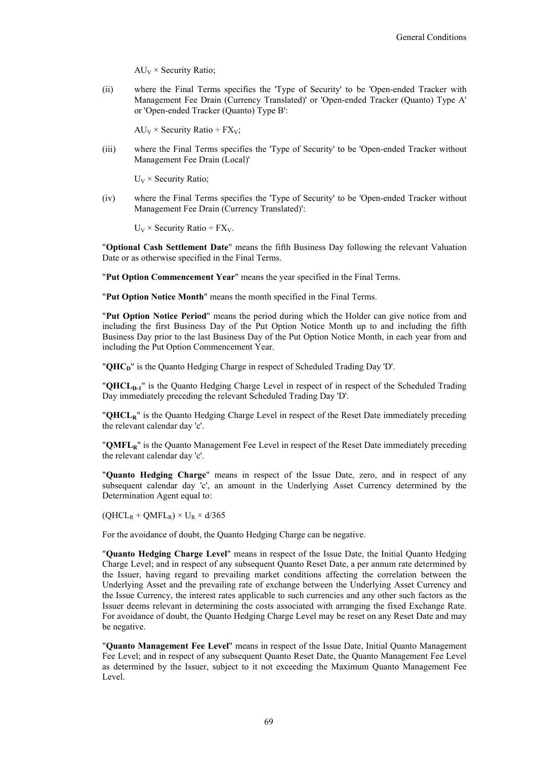$AU_V \times \text{Security Ratio}$;

(ii) where the Final Terms specifies the 'Type of Security' to be 'Open-ended Tracker with Management Fee Drain (Currency Translated)' or 'Open-ended Tracker (Quanto) Type A' or 'Open-ended Tracker (Quanto) Type B':

$AU_V \times \text{Security Ratio} \div FX_V$;

(iii) where the Final Terms specifies the 'Type of Security' to be 'Open-ended Tracker without Management Fee Drain (Local)'

$U_V \times \text{Security Ratio}$;

(iv) where the Final Terms specifies the 'Type of Security' to be 'Open-ended Tracker without Management Fee Drain (Currency Translated)':

$U_V \times \text{Security Ratio} \div FX_V$.

"**Optional Cash Settlement Date**" means the fifth Business Day following the relevant Valuation Date or as otherwise specified in the Final Terms.

"**Put Option Commencement Year**" means the year specified in the Final Terms.

"**Put Option Notice Month**" means the month specified in the Final Terms.

"**Put Option Notice Period**" means the period during which the Holder can give notice from and including the first Business Day of the Put Option Notice Month up to and including the fifth Business Day prior to the last Business Day of the Put Option Notice Month, in each year from and including the Put Option Commencement Year.

"$\mathbf{QHC_D}$" is the Quanto Hedging Charge in respect of Scheduled Trading Day 'D'.

"$\mathbf{QHCL_{D-1}}$" is the Quanto Hedging Charge Level in respect of in respect of the Scheduled Trading Day immediately preceding the relevant Scheduled Trading Day 'D'.

"$\mathbf{QHCL_R}$" is the Quanto Hedging Charge Level in respect of the Reset Date immediately preceding the relevant calendar day 'c'.

"$\mathbf{QMFL_R}$" is the Quanto Management Fee Level in respect of the Reset Date immediately preceding the relevant calendar day 'c'.

"**Quanto Hedging Charge**" means in respect of the Issue Date, zero, and in respect of any subsequent calendar day 'c', an amount in the Underlying Asset Currency determined by the Determination Agent equal to:

$(QHCL_R + QMFL_R) \times U_R \times d/365$

For the avoidance of doubt, the Quanto Hedging Charge can be negative.

"**Quanto Hedging Charge Level**" means in respect of the Issue Date, the Initial Quanto Hedging Charge Level; and in respect of any subsequent Quanto Reset Date, a per annum rate determined by the Issuer, having regard to prevailing market conditions affecting the correlation between the Underlying Asset and the prevailing rate of exchange between the Underlying Asset Currency and the Issue Currency, the interest rates applicable to such currencies and any other such factors as the Issuer deems relevant in determining the costs associated with arranging the fixed Exchange Rate. For avoidance of doubt, the Quanto Hedging Charge Level may be reset on any Reset Date and may be negative.

"**Quanto Management Fee Level**" means in respect of the Issue Date, Initial Quanto Management Fee Level; and in respect of any subsequent Quanto Reset Date, the Quanto Management Fee Level as determined by the Issuer, subject to it not exceeding the Maximum Quanto Management Fee Level.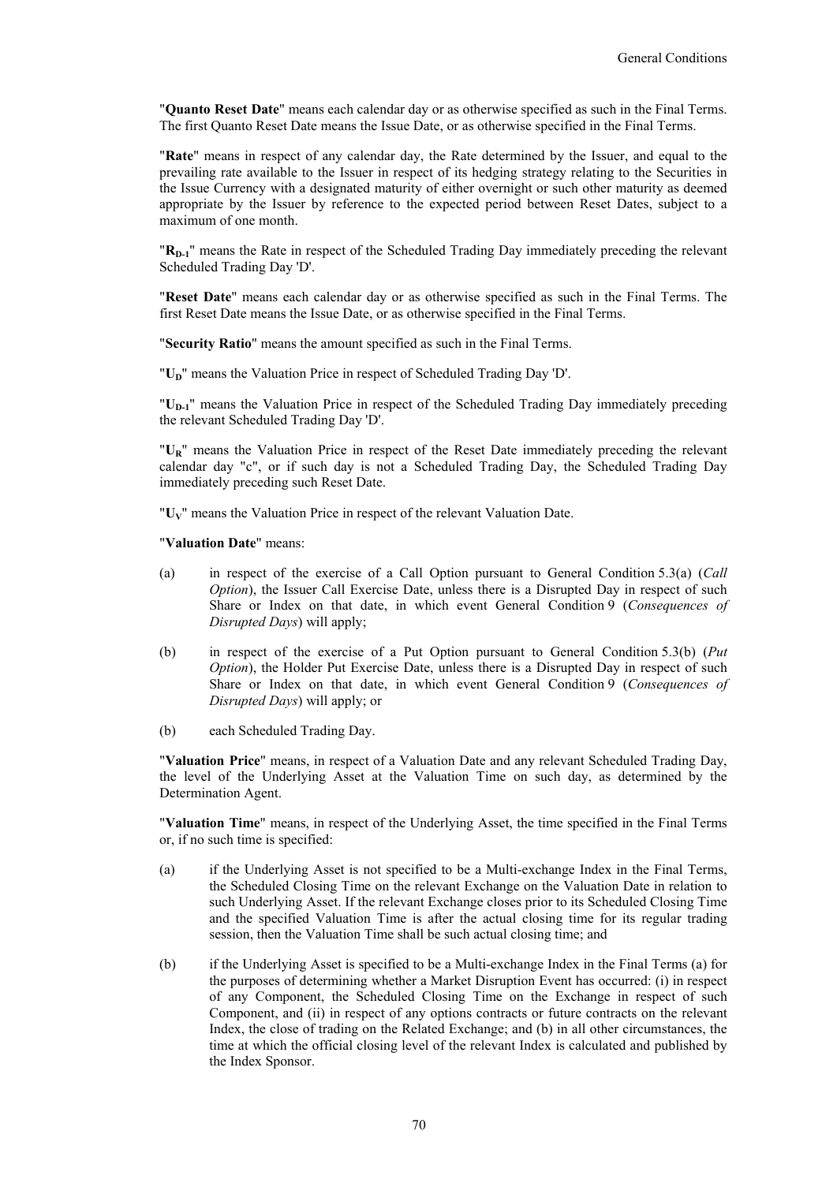"**Quanto Reset Date**" means each calendar day or as otherwise specified as such in the Final Terms. The first Quanto Reset Date means the Issue Date, or as otherwise specified in the Final Terms.

"**Rate**" means in respect of any calendar day, the Rate determined by the Issuer, and equal to the prevailing rate available to the Issuer in respect of its hedging strategy relating to the Securities in the Issue Currency with a designated maturity of either overnight or such other maturity as deemed appropriate by the Issuer by reference to the expected period between Reset Dates, subject to a maximum of one month.

"$\mathbf{R_{D-1}}$" means the Rate in respect of the Scheduled Trading Day immediately preceding the relevant Scheduled Trading Day 'D'.

"**Reset Date**" means each calendar day or as otherwise specified as such in the Final Terms. The first Reset Date means the Issue Date, or as otherwise specified in the Final Terms.

"**Security Ratio**" means the amount specified as such in the Final Terms.

"$\mathbf{U_D}$" means the Valuation Price in respect of Scheduled Trading Day 'D'.

"$\mathbf{U_{D-1}}$" means the Valuation Price in respect of the Scheduled Trading Day immediately preceding the relevant Scheduled Trading Day 'D'.

"$\mathbf{U_R}$" means the Valuation Price in respect of the Reset Date immediately preceding the relevant calendar day "c", or if such day is not a Scheduled Trading Day, the Scheduled Trading Day immediately preceding such Reset Date.

"$\mathbf{U_V}$" means the Valuation Price in respect of the relevant Valuation Date.

"**Valuation Date**" means:

(a) in respect of the exercise of a Call Option pursuant to General Condition 5.3(a) (*Call Option*), the Issuer Call Exercise Date, unless there is a Disrupted Day in respect of such Share or Index on that date, in which event General Condition 9 (*Consequences of Disrupted Days*) will apply;

(b) in respect of the exercise of a Put Option pursuant to General Condition 5.3(b) (*Put Option*), the Holder Put Exercise Date, unless there is a Disrupted Day in respect of such Share or Index on that date, in which event General Condition 9 (*Consequences of Disrupted Days*) will apply; or

(b) each Scheduled Trading Day.

"**Valuation Price**" means, in respect of a Valuation Date and any relevant Scheduled Trading Day, the level of the Underlying Asset at the Valuation Time on such day, as determined by the Determination Agent.

"**Valuation Time**" means, in respect of the Underlying Asset, the time specified in the Final Terms or, if no such time is specified:

(a) if the Underlying Asset is not specified to be a Multi-exchange Index in the Final Terms, the Scheduled Closing Time on the relevant Exchange on the Valuation Date in relation to such Underlying Asset. If the relevant Exchange closes prior to its Scheduled Closing Time and the specified Valuation Time is after the actual closing time for its regular trading session, then the Valuation Time shall be such actual closing time; and

(b) if the Underlying Asset is specified to be a Multi-exchange Index in the Final Terms (a) for the purposes of determining whether a Market Disruption Event has occurred: (i) in respect of any Component, the Scheduled Closing Time on the Exchange in respect of such Component, and (ii) in respect of any options contracts or future contracts on the relevant Index, the close of trading on the Related Exchange; and (b) in all other circumstances, the time at which the official closing level of the relevant Index is calculated and published by the Index Sponsor.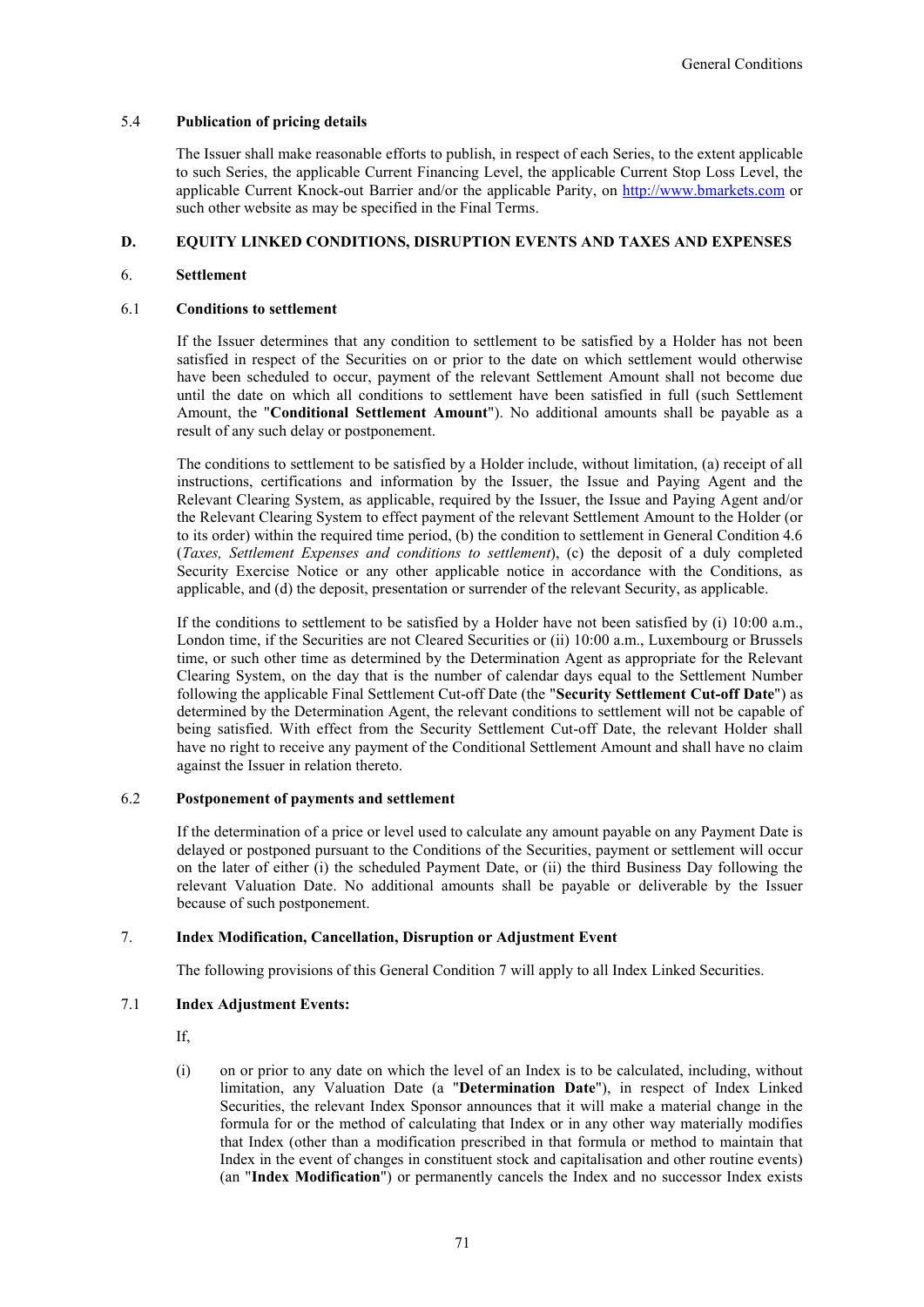### 5.4 Publication of pricing details

The Issuer shall make reasonable efforts to publish, in respect of each Series, to the extent applicable to such Series, the applicable Current Financing Level, the applicable Current Stop Loss Level, the applicable Current Knock-out Barrier and/or the applicable Parity, on http://www.bmarkets.com or such other website as may be specified in the Final Terms.

## D. EQUITY LINKED CONDITIONS, DISRUPTION EVENTS AND TAXES AND EXPENSES

### 6. Settlement

### 6.1 Conditions to settlement

If the Issuer determines that any condition to settlement to be satisfied by a Holder has not been satisfied in respect of the Securities on or prior to the date on which settlement would otherwise have been scheduled to occur, payment of the relevant Settlement Amount shall not become due until the date on which all conditions to settlement have been satisfied in full (such Settlement Amount, the "**Conditional Settlement Amount**"). No additional amounts shall be payable as a result of any such delay or postponement.

The conditions to settlement to be satisfied by a Holder include, without limitation, (a) receipt of all instructions, certifications and information by the Issuer, the Issue and Paying Agent and the Relevant Clearing System, as applicable, required by the Issuer, the Issue and Paying Agent and/or the Relevant Clearing System to effect payment of the relevant Settlement Amount to the Holder (or to its order) within the required time period, (b) the condition to settlement in General Condition 4.6 (*Taxes, Settlement Expenses and conditions to settlement*), (c) the deposit of a duly completed Security Exercise Notice or any other applicable notice in accordance with the Conditions, as applicable, and (d) the deposit, presentation or surrender of the relevant Security, as applicable.

If the conditions to settlement to be satisfied by a Holder have not been satisfied by (i) 10:00 a.m., London time, if the Securities are not Cleared Securities or (ii) 10:00 a.m., Luxembourg or Brussels time, or such other time as determined by the Determination Agent as appropriate for the Relevant Clearing System, on the day that is the number of calendar days equal to the Settlement Number following the applicable Final Settlement Cut-off Date (the "**Security Settlement Cut-off Date**") as determined by the Determination Agent, the relevant conditions to settlement will not be capable of being satisfied. With effect from the Security Settlement Cut-off Date, the relevant Holder shall have no right to receive any payment of the Conditional Settlement Amount and shall have no claim against the Issuer in relation thereto.

### 6.2 Postponement of payments and settlement

If the determination of a price or level used to calculate any amount payable on any Payment Date is delayed or postponed pursuant to the Conditions of the Securities, payment or settlement will occur on the later of either (i) the scheduled Payment Date, or (ii) the third Business Day following the relevant Valuation Date. No additional amounts shall be payable or deliverable by the Issuer because of such postponement.

### 7. Index Modification, Cancellation, Disruption or Adjustment Event

The following provisions of this General Condition 7 will apply to all Index Linked Securities.

### 7.1 Index Adjustment Events:

If,

(i) on or prior to any date on which the level of an Index is to be calculated, including, without limitation, any Valuation Date (a "**Determination Date**"), in respect of Index Linked Securities, the relevant Index Sponsor announces that it will make a material change in the formula for or the method of calculating that Index or in any other way materially modifies that Index (other than a modification prescribed in that formula or method to maintain that Index in the event of changes in constituent stock and capitalisation and other routine events) (an "**Index Modification**") or permanently cancels the Index and no successor Index exists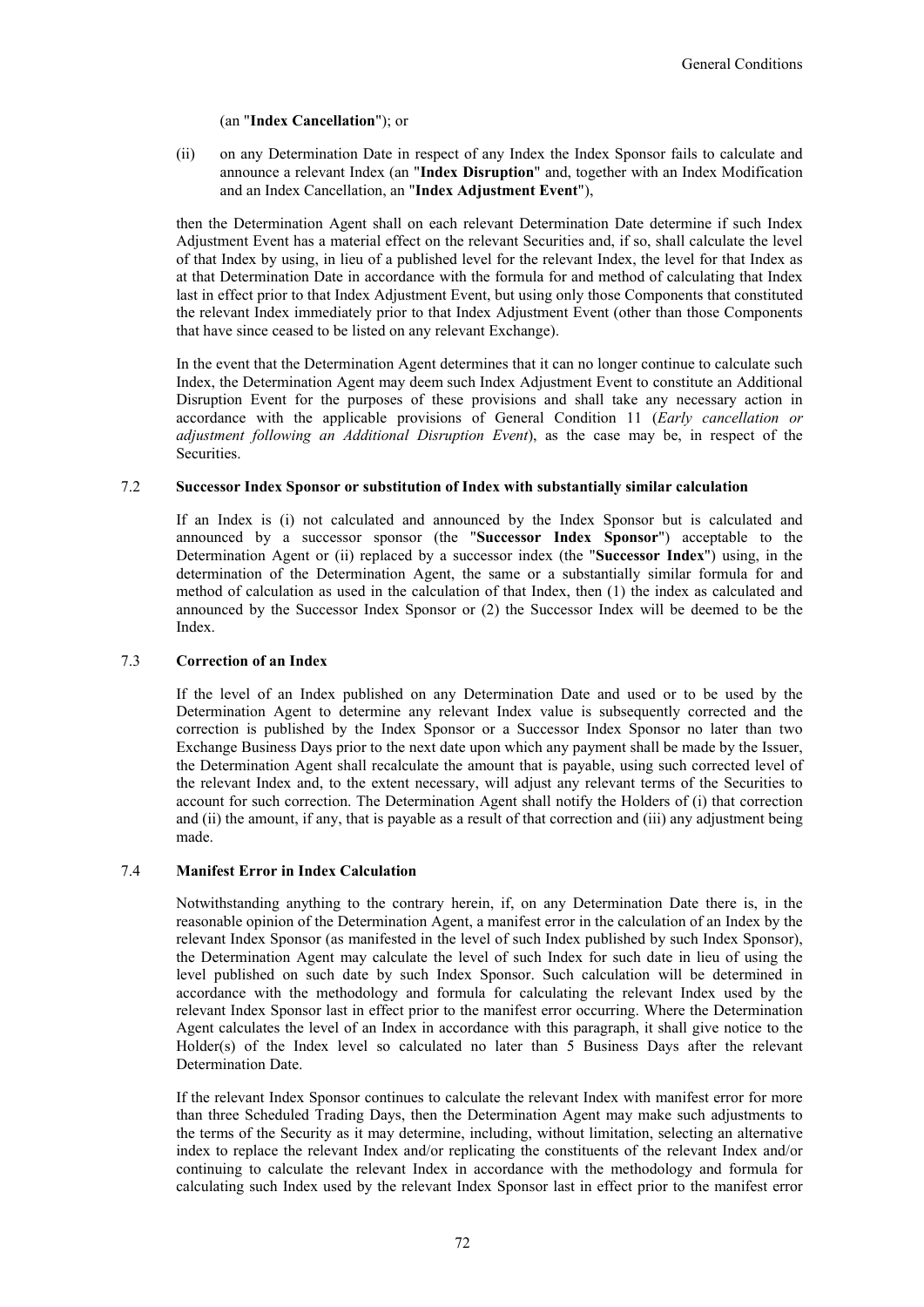(an "**Index Cancellation**"); or

(ii) on any Determination Date in respect of any Index the Index Sponsor fails to calculate and announce a relevant Index (an "**Index Disruption**" and, together with an Index Modification and an Index Cancellation, an "**Index Adjustment Event**"),

then the Determination Agent shall on each relevant Determination Date determine if such Index Adjustment Event has a material effect on the relevant Securities and, if so, shall calculate the level of that Index by using, in lieu of a published level for the relevant Index, the level for that Index as at that Determination Date in accordance with the formula for and method of calculating that Index last in effect prior to that Index Adjustment Event, but using only those Components that constituted the relevant Index immediately prior to that Index Adjustment Event (other than those Components that have since ceased to be listed on any relevant Exchange).

In the event that the Determination Agent determines that it can no longer continue to calculate such Index, the Determination Agent may deem such Index Adjustment Event to constitute an Additional Disruption Event for the purposes of these provisions and shall take any necessary action in accordance with the applicable provisions of General Condition 11 (*Early cancellation or adjustment following an Additional Disruption Event*), as the case may be, in respect of the Securities.

### 7.2 Successor Index Sponsor or substitution of Index with substantially similar calculation

If an Index is (i) not calculated and announced by the Index Sponsor but is calculated and announced by a successor sponsor (the "**Successor Index Sponsor**") acceptable to the Determination Agent or (ii) replaced by a successor index (the "**Successor Index**") using, in the determination of the Determination Agent, the same or a substantially similar formula for and method of calculation as used in the calculation of that Index, then (1) the index as calculated and announced by the Successor Index Sponsor or (2) the Successor Index will be deemed to be the Index.

### 7.3 Correction of an Index

If the level of an Index published on any Determination Date and used or to be used by the Determination Agent to determine any relevant Index value is subsequently corrected and the correction is published by the Index Sponsor or a Successor Index Sponsor no later than two Exchange Business Days prior to the next date upon which any payment shall be made by the Issuer, the Determination Agent shall recalculate the amount that is payable, using such corrected level of the relevant Index and, to the extent necessary, will adjust any relevant terms of the Securities to account for such correction. The Determination Agent shall notify the Holders of (i) that correction and (ii) the amount, if any, that is payable as a result of that correction and (iii) any adjustment being made.

### 7.4 Manifest Error in Index Calculation

Notwithstanding anything to the contrary herein, if, on any Determination Date there is, in the reasonable opinion of the Determination Agent, a manifest error in the calculation of an Index by the relevant Index Sponsor (as manifested in the level of such Index published by such Index Sponsor), the Determination Agent may calculate the level of such Index for such date in lieu of using the level published on such date by such Index Sponsor. Such calculation will be determined in accordance with the methodology and formula for calculating the relevant Index used by the relevant Index Sponsor last in effect prior to the manifest error occurring. Where the Determination Agent calculates the level of an Index in accordance with this paragraph, it shall give notice to the Holder(s) of the Index level so calculated no later than 5 Business Days after the relevant Determination Date.

If the relevant Index Sponsor continues to calculate the relevant Index with manifest error for more than three Scheduled Trading Days, then the Determination Agent may make such adjustments to the terms of the Security as it may determine, including, without limitation, selecting an alternative index to replace the relevant Index and/or replicating the constituents of the relevant Index and/or continuing to calculate the relevant Index in accordance with the methodology and formula for calculating such Index used by the relevant Index Sponsor last in effect prior to the manifest error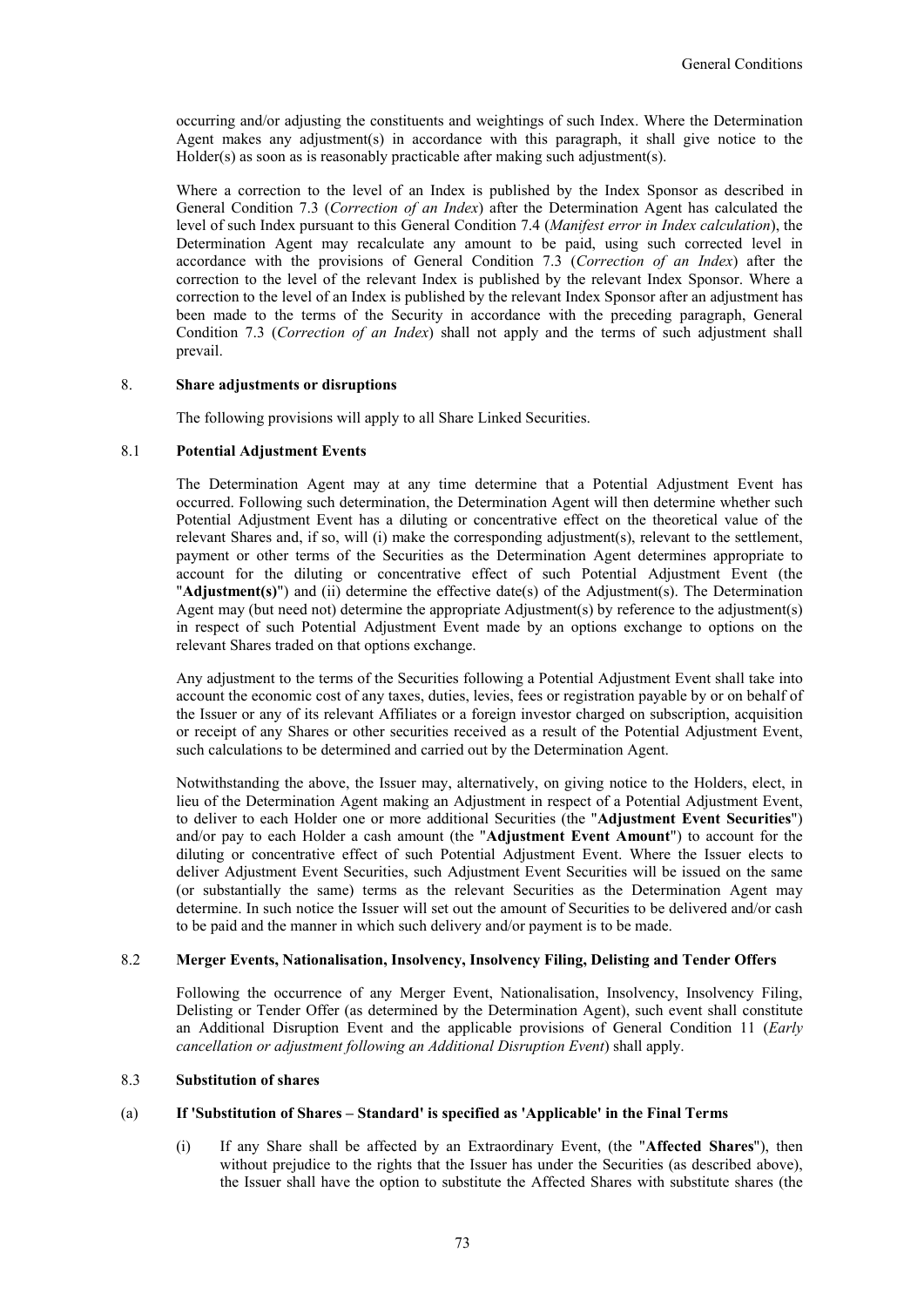occurring and/or adjusting the constituents and weightings of such Index. Where the Determination Agent makes any adjustment(s) in accordance with this paragraph, it shall give notice to the Holder(s) as soon as is reasonably practicable after making such adjustment(s).

Where a correction to the level of an Index is published by the Index Sponsor as described in General Condition 7.3 (*Correction of an Index*) after the Determination Agent has calculated the level of such Index pursuant to this General Condition 7.4 (*Manifest error in Index calculation*), the Determination Agent may recalculate any amount to be paid, using such corrected level in accordance with the provisions of General Condition 7.3 (*Correction of an Index*) after the correction to the level of the relevant Index is published by the relevant Index Sponsor. Where a correction to the level of an Index is published by the relevant Index Sponsor after an adjustment has been made to the terms of the Security in accordance with the preceding paragraph, General Condition 7.3 (*Correction of an Index*) shall not apply and the terms of such adjustment shall prevail.

## 8. Share adjustments or disruptions

The following provisions will apply to all Share Linked Securities.

### 8.1 Potential Adjustment Events

The Determination Agent may at any time determine that a Potential Adjustment Event has occurred. Following such determination, the Determination Agent will then determine whether such Potential Adjustment Event has a diluting or concentrative effect on the theoretical value of the relevant Shares and, if so, will (i) make the corresponding adjustment(s), relevant to the settlement, payment or other terms of the Securities as the Determination Agent determines appropriate to account for the diluting or concentrative effect of such Potential Adjustment Event (the "**Adjustment(s)**") and (ii) determine the effective date(s) of the Adjustment(s). The Determination Agent may (but need not) determine the appropriate Adjustment(s) by reference to the adjustment(s) in respect of such Potential Adjustment Event made by an options exchange to options on the relevant Shares traded on that options exchange.

Any adjustment to the terms of the Securities following a Potential Adjustment Event shall take into account the economic cost of any taxes, duties, levies, fees or registration payable by or on behalf of the Issuer or any of its relevant Affiliates or a foreign investor charged on subscription, acquisition or receipt of any Shares or other securities received as a result of the Potential Adjustment Event, such calculations to be determined and carried out by the Determination Agent.

Notwithstanding the above, the Issuer may, alternatively, on giving notice to the Holders, elect, in lieu of the Determination Agent making an Adjustment in respect of a Potential Adjustment Event, to deliver to each Holder one or more additional Securities (the "**Adjustment Event Securities**") and/or pay to each Holder a cash amount (the "**Adjustment Event Amount**") to account for the diluting or concentrative effect of such Potential Adjustment Event. Where the Issuer elects to deliver Adjustment Event Securities, such Adjustment Event Securities will be issued on the same (or substantially the same) terms as the relevant Securities as the Determination Agent may determine. In such notice the Issuer will set out the amount of Securities to be delivered and/or cash to be paid and the manner in which such delivery and/or payment is to be made.

### 8.2 Merger Events, Nationalisation, Insolvency, Insolvency Filing, Delisting and Tender Offers

Following the occurrence of any Merger Event, Nationalisation, Insolvency, Insolvency Filing, Delisting or Tender Offer (as determined by the Determination Agent), such event shall constitute an Additional Disruption Event and the applicable provisions of General Condition 11 (*Early cancellation or adjustment following an Additional Disruption Event*) shall apply.

### 8.3 Substitution of shares

#### (a) If 'Substitution of Shares – Standard' is specified as 'Applicable' in the Final Terms

(i) If any Share shall be affected by an Extraordinary Event, (the "**Affected Shares**"), then without prejudice to the rights that the Issuer has under the Securities (as described above), the Issuer shall have the option to substitute the Affected Shares with substitute shares (the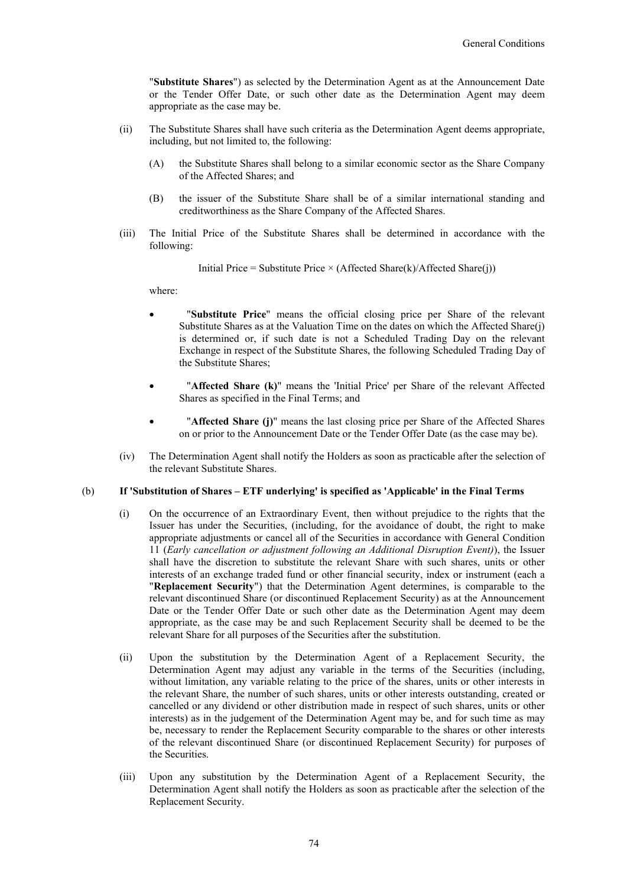"**Substitute Shares**") as selected by the Determination Agent as at the Announcement Date or the Tender Offer Date, or such other date as the Determination Agent may deem appropriate as the case may be.

(ii) The Substitute Shares shall have such criteria as the Determination Agent deems appropriate, including, but not limited to, the following:

(A) the Substitute Shares shall belong to a similar economic sector as the Share Company of the Affected Shares; and

(B) the issuer of the Substitute Share shall be of a similar international standing and creditworthiness as the Share Company of the Affected Shares.

(iii) The Initial Price of the Substitute Shares shall be determined in accordance with the following:

$$\text{Initial Price} = \text{Substitute Price} \times (\text{Affected Share(k)}/\text{Affected Share(j)})$$

where:

- "**Substitute Price**" means the official closing price per Share of the relevant Substitute Shares as at the Valuation Time on the dates on which the Affected Share(j) is determined or, if such date is not a Scheduled Trading Day on the relevant Exchange in respect of the Substitute Shares, the following Scheduled Trading Day of the Substitute Shares;
- "**Affected Share (k)**" means the 'Initial Price' per Share of the relevant Affected Shares as specified in the Final Terms; and
- "**Affected Share (j)**" means the last closing price per Share of the Affected Shares on or prior to the Announcement Date or the Tender Offer Date (as the case may be).

(iv) The Determination Agent shall notify the Holders as soon as practicable after the selection of the relevant Substitute Shares.

**(b) If 'Substitution of Shares – ETF underlying' is specified as 'Applicable' in the Final Terms**

(i) On the occurrence of an Extraordinary Event, then without prejudice to the rights that the Issuer has under the Securities, (including, for the avoidance of doubt, the right to make appropriate adjustments or cancel all of the Securities in accordance with General Condition 11 (*Early cancellation or adjustment following an Additional Disruption Event)*), the Issuer shall have the discretion to substitute the relevant Share with such shares, units or other interests of an exchange traded fund or other financial security, index or instrument (each a "**Replacement Security**") that the Determination Agent determines, is comparable to the relevant discontinued Share (or discontinued Replacement Security) as at the Announcement Date or the Tender Offer Date or such other date as the Determination Agent may deem appropriate, as the case may be and such Replacement Security shall be deemed to be the relevant Share for all purposes of the Securities after the substitution.

(ii) Upon the substitution by the Determination Agent of a Replacement Security, the Determination Agent may adjust any variable in the terms of the Securities (including, without limitation, any variable relating to the price of the shares, units or other interests in the relevant Share, the number of such shares, units or other interests outstanding, created or cancelled or any dividend or other distribution made in respect of such shares, units or other interests) as in the judgement of the Determination Agent may be, and for such time as may be, necessary to render the Replacement Security comparable to the shares or other interests of the relevant discontinued Share (or discontinued Replacement Security) for purposes of the Securities.

(iii) Upon any substitution by the Determination Agent of a Replacement Security, the Determination Agent shall notify the Holders as soon as practicable after the selection of the Replacement Security.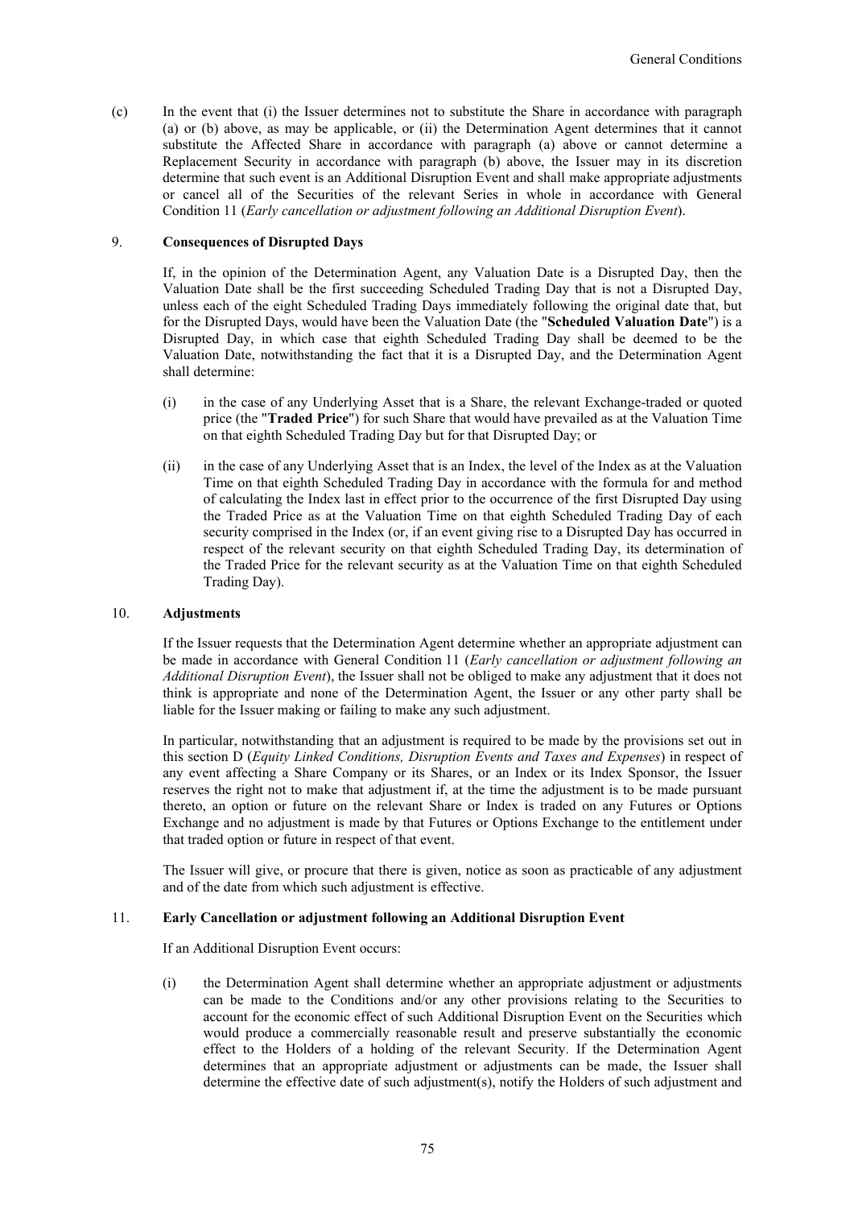(c) In the event that (i) the Issuer determines not to substitute the Share in accordance with paragraph (a) or (b) above, as may be applicable, or (ii) the Determination Agent determines that it cannot substitute the Affected Share in accordance with paragraph (a) above or cannot determine a Replacement Security in accordance with paragraph (b) above, the Issuer may in its discretion determine that such event is an Additional Disruption Event and shall make appropriate adjustments or cancel all of the Securities of the relevant Series in whole in accordance with General Condition 11 (*Early cancellation or adjustment following an Additional Disruption Event*).

## 9. Consequences of Disrupted Days

If, in the opinion of the Determination Agent, any Valuation Date is a Disrupted Day, then the Valuation Date shall be the first succeeding Scheduled Trading Day that is not a Disrupted Day, unless each of the eight Scheduled Trading Days immediately following the original date that, but for the Disrupted Days, would have been the Valuation Date (the "**Scheduled Valuation Date**") is a Disrupted Day, in which case that eighth Scheduled Trading Day shall be deemed to be the Valuation Date, notwithstanding the fact that it is a Disrupted Day, and the Determination Agent shall determine:

(i) in the case of any Underlying Asset that is a Share, the relevant Exchange-traded or quoted price (the "**Traded Price**") for such Share that would have prevailed as at the Valuation Time on that eighth Scheduled Trading Day but for that Disrupted Day; or

(ii) in the case of any Underlying Asset that is an Index, the level of the Index as at the Valuation Time on that eighth Scheduled Trading Day in accordance with the formula for and method of calculating the Index last in effect prior to the occurrence of the first Disrupted Day using the Traded Price as at the Valuation Time on that eighth Scheduled Trading Day of each security comprised in the Index (or, if an event giving rise to a Disrupted Day has occurred in respect of the relevant security on that eighth Scheduled Trading Day, its determination of the Traded Price for the relevant security as at the Valuation Time on that eighth Scheduled Trading Day).

## 10. Adjustments

If the Issuer requests that the Determination Agent determine whether an appropriate adjustment can be made in accordance with General Condition 11 (*Early cancellation or adjustment following an Additional Disruption Event*), the Issuer shall not be obliged to make any adjustment that it does not think is appropriate and none of the Determination Agent, the Issuer or any other party shall be liable for the Issuer making or failing to make any such adjustment.

In particular, notwithstanding that an adjustment is required to be made by the provisions set out in this section D (*Equity Linked Conditions, Disruption Events and Taxes and Expenses*) in respect of any event affecting a Share Company or its Shares, or an Index or its Index Sponsor, the Issuer reserves the right not to make that adjustment if, at the time the adjustment is to be made pursuant thereto, an option or future on the relevant Share or Index is traded on any Futures or Options Exchange and no adjustment is made by that Futures or Options Exchange to the entitlement under that traded option or future in respect of that event.

The Issuer will give, or procure that there is given, notice as soon as practicable of any adjustment and of the date from which such adjustment is effective.

## 11. Early Cancellation or adjustment following an Additional Disruption Event

If an Additional Disruption Event occurs:

(i) the Determination Agent shall determine whether an appropriate adjustment or adjustments can be made to the Conditions and/or any other provisions relating to the Securities to account for the economic effect of such Additional Disruption Event on the Securities which would produce a commercially reasonable result and preserve substantially the economic effect to the Holders of a holding of the relevant Security. If the Determination Agent determines that an appropriate adjustment or adjustments can be made, the Issuer shall determine the effective date of such adjustment(s), notify the Holders of such adjustment and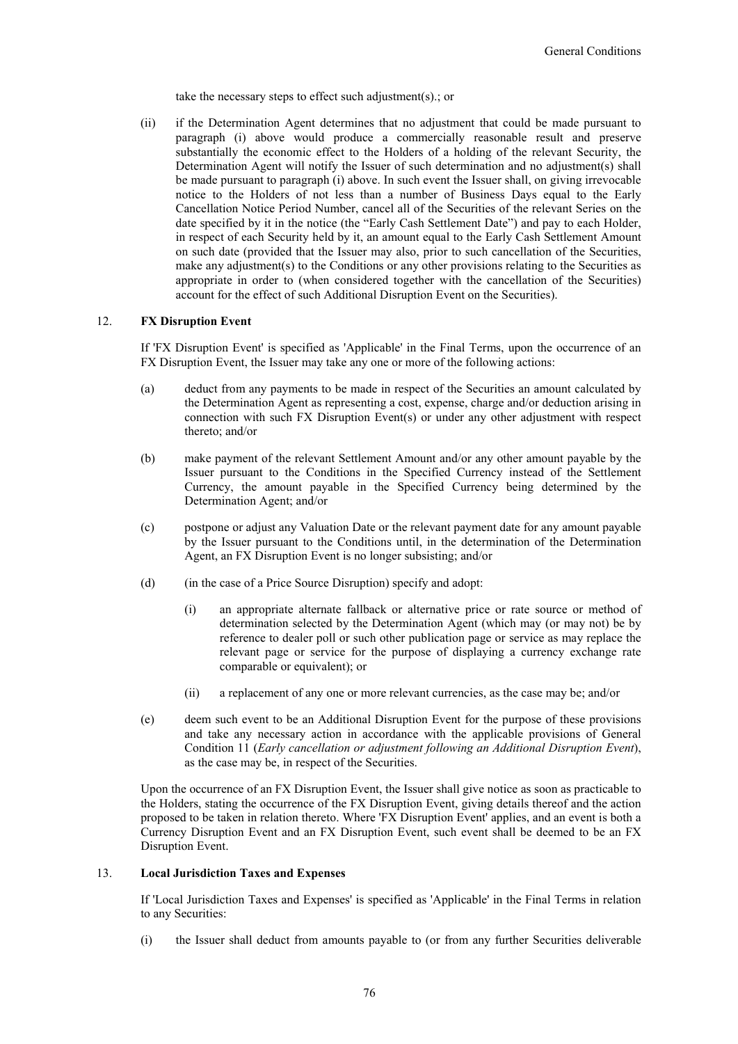take the necessary steps to effect such adjustment(s).; or

(ii) if the Determination Agent determines that no adjustment that could be made pursuant to paragraph (i) above would produce a commercially reasonable result and preserve substantially the economic effect to the Holders of a holding of the relevant Security, the Determination Agent will notify the Issuer of such determination and no adjustment(s) shall be made pursuant to paragraph (i) above. In such event the Issuer shall, on giving irrevocable notice to the Holders of not less than a number of Business Days equal to the Early Cancellation Notice Period Number, cancel all of the Securities of the relevant Series on the date specified by it in the notice (the "Early Cash Settlement Date") and pay to each Holder, in respect of each Security held by it, an amount equal to the Early Cash Settlement Amount on such date (provided that the Issuer may also, prior to such cancellation of the Securities, make any adjustment(s) to the Conditions or any other provisions relating to the Securities as appropriate in order to (when considered together with the cancellation of the Securities) account for the effect of such Additional Disruption Event on the Securities).

## 12. FX Disruption Event

If 'FX Disruption Event' is specified as 'Applicable' in the Final Terms, upon the occurrence of an FX Disruption Event, the Issuer may take any one or more of the following actions:

(a) deduct from any payments to be made in respect of the Securities an amount calculated by the Determination Agent as representing a cost, expense, charge and/or deduction arising in connection with such FX Disruption Event(s) or under any other adjustment with respect thereto; and/or

(b) make payment of the relevant Settlement Amount and/or any other amount payable by the Issuer pursuant to the Conditions in the Specified Currency instead of the Settlement Currency, the amount payable in the Specified Currency being determined by the Determination Agent; and/or

(c) postpone or adjust any Valuation Date or the relevant payment date for any amount payable by the Issuer pursuant to the Conditions until, in the determination of the Determination Agent, an FX Disruption Event is no longer subsisting; and/or

(d) (in the case of a Price Source Disruption) specify and adopt:

  (i) an appropriate alternate fallback or alternative price or rate source or method of determination selected by the Determination Agent (which may (or may not) be by reference to dealer poll or such other publication page or service as may replace the relevant page or service for the purpose of displaying a currency exchange rate comparable or equivalent); or

  (ii) a replacement of any one or more relevant currencies, as the case may be; and/or

(e) deem such event to be an Additional Disruption Event for the purpose of these provisions and take any necessary action in accordance with the applicable provisions of General Condition 11 (*Early cancellation or adjustment following an Additional Disruption Event*), as the case may be, in respect of the Securities.

Upon the occurrence of an FX Disruption Event, the Issuer shall give notice as soon as practicable to the Holders, stating the occurrence of the FX Disruption Event, giving details thereof and the action proposed to be taken in relation thereto. Where 'FX Disruption Event' applies, and an event is both a Currency Disruption Event and an FX Disruption Event, such event shall be deemed to be an FX Disruption Event.

## 13. Local Jurisdiction Taxes and Expenses

If 'Local Jurisdiction Taxes and Expenses' is specified as 'Applicable' in the Final Terms in relation to any Securities:

(i) the Issuer shall deduct from amounts payable to (or from any further Securities deliverable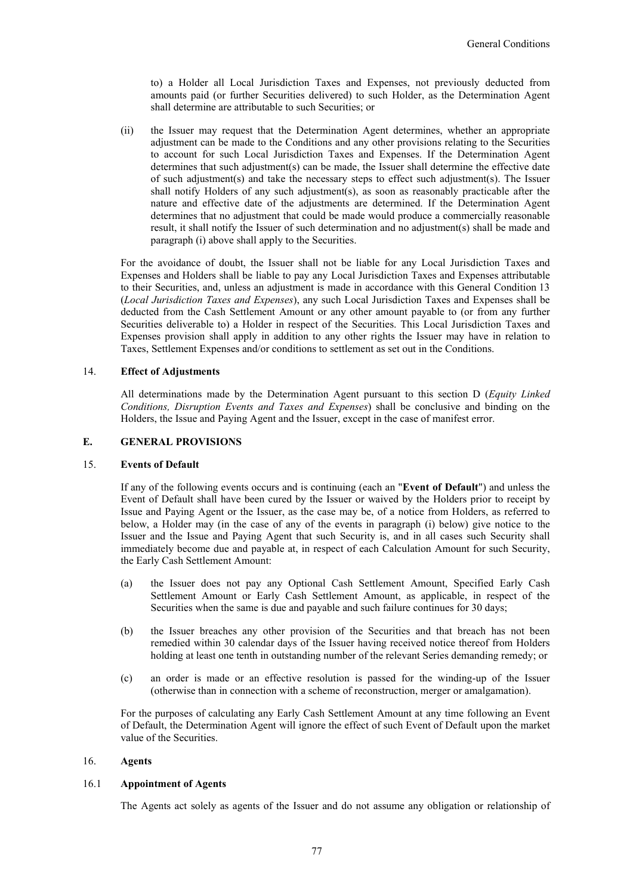to) a Holder all Local Jurisdiction Taxes and Expenses, not previously deducted from amounts paid (or further Securities delivered) to such Holder, as the Determination Agent shall determine are attributable to such Securities; or

(ii) the Issuer may request that the Determination Agent determines, whether an appropriate adjustment can be made to the Conditions and any other provisions relating to the Securities to account for such Local Jurisdiction Taxes and Expenses. If the Determination Agent determines that such adjustment(s) can be made, the Issuer shall determine the effective date of such adjustment(s) and take the necessary steps to effect such adjustment(s). The Issuer shall notify Holders of any such adjustment(s), as soon as reasonably practicable after the nature and effective date of the adjustments are determined. If the Determination Agent determines that no adjustment that could be made would produce a commercially reasonable result, it shall notify the Issuer of such determination and no adjustment(s) shall be made and paragraph (i) above shall apply to the Securities.

For the avoidance of doubt, the Issuer shall not be liable for any Local Jurisdiction Taxes and Expenses and Holders shall be liable to pay any Local Jurisdiction Taxes and Expenses attributable to their Securities, and, unless an adjustment is made in accordance with this General Condition 13 (*Local Jurisdiction Taxes and Expenses*), any such Local Jurisdiction Taxes and Expenses shall be deducted from the Cash Settlement Amount or any other amount payable to (or from any further Securities deliverable to) a Holder in respect of the Securities. This Local Jurisdiction Taxes and Expenses provision shall apply in addition to any other rights the Issuer may have in relation to Taxes, Settlement Expenses and/or conditions to settlement as set out in the Conditions.

## 14. Effect of Adjustments

All determinations made by the Determination Agent pursuant to this section D (*Equity Linked Conditions, Disruption Events and Taxes and Expenses*) shall be conclusive and binding on the Holders, the Issue and Paying Agent and the Issuer, except in the case of manifest error.

# E. GENERAL PROVISIONS

## 15. Events of Default

If any of the following events occurs and is continuing (each an "**Event of Default**") and unless the Event of Default shall have been cured by the Issuer or waived by the Holders prior to receipt by Issue and Paying Agent or the Issuer, as the case may be, of a notice from Holders, as referred to below, a Holder may (in the case of any of the events in paragraph (i) below) give notice to the Issuer and the Issue and Paying Agent that such Security is, and in all cases such Security shall immediately become due and payable at, in respect of each Calculation Amount for such Security, the Early Cash Settlement Amount:

(a) the Issuer does not pay any Optional Cash Settlement Amount, Specified Early Cash Settlement Amount or Early Cash Settlement Amount, as applicable, in respect of the Securities when the same is due and payable and such failure continues for 30 days;

(b) the Issuer breaches any other provision of the Securities and that breach has not been remedied within 30 calendar days of the Issuer having received notice thereof from Holders holding at least one tenth in outstanding number of the relevant Series demanding remedy; or

(c) an order is made or an effective resolution is passed for the winding-up of the Issuer (otherwise than in connection with a scheme of reconstruction, merger or amalgamation).

For the purposes of calculating any Early Cash Settlement Amount at any time following an Event of Default, the Determination Agent will ignore the effect of such Event of Default upon the market value of the Securities.

## 16. Agents

### 16.1 Appointment of Agents

The Agents act solely as agents of the Issuer and do not assume any obligation or relationship of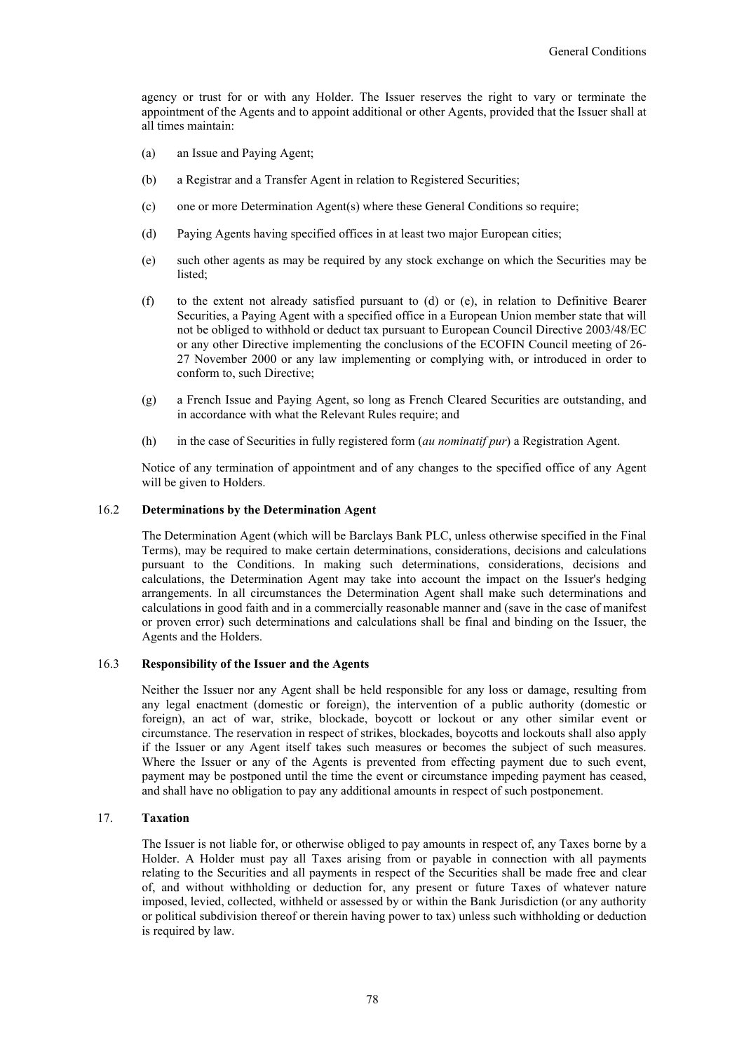agency or trust for or with any Holder. The Issuer reserves the right to vary or terminate the appointment of the Agents and to appoint additional or other Agents, provided that the Issuer shall at all times maintain:

(a) an Issue and Paying Agent;

(b) a Registrar and a Transfer Agent in relation to Registered Securities;

(c) one or more Determination Agent(s) where these General Conditions so require;

(d) Paying Agents having specified offices in at least two major European cities;

(e) such other agents as may be required by any stock exchange on which the Securities may be listed;

(f) to the extent not already satisfied pursuant to (d) or (e), in relation to Definitive Bearer Securities, a Paying Agent with a specified office in a European Union member state that will not be obliged to withhold or deduct tax pursuant to European Council Directive 2003/48/EC or any other Directive implementing the conclusions of the ECOFIN Council meeting of 26-27 November 2000 or any law implementing or complying with, or introduced in order to conform to, such Directive;

(g) a French Issue and Paying Agent, so long as French Cleared Securities are outstanding, and in accordance with what the Relevant Rules require; and

(h) in the case of Securities in fully registered form (*au nominatif pur*) a Registration Agent.

Notice of any termination of appointment and of any changes to the specified office of any Agent will be given to Holders.

### 16.2 Determinations by the Determination Agent

The Determination Agent (which will be Barclays Bank PLC, unless otherwise specified in the Final Terms), may be required to make certain determinations, considerations, decisions and calculations pursuant to the Conditions. In making such determinations, considerations, decisions and calculations, the Determination Agent may take into account the impact on the Issuer's hedging arrangements. In all circumstances the Determination Agent shall make such determinations and calculations in good faith and in a commercially reasonable manner and (save in the case of manifest or proven error) such determinations and calculations shall be final and binding on the Issuer, the Agents and the Holders.

### 16.3 Responsibility of the Issuer and the Agents

Neither the Issuer nor any Agent shall be held responsible for any loss or damage, resulting from any legal enactment (domestic or foreign), the intervention of a public authority (domestic or foreign), an act of war, strike, blockade, boycott or lockout or any other similar event or circumstance. The reservation in respect of strikes, blockades, boycotts and lockouts shall also apply if the Issuer or any Agent itself takes such measures or becomes the subject of such measures. Where the Issuer or any of the Agents is prevented from effecting payment due to such event, payment may be postponed until the time the event or circumstance impeding payment has ceased, and shall have no obligation to pay any additional amounts in respect of such postponement.

## 17. Taxation

The Issuer is not liable for, or otherwise obliged to pay amounts in respect of, any Taxes borne by a Holder. A Holder must pay all Taxes arising from or payable in connection with all payments relating to the Securities and all payments in respect of the Securities shall be made free and clear of, and without withholding or deduction for, any present or future Taxes of whatever nature imposed, levied, collected, withheld or assessed by or within the Bank Jurisdiction (or any authority or political subdivision thereof or therein having power to tax) unless such withholding or deduction is required by law.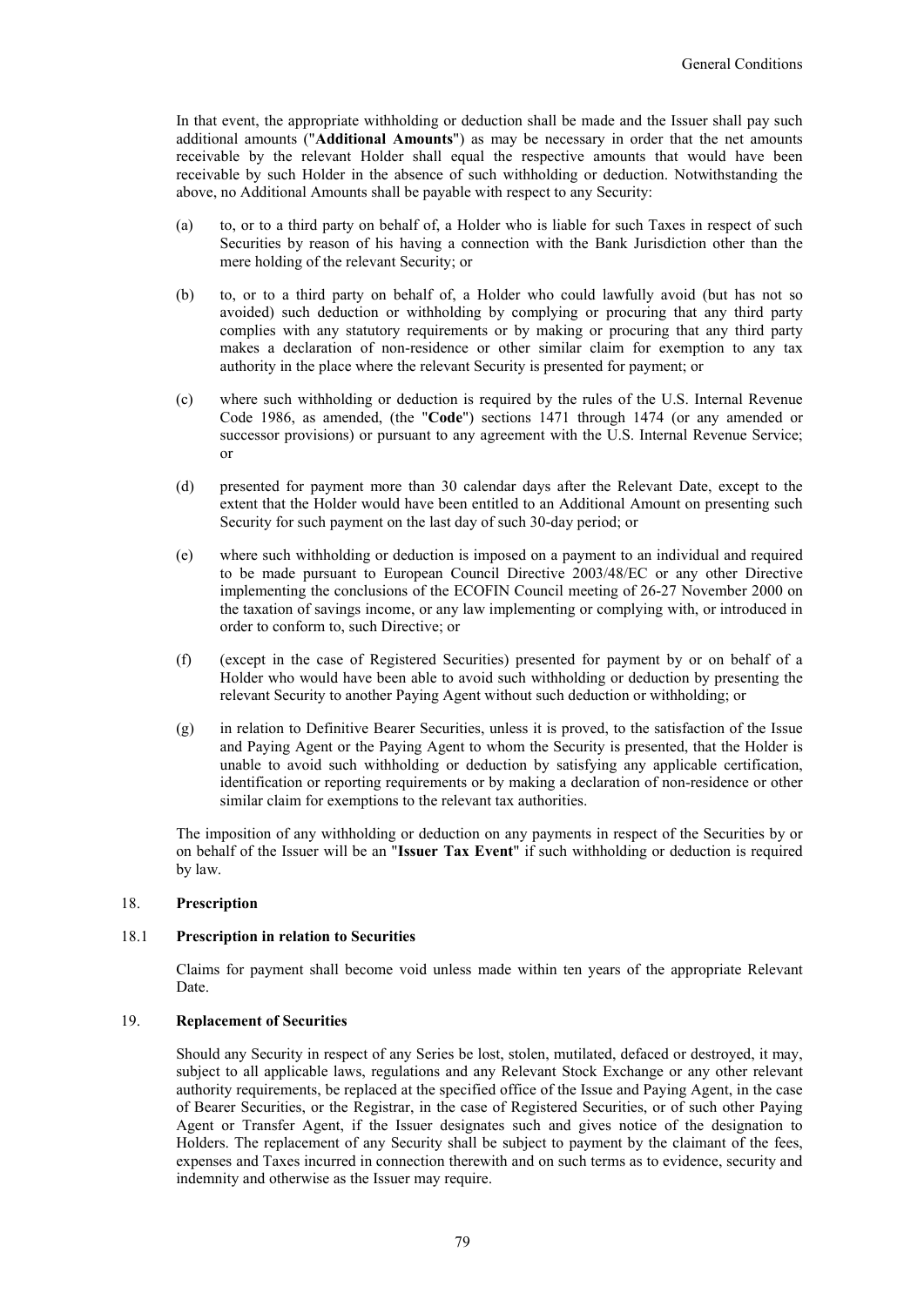In that event, the appropriate withholding or deduction shall be made and the Issuer shall pay such additional amounts ("**Additional Amounts**") as may be necessary in order that the net amounts receivable by the relevant Holder shall equal the respective amounts that would have been receivable by such Holder in the absence of such withholding or deduction. Notwithstanding the above, no Additional Amounts shall be payable with respect to any Security:

(a) to, or to a third party on behalf of, a Holder who is liable for such Taxes in respect of such Securities by reason of his having a connection with the Bank Jurisdiction other than the mere holding of the relevant Security; or

(b) to, or to a third party on behalf of, a Holder who could lawfully avoid (but has not so avoided) such deduction or withholding by complying or procuring that any third party complies with any statutory requirements or by making or procuring that any third party makes a declaration of non-residence or other similar claim for exemption to any tax authority in the place where the relevant Security is presented for payment; or

(c) where such withholding or deduction is required by the rules of the U.S. Internal Revenue Code 1986, as amended, (the "**Code**") sections 1471 through 1474 (or any amended or successor provisions) or pursuant to any agreement with the U.S. Internal Revenue Service; or

(d) presented for payment more than 30 calendar days after the Relevant Date, except to the extent that the Holder would have been entitled to an Additional Amount on presenting such Security for such payment on the last day of such 30-day period; or

(e) where such withholding or deduction is imposed on a payment to an individual and required to be made pursuant to European Council Directive 2003/48/EC or any other Directive implementing the conclusions of the ECOFIN Council meeting of 26-27 November 2000 on the taxation of savings income, or any law implementing or complying with, or introduced in order to conform to, such Directive; or

(f) (except in the case of Registered Securities) presented for payment by or on behalf of a Holder who would have been able to avoid such withholding or deduction by presenting the relevant Security to another Paying Agent without such deduction or withholding; or

(g) in relation to Definitive Bearer Securities, unless it is proved, to the satisfaction of the Issue and Paying Agent or the Paying Agent to whom the Security is presented, that the Holder is unable to avoid such withholding or deduction by satisfying any applicable certification, identification or reporting requirements or by making a declaration of non-residence or other similar claim for exemptions to the relevant tax authorities.

The imposition of any withholding or deduction on any payments in respect of the Securities by or on behalf of the Issuer will be an "**Issuer Tax Event**" if such withholding or deduction is required by law.

## 18. Prescription

### 18.1 Prescription in relation to Securities

Claims for payment shall become void unless made within ten years of the appropriate Relevant Date.

## 19. Replacement of Securities

Should any Security in respect of any Series be lost, stolen, mutilated, defaced or destroyed, it may, subject to all applicable laws, regulations and any Relevant Stock Exchange or any other relevant authority requirements, be replaced at the specified office of the Issue and Paying Agent, in the case of Bearer Securities, or the Registrar, in the case of Registered Securities, or of such other Paying Agent or Transfer Agent, if the Issuer designates such and gives notice of the designation to Holders. The replacement of any Security shall be subject to payment by the claimant of the fees, expenses and Taxes incurred in connection therewith and on such terms as to evidence, security and indemnity and otherwise as the Issuer may require.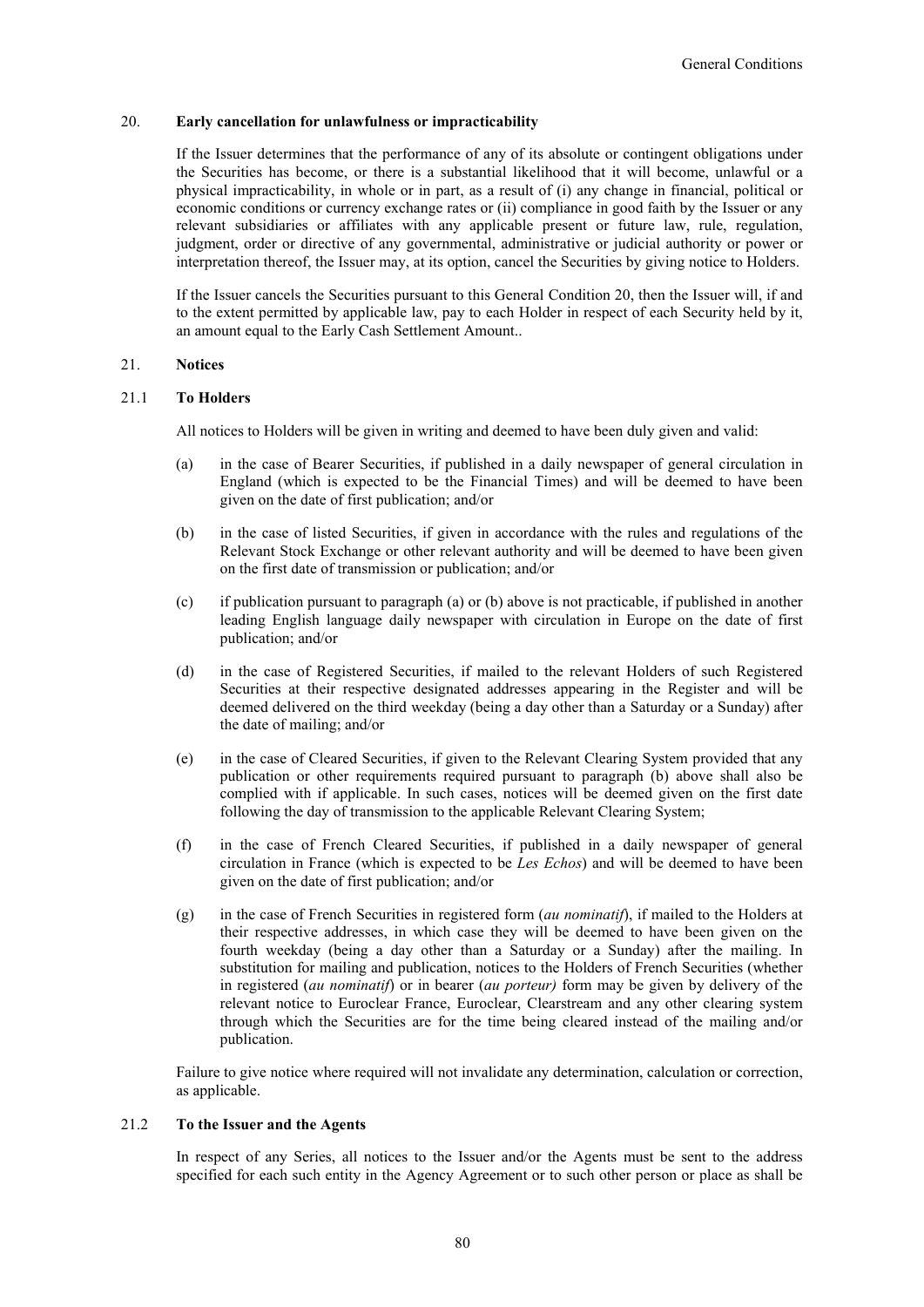## 20. Early cancellation for unlawfulness or impracticability

If the Issuer determines that the performance of any of its absolute or contingent obligations under the Securities has become, or there is a substantial likelihood that it will become, unlawful or a physical impracticability, in whole or in part, as a result of (i) any change in financial, political or economic conditions or currency exchange rates or (ii) compliance in good faith by the Issuer or any relevant subsidiaries or affiliates with any applicable present or future law, rule, regulation, judgment, order or directive of any governmental, administrative or judicial authority or power or interpretation thereof, the Issuer may, at its option, cancel the Securities by giving notice to Holders.

If the Issuer cancels the Securities pursuant to this General Condition 20, then the Issuer will, if and to the extent permitted by applicable law, pay to each Holder in respect of each Security held by it, an amount equal to the Early Cash Settlement Amount..

## 21. Notices

### 21.1 To Holders

All notices to Holders will be given in writing and deemed to have been duly given and valid:

(a) in the case of Bearer Securities, if published in a daily newspaper of general circulation in England (which is expected to be the Financial Times) and will be deemed to have been given on the date of first publication; and/or

(b) in the case of listed Securities, if given in accordance with the rules and regulations of the Relevant Stock Exchange or other relevant authority and will be deemed to have been given on the first date of transmission or publication; and/or

(c) if publication pursuant to paragraph (a) or (b) above is not practicable, if published in another leading English language daily newspaper with circulation in Europe on the date of first publication; and/or

(d) in the case of Registered Securities, if mailed to the relevant Holders of such Registered Securities at their respective designated addresses appearing in the Register and will be deemed delivered on the third weekday (being a day other than a Saturday or a Sunday) after the date of mailing; and/or

(e) in the case of Cleared Securities, if given to the Relevant Clearing System provided that any publication or other requirements required pursuant to paragraph (b) above shall also be complied with if applicable. In such cases, notices will be deemed given on the first date following the day of transmission to the applicable Relevant Clearing System;

(f) in the case of French Cleared Securities, if published in a daily newspaper of general circulation in France (which is expected to be *Les Echos*) and will be deemed to have been given on the date of first publication; and/or

(g) in the case of French Securities in registered form (*au nominatif*), if mailed to the Holders at their respective addresses, in which case they will be deemed to have been given on the fourth weekday (being a day other than a Saturday or a Sunday) after the mailing. In substitution for mailing and publication, notices to the Holders of French Securities (whether in registered (*au nominatif*) or in bearer (*au porteur)* form may be given by delivery of the relevant notice to Euroclear France, Euroclear, Clearstream and any other clearing system through which the Securities are for the time being cleared instead of the mailing and/or publication.

Failure to give notice where required will not invalidate any determination, calculation or correction, as applicable.

### 21.2 To the Issuer and the Agents

In respect of any Series, all notices to the Issuer and/or the Agents must be sent to the address specified for each such entity in the Agency Agreement or to such other person or place as shall be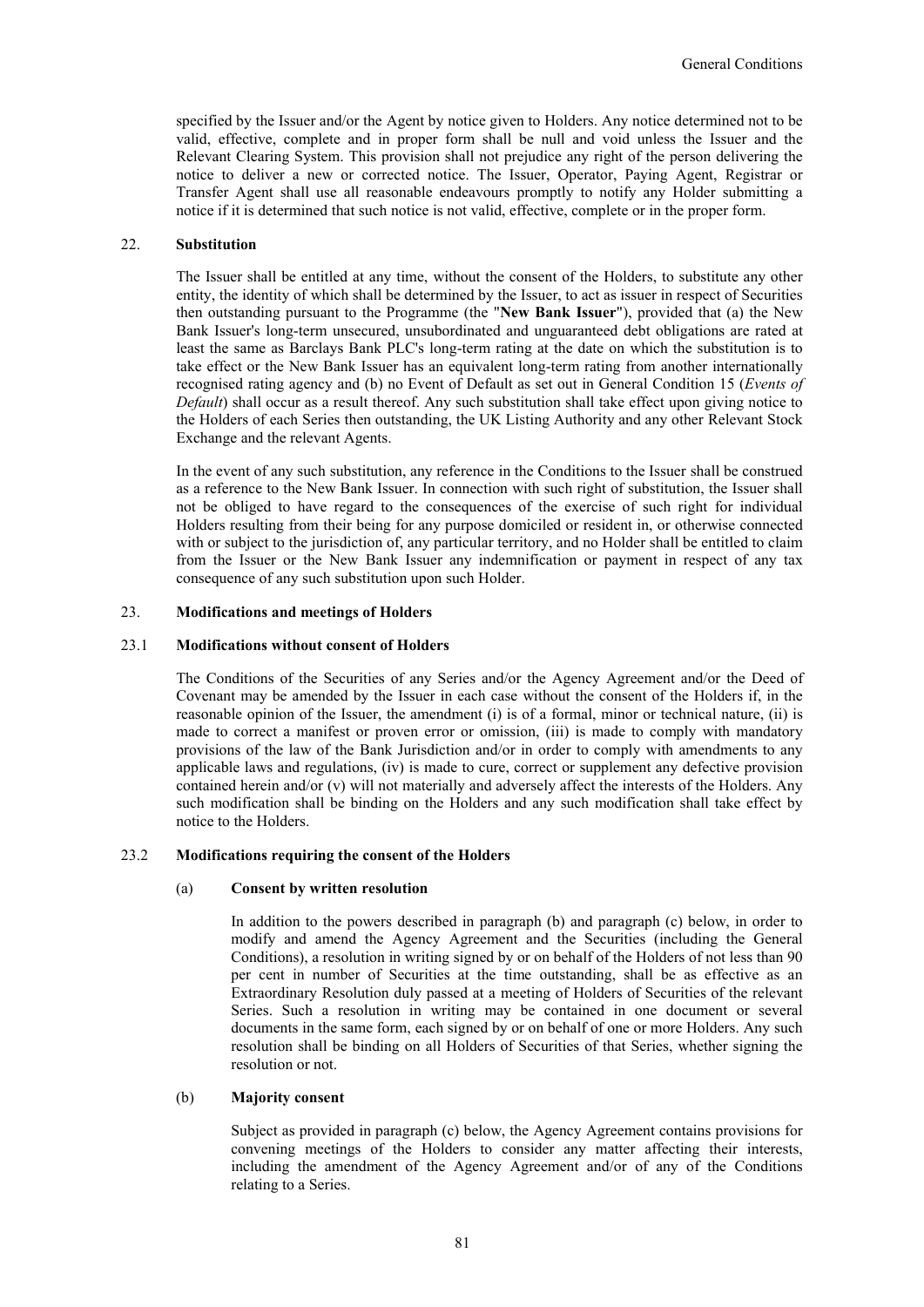specified by the Issuer and/or the Agent by notice given to Holders. Any notice determined not to be valid, effective, complete and in proper form shall be null and void unless the Issuer and the Relevant Clearing System. This provision shall not prejudice any right of the person delivering the notice to deliver a new or corrected notice. The Issuer, Operator, Paying Agent, Registrar or Transfer Agent shall use all reasonable endeavours promptly to notify any Holder submitting a notice if it is determined that such notice is not valid, effective, complete or in the proper form.

## 22. Substitution

The Issuer shall be entitled at any time, without the consent of the Holders, to substitute any other entity, the identity of which shall be determined by the Issuer, to act as issuer in respect of Securities then outstanding pursuant to the Programme (the "**New Bank Issuer**"), provided that (a) the New Bank Issuer's long-term unsecured, unsubordinated and unguaranteed debt obligations are rated at least the same as Barclays Bank PLC's long-term rating at the date on which the substitution is to take effect or the New Bank Issuer has an equivalent long-term rating from another internationally recognised rating agency and (b) no Event of Default as set out in General Condition 15 (*Events of Default*) shall occur as a result thereof. Any such substitution shall take effect upon giving notice to the Holders of each Series then outstanding, the UK Listing Authority and any other Relevant Stock Exchange and the relevant Agents.

In the event of any such substitution, any reference in the Conditions to the Issuer shall be construed as a reference to the New Bank Issuer. In connection with such right of substitution, the Issuer shall not be obliged to have regard to the consequences of the exercise of such right for individual Holders resulting from their being for any purpose domiciled or resident in, or otherwise connected with or subject to the jurisdiction of, any particular territory, and no Holder shall be entitled to claim from the Issuer or the New Bank Issuer any indemnification or payment in respect of any tax consequence of any such substitution upon such Holder.

## 23. Modifications and meetings of Holders

### 23.1 Modifications without consent of Holders

The Conditions of the Securities of any Series and/or the Agency Agreement and/or the Deed of Covenant may be amended by the Issuer in each case without the consent of the Holders if, in the reasonable opinion of the Issuer, the amendment (i) is of a formal, minor or technical nature, (ii) is made to correct a manifest or proven error or omission, (iii) is made to comply with mandatory provisions of the law of the Bank Jurisdiction and/or in order to comply with amendments to any applicable laws and regulations, (iv) is made to cure, correct or supplement any defective provision contained herein and/or (v) will not materially and adversely affect the interests of the Holders. Any such modification shall be binding on the Holders and any such modification shall take effect by notice to the Holders.

### 23.2 Modifications requiring the consent of the Holders

#### (a) Consent by written resolution

In addition to the powers described in paragraph (b) and paragraph (c) below, in order to modify and amend the Agency Agreement and the Securities (including the General Conditions), a resolution in writing signed by or on behalf of the Holders of not less than 90 per cent in number of Securities at the time outstanding, shall be as effective as an Extraordinary Resolution duly passed at a meeting of Holders of Securities of the relevant Series. Such a resolution in writing may be contained in one document or several documents in the same form, each signed by or on behalf of one or more Holders. Any such resolution shall be binding on all Holders of Securities of that Series, whether signing the resolution or not.

#### (b) Majority consent

Subject as provided in paragraph (c) below, the Agency Agreement contains provisions for convening meetings of the Holders to consider any matter affecting their interests, including the amendment of the Agency Agreement and/or of any of the Conditions relating to a Series.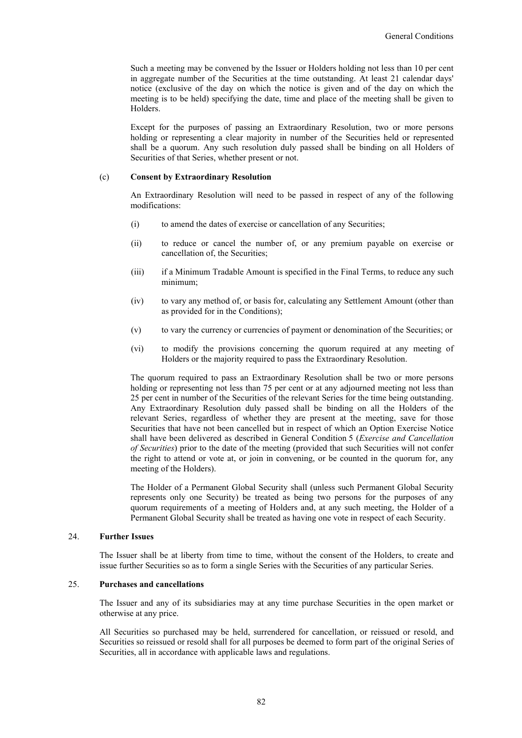Such a meeting may be convened by the Issuer or Holders holding not less than 10 per cent in aggregate number of the Securities at the time outstanding. At least 21 calendar days' notice (exclusive of the day on which the notice is given and of the day on which the meeting is to be held) specifying the date, time and place of the meeting shall be given to Holders.

Except for the purposes of passing an Extraordinary Resolution, two or more persons holding or representing a clear majority in number of the Securities held or represented shall be a quorum. Any such resolution duly passed shall be binding on all Holders of Securities of that Series, whether present or not.

(c) **Consent by Extraordinary Resolution**

An Extraordinary Resolution will need to be passed in respect of any of the following modifications:

(i) to amend the dates of exercise or cancellation of any Securities;

(ii) to reduce or cancel the number of, or any premium payable on exercise or cancellation of, the Securities;

(iii) if a Minimum Tradable Amount is specified in the Final Terms, to reduce any such minimum;

(iv) to vary any method of, or basis for, calculating any Settlement Amount (other than as provided for in the Conditions);

(v) to vary the currency or currencies of payment or denomination of the Securities; or

(vi) to modify the provisions concerning the quorum required at any meeting of Holders or the majority required to pass the Extraordinary Resolution.

The quorum required to pass an Extraordinary Resolution shall be two or more persons holding or representing not less than 75 per cent or at any adjourned meeting not less than 25 per cent in number of the Securities of the relevant Series for the time being outstanding. Any Extraordinary Resolution duly passed shall be binding on all the Holders of the relevant Series, regardless of whether they are present at the meeting, save for those Securities that have not been cancelled but in respect of which an Option Exercise Notice shall have been delivered as described in General Condition 5 (*Exercise and Cancellation of Securities*) prior to the date of the meeting (provided that such Securities will not confer the right to attend or vote at, or join in convening, or be counted in the quorum for, any meeting of the Holders).

The Holder of a Permanent Global Security shall (unless such Permanent Global Security represents only one Security) be treated as being two persons for the purposes of any quorum requirements of a meeting of Holders and, at any such meeting, the Holder of a Permanent Global Security shall be treated as having one vote in respect of each Security.

## 24. Further Issues

The Issuer shall be at liberty from time to time, without the consent of the Holders, to create and issue further Securities so as to form a single Series with the Securities of any particular Series.

## 25. Purchases and cancellations

The Issuer and any of its subsidiaries may at any time purchase Securities in the open market or otherwise at any price.

All Securities so purchased may be held, surrendered for cancellation, or reissued or resold, and Securities so reissued or resold shall for all purposes be deemed to form part of the original Series of Securities, all in accordance with applicable laws and regulations.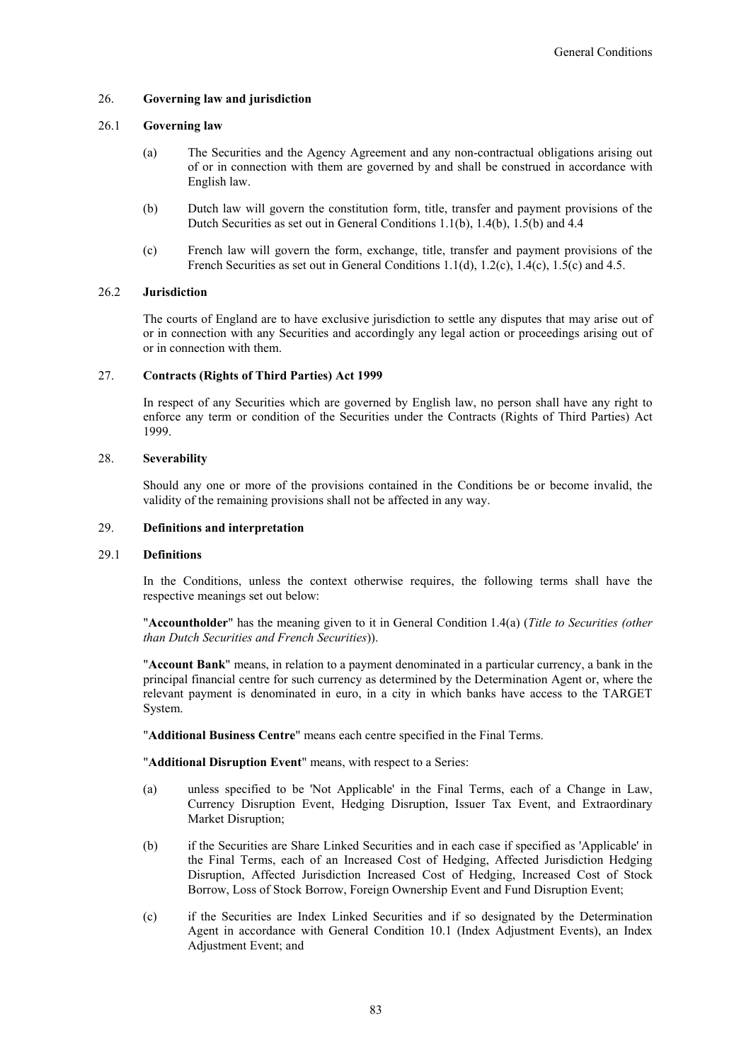## 26. Governing law and jurisdiction

### 26.1 Governing law

(a) The Securities and the Agency Agreement and any non-contractual obligations arising out of or in connection with them are governed by and shall be construed in accordance with English law.

(b) Dutch law will govern the constitution form, title, transfer and payment provisions of the Dutch Securities as set out in General Conditions 1.1(b), 1.4(b), 1.5(b) and 4.4

(c) French law will govern the form, exchange, title, transfer and payment provisions of the French Securities as set out in General Conditions 1.1(d), 1.2(c), 1.4(c), 1.5(c) and 4.5.

### 26.2 Jurisdiction

The courts of England are to have exclusive jurisdiction to settle any disputes that may arise out of or in connection with any Securities and accordingly any legal action or proceedings arising out of or in connection with them.

## 27. Contracts (Rights of Third Parties) Act 1999

In respect of any Securities which are governed by English law, no person shall have any right to enforce any term or condition of the Securities under the Contracts (Rights of Third Parties) Act 1999.

## 28. Severability

Should any one or more of the provisions contained in the Conditions be or become invalid, the validity of the remaining provisions shall not be affected in any way.

## 29. Definitions and interpretation

### 29.1 Definitions

In the Conditions, unless the context otherwise requires, the following terms shall have the respective meanings set out below:

"**Accountholder**" has the meaning given to it in General Condition 1.4(a) (*Title to Securities (other than Dutch Securities and French Securities*)).

"**Account Bank**" means, in relation to a payment denominated in a particular currency, a bank in the principal financial centre for such currency as determined by the Determination Agent or, where the relevant payment is denominated in euro, in a city in which banks have access to the TARGET System.

"**Additional Business Centre**" means each centre specified in the Final Terms.

"**Additional Disruption Event**" means, with respect to a Series:

(a) unless specified to be 'Not Applicable' in the Final Terms, each of a Change in Law, Currency Disruption Event, Hedging Disruption, Issuer Tax Event, and Extraordinary Market Disruption;

(b) if the Securities are Share Linked Securities and in each case if specified as 'Applicable' in the Final Terms, each of an Increased Cost of Hedging, Affected Jurisdiction Hedging Disruption, Affected Jurisdiction Increased Cost of Hedging, Increased Cost of Stock Borrow, Loss of Stock Borrow, Foreign Ownership Event and Fund Disruption Event;

(c) if the Securities are Index Linked Securities and if so designated by the Determination Agent in accordance with General Condition 10.1 (Index Adjustment Events), an Index Adjustment Event; and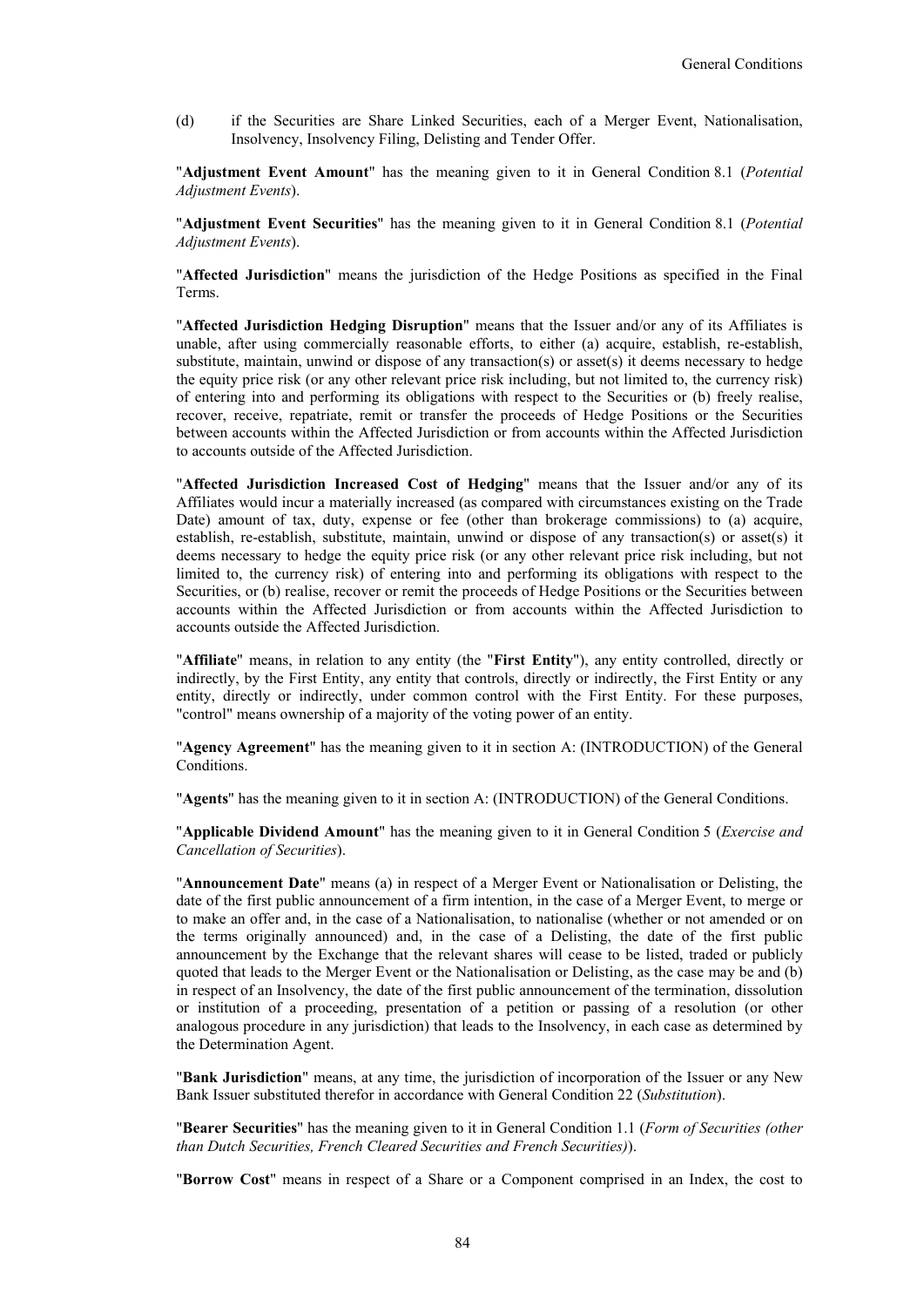(d) if the Securities are Share Linked Securities, each of a Merger Event, Nationalisation, Insolvency, Insolvency Filing, Delisting and Tender Offer.

"**Adjustment Event Amount**" has the meaning given to it in General Condition 8.1 (*Potential Adjustment Events*).

"**Adjustment Event Securities**" has the meaning given to it in General Condition 8.1 (*Potential Adjustment Events*).

"**Affected Jurisdiction**" means the jurisdiction of the Hedge Positions as specified in the Final Terms.

"**Affected Jurisdiction Hedging Disruption**" means that the Issuer and/or any of its Affiliates is unable, after using commercially reasonable efforts, to either (a) acquire, establish, re-establish, substitute, maintain, unwind or dispose of any transaction(s) or asset(s) it deems necessary to hedge the equity price risk (or any other relevant price risk including, but not limited to, the currency risk) of entering into and performing its obligations with respect to the Securities or (b) freely realise, recover, receive, repatriate, remit or transfer the proceeds of Hedge Positions or the Securities between accounts within the Affected Jurisdiction or from accounts within the Affected Jurisdiction to accounts outside of the Affected Jurisdiction.

"**Affected Jurisdiction Increased Cost of Hedging**" means that the Issuer and/or any of its Affiliates would incur a materially increased (as compared with circumstances existing on the Trade Date) amount of tax, duty, expense or fee (other than brokerage commissions) to (a) acquire, establish, re-establish, substitute, maintain, unwind or dispose of any transaction(s) or asset(s) it deems necessary to hedge the equity price risk (or any other relevant price risk including, but not limited to, the currency risk) of entering into and performing its obligations with respect to the Securities, or (b) realise, recover or remit the proceeds of Hedge Positions or the Securities between accounts within the Affected Jurisdiction or from accounts within the Affected Jurisdiction to accounts outside the Affected Jurisdiction.

"**Affiliate**" means, in relation to any entity (the "**First Entity**"), any entity controlled, directly or indirectly, by the First Entity, any entity that controls, directly or indirectly, the First Entity or any entity, directly or indirectly, under common control with the First Entity. For these purposes, "control" means ownership of a majority of the voting power of an entity.

"**Agency Agreement**" has the meaning given to it in section A: (INTRODUCTION) of the General Conditions.

"**Agents**" has the meaning given to it in section A: (INTRODUCTION) of the General Conditions.

"**Applicable Dividend Amount**" has the meaning given to it in General Condition 5 (*Exercise and Cancellation of Securities*).

"**Announcement Date**" means (a) in respect of a Merger Event or Nationalisation or Delisting, the date of the first public announcement of a firm intention, in the case of a Merger Event, to merge or to make an offer and, in the case of a Nationalisation, to nationalise (whether or not amended or on the terms originally announced) and, in the case of a Delisting, the date of the first public announcement by the Exchange that the relevant shares will cease to be listed, traded or publicly quoted that leads to the Merger Event or the Nationalisation or Delisting, as the case may be and (b) in respect of an Insolvency, the date of the first public announcement of the termination, dissolution or institution of a proceeding, presentation of a petition or passing of a resolution (or other analogous procedure in any jurisdiction) that leads to the Insolvency, in each case as determined by the Determination Agent.

"**Bank Jurisdiction**" means, at any time, the jurisdiction of incorporation of the Issuer or any New Bank Issuer substituted therefor in accordance with General Condition 22 (*Substitution*).

"**Bearer Securities**" has the meaning given to it in General Condition 1.1 (*Form of Securities (other than Dutch Securities, French Cleared Securities and French Securities)*).

"**Borrow Cost**" means in respect of a Share or a Component comprised in an Index, the cost to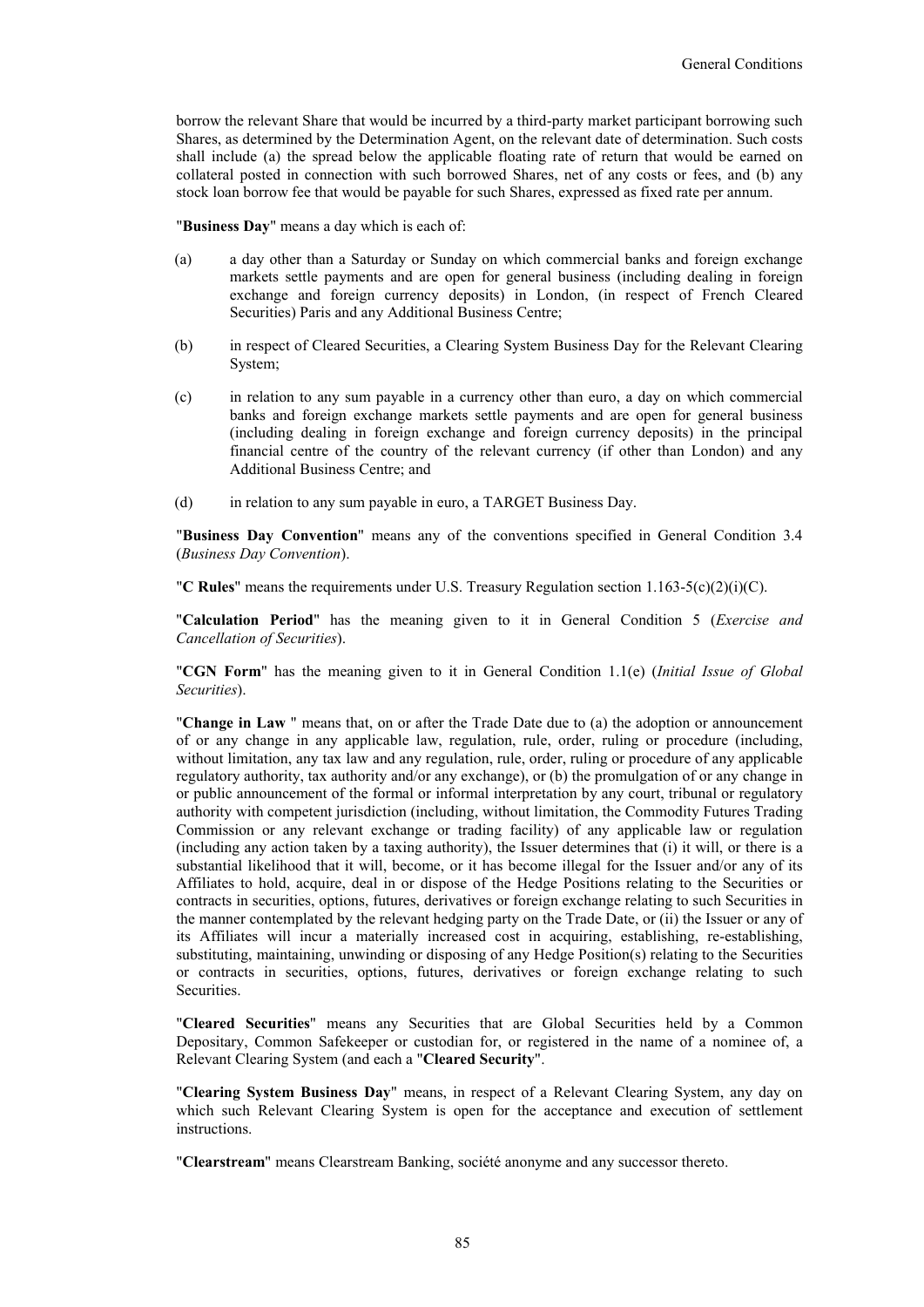borrow the relevant Share that would be incurred by a third-party market participant borrowing such Shares, as determined by the Determination Agent, on the relevant date of determination. Such costs shall include (a) the spread below the applicable floating rate of return that would be earned on collateral posted in connection with such borrowed Shares, net of any costs or fees, and (b) any stock loan borrow fee that would be payable for such Shares, expressed as fixed rate per annum.

"**Business Day**" means a day which is each of:

(a) a day other than a Saturday or Sunday on which commercial banks and foreign exchange markets settle payments and are open for general business (including dealing in foreign exchange and foreign currency deposits) in London, (in respect of French Cleared Securities) Paris and any Additional Business Centre;

(b) in respect of Cleared Securities, a Clearing System Business Day for the Relevant Clearing System;

(c) in relation to any sum payable in a currency other than euro, a day on which commercial banks and foreign exchange markets settle payments and are open for general business (including dealing in foreign exchange and foreign currency deposits) in the principal financial centre of the country of the relevant currency (if other than London) and any Additional Business Centre; and

(d) in relation to any sum payable in euro, a TARGET Business Day.

"**Business Day Convention**" means any of the conventions specified in General Condition 3.4 (*Business Day Convention*).

"**C Rules**" means the requirements under U.S. Treasury Regulation section 1.163-5(c)(2)(i)(C).

"**Calculation Period**" has the meaning given to it in General Condition 5 (*Exercise and Cancellation of Securities*).

"**CGN Form**" has the meaning given to it in General Condition 1.1(e) (*Initial Issue of Global Securities*).

"**Change in Law** " means that, on or after the Trade Date due to (a) the adoption or announcement of or any change in any applicable law, regulation, rule, order, ruling or procedure (including, without limitation, any tax law and any regulation, rule, order, ruling or procedure of any applicable regulatory authority, tax authority and/or any exchange), or (b) the promulgation of or any change in or public announcement of the formal or informal interpretation by any court, tribunal or regulatory authority with competent jurisdiction (including, without limitation, the Commodity Futures Trading Commission or any relevant exchange or trading facility) of any applicable law or regulation (including any action taken by a taxing authority), the Issuer determines that (i) it will, or there is a substantial likelihood that it will, become, or it has become illegal for the Issuer and/or any of its Affiliates to hold, acquire, deal in or dispose of the Hedge Positions relating to the Securities or contracts in securities, options, futures, derivatives or foreign exchange relating to such Securities in the manner contemplated by the relevant hedging party on the Trade Date, or (ii) the Issuer or any of its Affiliates will incur a materially increased cost in acquiring, establishing, re-establishing, substituting, maintaining, unwinding or disposing of any Hedge Position(s) relating to the Securities or contracts in securities, options, futures, derivatives or foreign exchange relating to such Securities.

"**Cleared Securities**" means any Securities that are Global Securities held by a Common Depositary, Common Safekeeper or custodian for, or registered in the name of a nominee of, a Relevant Clearing System (and each a "**Cleared Security**".

"**Clearing System Business Day**" means, in respect of a Relevant Clearing System, any day on which such Relevant Clearing System is open for the acceptance and execution of settlement instructions.

"**Clearstream**" means Clearstream Banking, société anonyme and any successor thereto.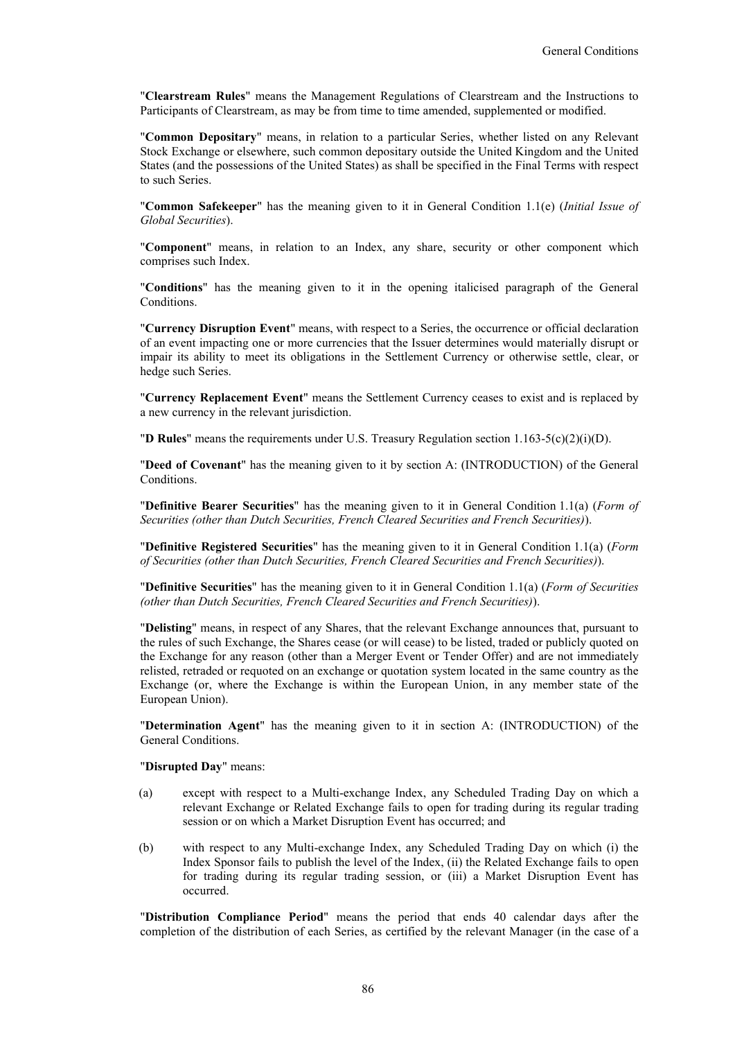"**Clearstream Rules**" means the Management Regulations of Clearstream and the Instructions to Participants of Clearstream, as may be from time to time amended, supplemented or modified.

"**Common Depositary**" means, in relation to a particular Series, whether listed on any Relevant Stock Exchange or elsewhere, such common depositary outside the United Kingdom and the United States (and the possessions of the United States) as shall be specified in the Final Terms with respect to such Series.

"**Common Safekeeper**" has the meaning given to it in General Condition 1.1(e) (*Initial Issue of Global Securities*).

"**Component**" means, in relation to an Index, any share, security or other component which comprises such Index.

"**Conditions**" has the meaning given to it in the opening italicised paragraph of the General Conditions.

"**Currency Disruption Event**" means, with respect to a Series, the occurrence or official declaration of an event impacting one or more currencies that the Issuer determines would materially disrupt or impair its ability to meet its obligations in the Settlement Currency or otherwise settle, clear, or hedge such Series.

"**Currency Replacement Event**" means the Settlement Currency ceases to exist and is replaced by a new currency in the relevant jurisdiction.

"**D Rules**" means the requirements under U.S. Treasury Regulation section 1.163-5(c)(2)(i)(D).

"**Deed of Covenant**" has the meaning given to it by section A: (INTRODUCTION) of the General Conditions.

"**Definitive Bearer Securities**" has the meaning given to it in General Condition 1.1(a) (*Form of Securities (other than Dutch Securities, French Cleared Securities and French Securities)*).

"**Definitive Registered Securities**" has the meaning given to it in General Condition 1.1(a) (*Form of Securities (other than Dutch Securities, French Cleared Securities and French Securities)*).

"**Definitive Securities**" has the meaning given to it in General Condition 1.1(a) (*Form of Securities (other than Dutch Securities, French Cleared Securities and French Securities)*).

"**Delisting**" means, in respect of any Shares, that the relevant Exchange announces that, pursuant to the rules of such Exchange, the Shares cease (or will cease) to be listed, traded or publicly quoted on the Exchange for any reason (other than a Merger Event or Tender Offer) and are not immediately relisted, retraded or requoted on an exchange or quotation system located in the same country as the Exchange (or, where the Exchange is within the European Union, in any member state of the European Union).

"**Determination Agent**" has the meaning given to it in section A: (INTRODUCTION) of the General Conditions.

"**Disrupted Day**" means:

(a) except with respect to a Multi-exchange Index, any Scheduled Trading Day on which a relevant Exchange or Related Exchange fails to open for trading during its regular trading session or on which a Market Disruption Event has occurred; and

(b) with respect to any Multi-exchange Index, any Scheduled Trading Day on which (i) the Index Sponsor fails to publish the level of the Index, (ii) the Related Exchange fails to open for trading during its regular trading session, or (iii) a Market Disruption Event has occurred.

"**Distribution Compliance Period**" means the period that ends 40 calendar days after the completion of the distribution of each Series, as certified by the relevant Manager (in the case of a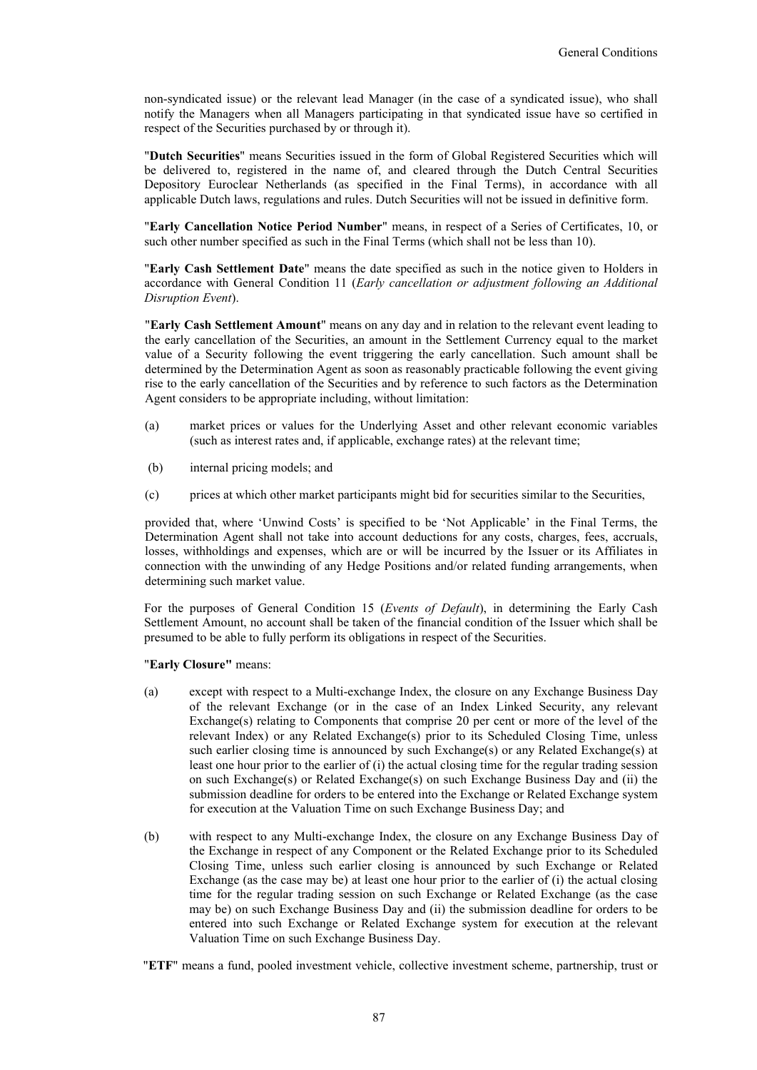non-syndicated issue) or the relevant lead Manager (in the case of a syndicated issue), who shall notify the Managers when all Managers participating in that syndicated issue have so certified in respect of the Securities purchased by or through it).

"**Dutch Securities**" means Securities issued in the form of Global Registered Securities which will be delivered to, registered in the name of, and cleared through the Dutch Central Securities Depository Euroclear Netherlands (as specified in the Final Terms), in accordance with all applicable Dutch laws, regulations and rules. Dutch Securities will not be issued in definitive form.

"**Early Cancellation Notice Period Number**" means, in respect of a Series of Certificates, 10, or such other number specified as such in the Final Terms (which shall not be less than 10).

"**Early Cash Settlement Date**" means the date specified as such in the notice given to Holders in accordance with General Condition 11 (*Early cancellation or adjustment following an Additional Disruption Event*).

"**Early Cash Settlement Amount**" means on any day and in relation to the relevant event leading to the early cancellation of the Securities, an amount in the Settlement Currency equal to the market value of a Security following the event triggering the early cancellation. Such amount shall be determined by the Determination Agent as soon as reasonably practicable following the event giving rise to the early cancellation of the Securities and by reference to such factors as the Determination Agent considers to be appropriate including, without limitation:

(a) market prices or values for the Underlying Asset and other relevant economic variables (such as interest rates and, if applicable, exchange rates) at the relevant time;

(b) internal pricing models; and

(c) prices at which other market participants might bid for securities similar to the Securities,

provided that, where 'Unwind Costs' is specified to be 'Not Applicable' in the Final Terms, the Determination Agent shall not take into account deductions for any costs, charges, fees, accruals, losses, withholdings and expenses, which are or will be incurred by the Issuer or its Affiliates in connection with the unwinding of any Hedge Positions and/or related funding arrangements, when determining such market value.

For the purposes of General Condition 15 (*Events of Default*), in determining the Early Cash Settlement Amount, no account shall be taken of the financial condition of the Issuer which shall be presumed to be able to fully perform its obligations in respect of the Securities.

"**Early Closure"** means:

(a) except with respect to a Multi-exchange Index, the closure on any Exchange Business Day of the relevant Exchange (or in the case of an Index Linked Security, any relevant Exchange(s) relating to Components that comprise 20 per cent or more of the level of the relevant Index) or any Related Exchange(s) prior to its Scheduled Closing Time, unless such earlier closing time is announced by such Exchange(s) or any Related Exchange(s) at least one hour prior to the earlier of (i) the actual closing time for the regular trading session on such Exchange(s) or Related Exchange(s) on such Exchange Business Day and (ii) the submission deadline for orders to be entered into the Exchange or Related Exchange system for execution at the Valuation Time on such Exchange Business Day; and

(b) with respect to any Multi-exchange Index, the closure on any Exchange Business Day of the Exchange in respect of any Component or the Related Exchange prior to its Scheduled Closing Time, unless such earlier closing is announced by such Exchange or Related Exchange (as the case may be) at least one hour prior to the earlier of (i) the actual closing time for the regular trading session on such Exchange or Related Exchange (as the case may be) on such Exchange Business Day and (ii) the submission deadline for orders to be entered into such Exchange or Related Exchange system for execution at the relevant Valuation Time on such Exchange Business Day.

"**ETF**" means a fund, pooled investment vehicle, collective investment scheme, partnership, trust or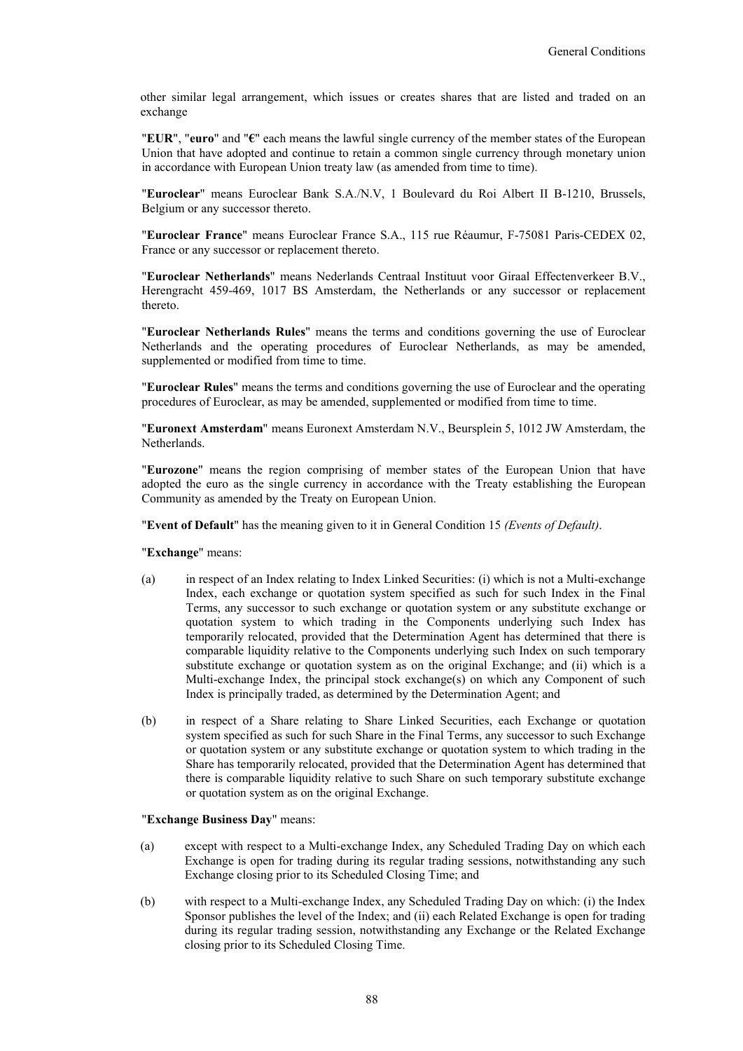other similar legal arrangement, which issues or creates shares that are listed and traded on an exchange

"**EUR**", "**euro**" and "**€**" each means the lawful single currency of the member states of the European Union that have adopted and continue to retain a common single currency through monetary union in accordance with European Union treaty law (as amended from time to time).

"**Euroclear**" means Euroclear Bank S.A./N.V, 1 Boulevard du Roi Albert II B-1210, Brussels, Belgium or any successor thereto.

"**Euroclear France**" means Euroclear France S.A., 115 rue Réaumur, F-75081 Paris-CEDEX 02, France or any successor or replacement thereto.

"**Euroclear Netherlands**" means Nederlands Centraal Instituut voor Giraal Effectenverkeer B.V., Herengracht 459-469, 1017 BS Amsterdam, the Netherlands or any successor or replacement thereto.

"**Euroclear Netherlands Rules**" means the terms and conditions governing the use of Euroclear Netherlands and the operating procedures of Euroclear Netherlands, as may be amended, supplemented or modified from time to time.

"**Euroclear Rules**" means the terms and conditions governing the use of Euroclear and the operating procedures of Euroclear, as may be amended, supplemented or modified from time to time.

"**Euronext Amsterdam**" means Euronext Amsterdam N.V., Beursplein 5, 1012 JW Amsterdam, the Netherlands.

"**Eurozone**" means the region comprising of member states of the European Union that have adopted the euro as the single currency in accordance with the Treaty establishing the European Community as amended by the Treaty on European Union.

"**Event of Default**" has the meaning given to it in General Condition 15 *(Events of Default)*.

"**Exchange**" means:

(a) in respect of an Index relating to Index Linked Securities: (i) which is not a Multi-exchange Index, each exchange or quotation system specified as such for such Index in the Final Terms, any successor to such exchange or quotation system or any substitute exchange or quotation system to which trading in the Components underlying such Index has temporarily relocated, provided that the Determination Agent has determined that there is comparable liquidity relative to the Components underlying such Index on such temporary substitute exchange or quotation system as on the original Exchange; and (ii) which is a Multi-exchange Index, the principal stock exchange(s) on which any Component of such Index is principally traded, as determined by the Determination Agent; and

(b) in respect of a Share relating to Share Linked Securities, each Exchange or quotation system specified as such for such Share in the Final Terms, any successor to such Exchange or quotation system or any substitute exchange or quotation system to which trading in the Share has temporarily relocated, provided that the Determination Agent has determined that there is comparable liquidity relative to such Share on such temporary substitute exchange or quotation system as on the original Exchange.

"**Exchange Business Day**" means:

(a) except with respect to a Multi-exchange Index, any Scheduled Trading Day on which each Exchange is open for trading during its regular trading sessions, notwithstanding any such Exchange closing prior to its Scheduled Closing Time; and

(b) with respect to a Multi-exchange Index, any Scheduled Trading Day on which: (i) the Index Sponsor publishes the level of the Index; and (ii) each Related Exchange is open for trading during its regular trading session, notwithstanding any Exchange or the Related Exchange closing prior to its Scheduled Closing Time.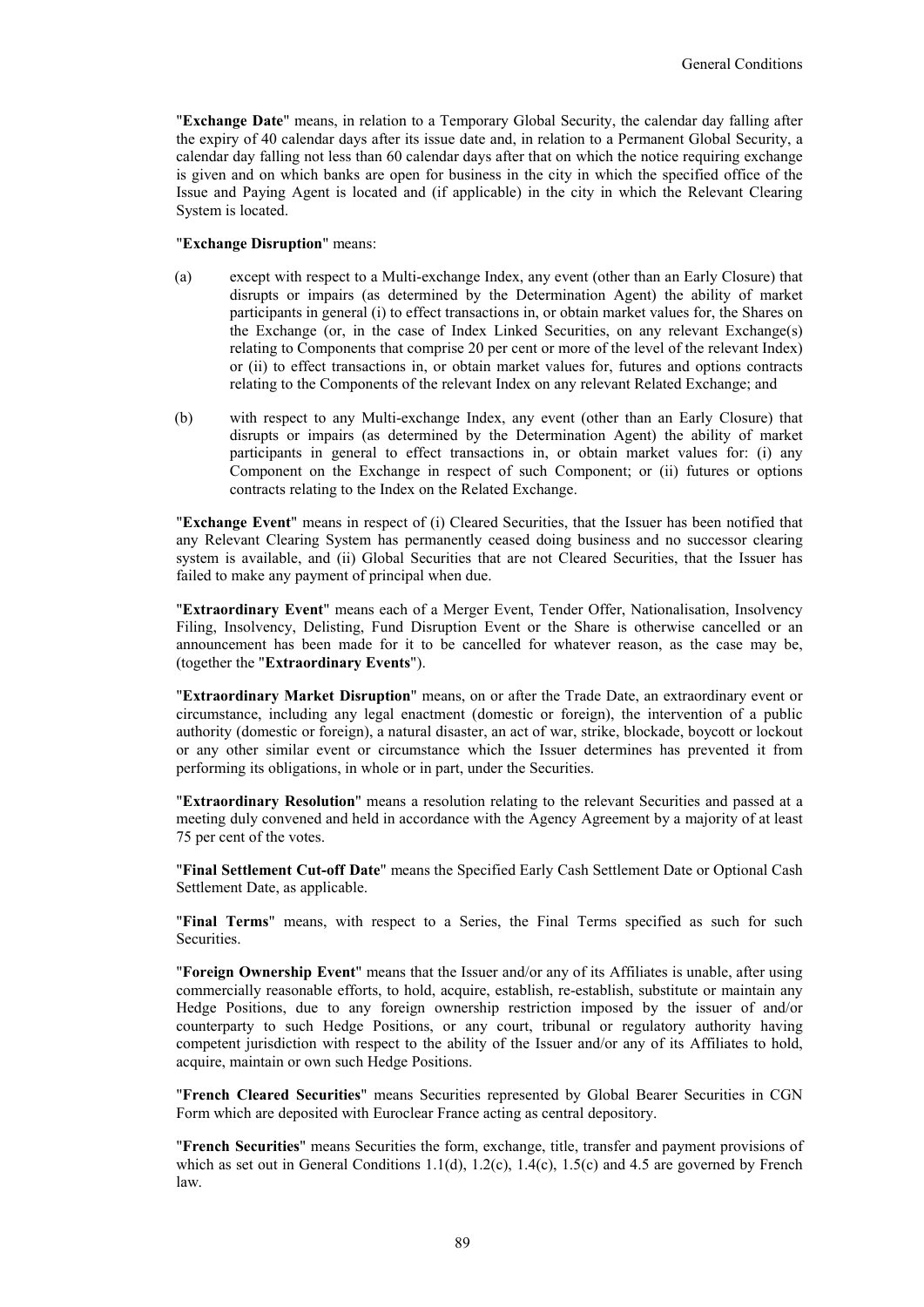"**Exchange Date**" means, in relation to a Temporary Global Security, the calendar day falling after the expiry of 40 calendar days after its issue date and, in relation to a Permanent Global Security, a calendar day falling not less than 60 calendar days after that on which the notice requiring exchange is given and on which banks are open for business in the city in which the specified office of the Issue and Paying Agent is located and (if applicable) in the city in which the Relevant Clearing System is located.

"**Exchange Disruption**" means:

(a) except with respect to a Multi-exchange Index, any event (other than an Early Closure) that disrupts or impairs (as determined by the Determination Agent) the ability of market participants in general (i) to effect transactions in, or obtain market values for, the Shares on the Exchange (or, in the case of Index Linked Securities, on any relevant Exchange(s) relating to Components that comprise 20 per cent or more of the level of the relevant Index) or (ii) to effect transactions in, or obtain market values for, futures and options contracts relating to the Components of the relevant Index on any relevant Related Exchange; and

(b) with respect to any Multi-exchange Index, any event (other than an Early Closure) that disrupts or impairs (as determined by the Determination Agent) the ability of market participants in general to effect transactions in, or obtain market values for: (i) any Component on the Exchange in respect of such Component; or (ii) futures or options contracts relating to the Index on the Related Exchange.

"**Exchange Event**" means in respect of (i) Cleared Securities, that the Issuer has been notified that any Relevant Clearing System has permanently ceased doing business and no successor clearing system is available, and (ii) Global Securities that are not Cleared Securities, that the Issuer has failed to make any payment of principal when due.

"**Extraordinary Event**" means each of a Merger Event, Tender Offer, Nationalisation, Insolvency Filing, Insolvency, Delisting, Fund Disruption Event or the Share is otherwise cancelled or an announcement has been made for it to be cancelled for whatever reason, as the case may be, (together the "**Extraordinary Events**").

"**Extraordinary Market Disruption**" means, on or after the Trade Date, an extraordinary event or circumstance, including any legal enactment (domestic or foreign), the intervention of a public authority (domestic or foreign), a natural disaster, an act of war, strike, blockade, boycott or lockout or any other similar event or circumstance which the Issuer determines has prevented it from performing its obligations, in whole or in part, under the Securities.

"**Extraordinary Resolution**" means a resolution relating to the relevant Securities and passed at a meeting duly convened and held in accordance with the Agency Agreement by a majority of at least 75 per cent of the votes.

"**Final Settlement Cut-off Date**" means the Specified Early Cash Settlement Date or Optional Cash Settlement Date, as applicable.

"**Final Terms**" means, with respect to a Series, the Final Terms specified as such for such Securities.

"**Foreign Ownership Event**" means that the Issuer and/or any of its Affiliates is unable, after using commercially reasonable efforts, to hold, acquire, establish, re-establish, substitute or maintain any Hedge Positions, due to any foreign ownership restriction imposed by the issuer of and/or counterparty to such Hedge Positions, or any court, tribunal or regulatory authority having competent jurisdiction with respect to the ability of the Issuer and/or any of its Affiliates to hold, acquire, maintain or own such Hedge Positions.

"**French Cleared Securities**" means Securities represented by Global Bearer Securities in CGN Form which are deposited with Euroclear France acting as central depository.

"**French Securities**" means Securities the form, exchange, title, transfer and payment provisions of which as set out in General Conditions 1.1(d), 1.2(c), 1.4(c), 1.5(c) and 4.5 are governed by French law.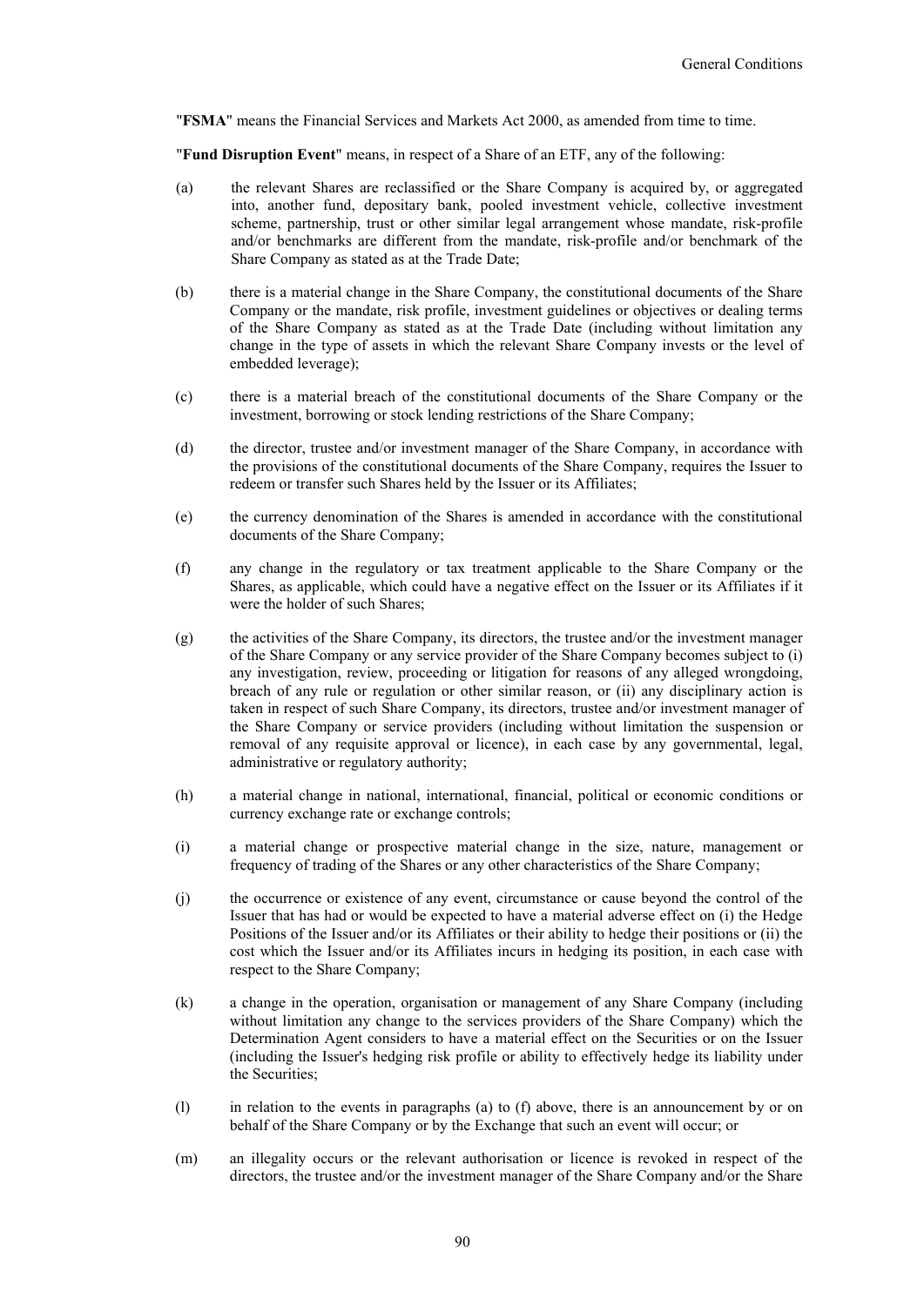"**FSMA**" means the Financial Services and Markets Act 2000, as amended from time to time.

"**Fund Disruption Event**" means, in respect of a Share of an ETF, any of the following:

(a) the relevant Shares are reclassified or the Share Company is acquired by, or aggregated into, another fund, depositary bank, pooled investment vehicle, collective investment scheme, partnership, trust or other similar legal arrangement whose mandate, risk-profile and/or benchmarks are different from the mandate, risk-profile and/or benchmark of the Share Company as stated as at the Trade Date;

(b) there is a material change in the Share Company, the constitutional documents of the Share Company or the mandate, risk profile, investment guidelines or objectives or dealing terms of the Share Company as stated as at the Trade Date (including without limitation any change in the type of assets in which the relevant Share Company invests or the level of embedded leverage);

(c) there is a material breach of the constitutional documents of the Share Company or the investment, borrowing or stock lending restrictions of the Share Company;

(d) the director, trustee and/or investment manager of the Share Company, in accordance with the provisions of the constitutional documents of the Share Company, requires the Issuer to redeem or transfer such Shares held by the Issuer or its Affiliates;

(e) the currency denomination of the Shares is amended in accordance with the constitutional documents of the Share Company;

(f) any change in the regulatory or tax treatment applicable to the Share Company or the Shares, as applicable, which could have a negative effect on the Issuer or its Affiliates if it were the holder of such Shares;

(g) the activities of the Share Company, its directors, the trustee and/or the investment manager of the Share Company or any service provider of the Share Company becomes subject to (i) any investigation, review, proceeding or litigation for reasons of any alleged wrongdoing, breach of any rule or regulation or other similar reason, or (ii) any disciplinary action is taken in respect of such Share Company, its directors, trustee and/or investment manager of the Share Company or service providers (including without limitation the suspension or removal of any requisite approval or licence), in each case by any governmental, legal, administrative or regulatory authority;

(h) a material change in national, international, financial, political or economic conditions or currency exchange rate or exchange controls;

(i) a material change or prospective material change in the size, nature, management or frequency of trading of the Shares or any other characteristics of the Share Company;

(j) the occurrence or existence of any event, circumstance or cause beyond the control of the Issuer that has had or would be expected to have a material adverse effect on (i) the Hedge Positions of the Issuer and/or its Affiliates or their ability to hedge their positions or (ii) the cost which the Issuer and/or its Affiliates incurs in hedging its position, in each case with respect to the Share Company;

(k) a change in the operation, organisation or management of any Share Company (including without limitation any change to the services providers of the Share Company) which the Determination Agent considers to have a material effect on the Securities or on the Issuer (including the Issuer's hedging risk profile or ability to effectively hedge its liability under the Securities;

(l) in relation to the events in paragraphs (a) to (f) above, there is an announcement by or on behalf of the Share Company or by the Exchange that such an event will occur; or

(m) an illegality occurs or the relevant authorisation or licence is revoked in respect of the directors, the trustee and/or the investment manager of the Share Company and/or the Share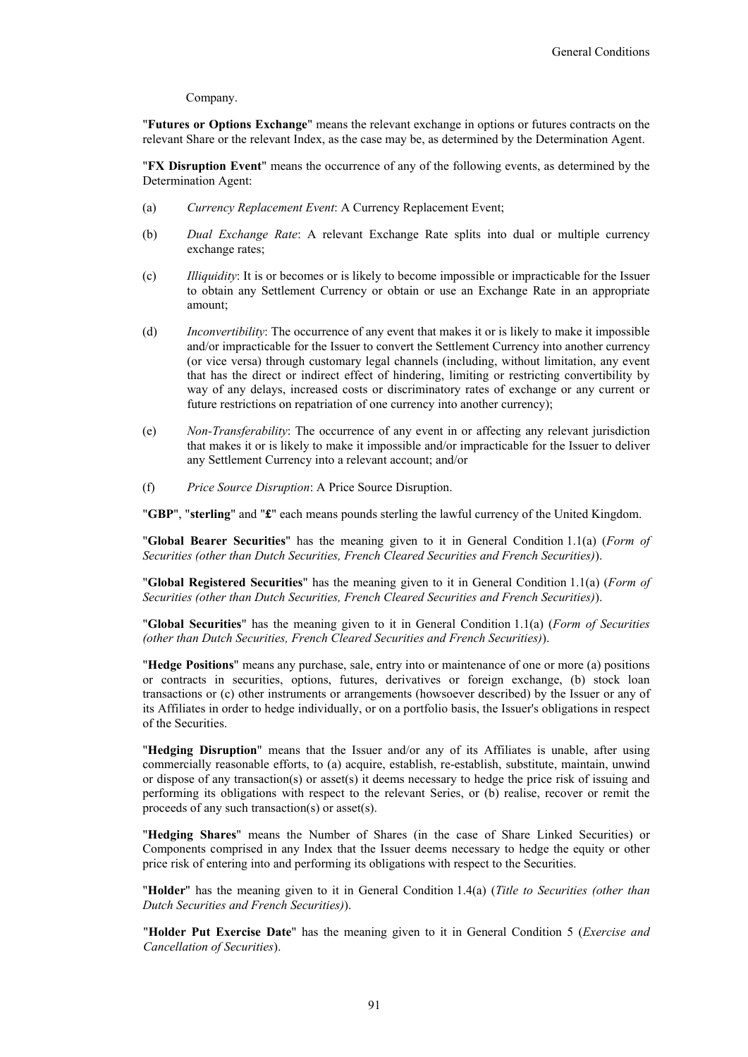Company.

"**Futures or Options Exchange**" means the relevant exchange in options or futures contracts on the relevant Share or the relevant Index, as the case may be, as determined by the Determination Agent.

"**FX Disruption Event**" means the occurrence of any of the following events, as determined by the Determination Agent:

(a) *Currency Replacement Event*: A Currency Replacement Event;

(b) *Dual Exchange Rate*: A relevant Exchange Rate splits into dual or multiple currency exchange rates;

(c) *Illiquidity*: It is or becomes or is likely to become impossible or impracticable for the Issuer to obtain any Settlement Currency or obtain or use an Exchange Rate in an appropriate amount;

(d) *Inconvertibility*: The occurrence of any event that makes it or is likely to make it impossible and/or impracticable for the Issuer to convert the Settlement Currency into another currency (or vice versa) through customary legal channels (including, without limitation, any event that has the direct or indirect effect of hindering, limiting or restricting convertibility by way of any delays, increased costs or discriminatory rates of exchange or any current or future restrictions on repatriation of one currency into another currency);

(e) *Non-Transferability*: The occurrence of any event in or affecting any relevant jurisdiction that makes it or is likely to make it impossible and/or impracticable for the Issuer to deliver any Settlement Currency into a relevant account; and/or

(f) *Price Source Disruption*: A Price Source Disruption.

"**GBP**", "**sterling**" and "**£**" each means pounds sterling the lawful currency of the United Kingdom.

"**Global Bearer Securities**" has the meaning given to it in General Condition 1.1(a) (*Form of Securities (other than Dutch Securities, French Cleared Securities and French Securities)*).

"**Global Registered Securities**" has the meaning given to it in General Condition 1.1(a) (*Form of Securities (other than Dutch Securities, French Cleared Securities and French Securities)*).

"**Global Securities**" has the meaning given to it in General Condition 1.1(a) (*Form of Securities (other than Dutch Securities, French Cleared Securities and French Securities)*).

"**Hedge Positions**" means any purchase, sale, entry into or maintenance of one or more (a) positions or contracts in securities, options, futures, derivatives or foreign exchange, (b) stock loan transactions or (c) other instruments or arrangements (howsoever described) by the Issuer or any of its Affiliates in order to hedge individually, or on a portfolio basis, the Issuer's obligations in respect of the Securities.

"**Hedging Disruption**" means that the Issuer and/or any of its Affiliates is unable, after using commercially reasonable efforts, to (a) acquire, establish, re-establish, substitute, maintain, unwind or dispose of any transaction(s) or asset(s) it deems necessary to hedge the price risk of issuing and performing its obligations with respect to the relevant Series, or (b) realise, recover or remit the proceeds of any such transaction(s) or asset(s).

"**Hedging Shares**" means the Number of Shares (in the case of Share Linked Securities) or Components comprised in any Index that the Issuer deems necessary to hedge the equity or other price risk of entering into and performing its obligations with respect to the Securities.

"**Holder**" has the meaning given to it in General Condition 1.4(a) (*Title to Securities (other than Dutch Securities and French Securities)*).

"**Holder Put Exercise Date**" has the meaning given to it in General Condition 5 (*Exercise and Cancellation of Securities*).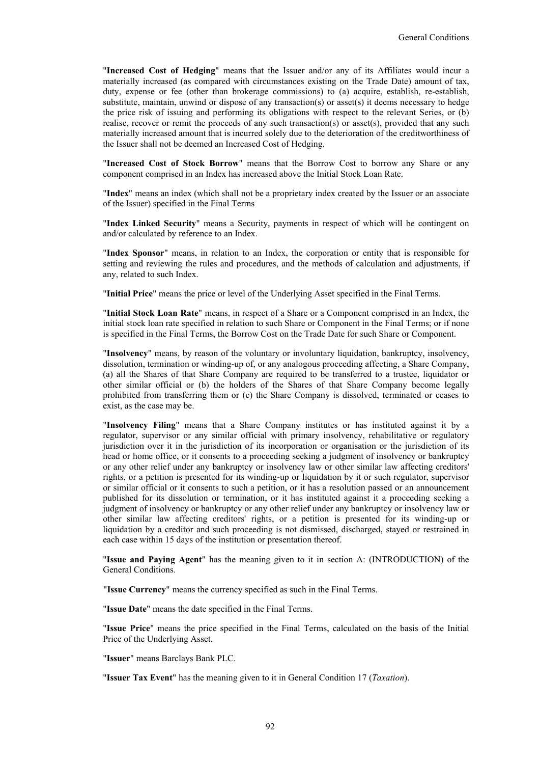"**Increased Cost of Hedging**" means that the Issuer and/or any of its Affiliates would incur a materially increased (as compared with circumstances existing on the Trade Date) amount of tax, duty, expense or fee (other than brokerage commissions) to (a) acquire, establish, re-establish, substitute, maintain, unwind or dispose of any transaction(s) or asset(s) it deems necessary to hedge the price risk of issuing and performing its obligations with respect to the relevant Series, or (b) realise, recover or remit the proceeds of any such transaction(s) or asset(s), provided that any such materially increased amount that is incurred solely due to the deterioration of the creditworthiness of the Issuer shall not be deemed an Increased Cost of Hedging.

"**Increased Cost of Stock Borrow**" means that the Borrow Cost to borrow any Share or any component comprised in an Index has increased above the Initial Stock Loan Rate.

"**Index**" means an index (which shall not be a proprietary index created by the Issuer or an associate of the Issuer) specified in the Final Terms

"**Index Linked Security**" means a Security, payments in respect of which will be contingent on and/or calculated by reference to an Index.

"**Index Sponsor**" means, in relation to an Index, the corporation or entity that is responsible for setting and reviewing the rules and procedures, and the methods of calculation and adjustments, if any, related to such Index.

"**Initial Price**" means the price or level of the Underlying Asset specified in the Final Terms.

"**Initial Stock Loan Rate**" means, in respect of a Share or a Component comprised in an Index, the initial stock loan rate specified in relation to such Share or Component in the Final Terms; or if none is specified in the Final Terms, the Borrow Cost on the Trade Date for such Share or Component.

"**Insolvency**" means, by reason of the voluntary or involuntary liquidation, bankruptcy, insolvency, dissolution, termination or winding-up of, or any analogous proceeding affecting, a Share Company, (a) all the Shares of that Share Company are required to be transferred to a trustee, liquidator or other similar official or (b) the holders of the Shares of that Share Company become legally prohibited from transferring them or (c) the Share Company is dissolved, terminated or ceases to exist, as the case may be.

"**Insolvency Filing**" means that a Share Company institutes or has instituted against it by a regulator, supervisor or any similar official with primary insolvency, rehabilitative or regulatory jurisdiction over it in the jurisdiction of its incorporation or organisation or the jurisdiction of its head or home office, or it consents to a proceeding seeking a judgment of insolvency or bankruptcy or any other relief under any bankruptcy or insolvency law or other similar law affecting creditors' rights, or a petition is presented for its winding-up or liquidation by it or such regulator, supervisor or similar official or it consents to such a petition, or it has a resolution passed or an announcement published for its dissolution or termination, or it has instituted against it a proceeding seeking a judgment of insolvency or bankruptcy or any other relief under any bankruptcy or insolvency law or other similar law affecting creditors' rights, or a petition is presented for its winding-up or liquidation by a creditor and such proceeding is not dismissed, discharged, stayed or restrained in each case within 15 days of the institution or presentation thereof.

"**Issue and Paying Agent**" has the meaning given to it in section A: (INTRODUCTION) of the General Conditions.

"**Issue Currency**" means the currency specified as such in the Final Terms.

"**Issue Date**" means the date specified in the Final Terms.

"**Issue Price**" means the price specified in the Final Terms, calculated on the basis of the Initial Price of the Underlying Asset.

"**Issuer**" means Barclays Bank PLC.

"**Issuer Tax Event**" has the meaning given to it in General Condition 17 (*Taxation*).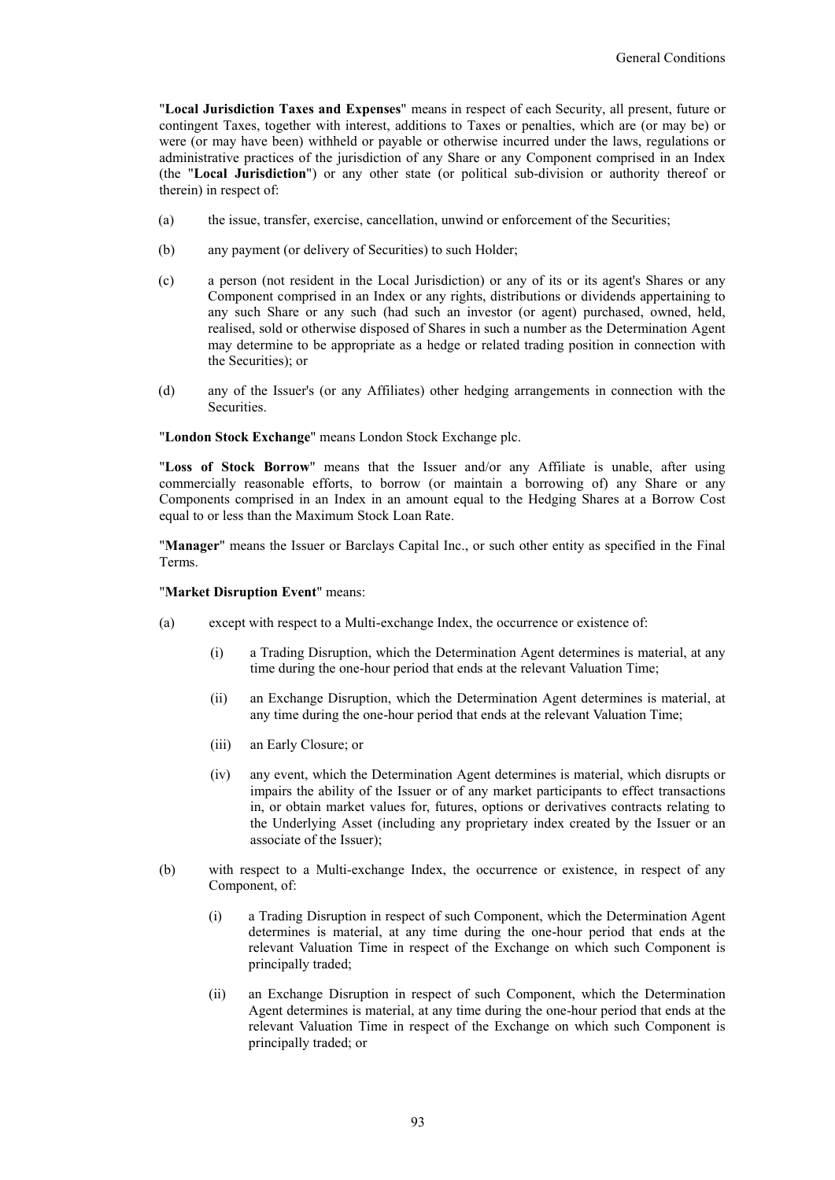"**Local Jurisdiction Taxes and Expenses**" means in respect of each Security, all present, future or contingent Taxes, together with interest, additions to Taxes or penalties, which are (or may be) or were (or may have been) withheld or payable or otherwise incurred under the laws, regulations or administrative practices of the jurisdiction of any Share or any Component comprised in an Index (the "**Local Jurisdiction**") or any other state (or political sub-division or authority thereof or therein) in respect of:

(a) the issue, transfer, exercise, cancellation, unwind or enforcement of the Securities;

(b) any payment (or delivery of Securities) to such Holder;

(c) a person (not resident in the Local Jurisdiction) or any of its or its agent's Shares or any Component comprised in an Index or any rights, distributions or dividends appertaining to any such Share or any such (had such an investor (or agent) purchased, owned, held, realised, sold or otherwise disposed of Shares in such a number as the Determination Agent may determine to be appropriate as a hedge or related trading position in connection with the Securities); or

(d) any of the Issuer's (or any Affiliates) other hedging arrangements in connection with the Securities.

"**London Stock Exchange**" means London Stock Exchange plc.

"**Loss of Stock Borrow**" means that the Issuer and/or any Affiliate is unable, after using commercially reasonable efforts, to borrow (or maintain a borrowing of) any Share or any Components comprised in an Index in an amount equal to the Hedging Shares at a Borrow Cost equal to or less than the Maximum Stock Loan Rate.

"**Manager**" means the Issuer or Barclays Capital Inc., or such other entity as specified in the Final Terms.

"**Market Disruption Event**" means:

(a) except with respect to a Multi-exchange Index, the occurrence or existence of:

    (i) a Trading Disruption, which the Determination Agent determines is material, at any time during the one-hour period that ends at the relevant Valuation Time;

    (ii) an Exchange Disruption, which the Determination Agent determines is material, at any time during the one-hour period that ends at the relevant Valuation Time;

    (iii) an Early Closure; or

    (iv) any event, which the Determination Agent determines is material, which disrupts or impairs the ability of the Issuer or of any market participants to effect transactions in, or obtain market values for, futures, options or derivatives contracts relating to the Underlying Asset (including any proprietary index created by the Issuer or an associate of the Issuer);

(b) with respect to a Multi-exchange Index, the occurrence or existence, in respect of any Component, of:

    (i) a Trading Disruption in respect of such Component, which the Determination Agent determines is material, at any time during the one-hour period that ends at the relevant Valuation Time in respect of the Exchange on which such Component is principally traded;

    (ii) an Exchange Disruption in respect of such Component, which the Determination Agent determines is material, at any time during the one-hour period that ends at the relevant Valuation Time in respect of the Exchange on which such Component is principally traded; or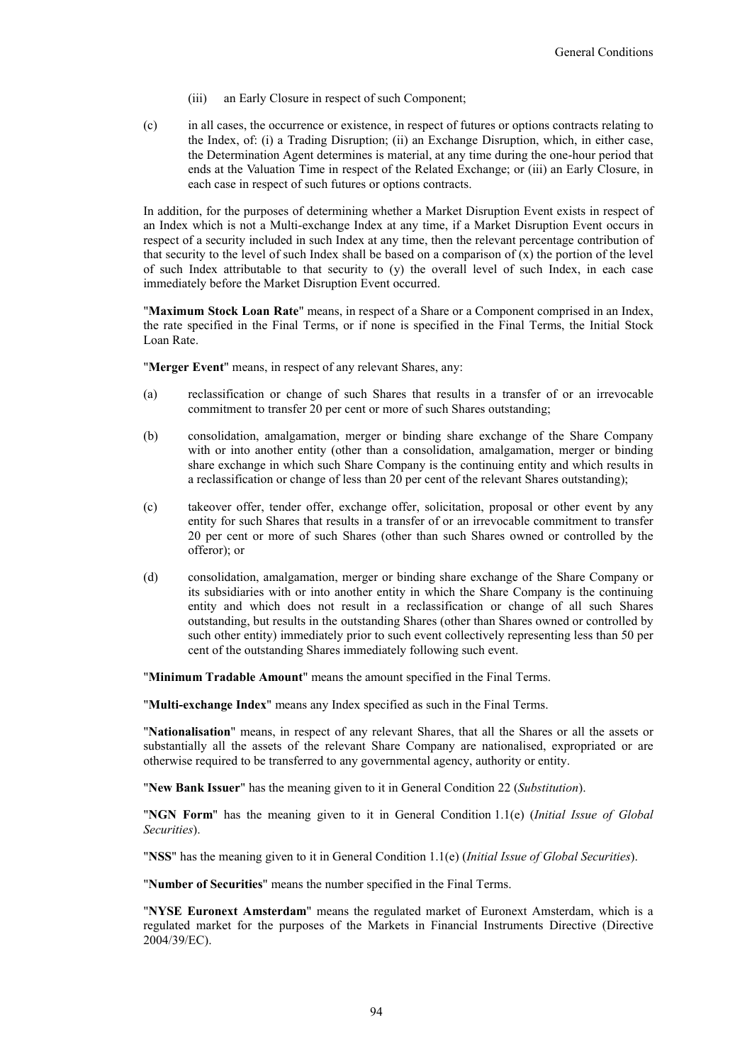(iii) an Early Closure in respect of such Component;

(c) in all cases, the occurrence or existence, in respect of futures or options contracts relating to the Index, of: (i) a Trading Disruption; (ii) an Exchange Disruption, which, in either case, the Determination Agent determines is material, at any time during the one-hour period that ends at the Valuation Time in respect of the Related Exchange; or (iii) an Early Closure, in each case in respect of such futures or options contracts.

In addition, for the purposes of determining whether a Market Disruption Event exists in respect of an Index which is not a Multi-exchange Index at any time, if a Market Disruption Event occurs in respect of a security included in such Index at any time, then the relevant percentage contribution of that security to the level of such Index shall be based on a comparison of (x) the portion of the level of such Index attributable to that security to (y) the overall level of such Index, in each case immediately before the Market Disruption Event occurred.

"**Maximum Stock Loan Rate**" means, in respect of a Share or a Component comprised in an Index, the rate specified in the Final Terms, or if none is specified in the Final Terms, the Initial Stock Loan Rate.

"**Merger Event**" means, in respect of any relevant Shares, any:

(a) reclassification or change of such Shares that results in a transfer of or an irrevocable commitment to transfer 20 per cent or more of such Shares outstanding;

(b) consolidation, amalgamation, merger or binding share exchange of the Share Company with or into another entity (other than a consolidation, amalgamation, merger or binding share exchange in which such Share Company is the continuing entity and which results in a reclassification or change of less than 20 per cent of the relevant Shares outstanding);

(c) takeover offer, tender offer, exchange offer, solicitation, proposal or other event by any entity for such Shares that results in a transfer of or an irrevocable commitment to transfer 20 per cent or more of such Shares (other than such Shares owned or controlled by the offeror); or

(d) consolidation, amalgamation, merger or binding share exchange of the Share Company or its subsidiaries with or into another entity in which the Share Company is the continuing entity and which does not result in a reclassification or change of all such Shares outstanding, but results in the outstanding Shares (other than Shares owned or controlled by such other entity) immediately prior to such event collectively representing less than 50 per cent of the outstanding Shares immediately following such event.

"**Minimum Tradable Amount**" means the amount specified in the Final Terms.

"**Multi-exchange Index**" means any Index specified as such in the Final Terms.

"**Nationalisation**" means, in respect of any relevant Shares, that all the Shares or all the assets or substantially all the assets of the relevant Share Company are nationalised, expropriated or are otherwise required to be transferred to any governmental agency, authority or entity.

"**New Bank Issuer**" has the meaning given to it in General Condition 22 (*Substitution*).

"**NGN Form**" has the meaning given to it in General Condition 1.1(e) (*Initial Issue of Global Securities*).

"**NSS**" has the meaning given to it in General Condition 1.1(e) (*Initial Issue of Global Securities*).

"**Number of Securities**" means the number specified in the Final Terms.

"**NYSE Euronext Amsterdam**" means the regulated market of Euronext Amsterdam, which is a regulated market for the purposes of the Markets in Financial Instruments Directive (Directive 2004/39/EC).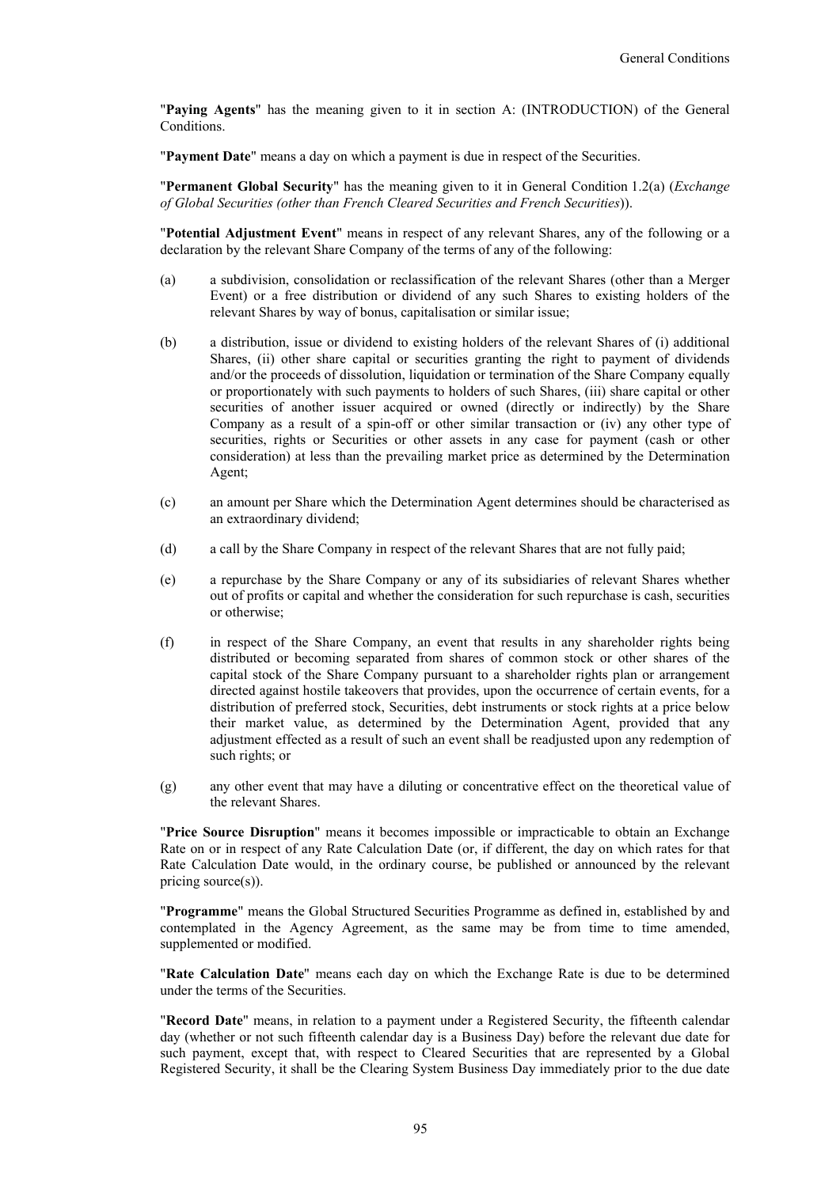"**Paying Agents**" has the meaning given to it in section A: (INTRODUCTION) of the General Conditions.

"**Payment Date**" means a day on which a payment is due in respect of the Securities.

"**Permanent Global Security**" has the meaning given to it in General Condition 1.2(a) (*Exchange of Global Securities (other than French Cleared Securities and French Securities*)).

"**Potential Adjustment Event**" means in respect of any relevant Shares, any of the following or a declaration by the relevant Share Company of the terms of any of the following:

(a) a subdivision, consolidation or reclassification of the relevant Shares (other than a Merger Event) or a free distribution or dividend of any such Shares to existing holders of the relevant Shares by way of bonus, capitalisation or similar issue;

(b) a distribution, issue or dividend to existing holders of the relevant Shares of (i) additional Shares, (ii) other share capital or securities granting the right to payment of dividends and/or the proceeds of dissolution, liquidation or termination of the Share Company equally or proportionately with such payments to holders of such Shares, (iii) share capital or other securities of another issuer acquired or owned (directly or indirectly) by the Share Company as a result of a spin-off or other similar transaction or (iv) any other type of securities, rights or Securities or other assets in any case for payment (cash or other consideration) at less than the prevailing market price as determined by the Determination Agent;

(c) an amount per Share which the Determination Agent determines should be characterised as an extraordinary dividend;

(d) a call by the Share Company in respect of the relevant Shares that are not fully paid;

(e) a repurchase by the Share Company or any of its subsidiaries of relevant Shares whether out of profits or capital and whether the consideration for such repurchase is cash, securities or otherwise;

(f) in respect of the Share Company, an event that results in any shareholder rights being distributed or becoming separated from shares of common stock or other shares of the capital stock of the Share Company pursuant to a shareholder rights plan or arrangement directed against hostile takeovers that provides, upon the occurrence of certain events, for a distribution of preferred stock, Securities, debt instruments or stock rights at a price below their market value, as determined by the Determination Agent, provided that any adjustment effected as a result of such an event shall be readjusted upon any redemption of such rights; or

(g) any other event that may have a diluting or concentrative effect on the theoretical value of the relevant Shares.

"**Price Source Disruption**" means it becomes impossible or impracticable to obtain an Exchange Rate on or in respect of any Rate Calculation Date (or, if different, the day on which rates for that Rate Calculation Date would, in the ordinary course, be published or announced by the relevant pricing source(s)).

"**Programme**" means the Global Structured Securities Programme as defined in, established by and contemplated in the Agency Agreement, as the same may be from time to time amended, supplemented or modified.

"**Rate Calculation Date**" means each day on which the Exchange Rate is due to be determined under the terms of the Securities.

"**Record Date**" means, in relation to a payment under a Registered Security, the fifteenth calendar day (whether or not such fifteenth calendar day is a Business Day) before the relevant due date for such payment, except that, with respect to Cleared Securities that are represented by a Global Registered Security, it shall be the Clearing System Business Day immediately prior to the due date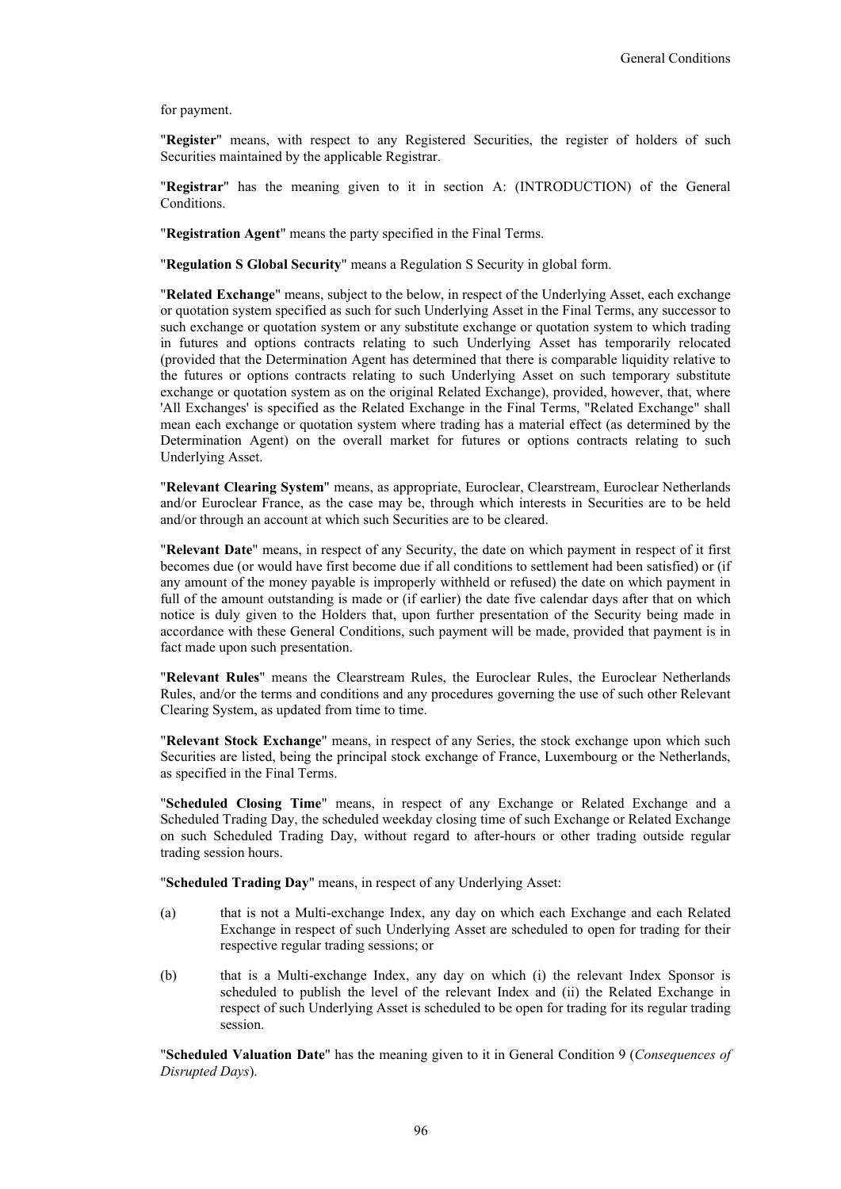for payment.

"**Register**" means, with respect to any Registered Securities, the register of holders of such Securities maintained by the applicable Registrar.

"**Registrar**" has the meaning given to it in section A: (INTRODUCTION) of the General Conditions.

"**Registration Agent**" means the party specified in the Final Terms.

"**Regulation S Global Security**" means a Regulation S Security in global form.

"**Related Exchange**" means, subject to the below, in respect of the Underlying Asset, each exchange or quotation system specified as such for such Underlying Asset in the Final Terms, any successor to such exchange or quotation system or any substitute exchange or quotation system to which trading in futures and options contracts relating to such Underlying Asset has temporarily relocated (provided that the Determination Agent has determined that there is comparable liquidity relative to the futures or options contracts relating to such Underlying Asset on such temporary substitute exchange or quotation system as on the original Related Exchange), provided, however, that, where 'All Exchanges' is specified as the Related Exchange in the Final Terms, "Related Exchange" shall mean each exchange or quotation system where trading has a material effect (as determined by the Determination Agent) on the overall market for futures or options contracts relating to such Underlying Asset.

"**Relevant Clearing System**" means, as appropriate, Euroclear, Clearstream, Euroclear Netherlands and/or Euroclear France, as the case may be, through which interests in Securities are to be held and/or through an account at which such Securities are to be cleared.

"**Relevant Date**" means, in respect of any Security, the date on which payment in respect of it first becomes due (or would have first become due if all conditions to settlement had been satisfied) or (if any amount of the money payable is improperly withheld or refused) the date on which payment in full of the amount outstanding is made or (if earlier) the date five calendar days after that on which notice is duly given to the Holders that, upon further presentation of the Security being made in accordance with these General Conditions, such payment will be made, provided that payment is in fact made upon such presentation.

"**Relevant Rules**" means the Clearstream Rules, the Euroclear Rules, the Euroclear Netherlands Rules, and/or the terms and conditions and any procedures governing the use of such other Relevant Clearing System, as updated from time to time.

"**Relevant Stock Exchange**" means, in respect of any Series, the stock exchange upon which such Securities are listed, being the principal stock exchange of France, Luxembourg or the Netherlands, as specified in the Final Terms.

"**Scheduled Closing Time**" means, in respect of any Exchange or Related Exchange and a Scheduled Trading Day, the scheduled weekday closing time of such Exchange or Related Exchange on such Scheduled Trading Day, without regard to after-hours or other trading outside regular trading session hours.

"**Scheduled Trading Day**" means, in respect of any Underlying Asset:

(a) that is not a Multi-exchange Index, any day on which each Exchange and each Related Exchange in respect of such Underlying Asset are scheduled to open for trading for their respective regular trading sessions; or

(b) that is a Multi-exchange Index, any day on which (i) the relevant Index Sponsor is scheduled to publish the level of the relevant Index and (ii) the Related Exchange in respect of such Underlying Asset is scheduled to be open for trading for its regular trading session.

"**Scheduled Valuation Date**" has the meaning given to it in General Condition 9 (*Consequences of Disrupted Days*).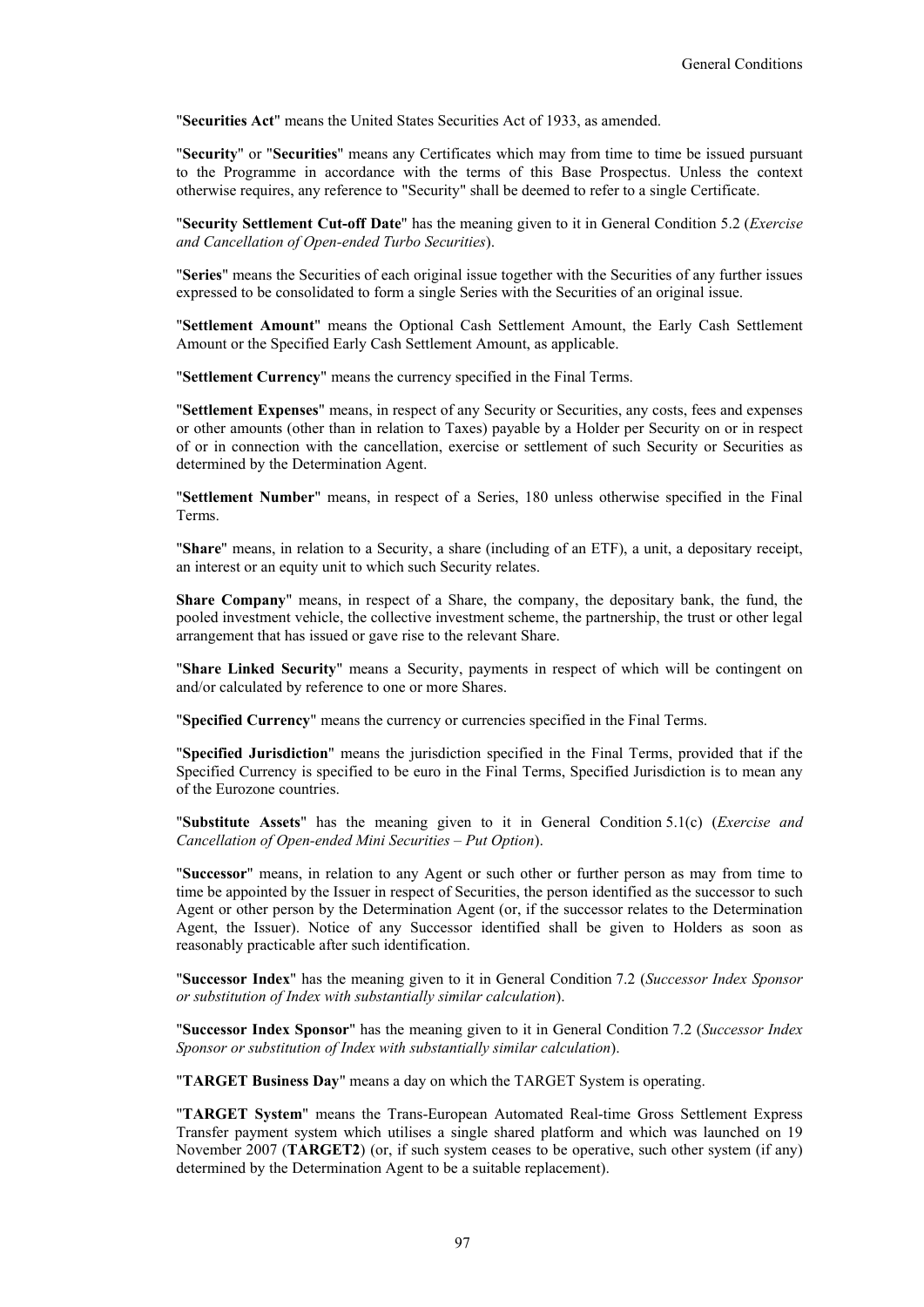"**Securities Act**" means the United States Securities Act of 1933, as amended.

"**Security**" or "**Securities**" means any Certificates which may from time to time be issued pursuant to the Programme in accordance with the terms of this Base Prospectus. Unless the context otherwise requires, any reference to "Security" shall be deemed to refer to a single Certificate.

"**Security Settlement Cut-off Date**" has the meaning given to it in General Condition 5.2 (*Exercise and Cancellation of Open-ended Turbo Securities*).

"**Series**" means the Securities of each original issue together with the Securities of any further issues expressed to be consolidated to form a single Series with the Securities of an original issue.

"**Settlement Amount**" means the Optional Cash Settlement Amount, the Early Cash Settlement Amount or the Specified Early Cash Settlement Amount, as applicable.

"**Settlement Currency**" means the currency specified in the Final Terms.

"**Settlement Expenses**" means, in respect of any Security or Securities, any costs, fees and expenses or other amounts (other than in relation to Taxes) payable by a Holder per Security on or in respect of or in connection with the cancellation, exercise or settlement of such Security or Securities as determined by the Determination Agent.

"**Settlement Number**" means, in respect of a Series, 180 unless otherwise specified in the Final Terms.

"**Share**" means, in relation to a Security, a share (including of an ETF), a unit, a depositary receipt, an interest or an equity unit to which such Security relates.

**Share Company**" means, in respect of a Share, the company, the depositary bank, the fund, the pooled investment vehicle, the collective investment scheme, the partnership, the trust or other legal arrangement that has issued or gave rise to the relevant Share.

"**Share Linked Security**" means a Security, payments in respect of which will be contingent on and/or calculated by reference to one or more Shares.

"**Specified Currency**" means the currency or currencies specified in the Final Terms.

"**Specified Jurisdiction**" means the jurisdiction specified in the Final Terms, provided that if the Specified Currency is specified to be euro in the Final Terms, Specified Jurisdiction is to mean any of the Eurozone countries.

"**Substitute Assets**" has the meaning given to it in General Condition 5.1(c) (*Exercise and Cancellation of Open-ended Mini Securities – Put Option*).

"**Successor**" means, in relation to any Agent or such other or further person as may from time to time be appointed by the Issuer in respect of Securities, the person identified as the successor to such Agent or other person by the Determination Agent (or, if the successor relates to the Determination Agent, the Issuer). Notice of any Successor identified shall be given to Holders as soon as reasonably practicable after such identification.

"**Successor Index**" has the meaning given to it in General Condition 7.2 (*Successor Index Sponsor or substitution of Index with substantially similar calculation*).

"**Successor Index Sponsor**" has the meaning given to it in General Condition 7.2 (*Successor Index Sponsor or substitution of Index with substantially similar calculation*).

"**TARGET Business Day**" means a day on which the TARGET System is operating.

"**TARGET System**" means the Trans-European Automated Real-time Gross Settlement Express Transfer payment system which utilises a single shared platform and which was launched on 19 November 2007 (**TARGET2**) (or, if such system ceases to be operative, such other system (if any) determined by the Determination Agent to be a suitable replacement).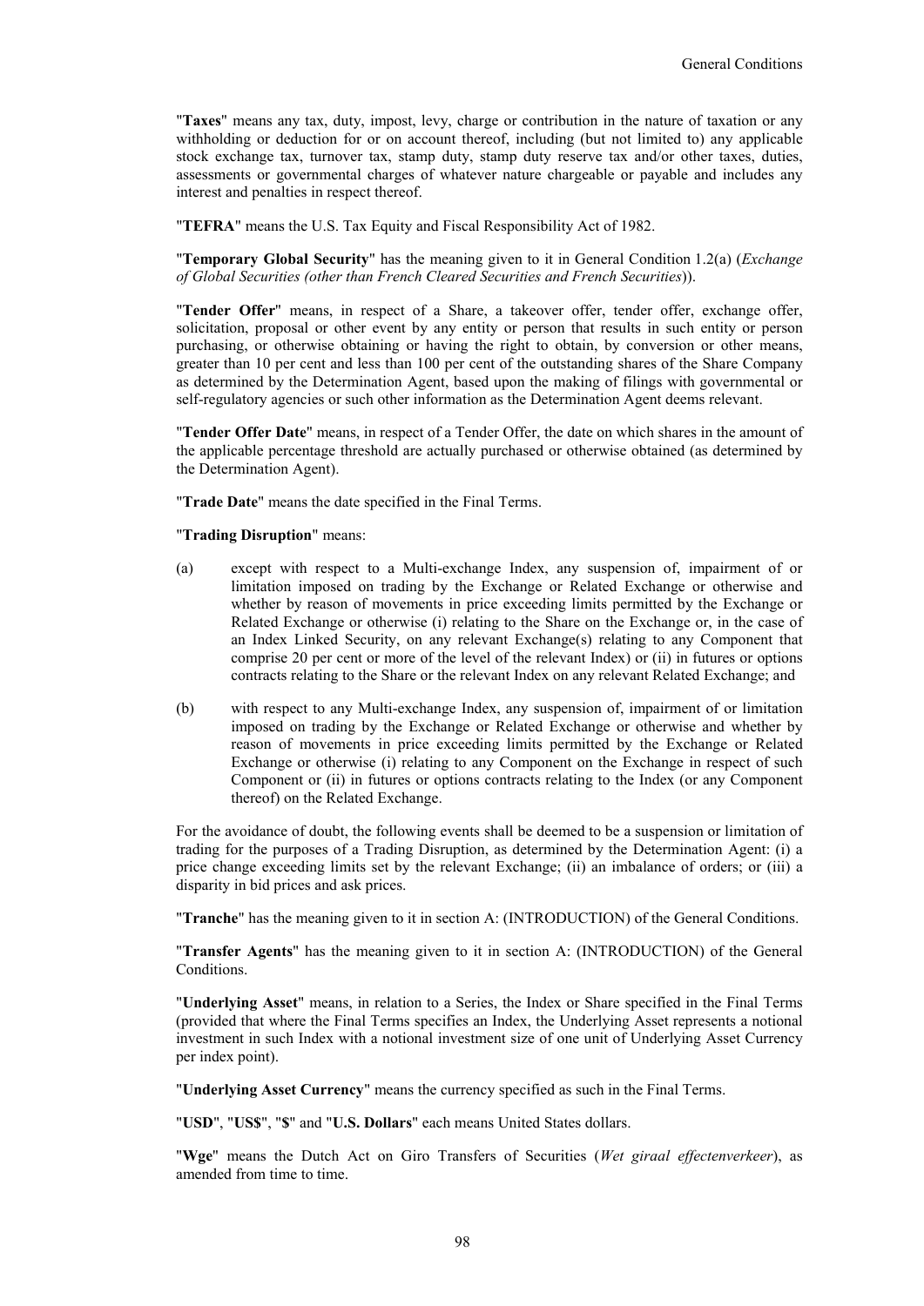"**Taxes**" means any tax, duty, impost, levy, charge or contribution in the nature of taxation or any withholding or deduction for or on account thereof, including (but not limited to) any applicable stock exchange tax, turnover tax, stamp duty, stamp duty reserve tax and/or other taxes, duties, assessments or governmental charges of whatever nature chargeable or payable and includes any interest and penalties in respect thereof.

"**TEFRA**" means the U.S. Tax Equity and Fiscal Responsibility Act of 1982.

"**Temporary Global Security**" has the meaning given to it in General Condition 1.2(a) (*Exchange of Global Securities (other than French Cleared Securities and French Securities*)).

"**Tender Offer**" means, in respect of a Share, a takeover offer, tender offer, exchange offer, solicitation, proposal or other event by any entity or person that results in such entity or person purchasing, or otherwise obtaining or having the right to obtain, by conversion or other means, greater than 10 per cent and less than 100 per cent of the outstanding shares of the Share Company as determined by the Determination Agent, based upon the making of filings with governmental or self-regulatory agencies or such other information as the Determination Agent deems relevant.

"**Tender Offer Date**" means, in respect of a Tender Offer, the date on which shares in the amount of the applicable percentage threshold are actually purchased or otherwise obtained (as determined by the Determination Agent).

"**Trade Date**" means the date specified in the Final Terms.

"**Trading Disruption**" means:

(a) except with respect to a Multi-exchange Index, any suspension of, impairment of or limitation imposed on trading by the Exchange or Related Exchange or otherwise and whether by reason of movements in price exceeding limits permitted by the Exchange or Related Exchange or otherwise (i) relating to the Share on the Exchange or, in the case of an Index Linked Security, on any relevant Exchange(s) relating to any Component that comprise 20 per cent or more of the level of the relevant Index) or (ii) in futures or options contracts relating to the Share or the relevant Index on any relevant Related Exchange; and

(b) with respect to any Multi-exchange Index, any suspension of, impairment of or limitation imposed on trading by the Exchange or Related Exchange or otherwise and whether by reason of movements in price exceeding limits permitted by the Exchange or Related Exchange or otherwise (i) relating to any Component on the Exchange in respect of such Component or (ii) in futures or options contracts relating to the Index (or any Component thereof) on the Related Exchange.

For the avoidance of doubt, the following events shall be deemed to be a suspension or limitation of trading for the purposes of a Trading Disruption, as determined by the Determination Agent: (i) a price change exceeding limits set by the relevant Exchange; (ii) an imbalance of orders; or (iii) a disparity in bid prices and ask prices.

"**Tranche**" has the meaning given to it in section A: (INTRODUCTION) of the General Conditions.

"**Transfer Agents**" has the meaning given to it in section A: (INTRODUCTION) of the General Conditions.

"**Underlying Asset**" means, in relation to a Series, the Index or Share specified in the Final Terms (provided that where the Final Terms specifies an Index, the Underlying Asset represents a notional investment in such Index with a notional investment size of one unit of Underlying Asset Currency per index point).

"**Underlying Asset Currency**" means the currency specified as such in the Final Terms.

"**USD**", "**US$**", "**$**" and "**U.S. Dollars**" each means United States dollars.

"**Wge**" means the Dutch Act on Giro Transfers of Securities (*Wet giraal effectenverkeer*), as amended from time to time.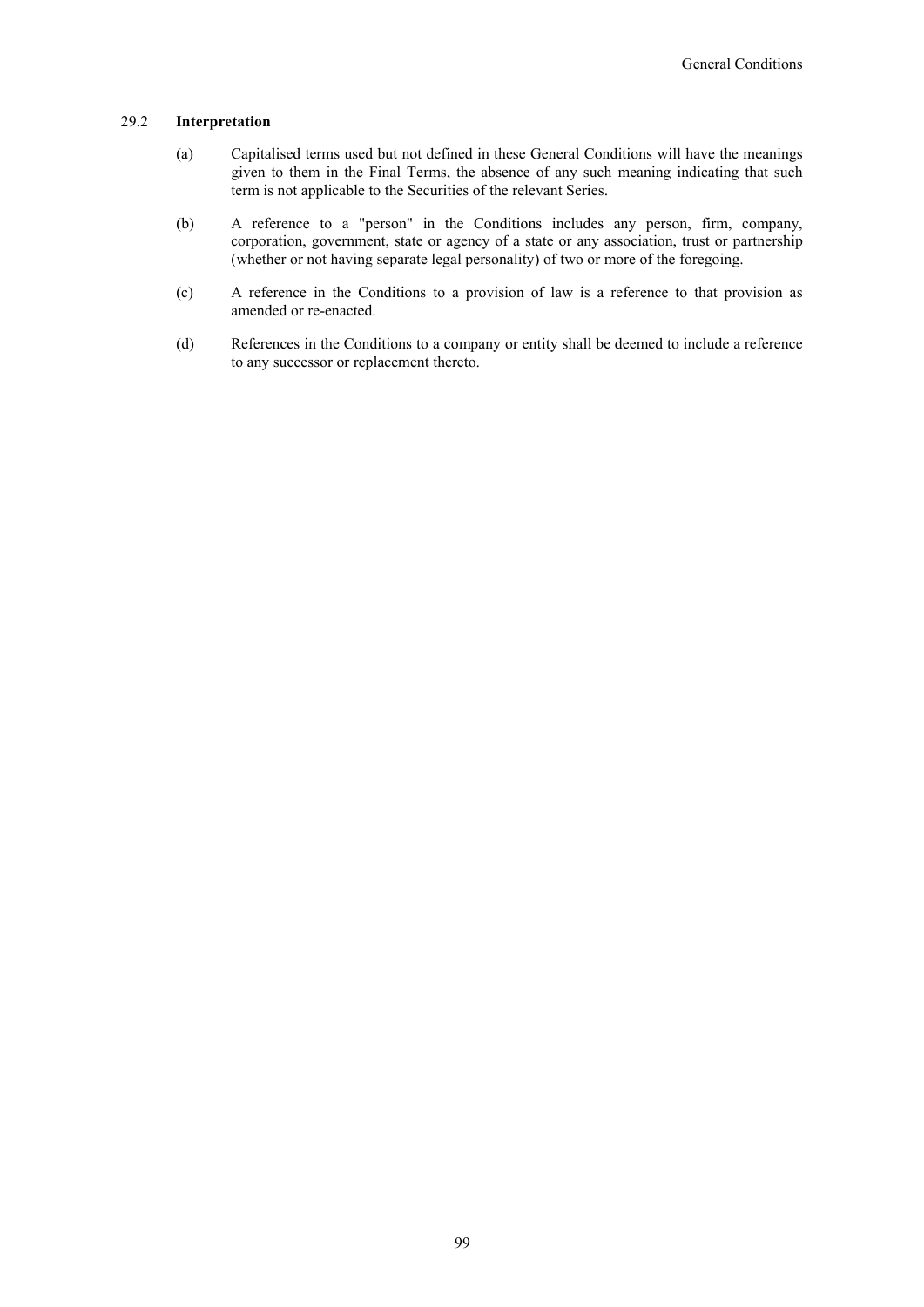### 29.2 **Interpretation**

(a) Capitalised terms used but not defined in these General Conditions will have the meanings given to them in the Final Terms, the absence of any such meaning indicating that such term is not applicable to the Securities of the relevant Series.

(b) A reference to a "person" in the Conditions includes any person, firm, company, corporation, government, state or agency of a state or any association, trust or partnership (whether or not having separate legal personality) of two or more of the foregoing.

(c) A reference in the Conditions to a provision of law is a reference to that provision as amended or re-enacted.

(d) References in the Conditions to a company or entity shall be deemed to include a reference to any successor or replacement thereto.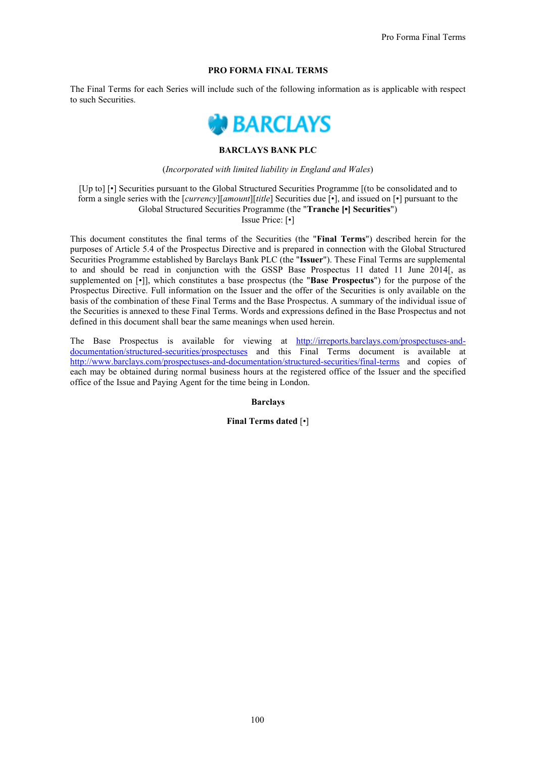# PRO FORMA FINAL TERMS

The Final Terms for each Series will include such of the following information as is applicable with respect to such Securities.

BARCLAYS

**BARCLAYS BANK PLC**

(*Incorporated with limited liability in England and Wales*)

[Up to] [•] Securities pursuant to the Global Structured Securities Programme [(to be consolidated and to form a single series with the [*currency*][*amount*][*title*] Securities due [•], and issued on [•] pursuant to the Global Structured Securities Programme (the "**Tranche [•] Securities**")
Issue Price: [•]

This document constitutes the final terms of the Securities (the "**Final Terms**") described herein for the purposes of Article 5.4 of the Prospectus Directive and is prepared in connection with the Global Structured Securities Programme established by Barclays Bank PLC (the "**Issuer**"). These Final Terms are supplemental to and should be read in conjunction with the GSSP Base Prospectus 11 dated 11 June 2014[, as supplemented on [•]], which constitutes a base prospectus (the "**Base Prospectus**") for the purpose of the Prospectus Directive. Full information on the Issuer and the offer of the Securities is only available on the basis of the combination of these Final Terms and the Base Prospectus. A summary of the individual issue of the Securities is annexed to these Final Terms. Words and expressions defined in the Base Prospectus and not defined in this document shall bear the same meanings when used herein.

The Base Prospectus is available for viewing at http://irreports.barclays.com/prospectuses-and-documentation/structured-securities/prospectuses and this Final Terms document is available at http://www.barclays.com/prospectuses-and-documentation/structured-securities/final-terms and copies of each may be obtained during normal business hours at the registered office of the Issuer and the specified office of the Issue and Paying Agent for the time being in London.

**Barclays**

**Final Terms dated** [•]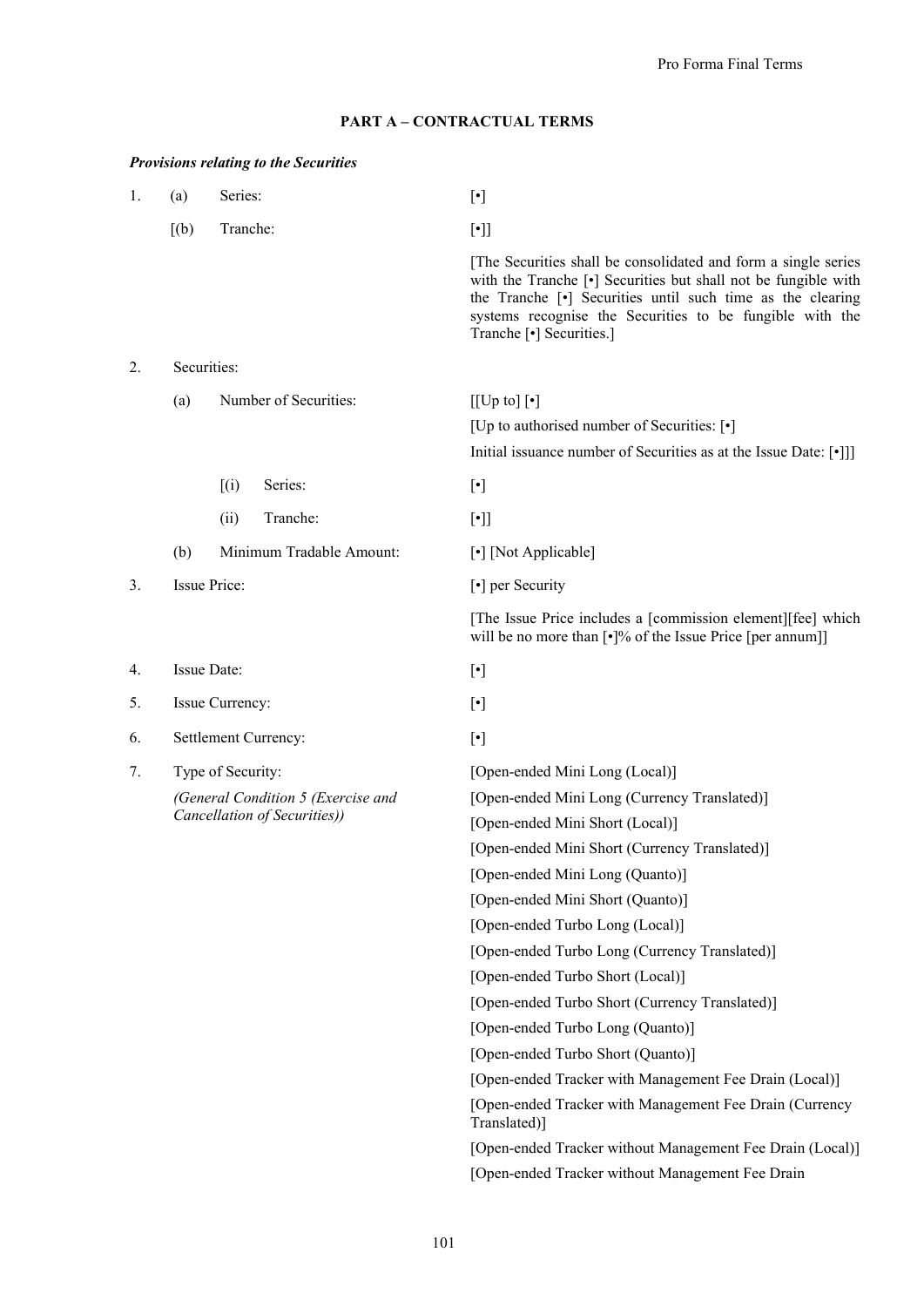Pro Forma Final Terms

## PART A – CONTRACTUAL TERMS

***Provisions relating to the Securities***

| | | |
|---|---|---|
| 1. | (a) Series: | [•] |
| | [(b) Tranche: | [•]] |
| | | [The Securities shall be consolidated and form a single series with the Tranche [•] Securities but shall not be fungible with the Tranche [•] Securities until such time as the clearing systems recognise the Securities to be fungible with the Tranche [•] Securities.] |
| 2. | Securities: | |
| | (a) Number of Securities: | [[Up to] [•]<br>[Up to authorised number of Securities: [•]<br>Initial issuance number of Securities as at the Issue Date: [•]]] |
| | [(i) Series: | [•] |
| | (ii) Tranche: | [•]] |
| | (b) Minimum Tradable Amount: | [•] [Not Applicable] |
| 3. | Issue Price: | [•] per Security<br>[The Issue Price includes a [commission element][fee] which will be no more than [•]% of the Issue Price [per annum]] |
| 4. | Issue Date: | [•] |
| 5. | Issue Currency: | [•] |
| 6. | Settlement Currency: | [•] |
| 7. | Type of Security:<br>*(General Condition 5 (Exercise and Cancellation of Securities))* | [Open-ended Mini Long (Local)]<br>[Open-ended Mini Long (Currency Translated)]<br>[Open-ended Mini Short (Local)]<br>[Open-ended Mini Short (Currency Translated)]<br>[Open-ended Mini Long (Quanto)]<br>[Open-ended Mini Short (Quanto)]<br>[Open-ended Turbo Long (Local)]<br>[Open-ended Turbo Long (Currency Translated)]<br>[Open-ended Turbo Short (Local)]<br>[Open-ended Turbo Short (Currency Translated)]<br>[Open-ended Turbo Long (Quanto)]<br>[Open-ended Turbo Short (Quanto)]<br>[Open-ended Tracker with Management Fee Drain (Local)]<br>[Open-ended Tracker with Management Fee Drain (Currency Translated)]<br>[Open-ended Tracker without Management Fee Drain (Local)]<br>[Open-ended Tracker without Management Fee Drain |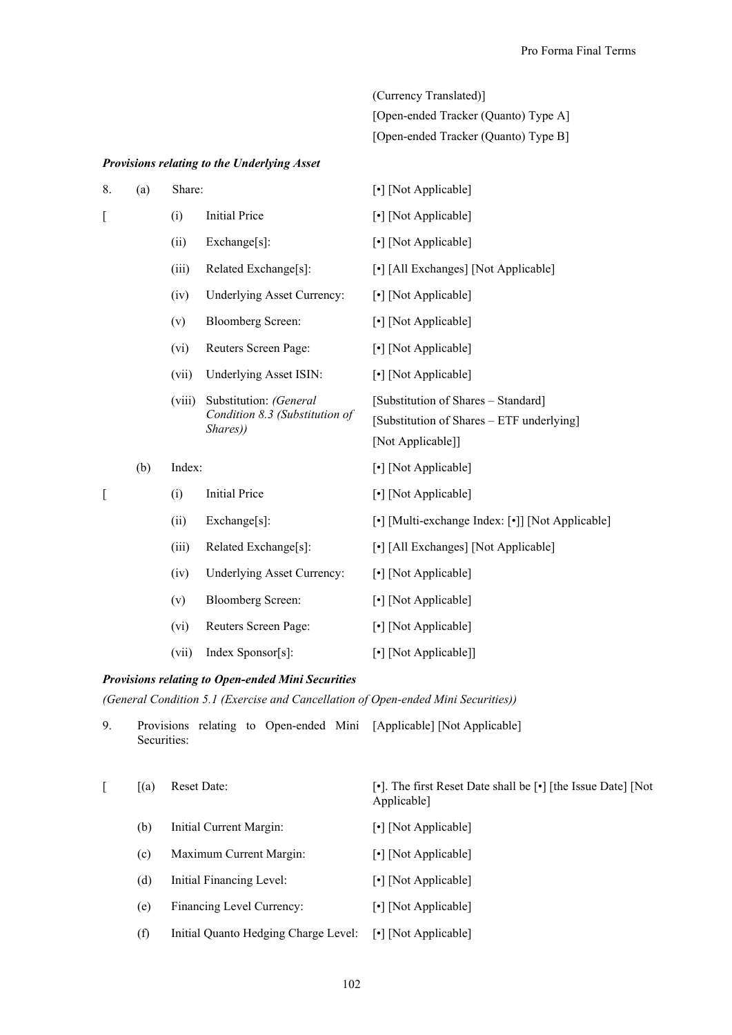(Currency Translated)]

[Open-ended Tracker (Quanto) Type A]

[Open-ended Tracker (Quanto) Type B]

***Provisions relating to the Underlying Asset***

| | | | | |
|---|---|---|---|---|
| 8. | (a) | Share: | | [•] [Not Applicable] |
| [ | | (i) | Initial Price | [•] [Not Applicable] |
| | | (ii) | Exchange[s]: | [•] [Not Applicable] |
| | | (iii) | Related Exchange[s]: | [•] [All Exchanges] [Not Applicable] |
| | | (iv) | Underlying Asset Currency: | [•] [Not Applicable] |
| | | (v) | Bloomberg Screen: | [•] [Not Applicable] |
| | | (vi) | Reuters Screen Page: | [•] [Not Applicable] |
| | | (vii) | Underlying Asset ISIN: | [•] [Not Applicable] |
| | | (viii) | Substitution: *(General Condition 8.3 (Substitution of Shares))* | [Substitution of Shares – Standard] [Substitution of Shares – ETF underlying] [Not Applicable]] |
| | (b) | Index: | | [•] [Not Applicable] |
| [ | | (i) | Initial Price | [•] [Not Applicable] |
| | | (ii) | Exchange[s]: | [•] [Multi-exchange Index: [•]] [Not Applicable] |
| | | (iii) | Related Exchange[s]: | [•] [All Exchanges] [Not Applicable] |
| | | (iv) | Underlying Asset Currency: | [•] [Not Applicable] |
| | | (v) | Bloomberg Screen: | [•] [Not Applicable] |
| | | (vi) | Reuters Screen Page: | [•] [Not Applicable] |
| | | (vii) | Index Sponsor[s]: | [•] [Not Applicable]] |

***Provisions relating to Open-ended Mini Securities***

*(General Condition 5.1 (Exercise and Cancellation of Open-ended Mini Securities))*

| | | | |
|---|---|---|---|
| 9. | Provisions relating to Open-ended Mini Securities: | | [Applicable] [Not Applicable] |
| [ | [(a) | Reset Date: | [•]. The first Reset Date shall be [•] [the Issue Date] [Not Applicable] |
| | (b) | Initial Current Margin: | [•] [Not Applicable] |
| | (c) | Maximum Current Margin: | [•] [Not Applicable] |
| | (d) | Initial Financing Level: | [•] [Not Applicable] |
| | (e) | Financing Level Currency: | [•] [Not Applicable] |
| | (f) | Initial Quanto Hedging Charge Level: | [•] [Not Applicable] |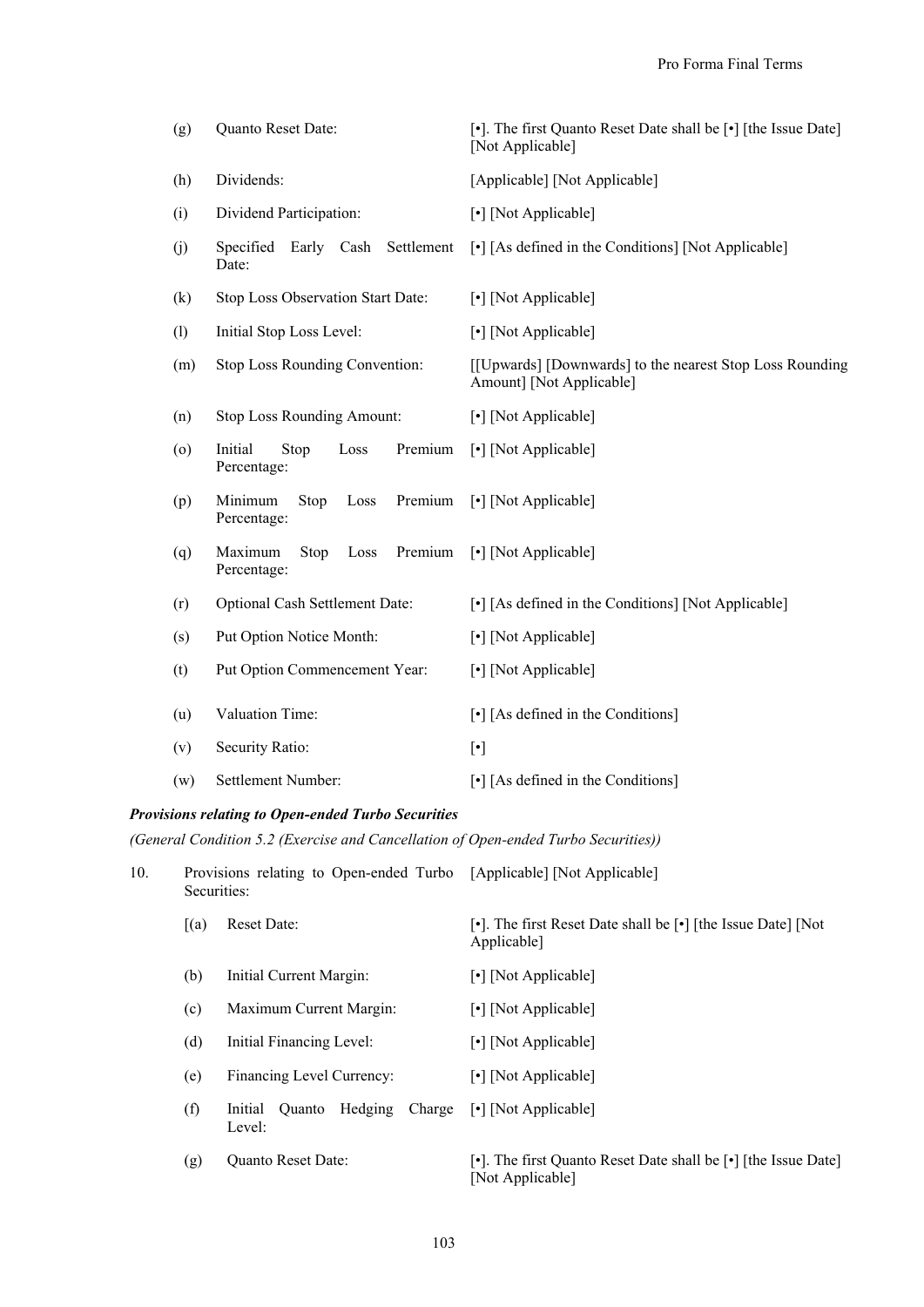| | | |
|---|---|---|
| (g) | Quanto Reset Date: | [•]. The first Quanto Reset Date shall be [•] [the Issue Date] [Not Applicable] |
| (h) | Dividends: | [Applicable] [Not Applicable] |
| (i) | Dividend Participation: | [•] [Not Applicable] |
| (j) | Specified Early Cash Settlement Date: | [•] [As defined in the Conditions] [Not Applicable] |
| (k) | Stop Loss Observation Start Date: | [•] [Not Applicable] |
| (l) | Initial Stop Loss Level: | [•] [Not Applicable] |
| (m) | Stop Loss Rounding Convention: | [[Upwards] [Downwards] to the nearest Stop Loss Rounding Amount] [Not Applicable] |
| (n) | Stop Loss Rounding Amount: | [•] [Not Applicable] |
| (o) | Initial Stop Loss Premium Percentage: | [•] [Not Applicable] |
| (p) | Minimum Stop Loss Premium Percentage: | [•] [Not Applicable] |
| (q) | Maximum Stop Loss Premium Percentage: | [•] [Not Applicable] |
| (r) | Optional Cash Settlement Date: | [•] [As defined in the Conditions] [Not Applicable] |
| (s) | Put Option Notice Month: | [•] [Not Applicable] |
| (t) | Put Option Commencement Year: | [•] [Not Applicable] |
| (u) | Valuation Time: | [•] [As defined in the Conditions] |
| (v) | Security Ratio: | [•] |
| (w) | Settlement Number: | [•] [As defined in the Conditions] |

***Provisions relating to Open-ended Turbo Securities***

*(General Condition 5.2 (Exercise and Cancellation of Open-ended Turbo Securities))*

| | | |
|---|---|---|
| 10. | Provisions relating to Open-ended Turbo Securities: | [Applicable] [Not Applicable] |
| [(a) | Reset Date: | [•]. The first Reset Date shall be [•] [the Issue Date] [Not Applicable] |
| (b) | Initial Current Margin: | [•] [Not Applicable] |
| (c) | Maximum Current Margin: | [•] [Not Applicable] |
| (d) | Initial Financing Level: | [•] [Not Applicable] |
| (e) | Financing Level Currency: | [•] [Not Applicable] |
| (f) | Initial Quanto Hedging Charge Level: | [•] [Not Applicable] |
| (g) | Quanto Reset Date: | [•]. The first Quanto Reset Date shall be [•] [the Issue Date] [Not Applicable] |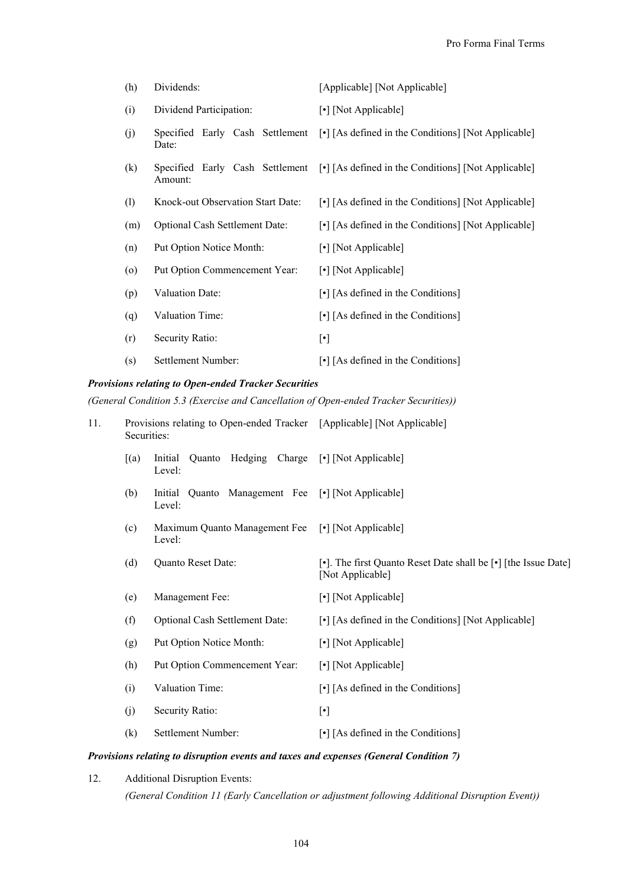| | | |
|---|---|---|
| (h) | Dividends: | [Applicable] [Not Applicable] |
| (i) | Dividend Participation: | [•] [Not Applicable] |
| (j) | Specified Early Cash Settlement Date: | [•] [As defined in the Conditions] [Not Applicable] |
| (k) | Specified Early Cash Settlement Amount: | [•] [As defined in the Conditions] [Not Applicable] |
| (l) | Knock-out Observation Start Date: | [•] [As defined in the Conditions] [Not Applicable] |
| (m) | Optional Cash Settlement Date: | [•] [As defined in the Conditions] [Not Applicable] |
| (n) | Put Option Notice Month: | [•] [Not Applicable] |
| (o) | Put Option Commencement Year: | [•] [Not Applicable] |
| (p) | Valuation Date: | [•] [As defined in the Conditions] |
| (q) | Valuation Time: | [•] [As defined in the Conditions] |
| (r) | Security Ratio: | [•] |
| (s) | Settlement Number: | [•] [As defined in the Conditions] |

***Provisions relating to Open-ended Tracker Securities***

*(General Condition 5.3 (Exercise and Cancellation of Open-ended Tracker Securities))*

11. Provisions relating to Open-ended Tracker Securities: [Applicable] [Not Applicable]

| | | |
|---|---|---|
| [(a) | Initial Quanto Hedging Charge Level: | [•] [Not Applicable] |
| (b) | Initial Quanto Management Fee Level: | [•] [Not Applicable] |
| (c) | Maximum Quanto Management Fee Level: | [•] [Not Applicable] |
| (d) | Quanto Reset Date: | [•]. The first Quanto Reset Date shall be [•] [the Issue Date] [Not Applicable] |
| (e) | Management Fee: | [•] [Not Applicable] |
| (f) | Optional Cash Settlement Date: | [•] [As defined in the Conditions] [Not Applicable] |
| (g) | Put Option Notice Month: | [•] [Not Applicable] |
| (h) | Put Option Commencement Year: | [•] [Not Applicable] |
| (i) | Valuation Time: | [•] [As defined in the Conditions] |
| (j) | Security Ratio: | [•] |
| (k) | Settlement Number: | [•] [As defined in the Conditions] |

***Provisions relating to disruption events and taxes and expenses (General Condition 7)***

12. Additional Disruption Events:

*(General Condition 11 (Early Cancellation or adjustment following Additional Disruption Event))*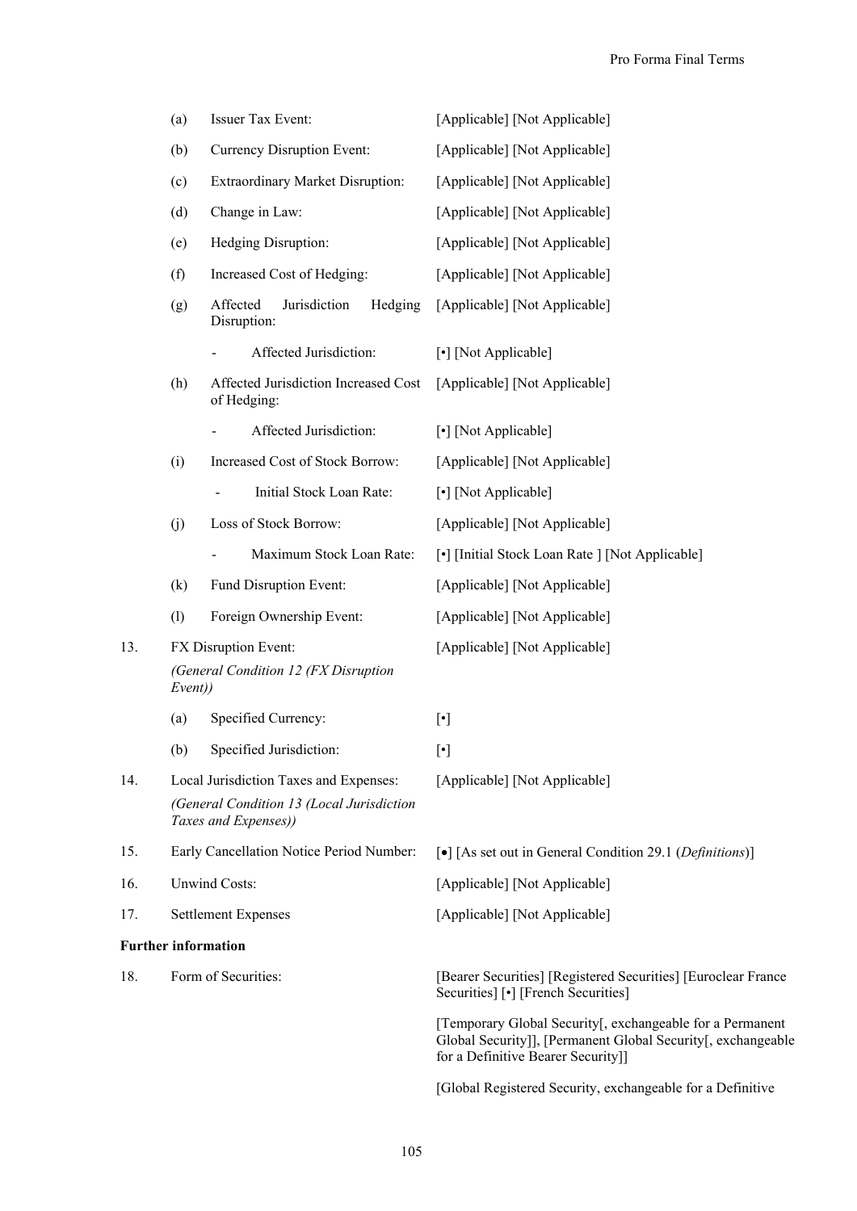| | | | |
|---|---|---|---|
| | (a) | Issuer Tax Event: | [Applicable] [Not Applicable] |
| | (b) | Currency Disruption Event: | [Applicable] [Not Applicable] |
| | (c) | Extraordinary Market Disruption: | [Applicable] [Not Applicable] |
| | (d) | Change in Law: | [Applicable] [Not Applicable] |
| | (e) | Hedging Disruption: | [Applicable] [Not Applicable] |
| | (f) | Increased Cost of Hedging: | [Applicable] [Not Applicable] |
| | (g) | Affected Jurisdiction Hedging Disruption: | [Applicable] [Not Applicable] |
| | | - Affected Jurisdiction: | [•] [Not Applicable] |
| | (h) | Affected Jurisdiction Increased Cost of Hedging: | [Applicable] [Not Applicable] |
| | | - Affected Jurisdiction: | [•] [Not Applicable] |
| | (i) | Increased Cost of Stock Borrow: | [Applicable] [Not Applicable] |
| | | - Initial Stock Loan Rate: | [•] [Not Applicable] |
| | (j) | Loss of Stock Borrow: | [Applicable] [Not Applicable] |
| | | - Maximum Stock Loan Rate: | [•] [Initial Stock Loan Rate ] [Not Applicable] |
| | (k) | Fund Disruption Event: | [Applicable] [Not Applicable] |
| | (l) | Foreign Ownership Event: | [Applicable] [Not Applicable] |
| 13. | | FX Disruption Event:<br>*(General Condition 12 (FX Disruption Event))* | [Applicable] [Not Applicable] |
| | (a) | Specified Currency: | [•] |
| | (b) | Specified Jurisdiction: | [•] |
| 14. | | Local Jurisdiction Taxes and Expenses:<br>*(General Condition 13 (Local Jurisdiction Taxes and Expenses))* | [Applicable] [Not Applicable] |
| 15. | | Early Cancellation Notice Period Number: | [●] [As set out in General Condition 29.1 (*Definitions*)] |
| 16. | | Unwind Costs: | [Applicable] [Not Applicable] |
| 17. | | Settlement Expenses | [Applicable] [Not Applicable] |

**Further information**

| | | |
|---|---|---|
| 18. | Form of Securities: | [Bearer Securities] [Registered Securities] [Euroclear France Securities] [•] [French Securities]<br><br>[Temporary Global Security[, exchangeable for a Permanent Global Security]], [Permanent Global Security[, exchangeable for a Definitive Bearer Security]]<br><br>[Global Registered Security, exchangeable for a Definitive |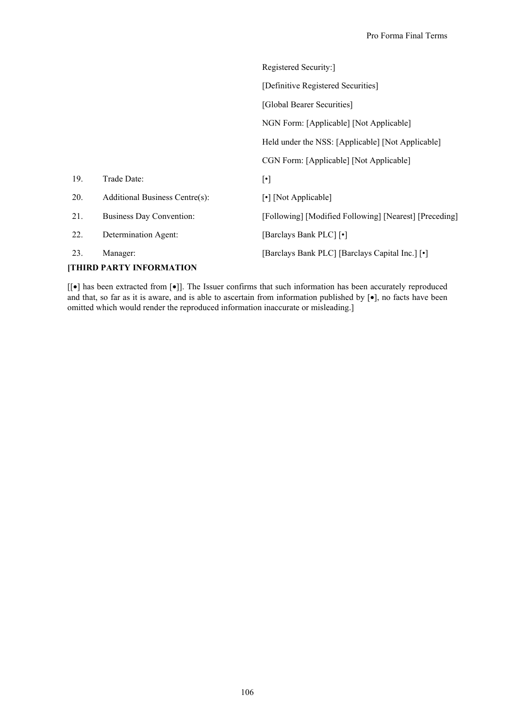| | | |
|---|---|---|
| | | Registered Security:] |
| | | [Definitive Registered Securities] |
| | | [Global Bearer Securities] |
| | | NGN Form: [Applicable] [Not Applicable] |
| | | Held under the NSS: [Applicable] [Not Applicable] |
| | | CGN Form: [Applicable] [Not Applicable] |
| 19. | Trade Date: | [•] |
| 20. | Additional Business Centre(s): | [•] [Not Applicable] |
| 21. | Business Day Convention: | [Following] [Modified Following] [Nearest] [Preceding] |
| 22. | Determination Agent: | [Barclays Bank PLC] [•] |
| 23. | Manager: | [Barclays Bank PLC] [Barclays Capital Inc.] [•] |

**[THIRD PARTY INFORMATION**

[[•] has been extracted from [•]]. The Issuer confirms that such information has been accurately reproduced and that, so far as it is aware, and is able to ascertain from information published by [•], no facts have been omitted which would render the reproduced information inaccurate or misleading.]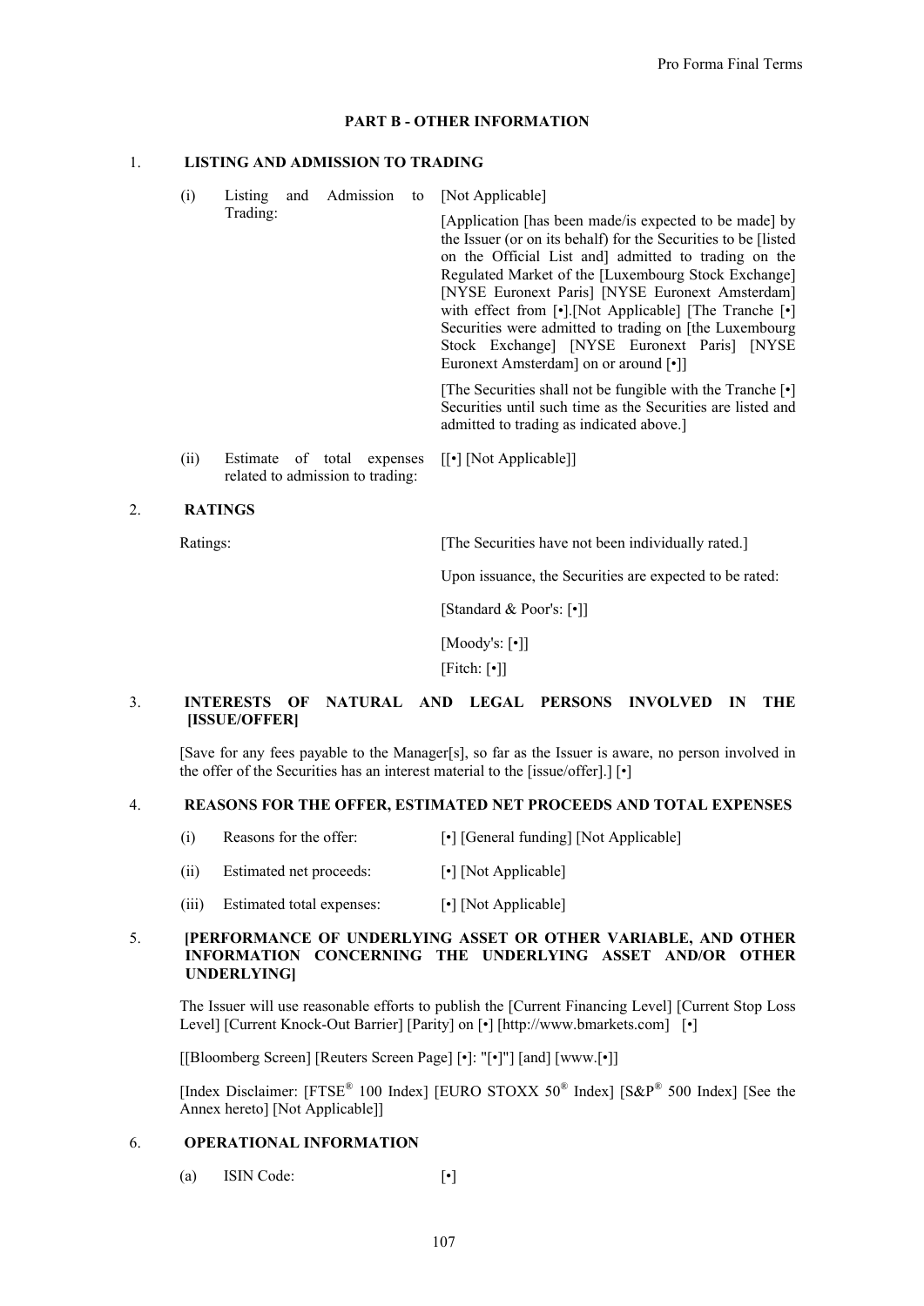## PART B - OTHER INFORMATION

### 1. LISTING AND ADMISSION TO TRADING

| | | |
|---|---|---|
| (i) | Listing and Admission to Trading: | [Not Applicable]<br><br>[Application [has been made/is expected to be made] by the Issuer (or on its behalf) for the Securities to be [listed on the Official List and] admitted to trading on the Regulated Market of the [Luxembourg Stock Exchange] [NYSE Euronext Paris] [NYSE Euronext Amsterdam] with effect from [•].[Not Applicable] [The Tranche [•] Securities were admitted to trading on [the Luxembourg Stock Exchange] [NYSE Euronext Paris] [NYSE Euronext Amsterdam] on or around [•]]<br><br>[The Securities shall not be fungible with the Tranche [•] Securities until such time as the Securities are listed and admitted to trading as indicated above.] |
| (ii) | Estimate of total expenses related to admission to trading: | [[•] [Not Applicable]] |

### 2. RATINGS

Ratings:

[The Securities have not been individually rated.]

Upon issuance, the Securities are expected to be rated:

[Standard & Poor's: [•]]

[Moody's: [•]]

[Fitch: [•]]

### 3. INTERESTS OF NATURAL AND LEGAL PERSONS INVOLVED IN THE [ISSUE/OFFER]

[Save for any fees payable to the Manager[s], so far as the Issuer is aware, no person involved in the offer of the Securities has an interest material to the [issue/offer].] [•]

### 4. REASONS FOR THE OFFER, ESTIMATED NET PROCEEDS AND TOTAL EXPENSES

| | | |
|---|---|---|
| (i) | Reasons for the offer: | [•] [General funding] [Not Applicable] |
| (ii) | Estimated net proceeds: | [•] [Not Applicable] |
| (iii) | Estimated total expenses: | [•] [Not Applicable] |

### 5. [PERFORMANCE OF UNDERLYING ASSET OR OTHER VARIABLE, AND OTHER INFORMATION CONCERNING THE UNDERLYING ASSET AND/OR OTHER UNDERLYING]

The Issuer will use reasonable efforts to publish the [Current Financing Level] [Current Stop Loss Level] [Current Knock-Out Barrier] [Parity] on [•] [http://www.bmarkets.com] [•]

[[Bloomberg Screen] [Reuters Screen Page] [•]: "[•]"] [and] [www.[•]]

[Index Disclaimer: [FTSE® 100 Index] [EURO STOXX 50® Index] [S&P® 500 Index] [See the Annex hereto] [Not Applicable]]

### 6. OPERATIONAL INFORMATION

| | | |
|---|---|---|
| (a) | ISIN Code: | [•] |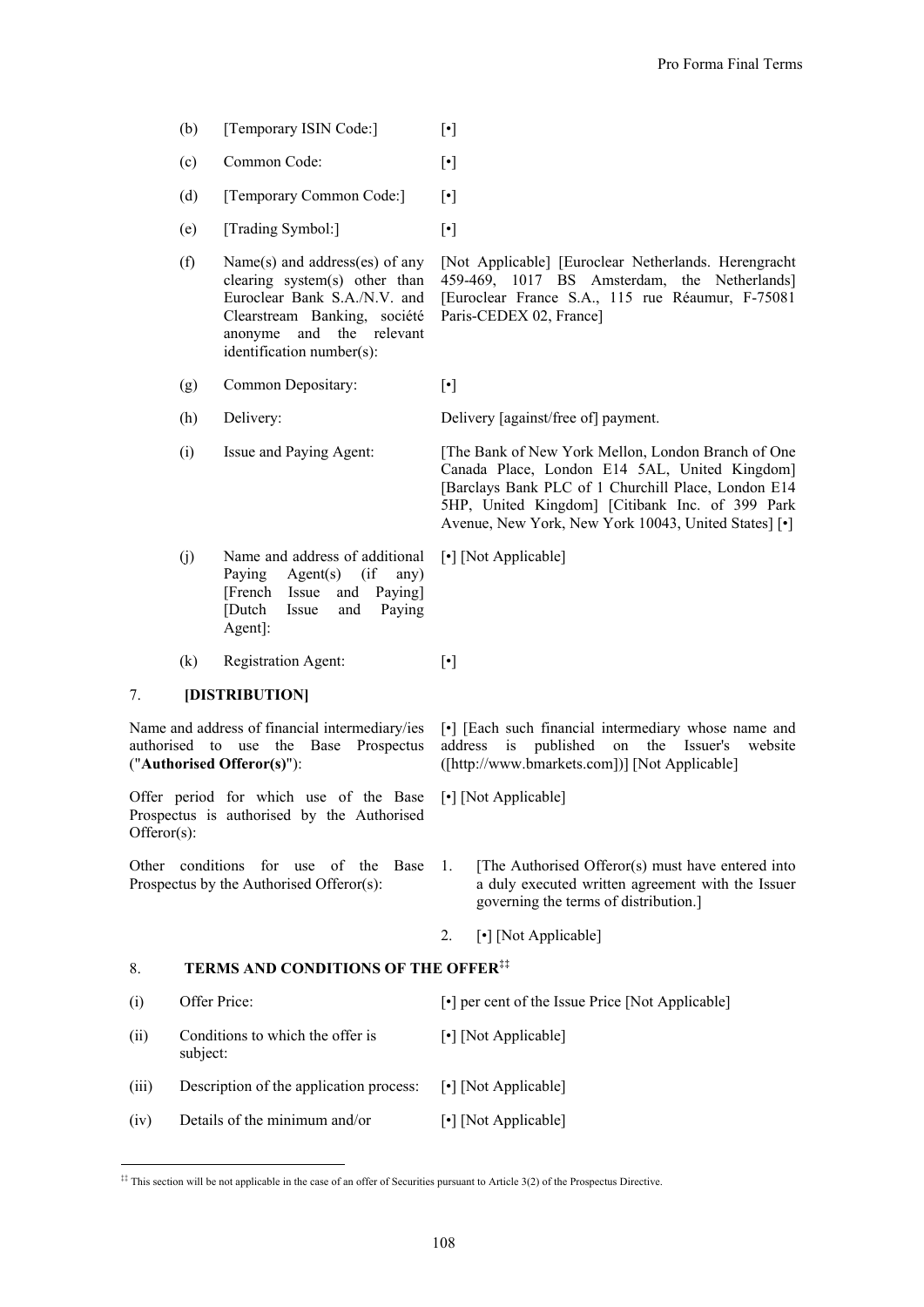| | | |
|---|---|---|
| (b) | [Temporary ISIN Code:] | [•] |
| (c) | Common Code: | [•] |
| (d) | [Temporary Common Code:] | [•] |
| (e) | [Trading Symbol:] | [•] |
| (f) | Name(s) and address(es) of any clearing system(s) other than Euroclear Bank S.A./N.V. and Clearstream Banking, société anonyme and the relevant identification number(s): | [Not Applicable] [Euroclear Netherlands. Herengracht 459-469, 1017 BS Amsterdam, the Netherlands] [Euroclear France S.A., 115 rue Réaumur, F-75081 Paris-CEDEX 02, France] |
| (g) | Common Depositary: | [•] |
| (h) | Delivery: | Delivery [against/free of] payment. |
| (i) | Issue and Paying Agent: | [The Bank of New York Mellon, London Branch of One Canada Place, London E14 5AL, United Kingdom] [Barclays Bank PLC of 1 Churchill Place, London E14 5HP, United Kingdom] [Citibank Inc. of 399 Park Avenue, New York, New York 10043, United States] [•] |
| (j) | Name and address of additional Paying Agent(s) (if any) [French Issue and Paying] [Dutch Issue and Paying Agent]: | [•] [Not Applicable] |
| (k) | Registration Agent: | [•] |

## 7. [DISTRIBUTION]

| | |
|---|---|
| Name and address of financial intermediary/ies authorised to use the Base Prospectus ("**Authorised Offeror(s)**"): | [•] [Each such financial intermediary whose name and address is published on the Issuer's website ([http://www.bmarkets.com])] [Not Applicable] |
| Offer period for which use of the Base Prospectus is authorised by the Authorised Offeror(s): | [•] [Not Applicable] |
| Other conditions for use of the Base Prospectus by the Authorised Offeror(s): | 1. [The Authorised Offeror(s) must have entered into a duly executed written agreement with the Issuer governing the terms of distribution.]<br>2. [•] [Not Applicable] |

## 8. TERMS AND CONDITIONS OF THE OFFER[‡‡]

| | | |
|---|---|---|
| (i) | Offer Price: | [•] per cent of the Issue Price [Not Applicable] |
| (ii) | Conditions to which the offer is subject: | [•] [Not Applicable] |
| (iii) | Description of the application process: | [•] [Not Applicable] |
| (iv) | Details of the minimum and/or | [•] [Not Applicable] |

[‡‡] This section will be not applicable in the case of an offer of Securities pursuant to Article 3(2) of the Prospectus Directive.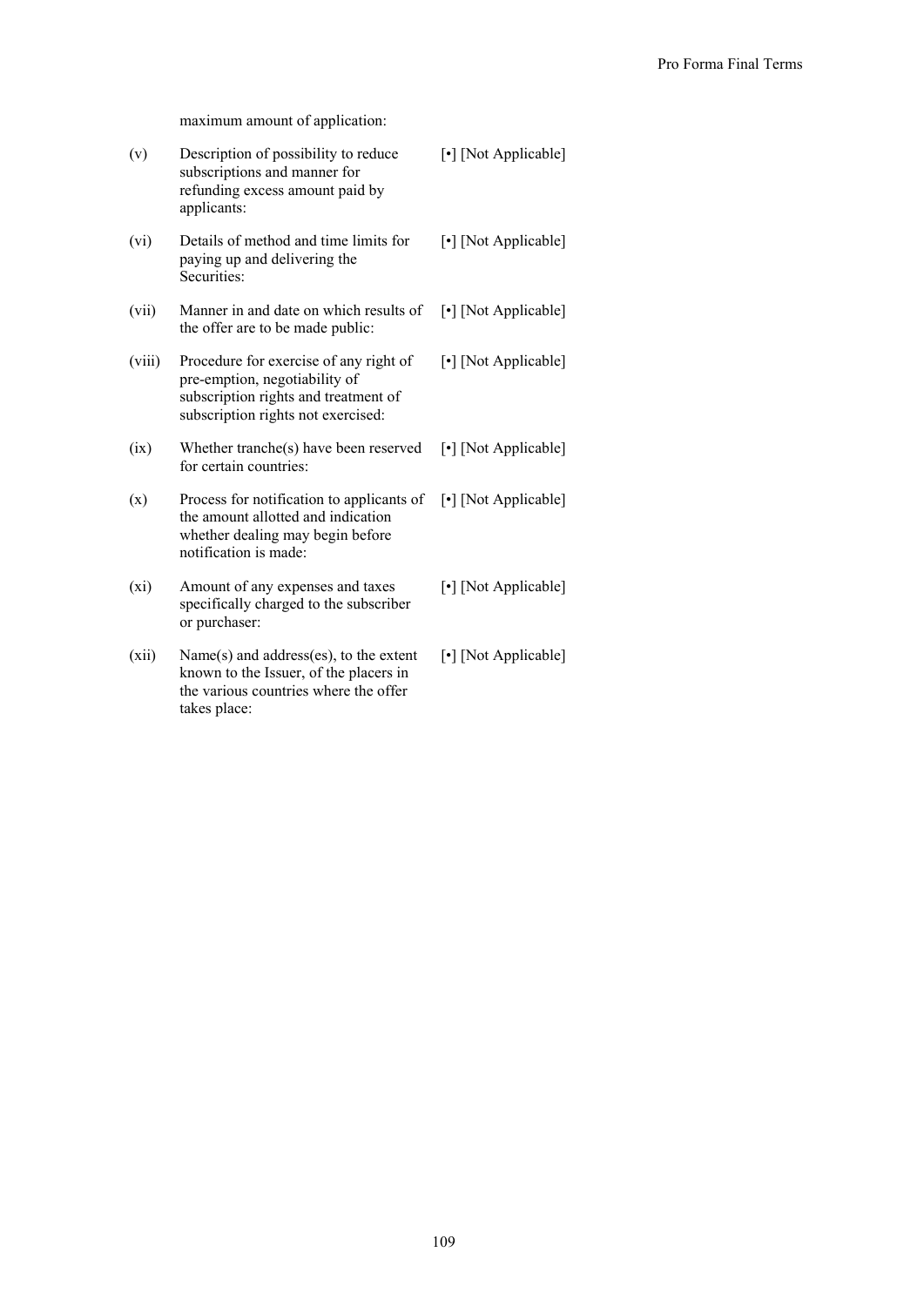maximum amount of application:

| | | |
|---|---|---|
| (v) | Description of possibility to reduce subscriptions and manner for refunding excess amount paid by applicants: | [•] [Not Applicable] |
| (vi) | Details of method and time limits for paying up and delivering the Securities: | [•] [Not Applicable] |
| (vii) | Manner in and date on which results of the offer are to be made public: | [•] [Not Applicable] |
| (viii) | Procedure for exercise of any right of pre-emption, negotiability of subscription rights and treatment of subscription rights not exercised: | [•] [Not Applicable] |
| (ix) | Whether tranche(s) have been reserved for certain countries: | [•] [Not Applicable] |
| (x) | Process for notification to applicants of the amount allotted and indication whether dealing may begin before notification is made: | [•] [Not Applicable] |
| (xi) | Amount of any expenses and taxes specifically charged to the subscriber or purchaser: | [•] [Not Applicable] |
| (xii) | Name(s) and address(es), to the extent known to the Issuer, of the placers in the various countries where the offer takes place: | [•] [Not Applicable] |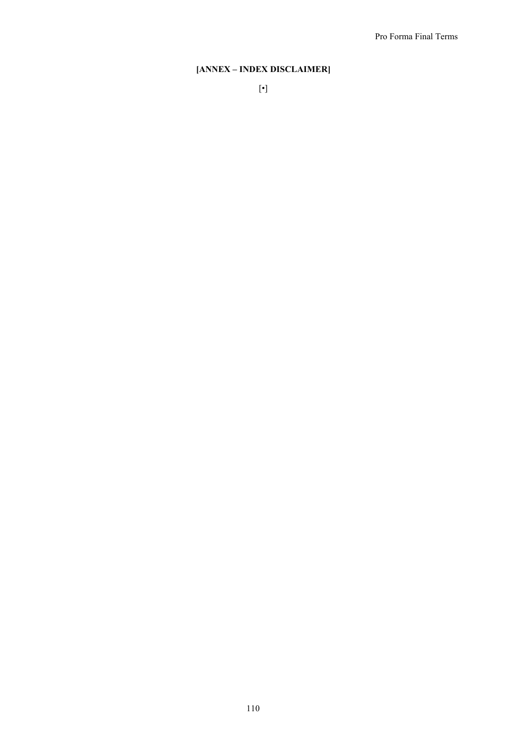**[ANNEX – INDEX DISCLAIMER]**

[•]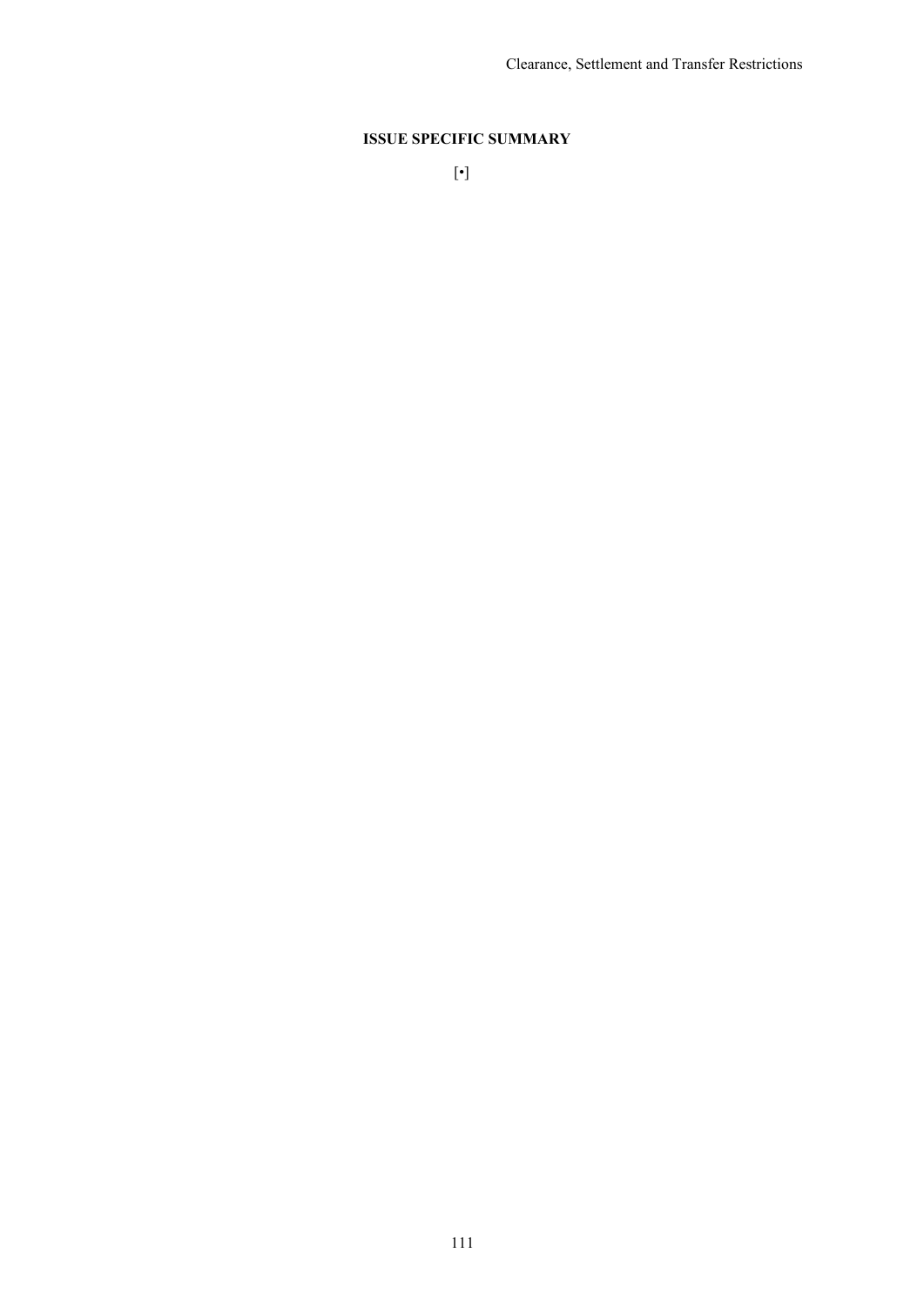**ISSUE SPECIFIC SUMMARY**

[•]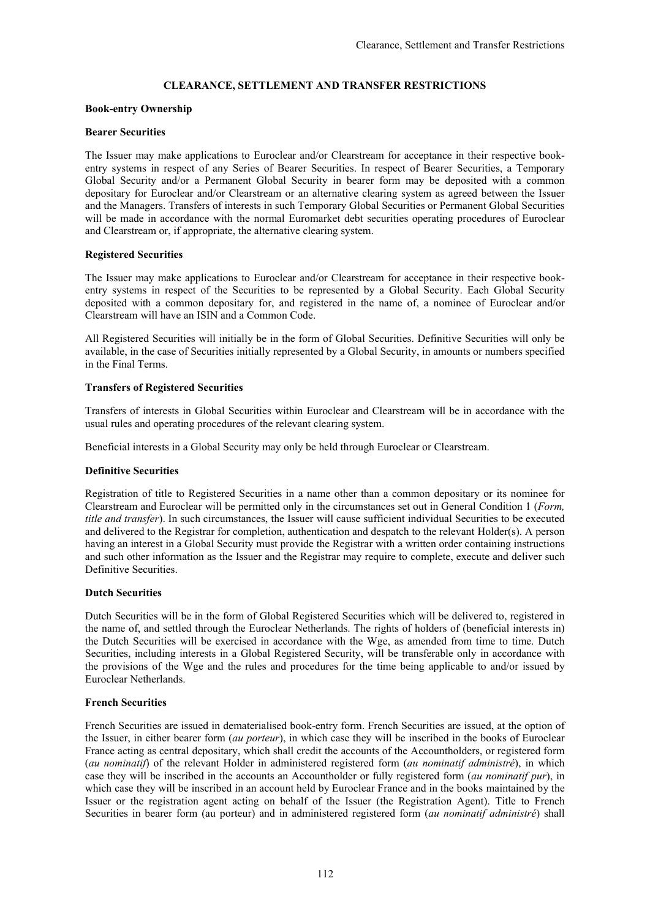# CLEARANCE, SETTLEMENT AND TRANSFER RESTRICTIONS

**Book-entry Ownership**

**Bearer Securities**

The Issuer may make applications to Euroclear and/or Clearstream for acceptance in their respective book-entry systems in respect of any Series of Bearer Securities. In respect of Bearer Securities, a Temporary Global Security and/or a Permanent Global Security in bearer form may be deposited with a common depositary for Euroclear and/or Clearstream or an alternative clearing system as agreed between the Issuer and the Managers. Transfers of interests in such Temporary Global Securities or Permanent Global Securities will be made in accordance with the normal Euromarket debt securities operating procedures of Euroclear and Clearstream or, if appropriate, the alternative clearing system.

**Registered Securities**

The Issuer may make applications to Euroclear and/or Clearstream for acceptance in their respective book-entry systems in respect of the Securities to be represented by a Global Security. Each Global Security deposited with a common depositary for, and registered in the name of, a nominee of Euroclear and/or Clearstream will have an ISIN and a Common Code.

All Registered Securities will initially be in the form of Global Securities. Definitive Securities will only be available, in the case of Securities initially represented by a Global Security, in amounts or numbers specified in the Final Terms.

**Transfers of Registered Securities**

Transfers of interests in Global Securities within Euroclear and Clearstream will be in accordance with the usual rules and operating procedures of the relevant clearing system.

Beneficial interests in a Global Security may only be held through Euroclear or Clearstream.

**Definitive Securities**

Registration of title to Registered Securities in a name other than a common depositary or its nominee for Clearstream and Euroclear will be permitted only in the circumstances set out in General Condition 1 (*Form, title and transfer*). In such circumstances, the Issuer will cause sufficient individual Securities to be executed and delivered to the Registrar for completion, authentication and despatch to the relevant Holder(s). A person having an interest in a Global Security must provide the Registrar with a written order containing instructions and such other information as the Issuer and the Registrar may require to complete, execute and deliver such Definitive Securities.

**Dutch Securities**

Dutch Securities will be in the form of Global Registered Securities which will be delivered to, registered in the name of, and settled through the Euroclear Netherlands. The rights of holders of (beneficial interests in) the Dutch Securities will be exercised in accordance with the Wge, as amended from time to time. Dutch Securities, including interests in a Global Registered Security, will be transferable only in accordance with the provisions of the Wge and the rules and procedures for the time being applicable to and/or issued by Euroclear Netherlands.

**French Securities**

French Securities are issued in dematerialised book-entry form. French Securities are issued, at the option of the Issuer, in either bearer form (*au porteur*), in which case they will be inscribed in the books of Euroclear France acting as central depositary, which shall credit the accounts of the Accountholders, or registered form (*au nominatif*) of the relevant Holder in administered registered form (*au nominatif administré*), in which case they will be inscribed in the accounts an Accountholder or fully registered form (*au nominatif pur*), in which case they will be inscribed in an account held by Euroclear France and in the books maintained by the Issuer or the registration agent acting on behalf of the Issuer (the Registration Agent). Title to French Securities in bearer form (au porteur) and in administered registered form (*au nominatif administré*) shall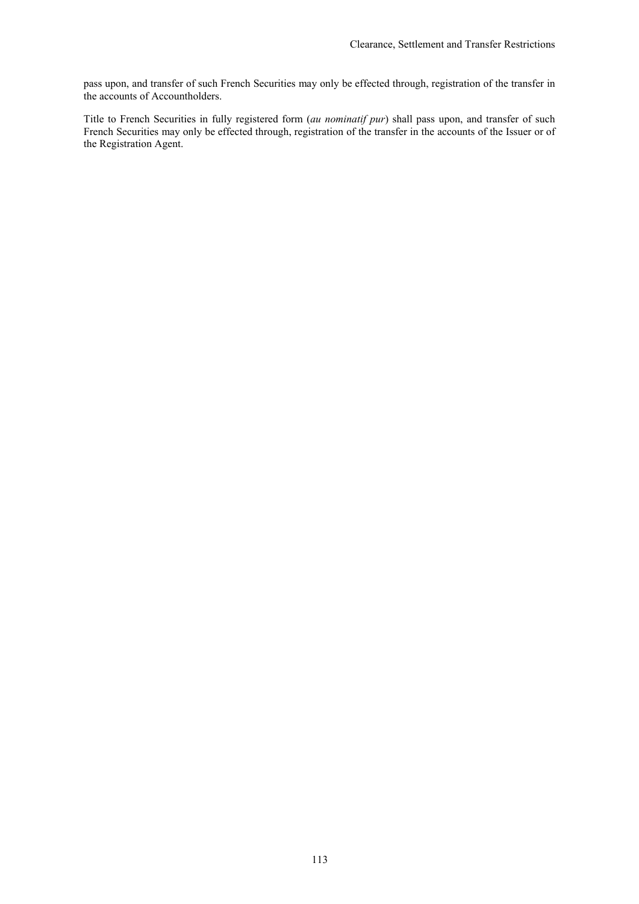pass upon, and transfer of such French Securities may only be effected through, registration of the transfer in the accounts of Accountholders.

Title to French Securities in fully registered form (*au nominatif pur*) shall pass upon, and transfer of such French Securities may only be effected through, registration of the transfer in the accounts of the Issuer or of the Registration Agent.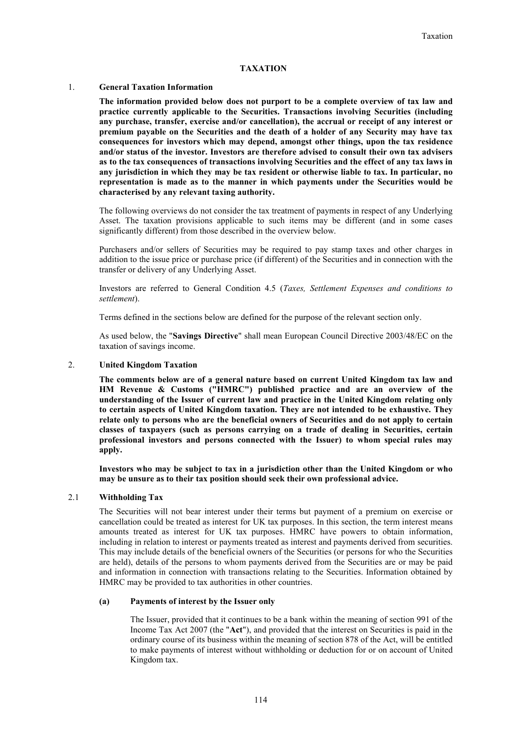# TAXATION

## 1. General Taxation Information

**The information provided below does not purport to be a complete overview of tax law and practice currently applicable to the Securities. Transactions involving Securities (including any purchase, transfer, exercise and/or cancellation), the accrual or receipt of any interest or premium payable on the Securities and the death of a holder of any Security may have tax consequences for investors which may depend, amongst other things, upon the tax residence and/or status of the investor. Investors are therefore advised to consult their own tax advisers as to the tax consequences of transactions involving Securities and the effect of any tax laws in any jurisdiction in which they may be tax resident or otherwise liable to tax. In particular, no representation is made as to the manner in which payments under the Securities would be characterised by any relevant taxing authority.**

The following overviews do not consider the tax treatment of payments in respect of any Underlying Asset. The taxation provisions applicable to such items may be different (and in some cases significantly different) from those described in the overview below.

Purchasers and/or sellers of Securities may be required to pay stamp taxes and other charges in addition to the issue price or purchase price (if different) of the Securities and in connection with the transfer or delivery of any Underlying Asset.

Investors are referred to General Condition 4.5 (*Taxes, Settlement Expenses and conditions to settlement*).

Terms defined in the sections below are defined for the purpose of the relevant section only.

As used below, the "**Savings Directive**" shall mean European Council Directive 2003/48/EC on the taxation of savings income.

## 2. United Kingdom Taxation

**The comments below are of a general nature based on current United Kingdom tax law and HM Revenue & Customs ("HMRC") published practice and are an overview of the understanding of the Issuer of current law and practice in the United Kingdom relating only to certain aspects of United Kingdom taxation. They are not intended to be exhaustive. They relate only to persons who are the beneficial owners of Securities and do not apply to certain classes of taxpayers (such as persons carrying on a trade of dealing in Securities, certain professional investors and persons connected with the Issuer) to whom special rules may apply.**

**Investors who may be subject to tax in a jurisdiction other than the United Kingdom or who may be unsure as to their tax position should seek their own professional advice.**

### 2.1 Withholding Tax

The Securities will not bear interest under their terms but payment of a premium on exercise or cancellation could be treated as interest for UK tax purposes. In this section, the term interest means amounts treated as interest for UK tax purposes. HMRC have powers to obtain information, including in relation to interest or payments treated as interest and payments derived from securities. This may include details of the beneficial owners of the Securities (or persons for who the Securities are held), details of the persons to whom payments derived from the Securities are or may be paid and information in connection with transactions relating to the Securities. Information obtained by HMRC may be provided to tax authorities in other countries.

#### (a) Payments of interest by the Issuer only

The Issuer, provided that it continues to be a bank within the meaning of section 991 of the Income Tax Act 2007 (the "**Act**"), and provided that the interest on Securities is paid in the ordinary course of its business within the meaning of section 878 of the Act, will be entitled to make payments of interest without withholding or deduction for or on account of United Kingdom tax.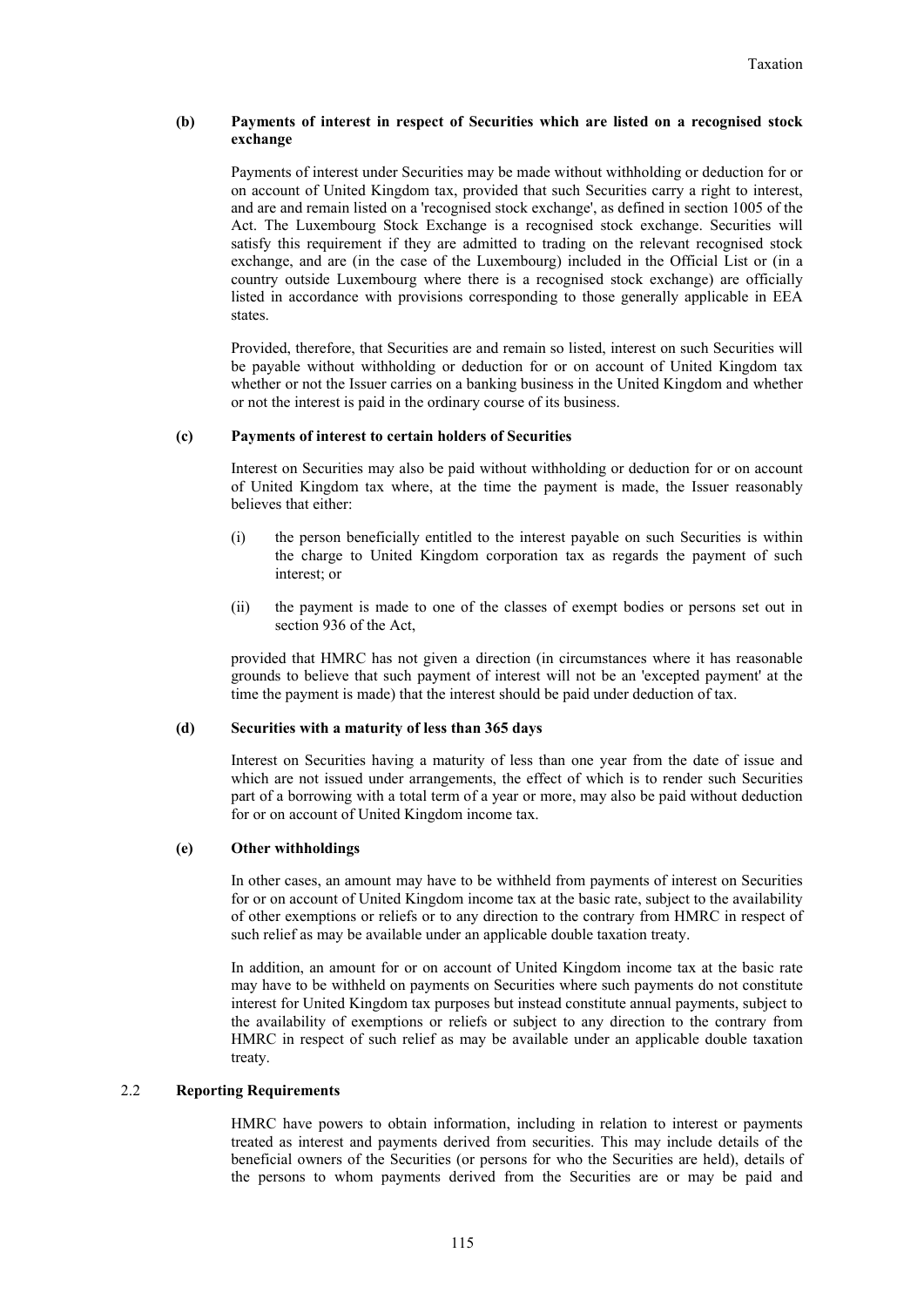**(b) Payments of interest in respect of Securities which are listed on a recognised stock exchange**

Payments of interest under Securities may be made without withholding or deduction for or on account of United Kingdom tax, provided that such Securities carry a right to interest, and are and remain listed on a 'recognised stock exchange', as defined in section 1005 of the Act. The Luxembourg Stock Exchange is a recognised stock exchange. Securities will satisfy this requirement if they are admitted to trading on the relevant recognised stock exchange, and are (in the case of the Luxembourg) included in the Official List or (in a country outside Luxembourg where there is a recognised stock exchange) are officially listed in accordance with provisions corresponding to those generally applicable in EEA states.

Provided, therefore, that Securities are and remain so listed, interest on such Securities will be payable without withholding or deduction for or on account of United Kingdom tax whether or not the Issuer carries on a banking business in the United Kingdom and whether or not the interest is paid in the ordinary course of its business.

**(c) Payments of interest to certain holders of Securities**

Interest on Securities may also be paid without withholding or deduction for or on account of United Kingdom tax where, at the time the payment is made, the Issuer reasonably believes that either:

(i) the person beneficially entitled to the interest payable on such Securities is within the charge to United Kingdom corporation tax as regards the payment of such interest; or

(ii) the payment is made to one of the classes of exempt bodies or persons set out in section 936 of the Act,

provided that HMRC has not given a direction (in circumstances where it has reasonable grounds to believe that such payment of interest will not be an 'excepted payment' at the time the payment is made) that the interest should be paid under deduction of tax.

**(d) Securities with a maturity of less than 365 days**

Interest on Securities having a maturity of less than one year from the date of issue and which are not issued under arrangements, the effect of which is to render such Securities part of a borrowing with a total term of a year or more, may also be paid without deduction for or on account of United Kingdom income tax.

**(e) Other withholdings**

In other cases, an amount may have to be withheld from payments of interest on Securities for or on account of United Kingdom income tax at the basic rate, subject to the availability of other exemptions or reliefs or to any direction to the contrary from HMRC in respect of such relief as may be available under an applicable double taxation treaty.

In addition, an amount for or on account of United Kingdom income tax at the basic rate may have to be withheld on payments on Securities where such payments do not constitute interest for United Kingdom tax purposes but instead constitute annual payments, subject to the availability of exemptions or reliefs or subject to any direction to the contrary from HMRC in respect of such relief as may be available under an applicable double taxation treaty.

### 2.2 Reporting Requirements

HMRC have powers to obtain information, including in relation to interest or payments treated as interest and payments derived from securities. This may include details of the beneficial owners of the Securities (or persons for who the Securities are held), details of the persons to whom payments derived from the Securities are or may be paid and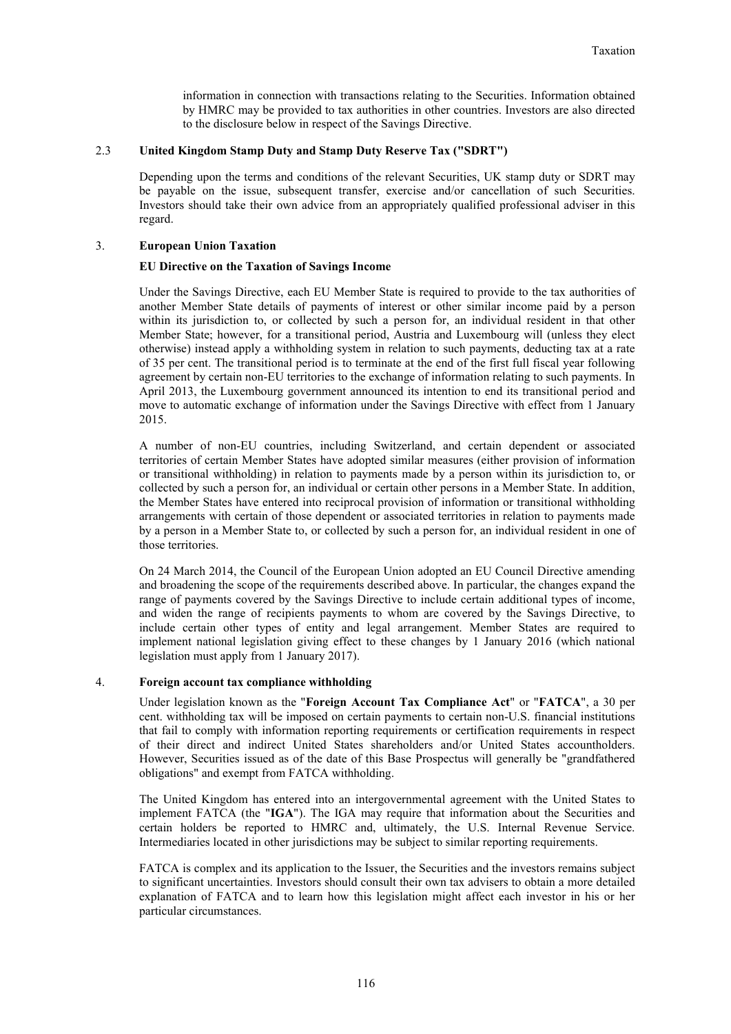information in connection with transactions relating to the Securities. Information obtained by HMRC may be provided to tax authorities in other countries. Investors are also directed to the disclosure below in respect of the Savings Directive.

### 2.3 United Kingdom Stamp Duty and Stamp Duty Reserve Tax ("SDRT")

Depending upon the terms and conditions of the relevant Securities, UK stamp duty or SDRT may be payable on the issue, subsequent transfer, exercise and/or cancellation of such Securities. Investors should take their own advice from an appropriately qualified professional adviser in this regard.

## 3. European Union Taxation

### EU Directive on the Taxation of Savings Income

Under the Savings Directive, each EU Member State is required to provide to the tax authorities of another Member State details of payments of interest or other similar income paid by a person within its jurisdiction to, or collected by such a person for, an individual resident in that other Member State; however, for a transitional period, Austria and Luxembourg will (unless they elect otherwise) instead apply a withholding system in relation to such payments, deducting tax at a rate of 35 per cent. The transitional period is to terminate at the end of the first full fiscal year following agreement by certain non-EU territories to the exchange of information relating to such payments. In April 2013, the Luxembourg government announced its intention to end its transitional period and move to automatic exchange of information under the Savings Directive with effect from 1 January 2015.

A number of non-EU countries, including Switzerland, and certain dependent or associated territories of certain Member States have adopted similar measures (either provision of information or transitional withholding) in relation to payments made by a person within its jurisdiction to, or collected by such a person for, an individual or certain other persons in a Member State. In addition, the Member States have entered into reciprocal provision of information or transitional withholding arrangements with certain of those dependent or associated territories in relation to payments made by a person in a Member State to, or collected by such a person for, an individual resident in one of those territories.

On 24 March 2014, the Council of the European Union adopted an EU Council Directive amending and broadening the scope of the requirements described above. In particular, the changes expand the range of payments covered by the Savings Directive to include certain additional types of income, and widen the range of recipients payments to whom are covered by the Savings Directive, to include certain other types of entity and legal arrangement. Member States are required to implement national legislation giving effect to these changes by 1 January 2016 (which national legislation must apply from 1 January 2017).

## 4. Foreign account tax compliance withholding

Under legislation known as the "**Foreign Account Tax Compliance Act**" or "**FATCA**", a 30 per cent. withholding tax will be imposed on certain payments to certain non-U.S. financial institutions that fail to comply with information reporting requirements or certification requirements in respect of their direct and indirect United States shareholders and/or United States accountholders. However, Securities issued as of the date of this Base Prospectus will generally be "grandfathered obligations" and exempt from FATCA withholding.

The United Kingdom has entered into an intergovernmental agreement with the United States to implement FATCA (the "**IGA**"). The IGA may require that information about the Securities and certain holders be reported to HMRC and, ultimately, the U.S. Internal Revenue Service. Intermediaries located in other jurisdictions may be subject to similar reporting requirements.

FATCA is complex and its application to the Issuer, the Securities and the investors remains subject to significant uncertainties. Investors should consult their own tax advisers to obtain a more detailed explanation of FATCA and to learn how this legislation might affect each investor in his or her particular circumstances.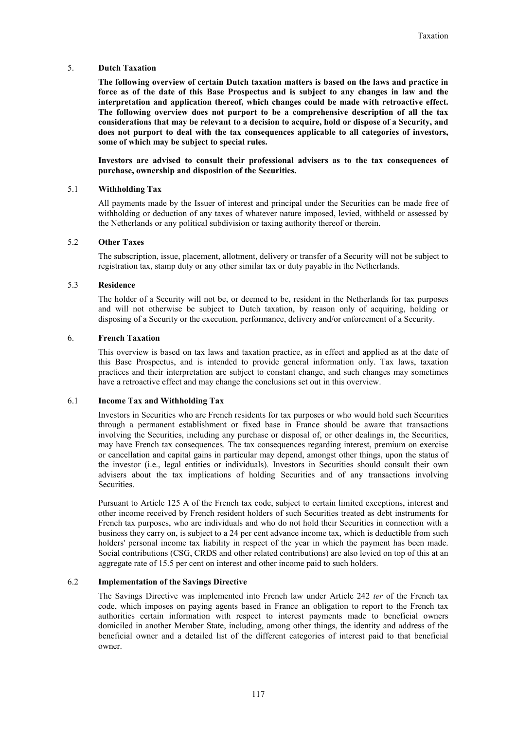## 5. Dutch Taxation

**The following overview of certain Dutch taxation matters is based on the laws and practice in force as of the date of this Base Prospectus and is subject to any changes in law and the interpretation and application thereof, which changes could be made with retroactive effect. The following overview does not purport to be a comprehensive description of all the tax considerations that may be relevant to a decision to acquire, hold or dispose of a Security, and does not purport to deal with the tax consequences applicable to all categories of investors, some of which may be subject to special rules.**

**Investors are advised to consult their professional advisers as to the tax consequences of purchase, ownership and disposition of the Securities.**

### 5.1 Withholding Tax

All payments made by the Issuer of interest and principal under the Securities can be made free of withholding or deduction of any taxes of whatever nature imposed, levied, withheld or assessed by the Netherlands or any political subdivision or taxing authority thereof or therein.

### 5.2 Other Taxes

The subscription, issue, placement, allotment, delivery or transfer of a Security will not be subject to registration tax, stamp duty or any other similar tax or duty payable in the Netherlands.

### 5.3 Residence

The holder of a Security will not be, or deemed to be, resident in the Netherlands for tax purposes and will not otherwise be subject to Dutch taxation, by reason only of acquiring, holding or disposing of a Security or the execution, performance, delivery and/or enforcement of a Security.

## 6. French Taxation

This overview is based on tax laws and taxation practice, as in effect and applied as at the date of this Base Prospectus, and is intended to provide general information only. Tax laws, taxation practices and their interpretation are subject to constant change, and such changes may sometimes have a retroactive effect and may change the conclusions set out in this overview.

### 6.1 Income Tax and Withholding Tax

Investors in Securities who are French residents for tax purposes or who would hold such Securities through a permanent establishment or fixed base in France should be aware that transactions involving the Securities, including any purchase or disposal of, or other dealings in, the Securities, may have French tax consequences. The tax consequences regarding interest, premium on exercise or cancellation and capital gains in particular may depend, amongst other things, upon the status of the investor (i.e., legal entities or individuals). Investors in Securities should consult their own advisers about the tax implications of holding Securities and of any transactions involving Securities.

Pursuant to Article 125 A of the French tax code, subject to certain limited exceptions, interest and other income received by French resident holders of such Securities treated as debt instruments for French tax purposes, who are individuals and who do not hold their Securities in connection with a business they carry on, is subject to a 24 per cent advance income tax, which is deductible from such holders' personal income tax liability in respect of the year in which the payment has been made. Social contributions (CSG, CRDS and other related contributions) are also levied on top of this at an aggregate rate of 15.5 per cent on interest and other income paid to such holders.

### 6.2 Implementation of the Savings Directive

The Savings Directive was implemented into French law under Article 242 *ter* of the French tax code, which imposes on paying agents based in France an obligation to report to the French tax authorities certain information with respect to interest payments made to beneficial owners domiciled in another Member State, including, among other things, the identity and address of the beneficial owner and a detailed list of the different categories of interest paid to that beneficial owner.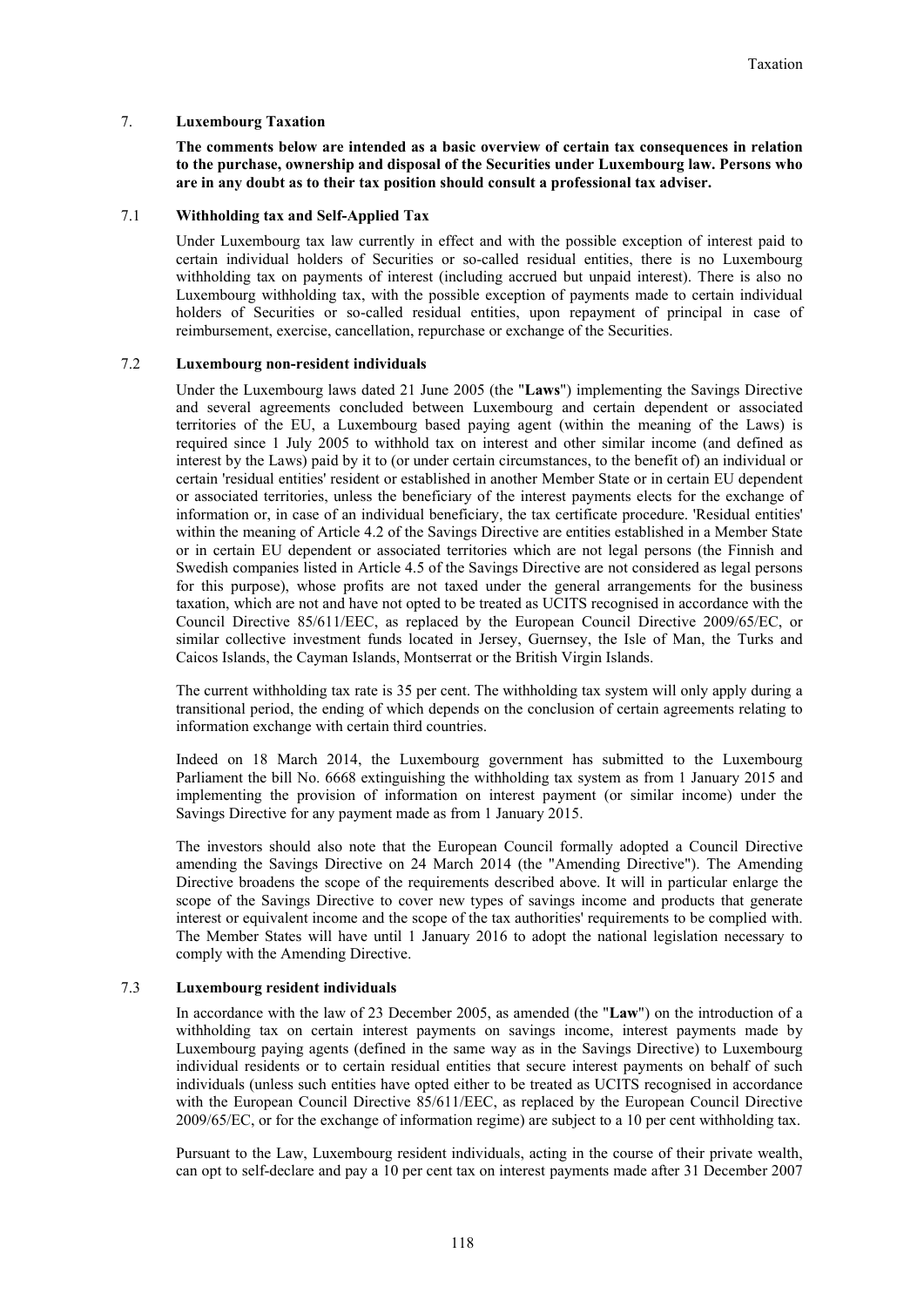## 7. Luxembourg Taxation

**The comments below are intended as a basic overview of certain tax consequences in relation to the purchase, ownership and disposal of the Securities under Luxembourg law. Persons who are in any doubt as to their tax position should consult a professional tax adviser.**

### 7.1 Withholding tax and Self-Applied Tax

Under Luxembourg tax law currently in effect and with the possible exception of interest paid to certain individual holders of Securities or so-called residual entities, there is no Luxembourg withholding tax on payments of interest (including accrued but unpaid interest). There is also no Luxembourg withholding tax, with the possible exception of payments made to certain individual holders of Securities or so-called residual entities, upon repayment of principal in case of reimbursement, exercise, cancellation, repurchase or exchange of the Securities.

### 7.2 Luxembourg non-resident individuals

Under the Luxembourg laws dated 21 June 2005 (the "**Laws**") implementing the Savings Directive and several agreements concluded between Luxembourg and certain dependent or associated territories of the EU, a Luxembourg based paying agent (within the meaning of the Laws) is required since 1 July 2005 to withhold tax on interest and other similar income (and defined as interest by the Laws) paid by it to (or under certain circumstances, to the benefit of) an individual or certain 'residual entities' resident or established in another Member State or in certain EU dependent or associated territories, unless the beneficiary of the interest payments elects for the exchange of information or, in case of an individual beneficiary, the tax certificate procedure. 'Residual entities' within the meaning of Article 4.2 of the Savings Directive are entities established in a Member State or in certain EU dependent or associated territories which are not legal persons (the Finnish and Swedish companies listed in Article 4.5 of the Savings Directive are not considered as legal persons for this purpose), whose profits are not taxed under the general arrangements for the business taxation, which are not and have not opted to be treated as UCITS recognised in accordance with the Council Directive 85/611/EEC, as replaced by the European Council Directive 2009/65/EC, or similar collective investment funds located in Jersey, Guernsey, the Isle of Man, the Turks and Caicos Islands, the Cayman Islands, Montserrat or the British Virgin Islands.

The current withholding tax rate is 35 per cent. The withholding tax system will only apply during a transitional period, the ending of which depends on the conclusion of certain agreements relating to information exchange with certain third countries.

Indeed on 18 March 2014, the Luxembourg government has submitted to the Luxembourg Parliament the bill No. 6668 extinguishing the withholding tax system as from 1 January 2015 and implementing the provision of information on interest payment (or similar income) under the Savings Directive for any payment made as from 1 January 2015.

The investors should also note that the European Council formally adopted a Council Directive amending the Savings Directive on 24 March 2014 (the "Amending Directive"). The Amending Directive broadens the scope of the requirements described above. It will in particular enlarge the scope of the Savings Directive to cover new types of savings income and products that generate interest or equivalent income and the scope of the tax authorities' requirements to be complied with. The Member States will have until 1 January 2016 to adopt the national legislation necessary to comply with the Amending Directive.

### 7.3 Luxembourg resident individuals

In accordance with the law of 23 December 2005, as amended (the "**Law**") on the introduction of a withholding tax on certain interest payments on savings income, interest payments made by Luxembourg paying agents (defined in the same way as in the Savings Directive) to Luxembourg individual residents or to certain residual entities that secure interest payments on behalf of such individuals (unless such entities have opted either to be treated as UCITS recognised in accordance with the European Council Directive 85/611/EEC, as replaced by the European Council Directive 2009/65/EC, or for the exchange of information regime) are subject to a 10 per cent withholding tax.

Pursuant to the Law, Luxembourg resident individuals, acting in the course of their private wealth, can opt to self-declare and pay a 10 per cent tax on interest payments made after 31 December 2007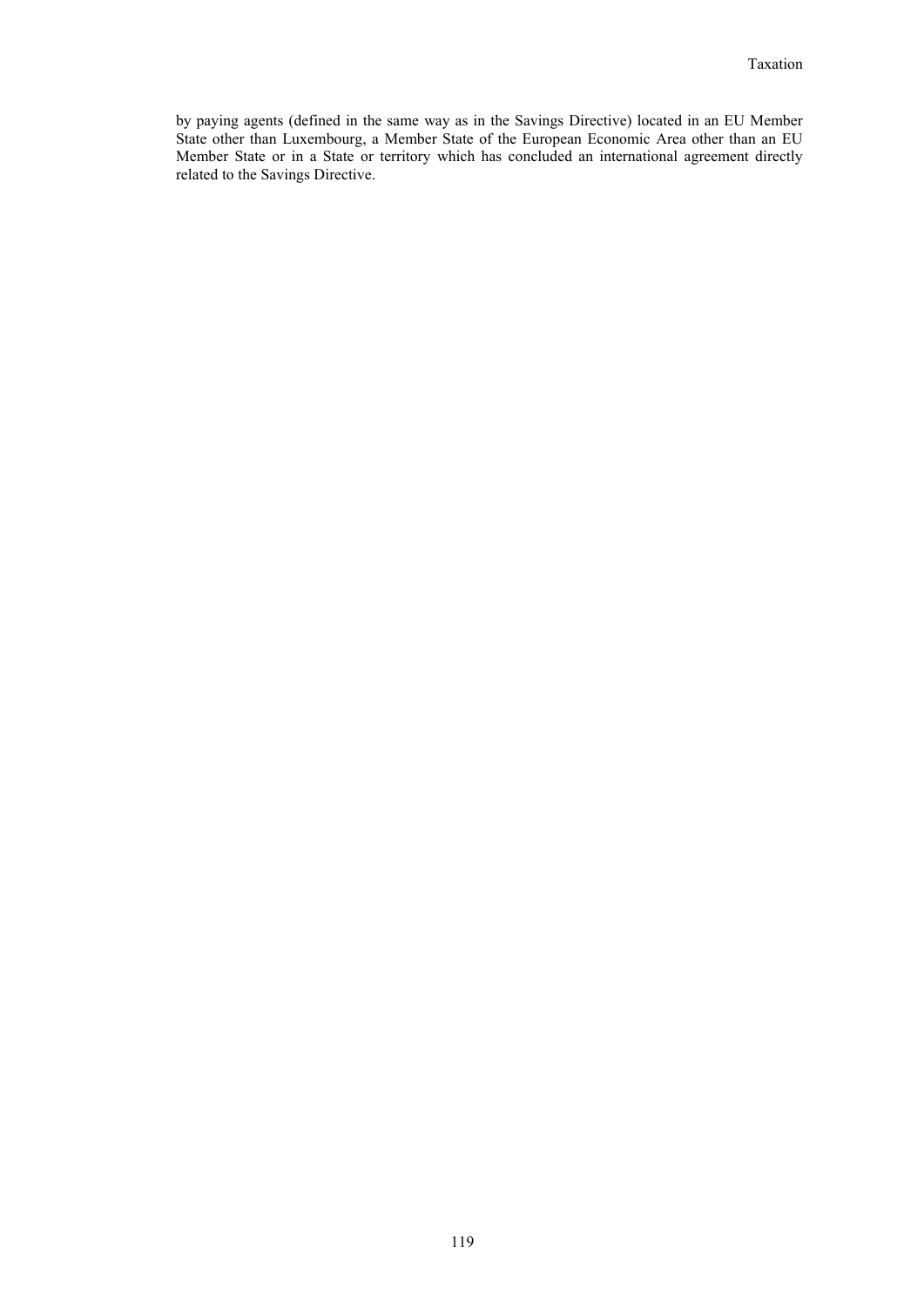by paying agents (defined in the same way as in the Savings Directive) located in an EU Member State other than Luxembourg, a Member State of the European Economic Area other than an EU Member State or in a State or territory which has concluded an international agreement directly related to the Savings Directive.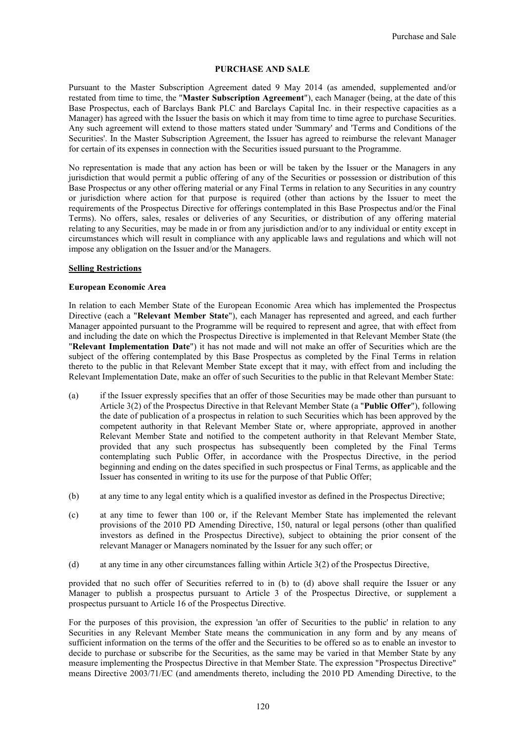# PURCHASE AND SALE

Pursuant to the Master Subscription Agreement dated 9 May 2014 (as amended, supplemented and/or restated from time to time, the "**Master Subscription Agreement**"), each Manager (being, at the date of this Base Prospectus, each of Barclays Bank PLC and Barclays Capital Inc. in their respective capacities as a Manager) has agreed with the Issuer the basis on which it may from time to time agree to purchase Securities. Any such agreement will extend to those matters stated under 'Summary' and 'Terms and Conditions of the Securities'. In the Master Subscription Agreement, the Issuer has agreed to reimburse the relevant Manager for certain of its expenses in connection with the Securities issued pursuant to the Programme.

No representation is made that any action has been or will be taken by the Issuer or the Managers in any jurisdiction that would permit a public offering of any of the Securities or possession or distribution of this Base Prospectus or any other offering material or any Final Terms in relation to any Securities in any country or jurisdiction where action for that purpose is required (other than actions by the Issuer to meet the requirements of the Prospectus Directive for offerings contemplated in this Base Prospectus and/or the Final Terms). No offers, sales, resales or deliveries of any Securities, or distribution of any offering material relating to any Securities, may be made in or from any jurisdiction and/or to any individual or entity except in circumstances which will result in compliance with any applicable laws and regulations and which will not impose any obligation on the Issuer and/or the Managers.

## Selling Restrictions

### European Economic Area

In relation to each Member State of the European Economic Area which has implemented the Prospectus Directive (each a "**Relevant Member State**"), each Manager has represented and agreed, and each further Manager appointed pursuant to the Programme will be required to represent and agree, that with effect from and including the date on which the Prospectus Directive is implemented in that Relevant Member State (the "**Relevant Implementation Date**") it has not made and will not make an offer of Securities which are the subject of the offering contemplated by this Base Prospectus as completed by the Final Terms in relation thereto to the public in that Relevant Member State except that it may, with effect from and including the Relevant Implementation Date, make an offer of such Securities to the public in that Relevant Member State:

(a) if the Issuer expressly specifies that an offer of those Securities may be made other than pursuant to Article 3(2) of the Prospectus Directive in that Relevant Member State (a "**Public Offer**"), following the date of publication of a prospectus in relation to such Securities which has been approved by the competent authority in that Relevant Member State or, where appropriate, approved in another Relevant Member State and notified to the competent authority in that Relevant Member State, provided that any such prospectus has subsequently been completed by the Final Terms contemplating such Public Offer, in accordance with the Prospectus Directive, in the period beginning and ending on the dates specified in such prospectus or Final Terms, as applicable and the Issuer has consented in writing to its use for the purpose of that Public Offer;

(b) at any time to any legal entity which is a qualified investor as defined in the Prospectus Directive;

(c) at any time to fewer than 100 or, if the Relevant Member State has implemented the relevant provisions of the 2010 PD Amending Directive, 150, natural or legal persons (other than qualified investors as defined in the Prospectus Directive), subject to obtaining the prior consent of the relevant Manager or Managers nominated by the Issuer for any such offer; or

(d) at any time in any other circumstances falling within Article 3(2) of the Prospectus Directive,

provided that no such offer of Securities referred to in (b) to (d) above shall require the Issuer or any Manager to publish a prospectus pursuant to Article 3 of the Prospectus Directive, or supplement a prospectus pursuant to Article 16 of the Prospectus Directive.

For the purposes of this provision, the expression 'an offer of Securities to the public' in relation to any Securities in any Relevant Member State means the communication in any form and by any means of sufficient information on the terms of the offer and the Securities to be offered so as to enable an investor to decide to purchase or subscribe for the Securities, as the same may be varied in that Member State by any measure implementing the Prospectus Directive in that Member State. The expression "Prospectus Directive" means Directive 2003/71/EC (and amendments thereto, including the 2010 PD Amending Directive, to the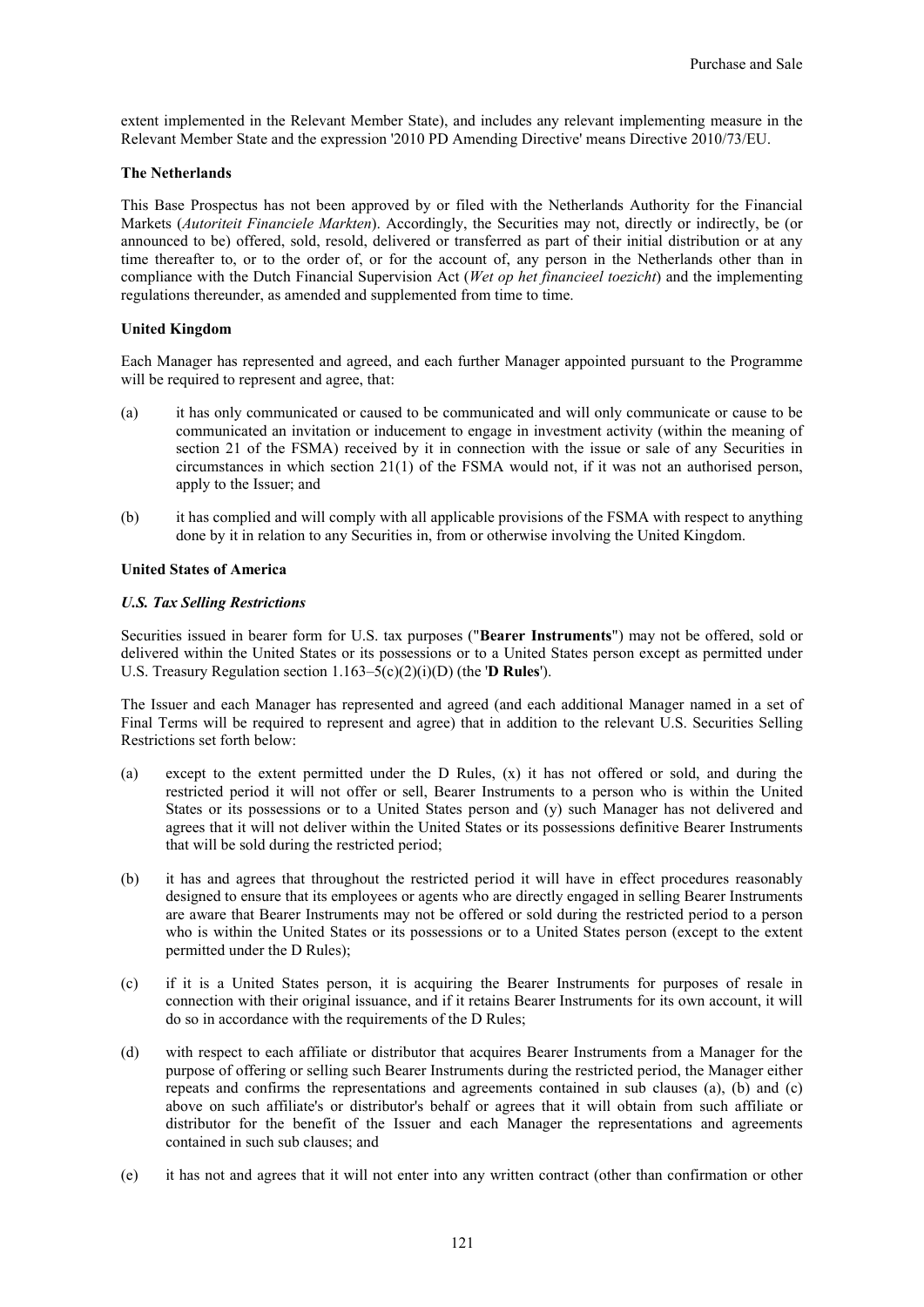extent implemented in the Relevant Member State), and includes any relevant implementing measure in the Relevant Member State and the expression '2010 PD Amending Directive' means Directive 2010/73/EU.

**The Netherlands**

This Base Prospectus has not been approved by or filed with the Netherlands Authority for the Financial Markets (*Autoriteit Financiele Markten*). Accordingly, the Securities may not, directly or indirectly, be (or announced to be) offered, sold, resold, delivered or transferred as part of their initial distribution or at any time thereafter to, or to the order of, or for the account of, any person in the Netherlands other than in compliance with the Dutch Financial Supervision Act (*Wet op het financieel toezicht*) and the implementing regulations thereunder, as amended and supplemented from time to time.

**United Kingdom**

Each Manager has represented and agreed, and each further Manager appointed pursuant to the Programme will be required to represent and agree, that:

(a) it has only communicated or caused to be communicated and will only communicate or cause to be communicated an invitation or inducement to engage in investment activity (within the meaning of section 21 of the FSMA) received by it in connection with the issue or sale of any Securities in circumstances in which section 21(1) of the FSMA would not, if it was not an authorised person, apply to the Issuer; and

(b) it has complied and will comply with all applicable provisions of the FSMA with respect to anything done by it in relation to any Securities in, from or otherwise involving the United Kingdom.

**United States of America**

***U.S. Tax Selling Restrictions***

Securities issued in bearer form for U.S. tax purposes ("**Bearer Instruments**") may not be offered, sold or delivered within the United States or its possessions or to a United States person except as permitted under U.S. Treasury Regulation section 1.163–5(c)(2)(i)(D) (the '**D Rules**').

The Issuer and each Manager has represented and agreed (and each additional Manager named in a set of Final Terms will be required to represent and agree) that in addition to the relevant U.S. Securities Selling Restrictions set forth below:

(a) except to the extent permitted under the D Rules, (x) it has not offered or sold, and during the restricted period it will not offer or sell, Bearer Instruments to a person who is within the United States or its possessions or to a United States person and (y) such Manager has not delivered and agrees that it will not deliver within the United States or its possessions definitive Bearer Instruments that will be sold during the restricted period;

(b) it has and agrees that throughout the restricted period it will have in effect procedures reasonably designed to ensure that its employees or agents who are directly engaged in selling Bearer Instruments are aware that Bearer Instruments may not be offered or sold during the restricted period to a person who is within the United States or its possessions or to a United States person (except to the extent permitted under the D Rules);

(c) if it is a United States person, it is acquiring the Bearer Instruments for purposes of resale in connection with their original issuance, and if it retains Bearer Instruments for its own account, it will do so in accordance with the requirements of the D Rules;

(d) with respect to each affiliate or distributor that acquires Bearer Instruments from a Manager for the purpose of offering or selling such Bearer Instruments during the restricted period, the Manager either repeats and confirms the representations and agreements contained in sub clauses (a), (b) and (c) above on such affiliate's or distributor's behalf or agrees that it will obtain from such affiliate or distributor for the benefit of the Issuer and each Manager the representations and agreements contained in such sub clauses; and

(e) it has not and agrees that it will not enter into any written contract (other than confirmation or other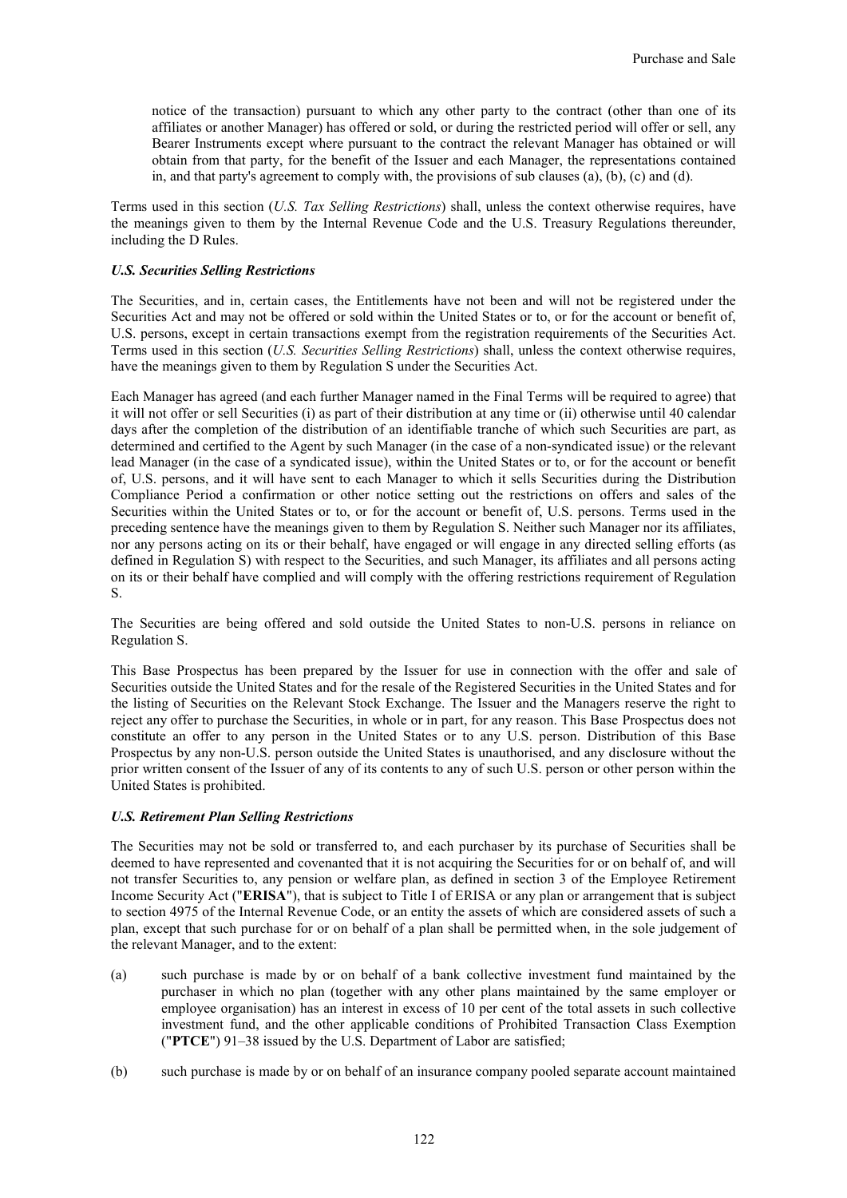notice of the transaction) pursuant to which any other party to the contract (other than one of its affiliates or another Manager) has offered or sold, or during the restricted period will offer or sell, any Bearer Instruments except where pursuant to the contract the relevant Manager has obtained or will obtain from that party, for the benefit of the Issuer and each Manager, the representations contained in, and that party's agreement to comply with, the provisions of sub clauses (a), (b), (c) and (d).

Terms used in this section (*U.S. Tax Selling Restrictions*) shall, unless the context otherwise requires, have the meanings given to them by the Internal Revenue Code and the U.S. Treasury Regulations thereunder, including the D Rules.

***U.S. Securities Selling Restrictions***

The Securities, and in, certain cases, the Entitlements have not been and will not be registered under the Securities Act and may not be offered or sold within the United States or to, or for the account or benefit of, U.S. persons, except in certain transactions exempt from the registration requirements of the Securities Act. Terms used in this section (*U.S. Securities Selling Restrictions*) shall, unless the context otherwise requires, have the meanings given to them by Regulation S under the Securities Act.

Each Manager has agreed (and each further Manager named in the Final Terms will be required to agree) that it will not offer or sell Securities (i) as part of their distribution at any time or (ii) otherwise until 40 calendar days after the completion of the distribution of an identifiable tranche of which such Securities are part, as determined and certified to the Agent by such Manager (in the case of a non-syndicated issue) or the relevant lead Manager (in the case of a syndicated issue), within the United States or to, or for the account or benefit of, U.S. persons, and it will have sent to each Manager to which it sells Securities during the Distribution Compliance Period a confirmation or other notice setting out the restrictions on offers and sales of the Securities within the United States or to, or for the account or benefit of, U.S. persons. Terms used in the preceding sentence have the meanings given to them by Regulation S. Neither such Manager nor its affiliates, nor any persons acting on its or their behalf, have engaged or will engage in any directed selling efforts (as defined in Regulation S) with respect to the Securities, and such Manager, its affiliates and all persons acting on its or their behalf have complied and will comply with the offering restrictions requirement of Regulation S.

The Securities are being offered and sold outside the United States to non-U.S. persons in reliance on Regulation S.

This Base Prospectus has been prepared by the Issuer for use in connection with the offer and sale of Securities outside the United States and for the resale of the Registered Securities in the United States and for the listing of Securities on the Relevant Stock Exchange. The Issuer and the Managers reserve the right to reject any offer to purchase the Securities, in whole or in part, for any reason. This Base Prospectus does not constitute an offer to any person in the United States or to any U.S. person. Distribution of this Base Prospectus by any non-U.S. person outside the United States is unauthorised, and any disclosure without the prior written consent of the Issuer of any of its contents to any of such U.S. person or other person within the United States is prohibited.

***U.S. Retirement Plan Selling Restrictions***

The Securities may not be sold or transferred to, and each purchaser by its purchase of Securities shall be deemed to have represented and covenanted that it is not acquiring the Securities for or on behalf of, and will not transfer Securities to, any pension or welfare plan, as defined in section 3 of the Employee Retirement Income Security Act ("**ERISA**"), that is subject to Title I of ERISA or any plan or arrangement that is subject to section 4975 of the Internal Revenue Code, or an entity the assets of which are considered assets of such a plan, except that such purchase for or on behalf of a plan shall be permitted when, in the sole judgement of the relevant Manager, and to the extent:

(a) such purchase is made by or on behalf of a bank collective investment fund maintained by the purchaser in which no plan (together with any other plans maintained by the same employer or employee organisation) has an interest in excess of 10 per cent of the total assets in such collective investment fund, and the other applicable conditions of Prohibited Transaction Class Exemption ("**PTCE**") 91–38 issued by the U.S. Department of Labor are satisfied;

(b) such purchase is made by or on behalf of an insurance company pooled separate account maintained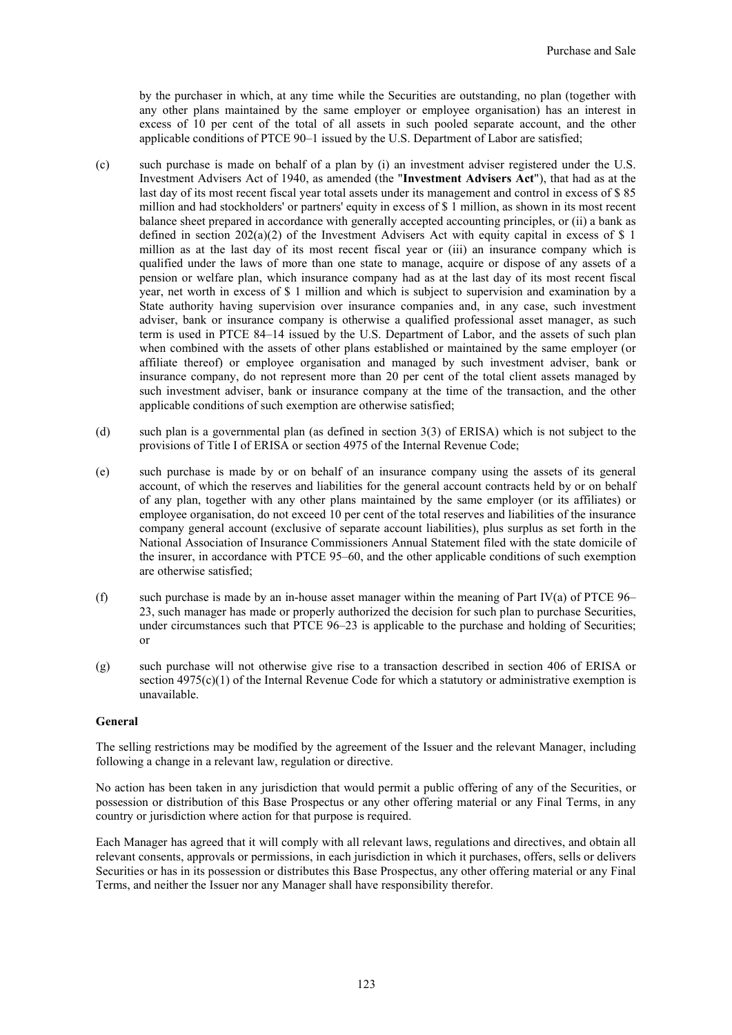by the purchaser in which, at any time while the Securities are outstanding, no plan (together with any other plans maintained by the same employer or employee organisation) has an interest in excess of 10 per cent of the total of all assets in such pooled separate account, and the other applicable conditions of PTCE 90–1 issued by the U.S. Department of Labor are satisfied;

(c) such purchase is made on behalf of a plan by (i) an investment adviser registered under the U.S. Investment Advisers Act of 1940, as amended (the "**Investment Advisers Act**"), that had as at the last day of its most recent fiscal year total assets under its management and control in excess of $ 85 million and had stockholders' or partners' equity in excess of $ 1 million, as shown in its most recent balance sheet prepared in accordance with generally accepted accounting principles, or (ii) a bank as defined in section 202(a)(2) of the Investment Advisers Act with equity capital in excess of $ 1 million as at the last day of its most recent fiscal year or (iii) an insurance company which is qualified under the laws of more than one state to manage, acquire or dispose of any assets of a pension or welfare plan, which insurance company had as at the last day of its most recent fiscal year, net worth in excess of $ 1 million and which is subject to supervision and examination by a State authority having supervision over insurance companies and, in any case, such investment adviser, bank or insurance company is otherwise a qualified professional asset manager, as such term is used in PTCE 84–14 issued by the U.S. Department of Labor, and the assets of such plan when combined with the assets of other plans established or maintained by the same employer (or affiliate thereof) or employee organisation and managed by such investment adviser, bank or insurance company, do not represent more than 20 per cent of the total client assets managed by such investment adviser, bank or insurance company at the time of the transaction, and the other applicable conditions of such exemption are otherwise satisfied;

(d) such plan is a governmental plan (as defined in section 3(3) of ERISA) which is not subject to the provisions of Title I of ERISA or section 4975 of the Internal Revenue Code;

(e) such purchase is made by or on behalf of an insurance company using the assets of its general account, of which the reserves and liabilities for the general account contracts held by or on behalf of any plan, together with any other plans maintained by the same employer (or its affiliates) or employee organisation, do not exceed 10 per cent of the total reserves and liabilities of the insurance company general account (exclusive of separate account liabilities), plus surplus as set forth in the National Association of Insurance Commissioners Annual Statement filed with the state domicile of the insurer, in accordance with PTCE 95–60, and the other applicable conditions of such exemption are otherwise satisfied;

(f) such purchase is made by an in-house asset manager within the meaning of Part IV(a) of PTCE 96–23, such manager has made or properly authorized the decision for such plan to purchase Securities, under circumstances such that PTCE 96–23 is applicable to the purchase and holding of Securities; or

(g) such purchase will not otherwise give rise to a transaction described in section 406 of ERISA or section 4975(c)(1) of the Internal Revenue Code for which a statutory or administrative exemption is unavailable.

**General**

The selling restrictions may be modified by the agreement of the Issuer and the relevant Manager, including following a change in a relevant law, regulation or directive.

No action has been taken in any jurisdiction that would permit a public offering of any of the Securities, or possession or distribution of this Base Prospectus or any other offering material or any Final Terms, in any country or jurisdiction where action for that purpose is required.

Each Manager has agreed that it will comply with all relevant laws, regulations and directives, and obtain all relevant consents, approvals or permissions, in each jurisdiction in which it purchases, offers, sells or delivers Securities or has in its possession or distributes this Base Prospectus, any other offering material or any Final Terms, and neither the Issuer nor any Manager shall have responsibility therefor.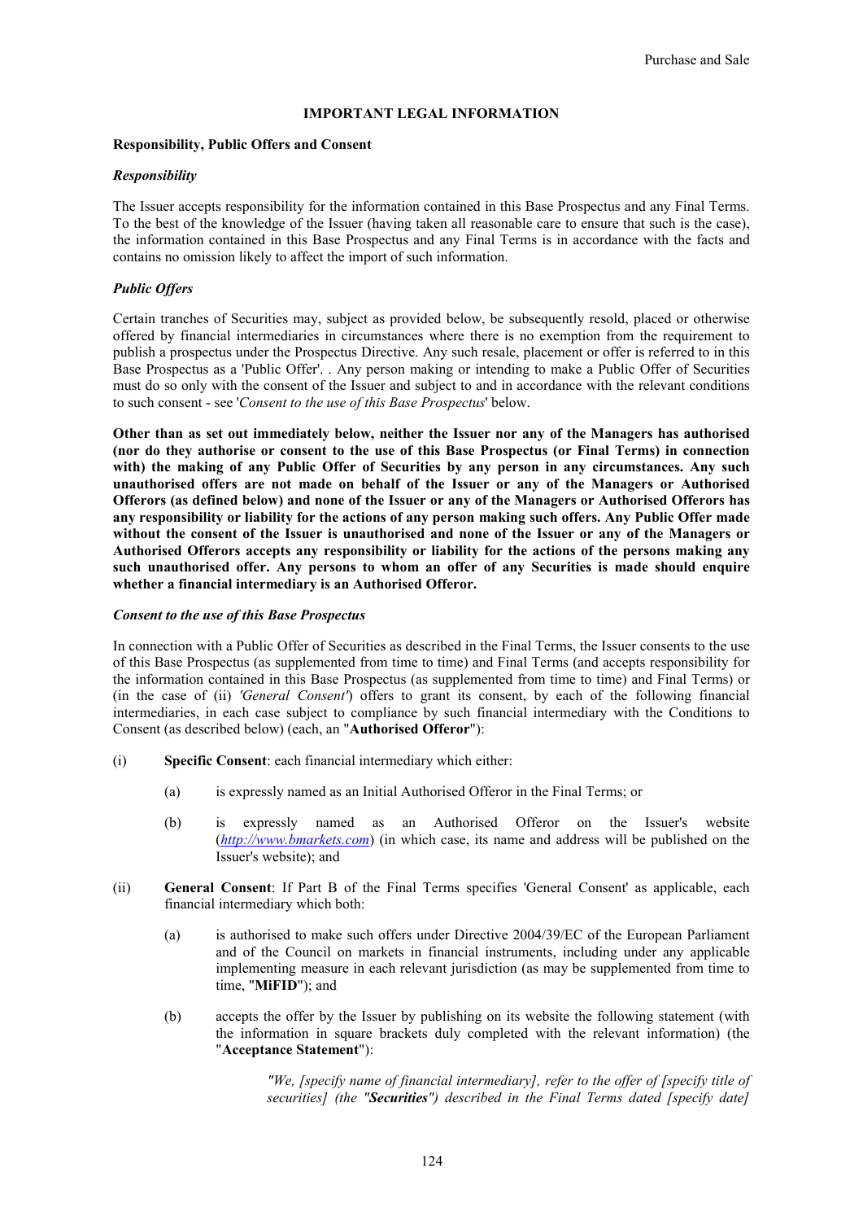# IMPORTANT LEGAL INFORMATION

## Responsibility, Public Offers and Consent

### *Responsibility*

The Issuer accepts responsibility for the information contained in this Base Prospectus and any Final Terms. To the best of the knowledge of the Issuer (having taken all reasonable care to ensure that such is the case), the information contained in this Base Prospectus and any Final Terms is in accordance with the facts and contains no omission likely to affect the import of such information.

### *Public Offers*

Certain tranches of Securities may, subject as provided below, be subsequently resold, placed or otherwise offered by financial intermediaries in circumstances where there is no exemption from the requirement to publish a prospectus under the Prospectus Directive. Any such resale, placement or offer is referred to in this Base Prospectus as a 'Public Offer'. . Any person making or intending to make a Public Offer of Securities must do so only with the consent of the Issuer and subject to and in accordance with the relevant conditions to such consent - see '*Consent to the use of this Base Prospectus*' below.

**Other than as set out immediately below, neither the Issuer nor any of the Managers has authorised (nor do they authorise or consent to the use of this Base Prospectus (or Final Terms) in connection with) the making of any Public Offer of Securities by any person in any circumstances. Any such unauthorised offers are not made on behalf of the Issuer or any of the Managers or Authorised Offerors (as defined below) and none of the Issuer or any of the Managers or Authorised Offerors has any responsibility or liability for the actions of any person making such offers. Any Public Offer made without the consent of the Issuer is unauthorised and none of the Issuer or any of the Managers or Authorised Offerors accepts any responsibility or liability for the actions of the persons making any such unauthorised offer. Any persons to whom an offer of any Securities is made should enquire whether a financial intermediary is an Authorised Offeror.**

### *Consent to the use of this Base Prospectus*

In connection with a Public Offer of Securities as described in the Final Terms, the Issuer consents to the use of this Base Prospectus (as supplemented from time to time) and Final Terms (and accepts responsibility for the information contained in this Base Prospectus (as supplemented from time to time) and Final Terms) or (in the case of (ii) *'General Consent'*) offers to grant its consent, by each of the following financial intermediaries, in each case subject to compliance by such financial intermediary with the Conditions to Consent (as described below) (each, an "**Authorised Offeror**"):

(i) **Specific Consent**: each financial intermediary which either:

 (a) is expressly named as an Initial Authorised Offeror in the Final Terms; or

 (b) is expressly named as an Authorised Offeror on the Issuer's website (*http://www.bmarkets.com*) (in which case, its name and address will be published on the Issuer's website); and

(ii) **General Consent**: If Part B of the Final Terms specifies 'General Consent' as applicable, each financial intermediary which both:

 (a) is authorised to make such offers under Directive 2004/39/EC of the European Parliament and of the Council on markets in financial instruments, including under any applicable implementing measure in each relevant jurisdiction (as may be supplemented from time to time, "**MiFID**"); and

 (b) accepts the offer by the Issuer by publishing on its website the following statement (with the information in square brackets duly completed with the relevant information) (the "**Acceptance Statement**"):

 *"We, [specify name of financial intermediary], refer to the offer of [specify title of securities] (the "**Securities**") described in the Final Terms dated [specify date]*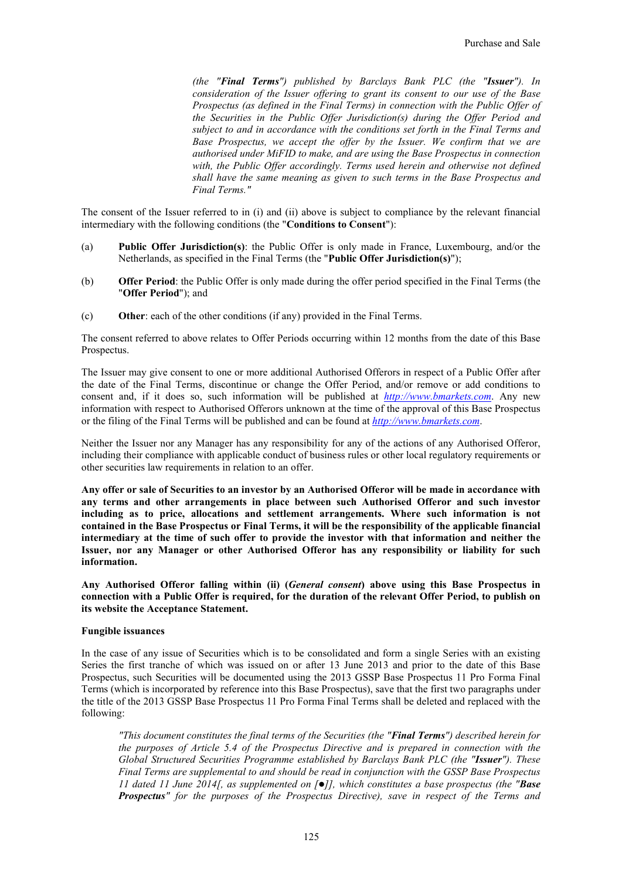*(the "**Final Terms**") published by Barclays Bank PLC (the "**Issuer**"). In consideration of the Issuer offering to grant its consent to our use of the Base Prospectus (as defined in the Final Terms) in connection with the Public Offer of the Securities in the Public Offer Jurisdiction(s) during the Offer Period and subject to and in accordance with the conditions set forth in the Final Terms and Base Prospectus, we accept the offer by the Issuer. We confirm that we are authorised under MiFID to make, and are using the Base Prospectus in connection with, the Public Offer accordingly. Terms used herein and otherwise not defined shall have the same meaning as given to such terms in the Base Prospectus and Final Terms."*

The consent of the Issuer referred to in (i) and (ii) above is subject to compliance by the relevant financial intermediary with the following conditions (the "**Conditions to Consent**"):

(a) **Public Offer Jurisdiction(s)**: the Public Offer is only made in France, Luxembourg, and/or the Netherlands, as specified in the Final Terms (the "**Public Offer Jurisdiction(s)**");

(b) **Offer Period**: the Public Offer is only made during the offer period specified in the Final Terms (the "**Offer Period**"); and

(c) **Other**: each of the other conditions (if any) provided in the Final Terms.

The consent referred to above relates to Offer Periods occurring within 12 months from the date of this Base Prospectus.

The Issuer may give consent to one or more additional Authorised Offerors in respect of a Public Offer after the date of the Final Terms, discontinue or change the Offer Period, and/or remove or add conditions to consent and, if it does so, such information will be published at *http://www.bmarkets.com*. Any new information with respect to Authorised Offerors unknown at the time of the approval of this Base Prospectus or the filing of the Final Terms will be published and can be found at *http://www.bmarkets.com*.

Neither the Issuer nor any Manager has any responsibility for any of the actions of any Authorised Offeror, including their compliance with applicable conduct of business rules or other local regulatory requirements or other securities law requirements in relation to an offer.

**Any offer or sale of Securities to an investor by an Authorised Offeror will be made in accordance with any terms and other arrangements in place between such Authorised Offeror and such investor including as to price, allocations and settlement arrangements. Where such information is not contained in the Base Prospectus or Final Terms, it will be the responsibility of the applicable financial intermediary at the time of such offer to provide the investor with that information and neither the Issuer, nor any Manager or other Authorised Offeror has any responsibility or liability for such information.**

**Any Authorised Offeror falling within (ii) (*General consent*) above using this Base Prospectus in connection with a Public Offer is required, for the duration of the relevant Offer Period, to publish on its website the Acceptance Statement.**

**Fungible issuances**

In the case of any issue of Securities which is to be consolidated and form a single Series with an existing Series the first tranche of which was issued on or after 13 June 2013 and prior to the date of this Base Prospectus, such Securities will be documented using the 2013 GSSP Base Prospectus 11 Pro Forma Final Terms (which is incorporated by reference into this Base Prospectus), save that the first two paragraphs under the title of the 2013 GSSP Base Prospectus 11 Pro Forma Final Terms shall be deleted and replaced with the following:

> *"This document constitutes the final terms of the Securities (the "**Final Terms**") described herein for the purposes of Article 5.4 of the Prospectus Directive and is prepared in connection with the Global Structured Securities Programme established by Barclays Bank PLC (the "**Issuer**"). These Final Terms are supplemental to and should be read in conjunction with the GSSP Base Prospectus 11 dated 11 June 2014[, as supplemented on [●]], which constitutes a base prospectus (the "**Base Prospectus**" for the purposes of the Prospectus Directive), save in respect of the Terms and*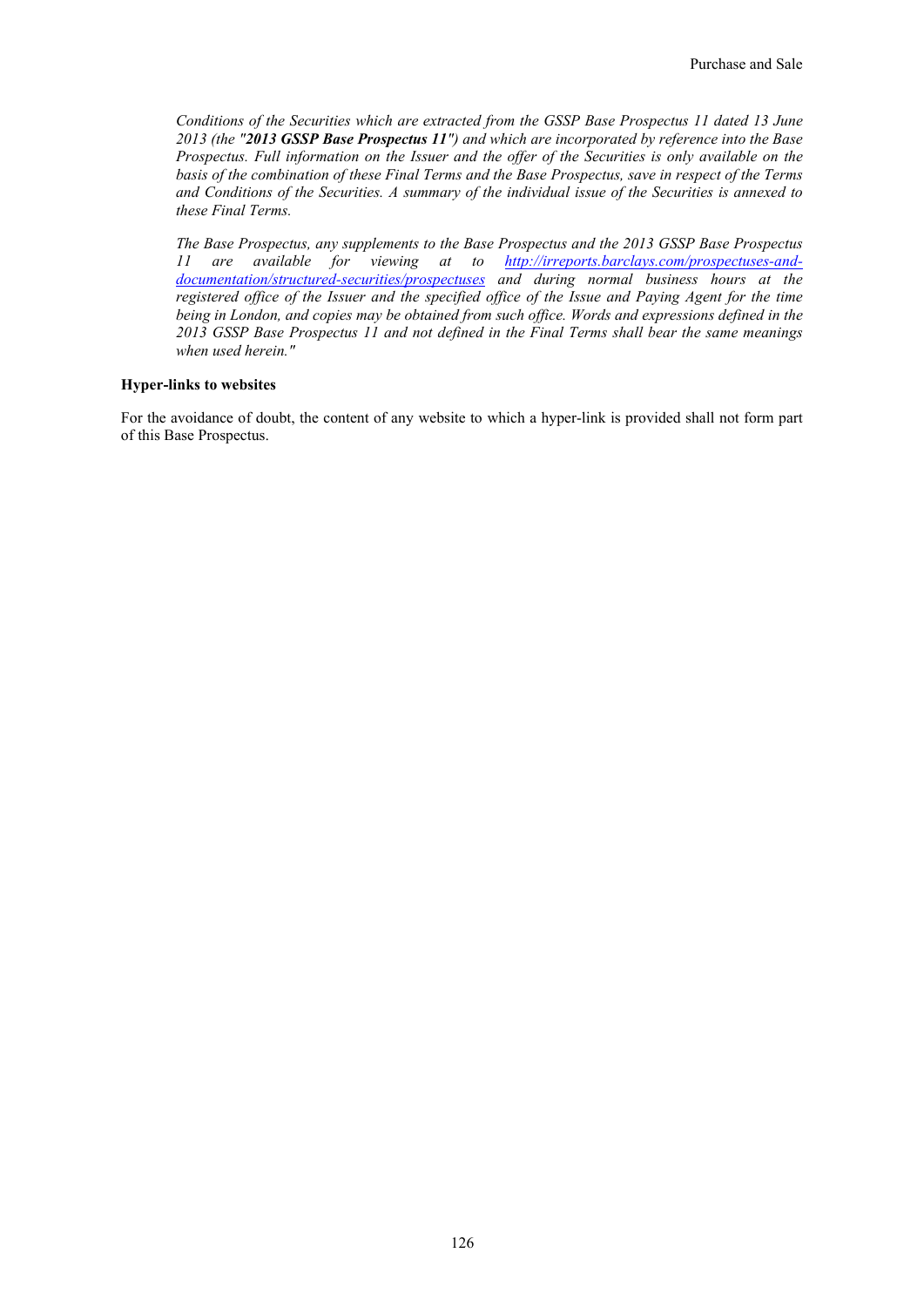*Conditions of the Securities which are extracted from the GSSP Base Prospectus 11 dated 13 June 2013 (the "**2013 GSSP Base Prospectus 11**") and which are incorporated by reference into the Base Prospectus. Full information on the Issuer and the offer of the Securities is only available on the basis of the combination of these Final Terms and the Base Prospectus, save in respect of the Terms and Conditions of the Securities. A summary of the individual issue of the Securities is annexed to these Final Terms.*

*The Base Prospectus, any supplements to the Base Prospectus and the 2013 GSSP Base Prospectus 11 are available for viewing at to [http://irreports.barclays.com/prospectuses-and-documentation/structured-securities/prospectuses](http://irreports.barclays.com/prospectuses-and-documentation/structured-securities/prospectuses) and during normal business hours at the registered office of the Issuer and the specified office of the Issue and Paying Agent for the time being in London, and copies may be obtained from such office. Words and expressions defined in the 2013 GSSP Base Prospectus 11 and not defined in the Final Terms shall bear the same meanings when used herein."*

**Hyper-links to websites**

For the avoidance of doubt, the content of any website to which a hyper-link is provided shall not form part of this Base Prospectus.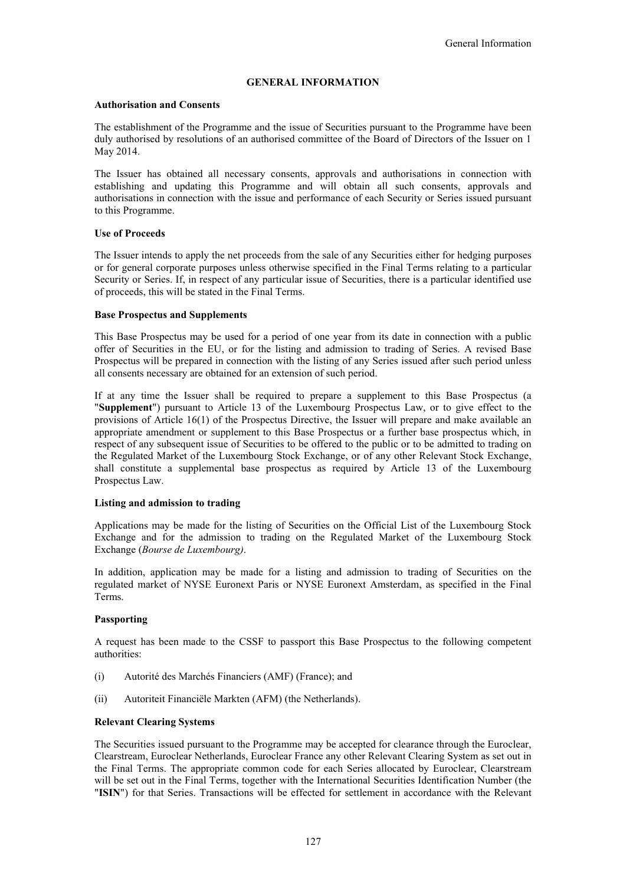# GENERAL INFORMATION

**Authorisation and Consents**

The establishment of the Programme and the issue of Securities pursuant to the Programme have been duly authorised by resolutions of an authorised committee of the Board of Directors of the Issuer on 1 May 2014.

The Issuer has obtained all necessary consents, approvals and authorisations in connection with establishing and updating this Programme and will obtain all such consents, approvals and authorisations in connection with the issue and performance of each Security or Series issued pursuant to this Programme.

**Use of Proceeds**

The Issuer intends to apply the net proceeds from the sale of any Securities either for hedging purposes or for general corporate purposes unless otherwise specified in the Final Terms relating to a particular Security or Series. If, in respect of any particular issue of Securities, there is a particular identified use of proceeds, this will be stated in the Final Terms.

**Base Prospectus and Supplements**

This Base Prospectus may be used for a period of one year from its date in connection with a public offer of Securities in the EU, or for the listing and admission to trading of Series. A revised Base Prospectus will be prepared in connection with the listing of any Series issued after such period unless all consents necessary are obtained for an extension of such period.

If at any time the Issuer shall be required to prepare a supplement to this Base Prospectus (a "**Supplement**") pursuant to Article 13 of the Luxembourg Prospectus Law, or to give effect to the provisions of Article 16(1) of the Prospectus Directive, the Issuer will prepare and make available an appropriate amendment or supplement to this Base Prospectus or a further base prospectus which, in respect of any subsequent issue of Securities to be offered to the public or to be admitted to trading on the Regulated Market of the Luxembourg Stock Exchange, or of any other Relevant Stock Exchange, shall constitute a supplemental base prospectus as required by Article 13 of the Luxembourg Prospectus Law.

**Listing and admission to trading**

Applications may be made for the listing of Securities on the Official List of the Luxembourg Stock Exchange and for the admission to trading on the Regulated Market of the Luxembourg Stock Exchange (*Bourse de Luxembourg)*.

In addition, application may be made for a listing and admission to trading of Securities on the regulated market of NYSE Euronext Paris or NYSE Euronext Amsterdam, as specified in the Final Terms.

**Passporting**

A request has been made to the CSSF to passport this Base Prospectus to the following competent authorities:

(i) Autorité des Marchés Financiers (AMF) (France); and

(ii) Autoriteit Financiële Markten (AFM) (the Netherlands).

**Relevant Clearing Systems**

The Securities issued pursuant to the Programme may be accepted for clearance through the Euroclear, Clearstream, Euroclear Netherlands, Euroclear France any other Relevant Clearing System as set out in the Final Terms. The appropriate common code for each Series allocated by Euroclear, Clearstream will be set out in the Final Terms, together with the International Securities Identification Number (the "**ISIN**") for that Series. Transactions will be effected for settlement in accordance with the Relevant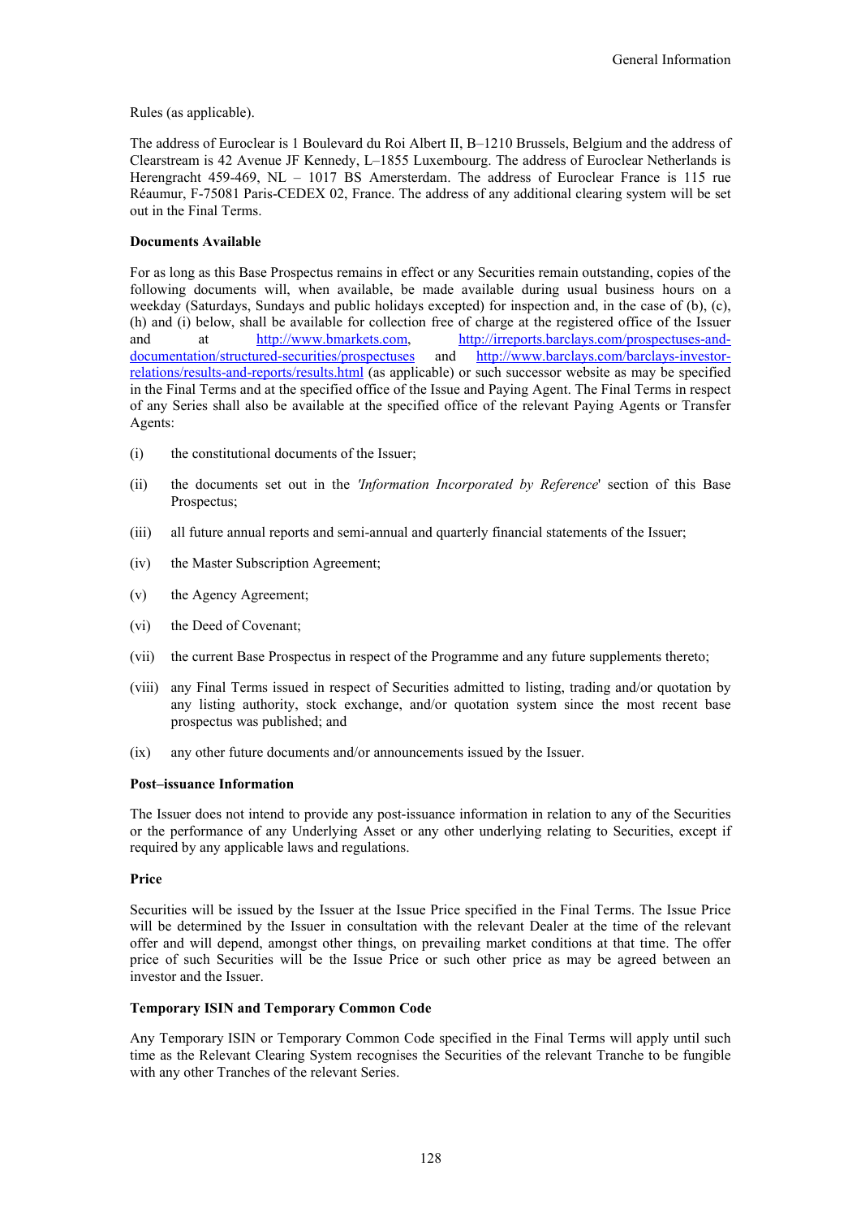Rules (as applicable).

The address of Euroclear is 1 Boulevard du Roi Albert II, B–1210 Brussels, Belgium and the address of Clearstream is 42 Avenue JF Kennedy, L–1855 Luxembourg. The address of Euroclear Netherlands is Herengracht 459-469, NL – 1017 BS Amersterdam. The address of Euroclear France is 115 rue Réaumur, F-75081 Paris-CEDEX 02, France. The address of any additional clearing system will be set out in the Final Terms.

**Documents Available**

For as long as this Base Prospectus remains in effect or any Securities remain outstanding, copies of the following documents will, when available, be made available during usual business hours on a weekday (Saturdays, Sundays and public holidays excepted) for inspection and, in the case of (b), (c), (h) and (i) below, shall be available for collection free of charge at the registered office of the Issuer and at http://www.bmarkets.com, http://irreports.barclays.com/prospectuses-and-documentation/structured-securities/prospectuses and http://www.barclays.com/barclays-investor-relations/results-and-reports/results.html (as applicable) or such successor website as may be specified in the Final Terms and at the specified office of the Issue and Paying Agent. The Final Terms in respect of any Series shall also be available at the specified office of the relevant Paying Agents or Transfer Agents:

(i) the constitutional documents of the Issuer;

(ii) the documents set out in the *'Information Incorporated by Reference'* section of this Base Prospectus;

(iii) all future annual reports and semi-annual and quarterly financial statements of the Issuer;

(iv) the Master Subscription Agreement;

(v) the Agency Agreement;

(vi) the Deed of Covenant;

(vii) the current Base Prospectus in respect of the Programme and any future supplements thereto;

(viii) any Final Terms issued in respect of Securities admitted to listing, trading and/or quotation by any listing authority, stock exchange, and/or quotation system since the most recent base prospectus was published; and

(ix) any other future documents and/or announcements issued by the Issuer.

**Post–issuance Information**

The Issuer does not intend to provide any post-issuance information in relation to any of the Securities or the performance of any Underlying Asset or any other underlying relating to Securities, except if required by any applicable laws and regulations.

**Price**

Securities will be issued by the Issuer at the Issue Price specified in the Final Terms. The Issue Price will be determined by the Issuer in consultation with the relevant Dealer at the time of the relevant offer and will depend, amongst other things, on prevailing market conditions at that time. The offer price of such Securities will be the Issue Price or such other price as may be agreed between an investor and the Issuer.

**Temporary ISIN and Temporary Common Code**

Any Temporary ISIN or Temporary Common Code specified in the Final Terms will apply until such time as the Relevant Clearing System recognises the Securities of the relevant Tranche to be fungible with any other Tranches of the relevant Series.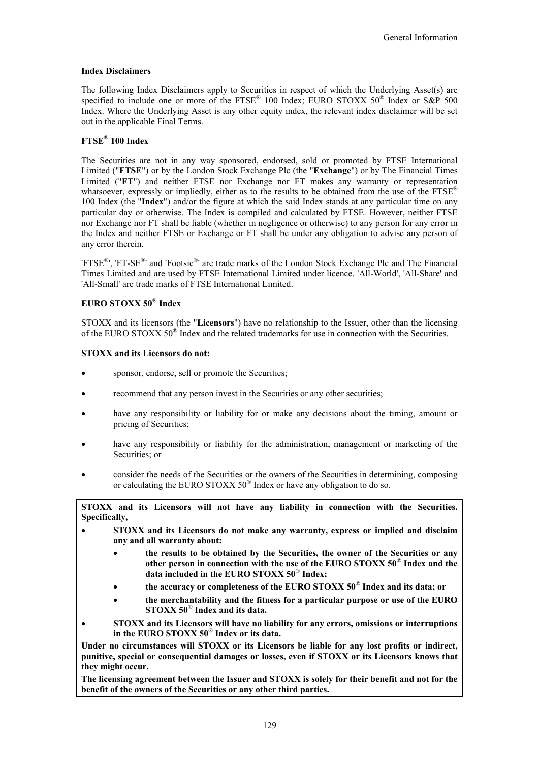## Index Disclaimers

The following Index Disclaimers apply to Securities in respect of which the Underlying Asset(s) are specified to include one or more of the FTSE® 100 Index; EURO STOXX 50® Index or S&P 500 Index. Where the Underlying Asset is any other equity index, the relevant index disclaimer will be set out in the applicable Final Terms.

### FTSE® 100 Index

The Securities are not in any way sponsored, endorsed, sold or promoted by FTSE International Limited ("**FTSE**") or by the London Stock Exchange Plc (the "**Exchange**") or by The Financial Times Limited ("**FT**") and neither FTSE nor Exchange nor FT makes any warranty or representation whatsoever, expressly or impliedly, either as to the results to be obtained from the use of the FTSE® 100 Index (the "**Index**") and/or the figure at which the said Index stands at any particular time on any particular day or otherwise. The Index is compiled and calculated by FTSE. However, neither FTSE nor Exchange nor FT shall be liable (whether in negligence or otherwise) to any person for any error in the Index and neither FTSE or Exchange or FT shall be under any obligation to advise any person of any error therein.

'FTSE®', 'FT-SE®' and 'Footsie®' are trade marks of the London Stock Exchange Plc and The Financial Times Limited and are used by FTSE International Limited under licence. 'All-World', 'All-Share' and 'All-Small' are trade marks of FTSE International Limited.

### EURO STOXX 50® Index

STOXX and its licensors (the "**Licensors**") have no relationship to the Issuer, other than the licensing of the EURO STOXX 50® Index and the related trademarks for use in connection with the Securities.

**STOXX and its Licensors do not:**

- sponsor, endorse, sell or promote the Securities;
- recommend that any person invest in the Securities or any other securities;
- have any responsibility or liability for or make any decisions about the timing, amount or pricing of Securities;
- have any responsibility or liability for the administration, management or marketing of the Securities; or
- consider the needs of the Securities or the owners of the Securities in determining, composing or calculating the EURO STOXX 50® Index or have any obligation to do so.

**STOXX and its Licensors will not have any liability in connection with the Securities. Specifically,**

- **STOXX and its Licensors do not make any warranty, express or implied and disclaim any and all warranty about:**
  - **the results to be obtained by the Securities, the owner of the Securities or any other person in connection with the use of the EURO STOXX 50® Index and the data included in the EURO STOXX 50® Index;**
  - **the accuracy or completeness of the EURO STOXX 50® Index and its data; or**
  - **the merchantability and the fitness for a particular purpose or use of the EURO STOXX 50® Index and its data.**
- **STOXX and its Licensors will have no liability for any errors, omissions or interruptions in the EURO STOXX 50® Index or its data.**

**Under no circumstances will STOXX or its Licensors be liable for any lost profits or indirect, punitive, special or consequential damages or losses, even if STOXX or its Licensors knows that they might occur.**

**The licensing agreement between the Issuer and STOXX is solely for their benefit and not for the benefit of the owners of the Securities or any other third parties.**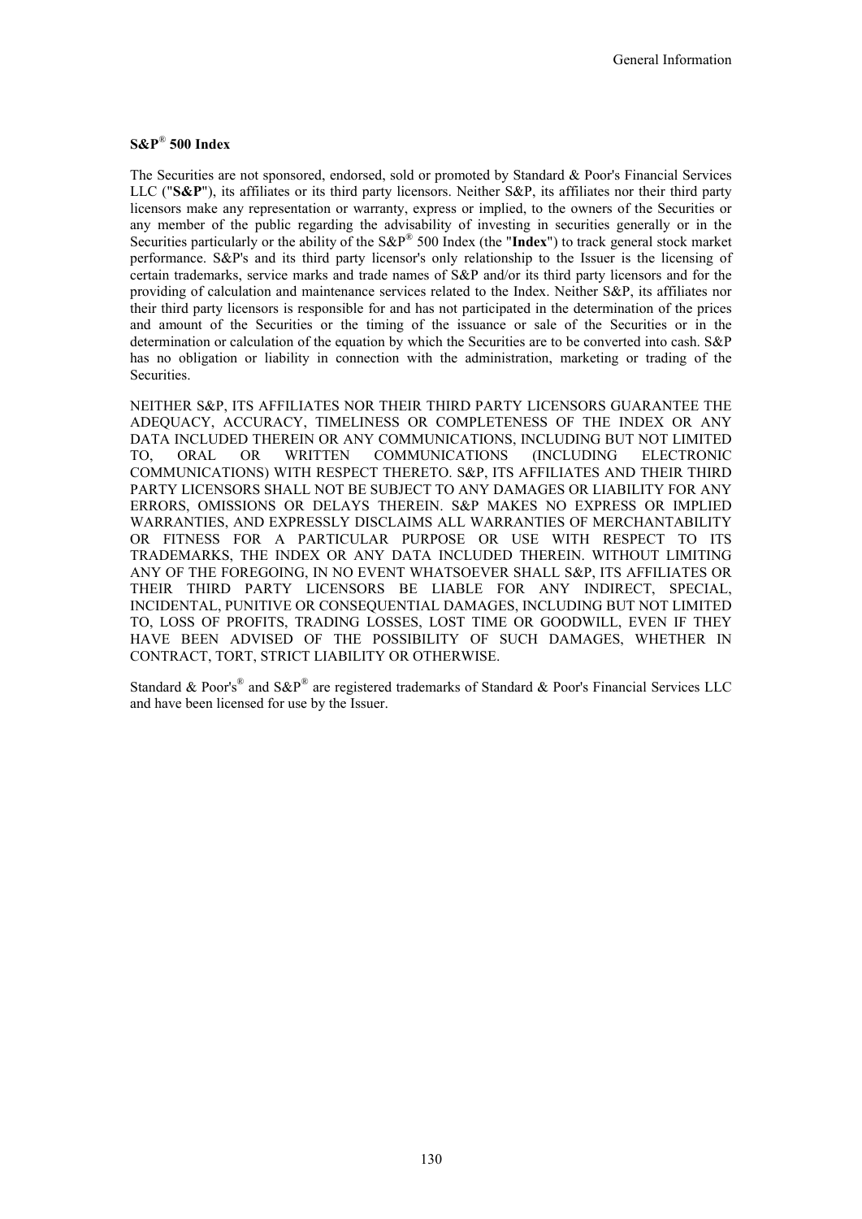**S&P® 500 Index**

The Securities are not sponsored, endorsed, sold or promoted by Standard & Poor's Financial Services LLC ("**S&P**"), its affiliates or its third party licensors. Neither S&P, its affiliates nor their third party licensors make any representation or warranty, express or implied, to the owners of the Securities or any member of the public regarding the advisability of investing in securities generally or in the Securities particularly or the ability of the S&P® 500 Index (the "**Index**") to track general stock market performance. S&P's and its third party licensor's only relationship to the Issuer is the licensing of certain trademarks, service marks and trade names of S&P and/or its third party licensors and for the providing of calculation and maintenance services related to the Index. Neither S&P, its affiliates nor their third party licensors is responsible for and has not participated in the determination of the prices and amount of the Securities or the timing of the issuance or sale of the Securities or in the determination or calculation of the equation by which the Securities are to be converted into cash. S&P has no obligation or liability in connection with the administration, marketing or trading of the Securities.

NEITHER S&P, ITS AFFILIATES NOR THEIR THIRD PARTY LICENSORS GUARANTEE THE ADEQUACY, ACCURACY, TIMELINESS OR COMPLETENESS OF THE INDEX OR ANY DATA INCLUDED THEREIN OR ANY COMMUNICATIONS, INCLUDING BUT NOT LIMITED TO, ORAL OR WRITTEN COMMUNICATIONS (INCLUDING ELECTRONIC COMMUNICATIONS) WITH RESPECT THERETO. S&P, ITS AFFILIATES AND THEIR THIRD PARTY LICENSORS SHALL NOT BE SUBJECT TO ANY DAMAGES OR LIABILITY FOR ANY ERRORS, OMISSIONS OR DELAYS THEREIN. S&P MAKES NO EXPRESS OR IMPLIED WARRANTIES, AND EXPRESSLY DISCLAIMS ALL WARRANTIES OF MERCHANTABILITY OR FITNESS FOR A PARTICULAR PURPOSE OR USE WITH RESPECT TO ITS TRADEMARKS, THE INDEX OR ANY DATA INCLUDED THEREIN. WITHOUT LIMITING ANY OF THE FOREGOING, IN NO EVENT WHATSOEVER SHALL S&P, ITS AFFILIATES OR THEIR THIRD PARTY LICENSORS BE LIABLE FOR ANY INDIRECT, SPECIAL, INCIDENTAL, PUNITIVE OR CONSEQUENTIAL DAMAGES, INCLUDING BUT NOT LIMITED TO, LOSS OF PROFITS, TRADING LOSSES, LOST TIME OR GOODWILL, EVEN IF THEY HAVE BEEN ADVISED OF THE POSSIBILITY OF SUCH DAMAGES, WHETHER IN CONTRACT, TORT, STRICT LIABILITY OR OTHERWISE.

Standard & Poor's® and S&P® are registered trademarks of Standard & Poor's Financial Services LLC and have been licensed for use by the Issuer.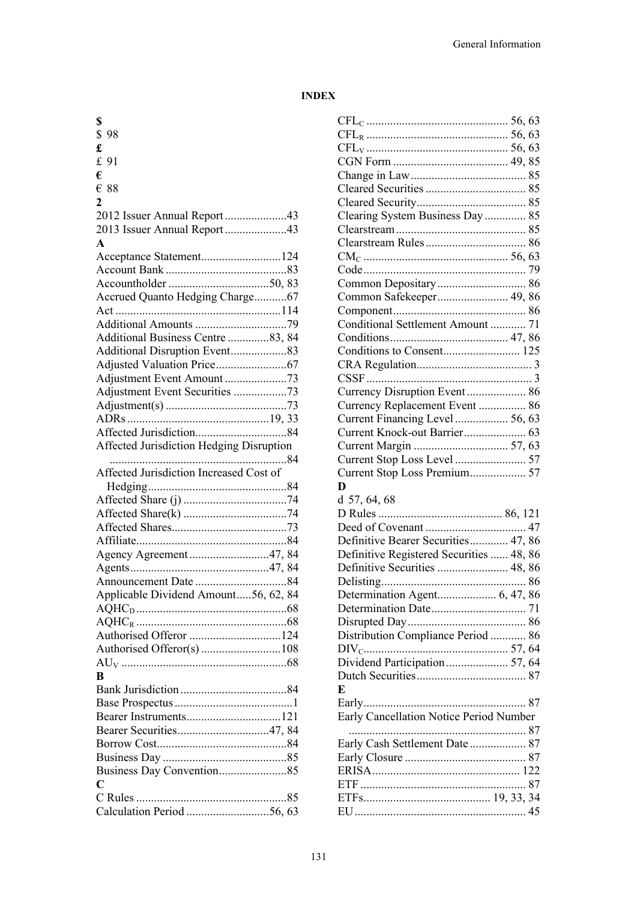# INDEX

**$**

$ 98

**£**

£ 91

**€**

€ 88

**2**

2012 Issuer Annual Report .....................43
2013 Issuer Annual Report .....................43

**A**

Acceptance Statement...........................124
Account Bank .........................................83
Accountholder ..................................50, 83
Accrued Quanto Hedging Charge...........67
Act .......................................................114
Additional Amounts ...............................79
Additional Business Centre ..............83, 84
Additional Disruption Event...................83
Adjusted Valuation Price........................67
Adjustment Event Amount .....................73
Adjustment Event Securities ..................73
Adjustment(s) .........................................73
ADRs ................................................19, 33
Affected Jurisdiction...............................84
Affected Jurisdiction Hedging Disruption ............................................................84
Affected Jurisdiction Increased Cost of Hedging...............................................84
Affected Share (j) ...................................74
Affected Share(k) ...................................74
Affected Shares.......................................73
Affiliate...................................................84
Agency Agreement ...........................47, 84
Agents...............................................47, 84
Announcement Date ...............................84
Applicable Dividend Amount.....56, 62, 84
$AQHC_D$ ...................................................68
$AQHC_R$ ...................................................68
Authorised Offeror ...............................124
Authorised Offeror(s) ...........................108
$AU_V$ ........................................................68

**B**

Bank Jurisdiction ....................................84
Base Prospectus ........................................1
Bearer Instruments................................121
Bearer Securities...............................47, 84
Borrow Cost............................................84
Business Day ..........................................85
Business Day Convention.......................85

**C**

C Rules ...................................................85
Calculation Period ............................56, 63
$CFL_C$ ............................................... 56, 63
$CFL_R$ ............................................... 56, 63
$CFL_V$ ............................................... 56, 63
CGN Form ....................................... 49, 85
Change in Law ....................................... 85
Cleared Securities .................................. 85
Cleared Security..................................... 85
Clearing System Business Day .............. 85
Clearstream ............................................ 85
Clearstream Rules .................................. 86
$CM_C$ ................................................ 56, 63
Code ....................................................... 79
Common Depositary .............................. 86
Common Safekeeper........................ 49, 86
Component ............................................. 86
Conditional Settlement Amount ............ 71
Conditions ........................................ 47, 86
Conditions to Consent.......................... 125
CRA Regulation ....................................... 3
CSSF ........................................................ 3
Currency Disruption Event .................... 86
Currency Replacement Event ................ 86
Current Financing Level .................. 56, 63
Current Knock-out Barrier ..................... 63
Current Margin ................................ 57, 63
Current Stop Loss Level ........................ 57
Current Stop Loss Premium ................... 57

**D**

d 57, 64, 68
D Rules .......................................... 86, 121
Deed of Covenant .................................. 47
Definitive Bearer Securities............. 47, 86
Definitive Registered Securities ...... 48, 86
Definitive Securities ........................ 48, 86
Delisting ................................................. 86
Determination Agent.................... 6, 47, 86
Determination Date................................ 71
Disrupted Day ........................................ 86
Distribution Compliance Period ............ 86
$DIV_C$ ................................................ 57, 64
Dividend Participation ..................... 57, 64
Dutch Securities ..................................... 87

**E**

Early ....................................................... 87
Early Cancellation Notice Period Number ............................................................ 87
Early Cash Settlement Date ................... 87
Early Closure ......................................... 87
ERISA .................................................. 122
ETF ........................................................ 87
ETFs........................................... 19, 33, 34
EU .......................................................... 45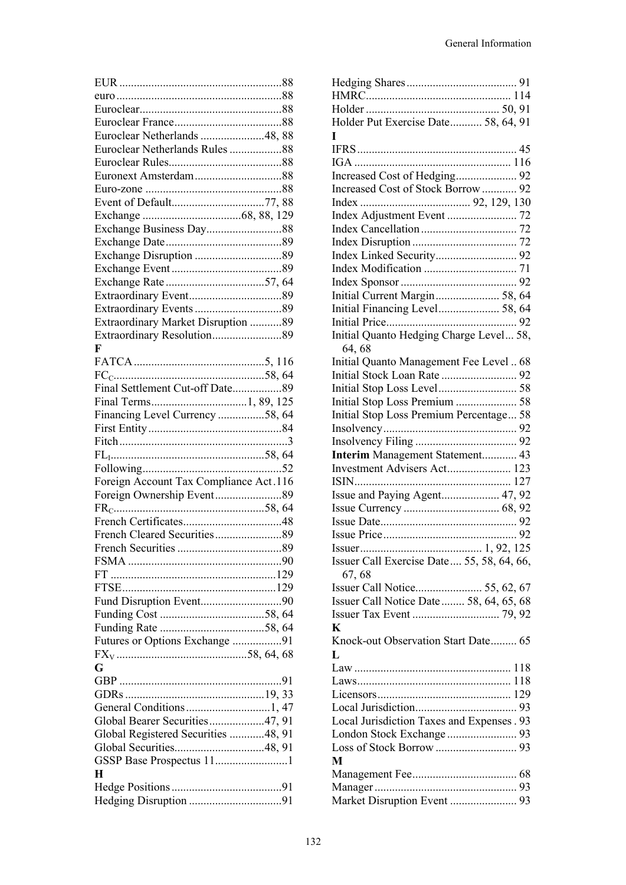EUR ........................................................88
euro ........................................................88
Euroclear.................................................88
Euroclear France.....................................88
Euroclear Netherlands ......................48, 88
Euroclear Netherlands Rules ..................88
Euroclear Rules.......................................88
Euronext Amsterdam..............................88
Euro-zone ...............................................88
Event of Default................................77, 88
Exchange ..................................68, 88, 129
Exchange Business Day..........................88
Exchange Date........................................89
Exchange Disruption ..............................89
Exchange Event ......................................89
Exchange Rate ..................................57, 64
Extraordinary Event................................89
Extraordinary Events ..............................89
Extraordinary Market Disruption ...........89
Extraordinary Resolution........................89

**F**

FATCA .............................................5, 116
$FC_C$....................................................58, 64
Final Settlement Cut-off Date.................89
Final Terms.................................1, 89, 125
Financing Level Currency ................58, 64
First Entity ..............................................84
Fitch ..........................................................3
$FL_I$....................................................58, 64
Following................................................52
Foreign Account Tax Compliance Act.116
Foreign Ownership Event.......................89
$FR_C$....................................................58, 64
French Certificates..................................48
French Cleared Securities.......................89
French Securities ....................................89
FSMA .....................................................90
FT .........................................................129
FTSE.....................................................129
Fund Disruption Event............................90
Funding Cost ....................................58, 64
Funding Rate ....................................58, 64
Futures or Options Exchange .................91
$FX_V$ ............................................58, 64, 68

**G**

GBP ........................................................91
GDRs ................................................19, 33
General Conditions .............................1, 47
Global Bearer Securities...................47, 91
Global Registered Securities ............48, 91
Global Securities...............................48, 91
GSSP Base Prospectus 11.........................1

**H**

Hedge Positions ......................................91
Hedging Disruption ................................91
Hedging Shares...................................... 91
HMRC.................................................. 114
Holder .............................................. 50, 91
Holder Put Exercise Date........... 58, 64, 91

**I**

IFRS....................................................... 45
IGA ...................................................... 116
Increased Cost of Hedging..................... 92
Increased Cost of Stock Borrow ............ 92
Index ...................................... 92, 129, 130
Index Adjustment Event ........................ 72
Index Cancellation ................................. 72
Index Disruption .................................... 72
Index Linked Security............................ 92
Index Modification ................................ 71
Index Sponsor ........................................ 92
Initial Current Margin...................... 58, 64
Initial Financing Level..................... 58, 64
Initial Price............................................. 92
Initial Quanto Hedging Charge Level... 58, 64, 68
Initial Quanto Management Fee Level .. 68
Initial Stock Loan Rate .......................... 92
Initial Stop Loss Level........................... 58
Initial Stop Loss Premium ..................... 58
Initial Stop Loss Premium Percentage... 58
Insolvency.............................................. 92
Insolvency Filing ................................... 92
**Interim** Management Statement............ 43
Investment Advisers Act....................... 123
ISIN...................................................... 127
Issue and Paying Agent.................... 47, 92
Issue Currency ................................. 68, 92
Issue Date............................................... 92
Issue Price .............................................. 92
Issuer........................................... 1, 92, 125
Issuer Call Exercise Date.... 55, 58, 64, 66, 67, 68
Issuer Call Notice....................... 55, 62, 67
Issuer Call Notice Date........ 58, 64, 65, 68
Issuer Tax Event .............................. 79, 92

**K**

Knock-out Observation Start Date......... 65

**L**

Law ..................................................... 118
Laws..................................................... 118
Licensors.............................................. 129
Local Jurisdiction................................... 93
Local Jurisdiction Taxes and Expenses . 93
London Stock Exchange ........................ 93
Loss of Stock Borrow ............................ 93

**M**

Management Fee.................................... 68
Manager ................................................. 93
Market Disruption Event ....................... 93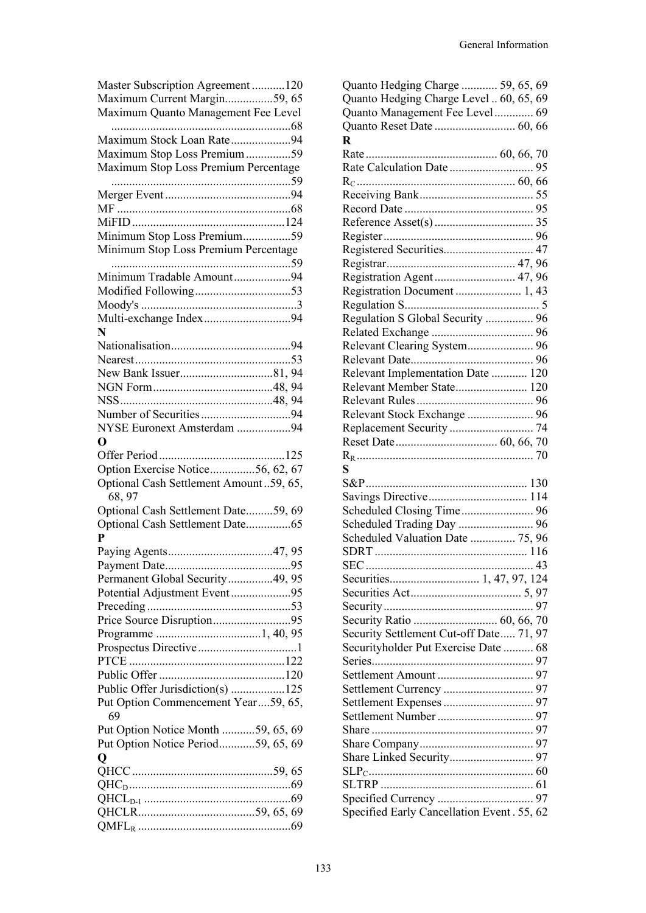Master Subscription Agreement ...........120
Maximum Current Margin................59, 65
Maximum Quanto Management Fee Level ............................................................68
Maximum Stock Loan Rate....................94
Maximum Stop Loss Premium...............59
Maximum Stop Loss Premium Percentage ............................................................59
Merger Event..........................................94
MF ..........................................................68
MiFID ...................................................124
Minimum Stop Loss Premium................59
Minimum Stop Loss Premium Percentage ............................................................59
Minimum Tradable Amount...................94
Modified Following................................53
Moody's ....................................................3
Multi-exchange Index.............................94

**N**

Nationalisation........................................94
Nearest....................................................53
New Bank Issuer...............................81, 94
NGN Form........................................48, 94
NSS..................................................48, 94
Number of Securities..............................94
NYSE Euronext Amsterdam ..................94

**O**

Offer Period..........................................125
Option Exercise Notice...............56, 62, 67
Optional Cash Settlement Amount ..59, 65, 68, 97
Optional Cash Settlement Date.........59, 69
Optional Cash Settlement Date...............65

**P**

Paying Agents...................................47, 95
Payment Date..........................................95
Permanent Global Security...............49, 95
Potential Adjustment Event....................95
Preceding ................................................53
Price Source Disruption..........................95
Programme ...................................1, 40, 95
Prospectus Directive .................................1
PTCE ....................................................122
Public Offer ..........................................120
Public Offer Jurisdiction(s) ..................125
Put Option Commencement Year....59, 65, 69
Put Option Notice Month ...........59, 65, 69
Put Option Notice Period............59, 65, 69

**Q**

QHCC ...............................................59, 65
$QHC_D$.....................................................69
$QHCL_{D-1}$ .................................................69
QHCLR.......................................59, 65, 69
$QMFL_R$ ..................................................69
Quanto Hedging Charge ............ 59, 65, 69
Quanto Hedging Charge Level .. 60, 65, 69
Quanto Management Fee Level............. 69
Quanto Reset Date ........................... 60, 66

**R**

Rate ............................................ 60, 66, 70
Rate Calculation Date ............................ 95
$R_C$ ..................................................... 60, 66
Receiving Bank...................................... 55
Record Date ........................................... 95
Reference Asset(s) ................................. 35
Register .................................................. 96
Registered Securities.............................. 47
Registrar........................................... 47, 96
Registration Agent ........................... 47, 96
Registration Document ...................... 1, 43
Regulation S............................................. 5
Regulation S Global Security ................ 96
Related Exchange .................................. 96
Relevant Clearing System...................... 96
Relevant Date......................................... 96
Relevant Implementation Date ............ 120
Relevant Member State........................ 120
Relevant Rules ....................................... 96
Relevant Stock Exchange ...................... 96
Replacement Security ............................ 74
Reset Date .................................. 60, 66, 70
$R_R$ ........................................................... 70

**S**

S&P...................................................... 130
Savings Directive................................. 114
Scheduled Closing Time........................ 96
Scheduled Trading Day ......................... 96
Scheduled Valuation Date ............... 75, 96
SDRT ................................................... 116
SEC ........................................................ 43
Securities.............................. 1, 47, 97, 124
Securities Act..................................... 5, 97
Security .................................................. 97
Security Ratio ............................ 60, 66, 70
Security Settlement Cut-off Date..... 71, 97
Securityholder Put Exercise Date .......... 68
Series...................................................... 97
Settlement Amount ................................ 97
Settlement Currency .............................. 97
Settlement Expenses .............................. 97
Settlement Number ................................ 97
Share ...................................................... 97
Share Company...................................... 97
Share Linked Security............................ 97
$SLP_C$....................................................... 60
SLTRP ................................................... 61
Specified Currency ................................ 97
Specified Early Cancellation Event . 55, 62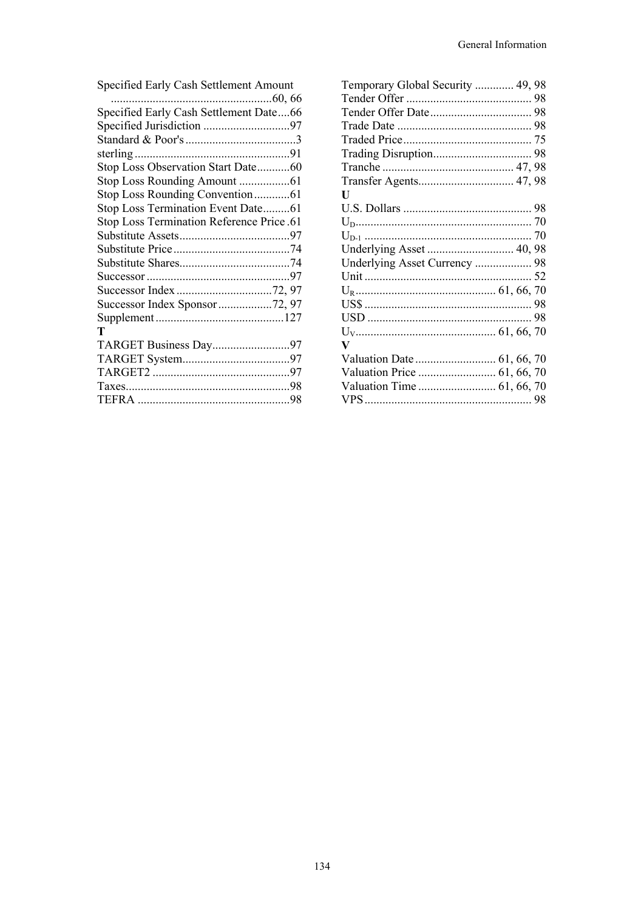Specified Early Cash Settlement Amount ....................................................60, 66
Specified Early Cash Settlement Date....66
Specified Jurisdiction .............................97
Standard & Poor's .....................................3
sterling ....................................................91
Stop Loss Observation Start Date...........60
Stop Loss Rounding Amount .................61
Stop Loss Rounding Convention............61
Stop Loss Termination Event Date.........61
Stop Loss Termination Reference Price .61
Substitute Assets.....................................97
Substitute Price.......................................74
Substitute Shares.....................................74
Successor ................................................97
Successor Index ................................72, 97
Successor Index Sponsor..................72, 97
Supplement ...........................................127

**T**

TARGET Business Day..........................97
TARGET System....................................97
TARGET2 ..............................................97
Taxes.......................................................98
TEFRA ...................................................98
Temporary Global Security ............. 49, 98
Tender Offer .......................................... 98
Tender Offer Date.................................. 98
Trade Date ............................................. 98
Traded Price........................................... 75
Trading Disruption................................. 98
Tranche ............................................ 47, 98
Transfer Agents................................ 47, 98

**U**

U.S. Dollars ........................................... 98
$U_D$........................................................... 70
$U_{D-1}$ ........................................................ 70
Underlying Asset ............................. 40, 98
Underlying Asset Currency ................... 98
Unit ........................................................ 52
$U_R$............................................... 61, 66, 70
US$ ........................................................ 98
USD ....................................................... 98
$U_V$............................................... 61, 66, 70

**V**

Valuation Date ........................... 61, 66, 70
Valuation Price .......................... 61, 66, 70
Valuation Time .......................... 61, 66, 70
VPS........................................................ 98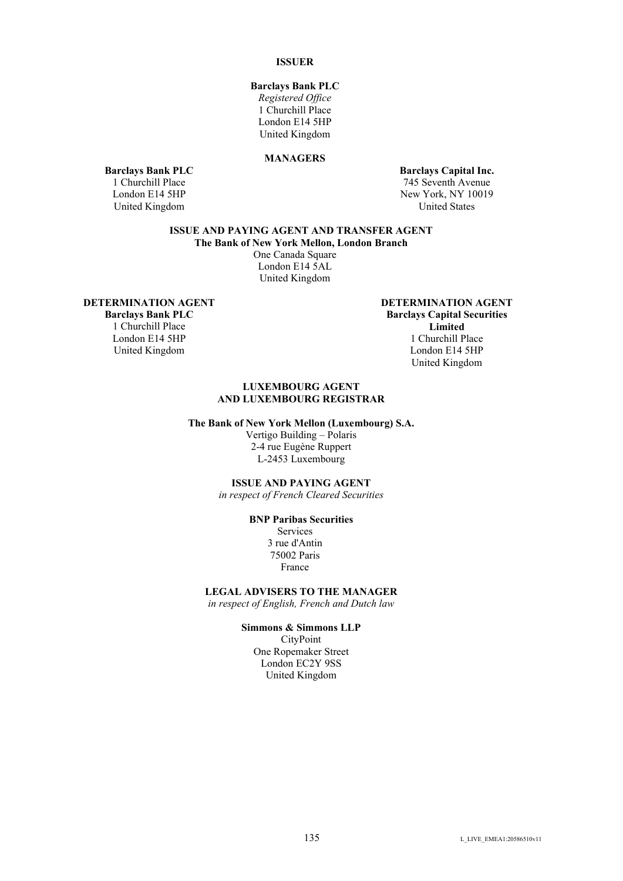**ISSUER**

**Barclays Bank PLC**
*Registered Office*
1 Churchill Place
London E14 5HP
United Kingdom

**MANAGERS**

**Barclays Bank PLC**
1 Churchill Place
London E14 5HP
United Kingdom

**Barclays Capital Inc.**
745 Seventh Avenue
New York, NY 10019
United States

**ISSUE AND PAYING AGENT AND TRANSFER AGENT**
**The Bank of New York Mellon, London Branch**
One Canada Square
London E14 5AL
United Kingdom

**DETERMINATION AGENT**
**Barclays Bank PLC**
1 Churchill Place
London E14 5HP
United Kingdom

**DETERMINATION AGENT**
**Barclays Capital Securities Limited**
1 Churchill Place
London E14 5HP
United Kingdom

**LUXEMBOURG AGENT AND LUXEMBOURG REGISTRAR**

**The Bank of New York Mellon (Luxembourg) S.A.**
Vertigo Building – Polaris
2-4 rue Eugène Ruppert
L-2453 Luxembourg

**ISSUE AND PAYING AGENT**
*in respect of French Cleared Securities*

**BNP Paribas Securities**
Services
3 rue d'Antin
75002 Paris
France

**LEGAL ADVISERS TO THE MANAGER**
*in respect of English, French and Dutch law*

**Simmons & Simmons LLP**
CityPoint
One Ropemaker Street
London EC2Y 9SS
United Kingdom